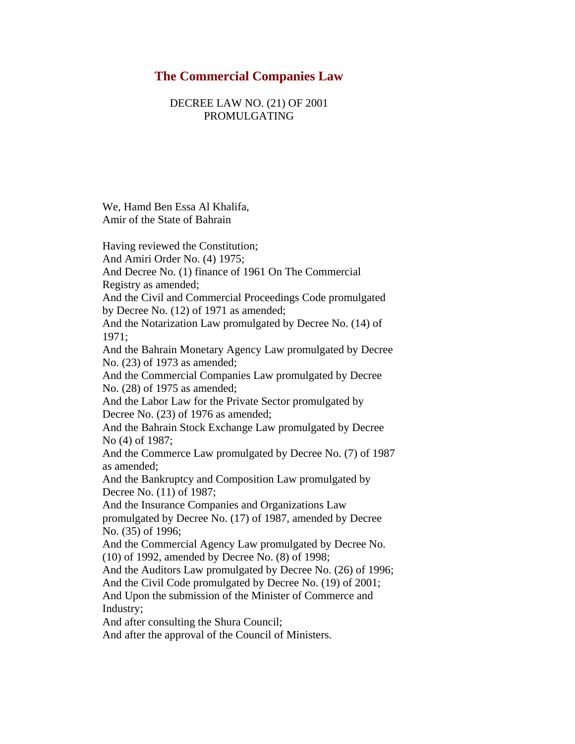# The Commercial Companies Law

DECREE LAW NO. (21) OF 2001
PROMULGATING

We, Hamd Ben Essa Al Khalifa,
Amir of the State of Bahrain

Having reviewed the Constitution;
And Amiri Order No. (4) 1975;
And Decree No. (1) finance of 1961 On The Commercial Registry as amended;
And the Civil and Commercial Proceedings Code promulgated by Decree No. (12) of 1971 as amended;
And the Notarization Law promulgated by Decree No. (14) of 1971;
And the Bahrain Monetary Agency Law promulgated by Decree No. (23) of 1973 as amended;
And the Commercial Companies Law promulgated by Decree No. (28) of 1975 as amended;
And the Labor Law for the Private Sector promulgated by Decree No. (23) of 1976 as amended;
And the Bahrain Stock Exchange Law promulgated by Decree No (4) of 1987;
And the Commerce Law promulgated by Decree No. (7) of 1987 as amended;
And the Bankruptcy and Composition Law promulgated by Decree No. (11) of 1987;
And the Insurance Companies and Organizations Law promulgated by Decree No. (17) of 1987, amended by Decree No. (35) of 1996;
And the Commercial Agency Law promulgated by Decree No. (10) of 1992, amended by Decree No. (8) of 1998;
And the Auditors Law promulgated by Decree No. (26) of 1996;
And the Civil Code promulgated by Decree No. (19) of 2001;
And Upon the submission of the Minister of Commerce and Industry;
And after consulting the Shura Council;
And after the approval of the Council of Ministers.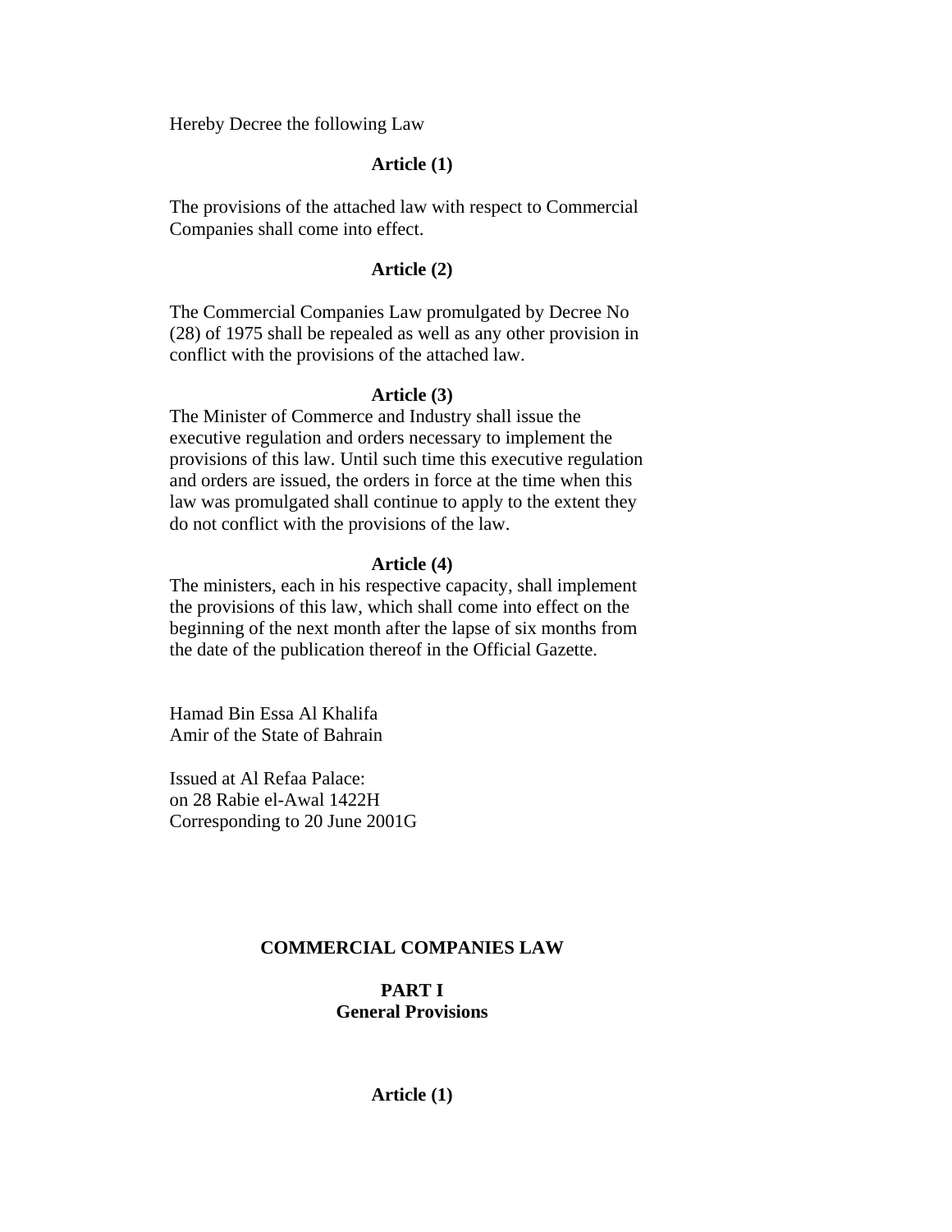Hereby Decree the following Law

**Article (1)**

The provisions of the attached law with respect to Commercial Companies shall come into effect.

**Article (2)**

The Commercial Companies Law promulgated by Decree No (28) of 1975 shall be repealed as well as any other provision in conflict with the provisions of the attached law.

**Article (3)**

The Minister of Commerce and Industry shall issue the executive regulation and orders necessary to implement the provisions of this law. Until such time this executive regulation and orders are issued, the orders in force at the time when this law was promulgated shall continue to apply to the extent they do not conflict with the provisions of the law.

**Article (4)**

The ministers, each in his respective capacity, shall implement the provisions of this law, which shall come into effect on the beginning of the next month after the lapse of six months from the date of the publication thereof in the Official Gazette.

Hamad Bin Essa Al Khalifa
Amir of the State of Bahrain

Issued at Al Refaa Palace:
on 28 Rabie el-Awal 1422H
Corresponding to 20 June 2001G

# COMMERCIAL COMPANIES LAW

## PART I
## General Provisions

**Article (1)**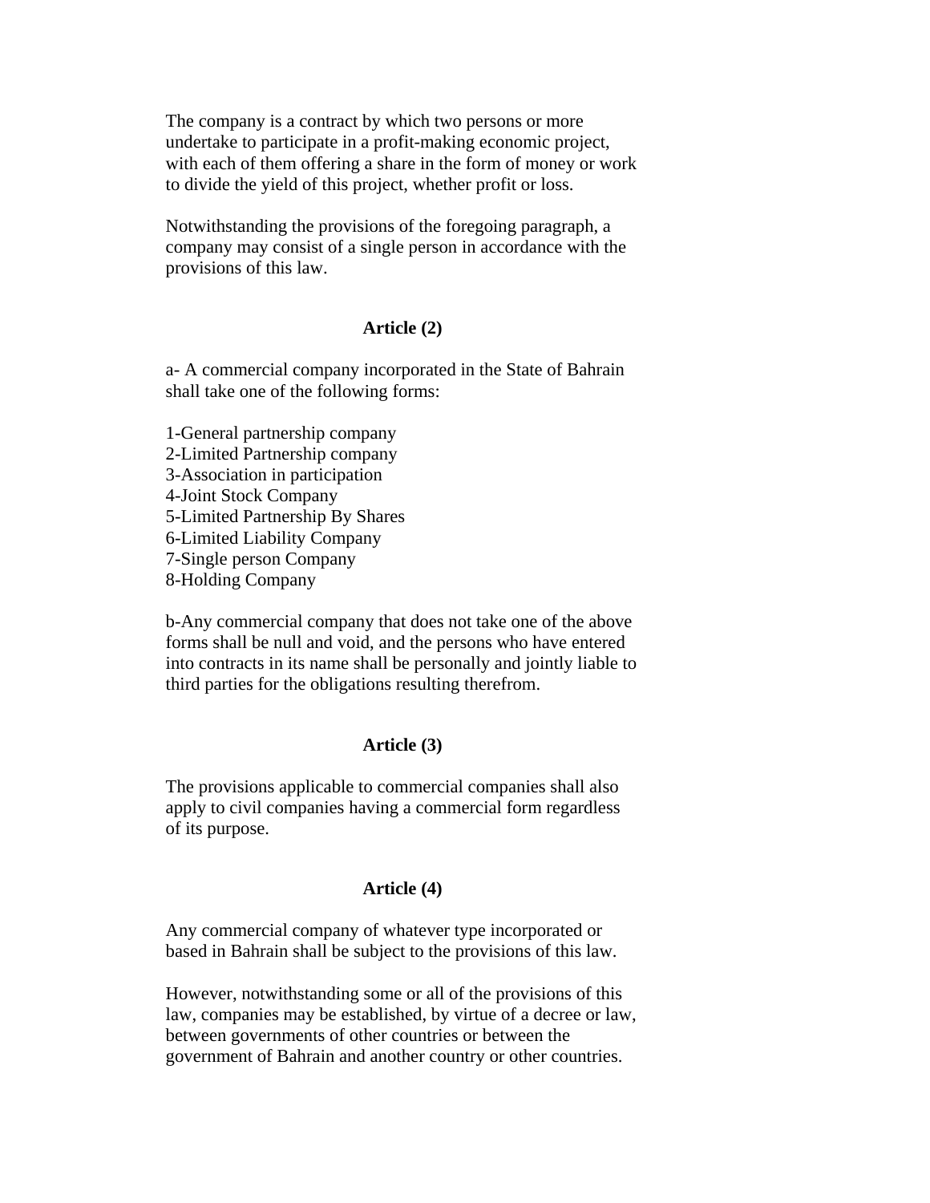The company is a contract by which two persons or more undertake to participate in a profit-making economic project, with each of them offering a share in the form of money or work to divide the yield of this project, whether profit or loss.

Notwithstanding the provisions of the foregoing paragraph, a company may consist of a single person in accordance with the provisions of this law.

## Article (2)

a- A commercial company incorporated in the State of Bahrain shall take one of the following forms:

1-General partnership company
2-Limited Partnership company
3-Association in participation
4-Joint Stock Company
5-Limited Partnership By Shares
6-Limited Liability Company
7-Single person Company
8-Holding Company

b-Any commercial company that does not take one of the above forms shall be null and void, and the persons who have entered into contracts in its name shall be personally and jointly liable to third parties for the obligations resulting therefrom.

## Article (3)

The provisions applicable to commercial companies shall also apply to civil companies having a commercial form regardless of its purpose.

## Article (4)

Any commercial company of whatever type incorporated or based in Bahrain shall be subject to the provisions of this law.

However, notwithstanding some or all of the provisions of this law, companies may be established, by virtue of a decree or law, between governments of other countries or between the government of Bahrain and another country or other countries.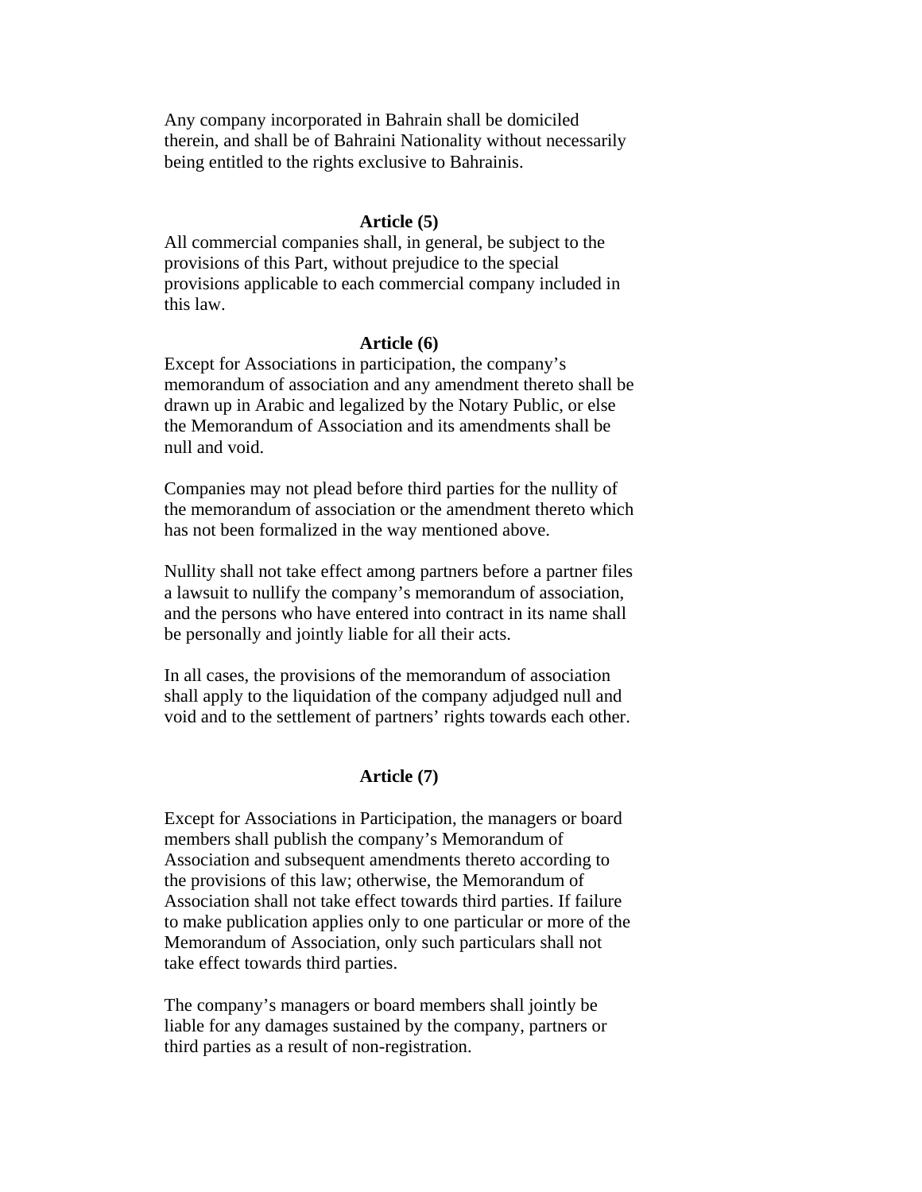Any company incorporated in Bahrain shall be domiciled therein, and shall be of Bahraini Nationality without necessarily being entitled to the rights exclusive to Bahrainis.

### Article (5)

All commercial companies shall, in general, be subject to the provisions of this Part, without prejudice to the special provisions applicable to each commercial company included in this law.

### Article (6)

Except for Associations in participation, the company's memorandum of association and any amendment thereto shall be drawn up in Arabic and legalized by the Notary Public, or else the Memorandum of Association and its amendments shall be null and void.

Companies may not plead before third parties for the nullity of the memorandum of association or the amendment thereto which has not been formalized in the way mentioned above.

Nullity shall not take effect among partners before a partner files a lawsuit to nullify the company's memorandum of association, and the persons who have entered into contract in its name shall be personally and jointly liable for all their acts.

In all cases, the provisions of the memorandum of association shall apply to the liquidation of the company adjudged null and void and to the settlement of partners' rights towards each other.

### Article (7)

Except for Associations in Participation, the managers or board members shall publish the company's Memorandum of Association and subsequent amendments thereto according to the provisions of this law; otherwise, the Memorandum of Association shall not take effect towards third parties. If failure to make publication applies only to one particular or more of the Memorandum of Association, only such particulars shall not take effect towards third parties.

The company's managers or board members shall jointly be liable for any damages sustained by the company, partners or third parties as a result of non-registration.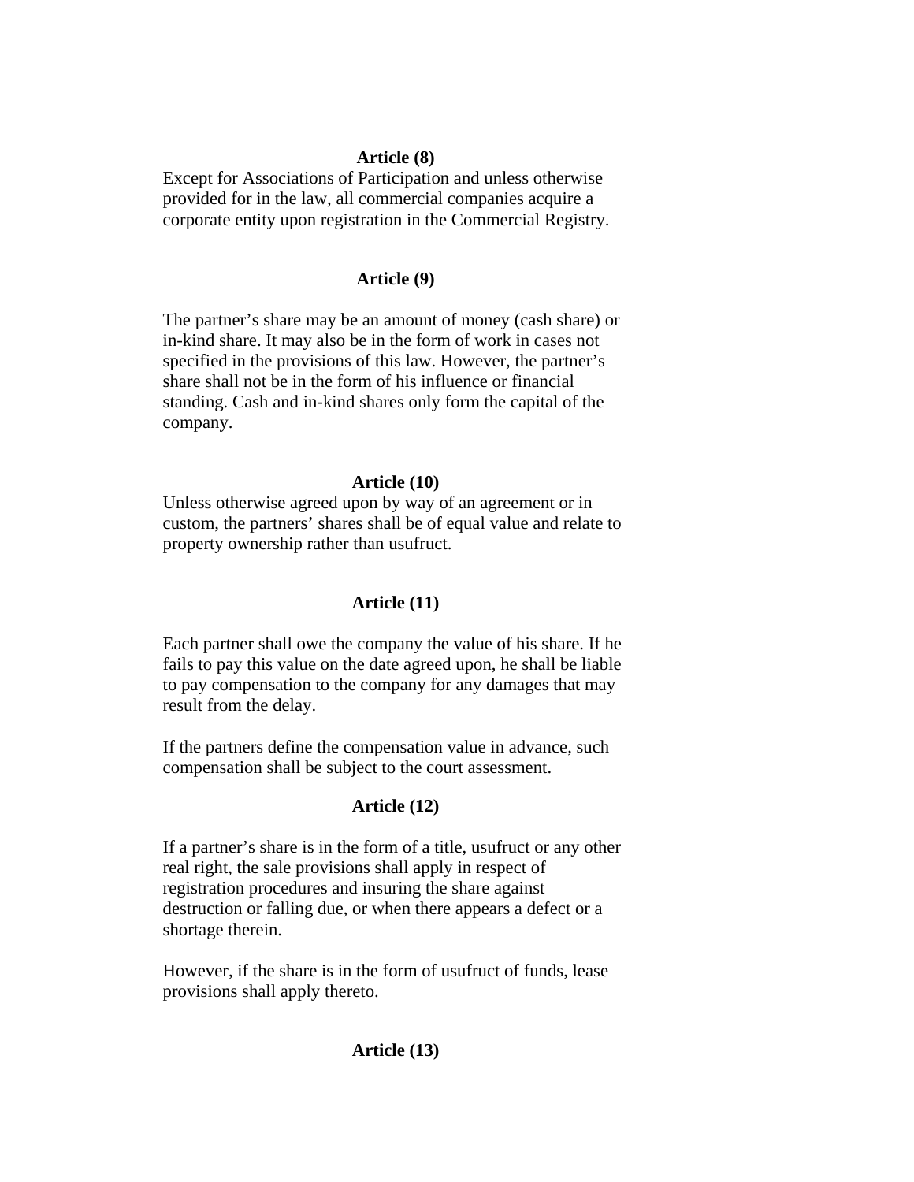### Article (8)

Except for Associations of Participation and unless otherwise provided for in the law, all commercial companies acquire a corporate entity upon registration in the Commercial Registry.

### Article (9)

The partner's share may be an amount of money (cash share) or in-kind share. It may also be in the form of work in cases not specified in the provisions of this law. However, the partner's share shall not be in the form of his influence or financial standing. Cash and in-kind shares only form the capital of the company.

### Article (10)

Unless otherwise agreed upon by way of an agreement or in custom, the partners' shares shall be of equal value and relate to property ownership rather than usufruct.

### Article (11)

Each partner shall owe the company the value of his share. If he fails to pay this value on the date agreed upon, he shall be liable to pay compensation to the company for any damages that may result from the delay.

If the partners define the compensation value in advance, such compensation shall be subject to the court assessment.

### Article (12)

If a partner's share is in the form of a title, usufruct or any other real right, the sale provisions shall apply in respect of registration procedures and insuring the share against destruction or falling due, or when there appears a defect or a shortage therein.

However, if the share is in the form of usufruct of funds, lease provisions shall apply thereto.

### Article (13)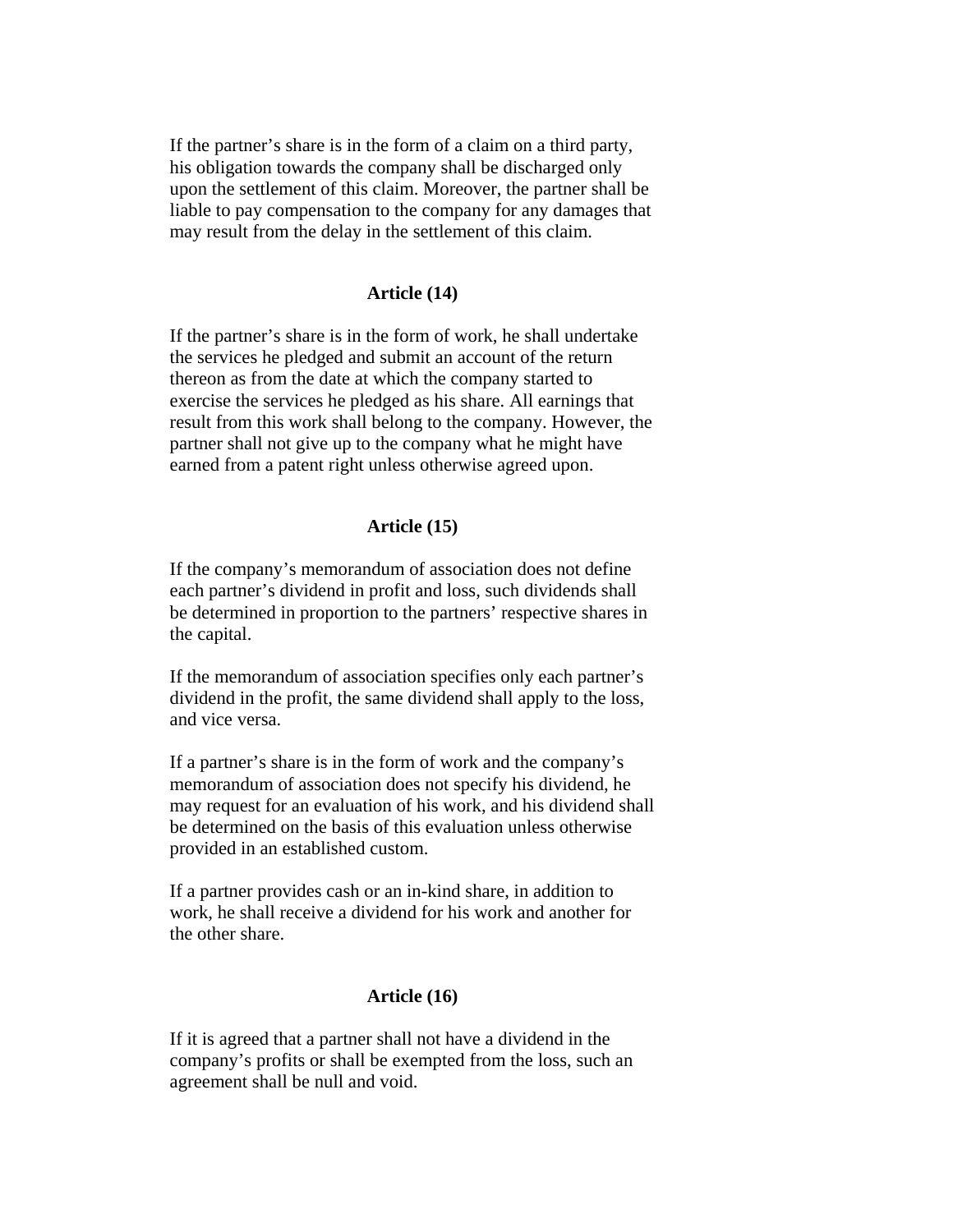If the partner's share is in the form of a claim on a third party, his obligation towards the company shall be discharged only upon the settlement of this claim. Moreover, the partner shall be liable to pay compensation to the company for any damages that may result from the delay in the settlement of this claim.

### Article (14)

If the partner's share is in the form of work, he shall undertake the services he pledged and submit an account of the return thereon as from the date at which the company started to exercise the services he pledged as his share. All earnings that result from this work shall belong to the company. However, the partner shall not give up to the company what he might have earned from a patent right unless otherwise agreed upon.

### Article (15)

If the company's memorandum of association does not define each partner's dividend in profit and loss, such dividends shall be determined in proportion to the partners' respective shares in the capital.

If the memorandum of association specifies only each partner's dividend in the profit, the same dividend shall apply to the loss, and vice versa.

If a partner's share is in the form of work and the company's memorandum of association does not specify his dividend, he may request for an evaluation of his work, and his dividend shall be determined on the basis of this evaluation unless otherwise provided in an established custom.

If a partner provides cash or an in-kind share, in addition to work, he shall receive a dividend for his work and another for the other share.

### Article (16)

If it is agreed that a partner shall not have a dividend in the company's profits or shall be exempted from the loss, such an agreement shall be null and void.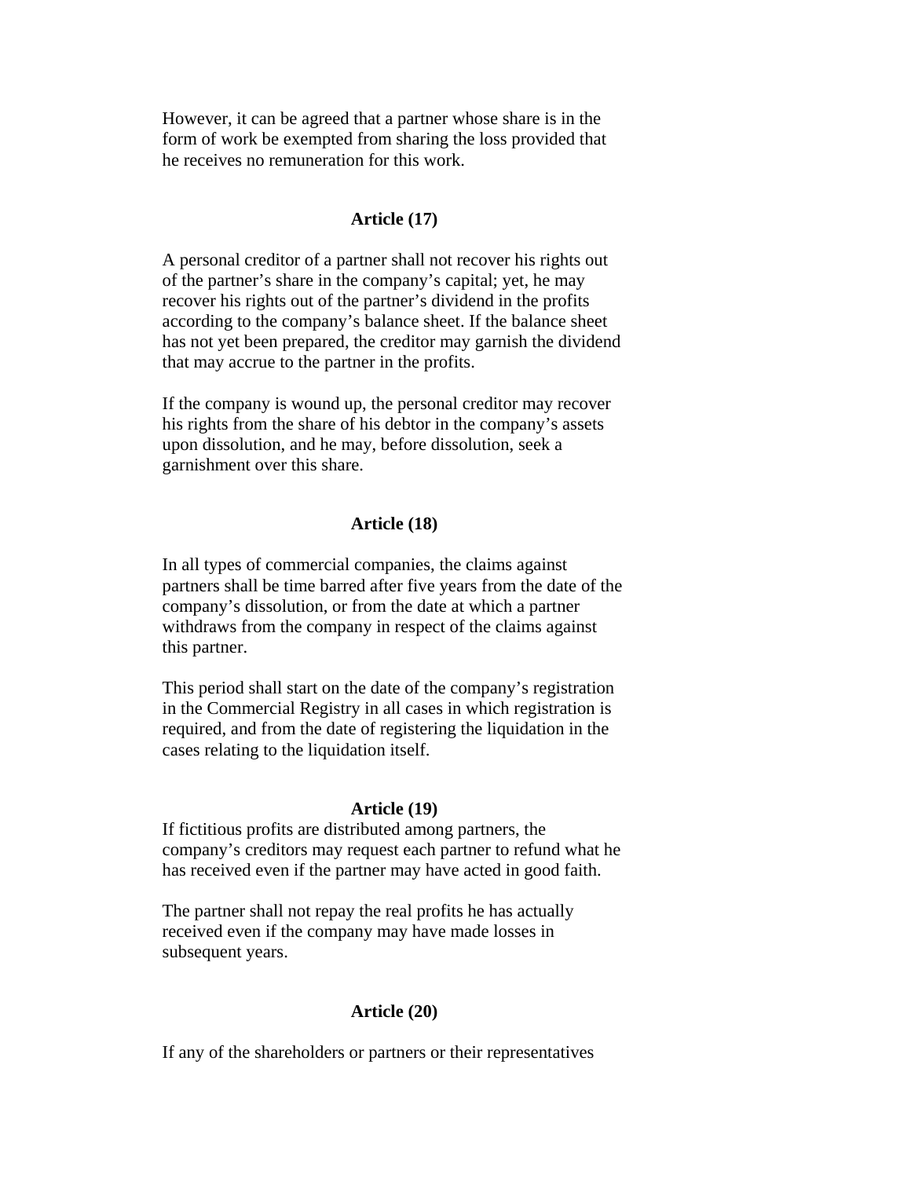However, it can be agreed that a partner whose share is in the form of work be exempted from sharing the loss provided that he receives no remuneration for this work.

### Article (17)

A personal creditor of a partner shall not recover his rights out of the partner's share in the company's capital; yet, he may recover his rights out of the partner's dividend in the profits according to the company's balance sheet. If the balance sheet has not yet been prepared, the creditor may garnish the dividend that may accrue to the partner in the profits.

If the company is wound up, the personal creditor may recover his rights from the share of his debtor in the company's assets upon dissolution, and he may, before dissolution, seek a garnishment over this share.

### Article (18)

In all types of commercial companies, the claims against partners shall be time barred after five years from the date of the company's dissolution, or from the date at which a partner withdraws from the company in respect of the claims against this partner.

This period shall start on the date of the company's registration in the Commercial Registry in all cases in which registration is required, and from the date of registering the liquidation in the cases relating to the liquidation itself.

### Article (19)

If fictitious profits are distributed among partners, the company's creditors may request each partner to refund what he has received even if the partner may have acted in good faith.

The partner shall not repay the real profits he has actually received even if the company may have made losses in subsequent years.

### Article (20)

If any of the shareholders or partners or their representatives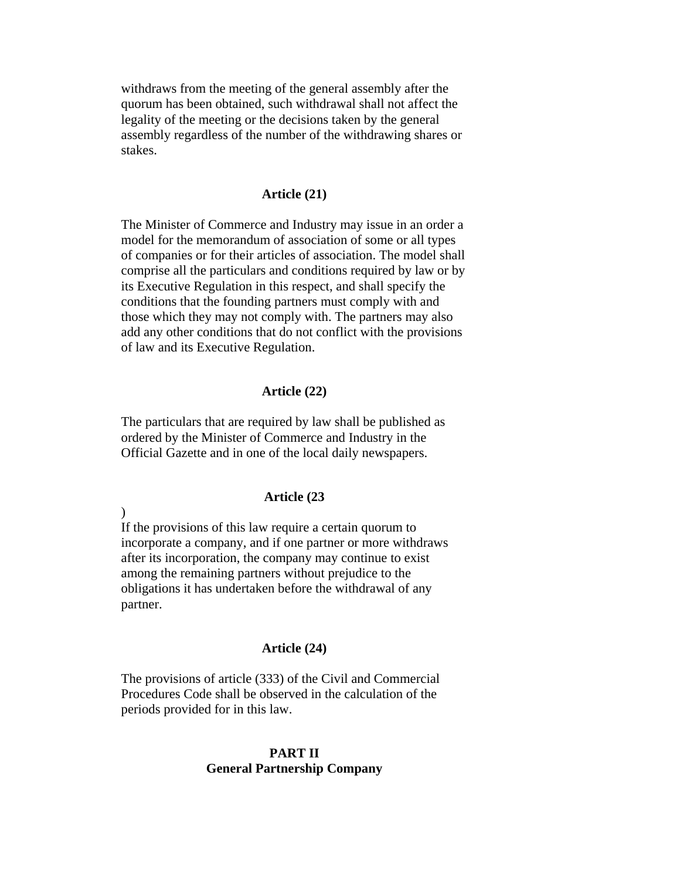withdraws from the meeting of the general assembly after the quorum has been obtained, such withdrawal shall not affect the legality of the meeting or the decisions taken by the general assembly regardless of the number of the withdrawing shares or stakes.

### Article (21)

The Minister of Commerce and Industry may issue in an order a model for the memorandum of association of some or all types of companies or for their articles of association. The model shall comprise all the particulars and conditions required by law or by its Executive Regulation in this respect, and shall specify the conditions that the founding partners must comply with and those which they may not comply with. The partners may also add any other conditions that do not conflict with the provisions of law and its Executive Regulation.

### Article (22)

The particulars that are required by law shall be published as ordered by the Minister of Commerce and Industry in the Official Gazette and in one of the local daily newspapers.

### Article (23)

If the provisions of this law require a certain quorum to incorporate a company, and if one partner or more withdraws after its incorporation, the company may continue to exist among the remaining partners without prejudice to the obligations it has undertaken before the withdrawal of any partner.

### Article (24)

The provisions of article (333) of the Civil and Commercial Procedures Code shall be observed in the calculation of the periods provided for in this law.

## PART II
## General Partnership Company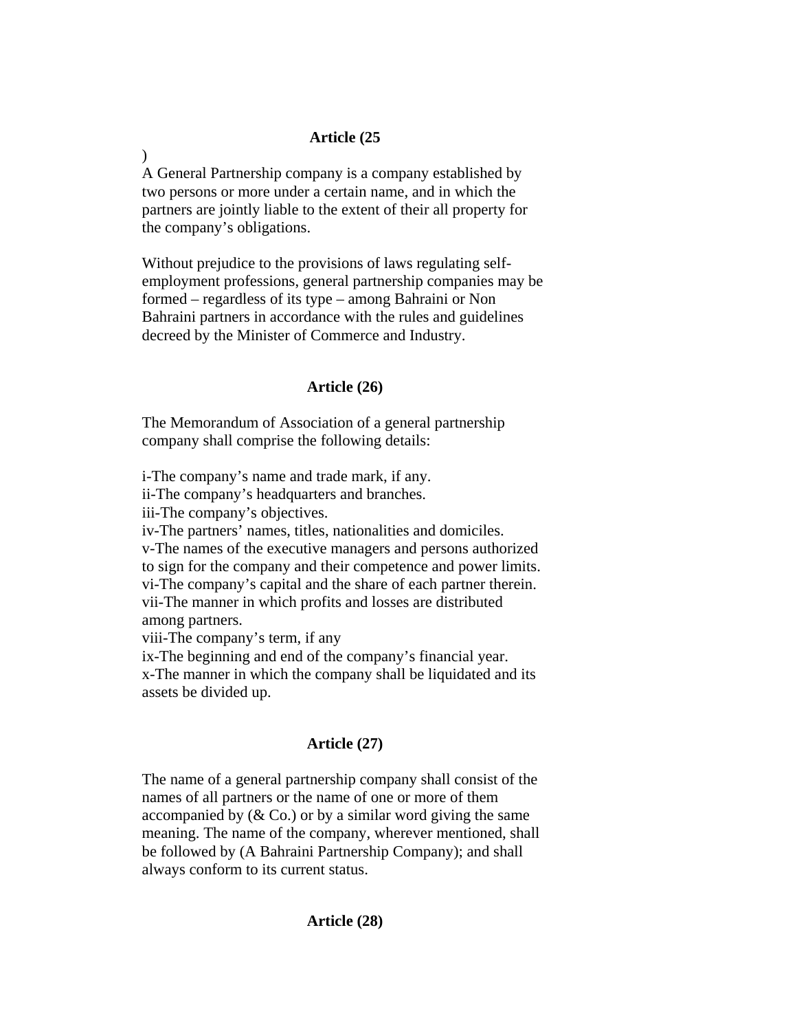**Article (25)**

A General Partnership company is a company established by two persons or more under a certain name, and in which the partners are jointly liable to the extent of their all property for the company's obligations.

Without prejudice to the provisions of laws regulating self-employment professions, general partnership companies may be formed – regardless of its type – among Bahraini or Non Bahraini partners in accordance with the rules and guidelines decreed by the Minister of Commerce and Industry.

**Article (26)**

The Memorandum of Association of a general partnership company shall comprise the following details:

i-The company's name and trade mark, if any.
ii-The company's headquarters and branches.
iii-The company's objectives.
iv-The partners' names, titles, nationalities and domiciles.
v-The names of the executive managers and persons authorized to sign for the company and their competence and power limits.
vi-The company's capital and the share of each partner therein.
vii-The manner in which profits and losses are distributed among partners.
viii-The company's term, if any
ix-The beginning and end of the company's financial year.
x-The manner in which the company shall be liquidated and its assets be divided up.

**Article (27)**

The name of a general partnership company shall consist of the names of all partners or the name of one or more of them accompanied by (& Co.) or by a similar word giving the same meaning. The name of the company, wherever mentioned, shall be followed by (A Bahraini Partnership Company); and shall always conform to its current status.

**Article (28)**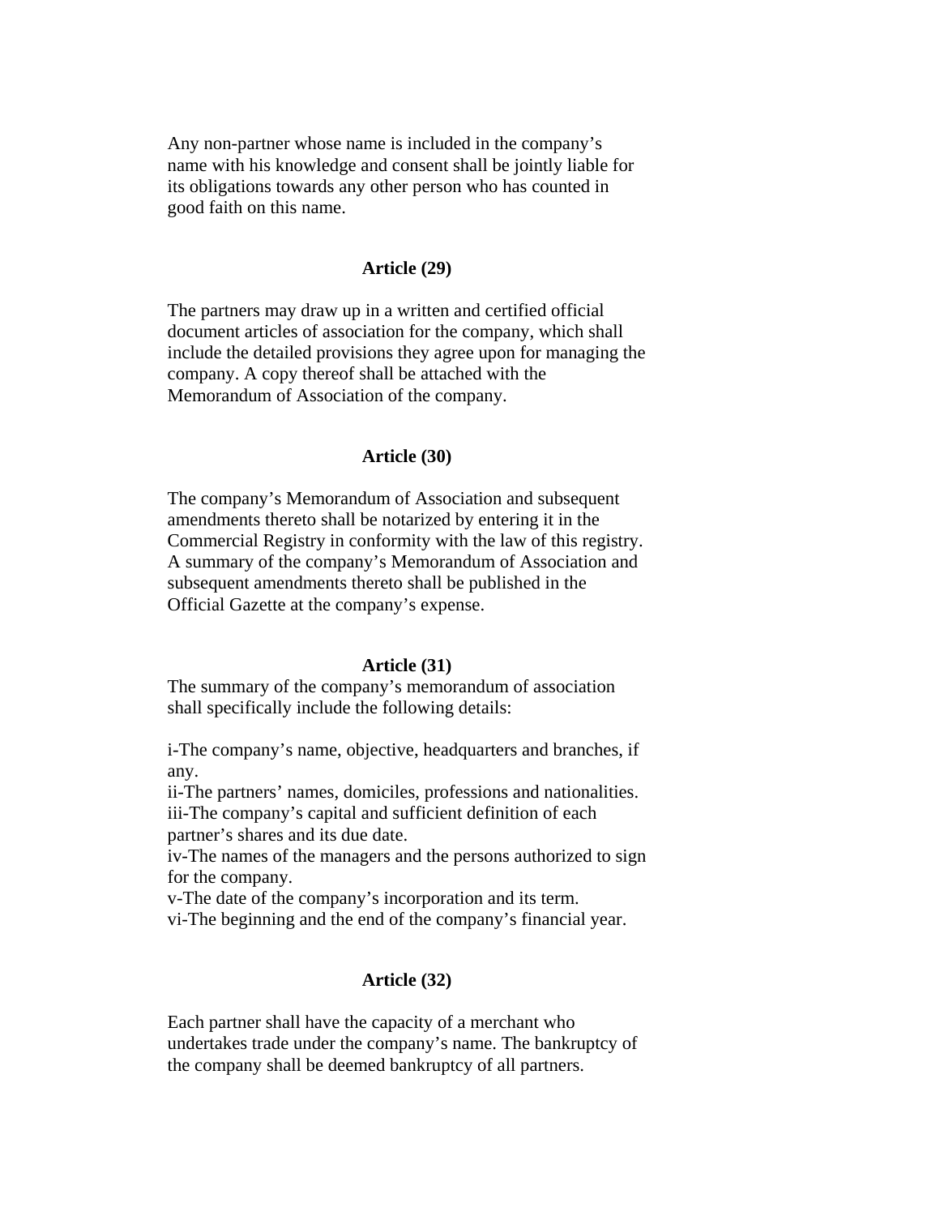Any non-partner whose name is included in the company's name with his knowledge and consent shall be jointly liable for its obligations towards any other person who has counted in good faith on this name.

### Article (29)

The partners may draw up in a written and certified official document articles of association for the company, which shall include the detailed provisions they agree upon for managing the company. A copy thereof shall be attached with the Memorandum of Association of the company.

### Article (30)

The company's Memorandum of Association and subsequent amendments thereto shall be notarized by entering it in the Commercial Registry in conformity with the law of this registry. A summary of the company's Memorandum of Association and subsequent amendments thereto shall be published in the Official Gazette at the company's expense.

### Article (31)

The summary of the company's memorandum of association shall specifically include the following details:

i-The company's name, objective, headquarters and branches, if any.
ii-The partners' names, domiciles, professions and nationalities.
iii-The company's capital and sufficient definition of each partner's shares and its due date.
iv-The names of the managers and the persons authorized to sign for the company.
v-The date of the company's incorporation and its term.
vi-The beginning and the end of the company's financial year.

### Article (32)

Each partner shall have the capacity of a merchant who undertakes trade under the company's name. The bankruptcy of the company shall be deemed bankruptcy of all partners.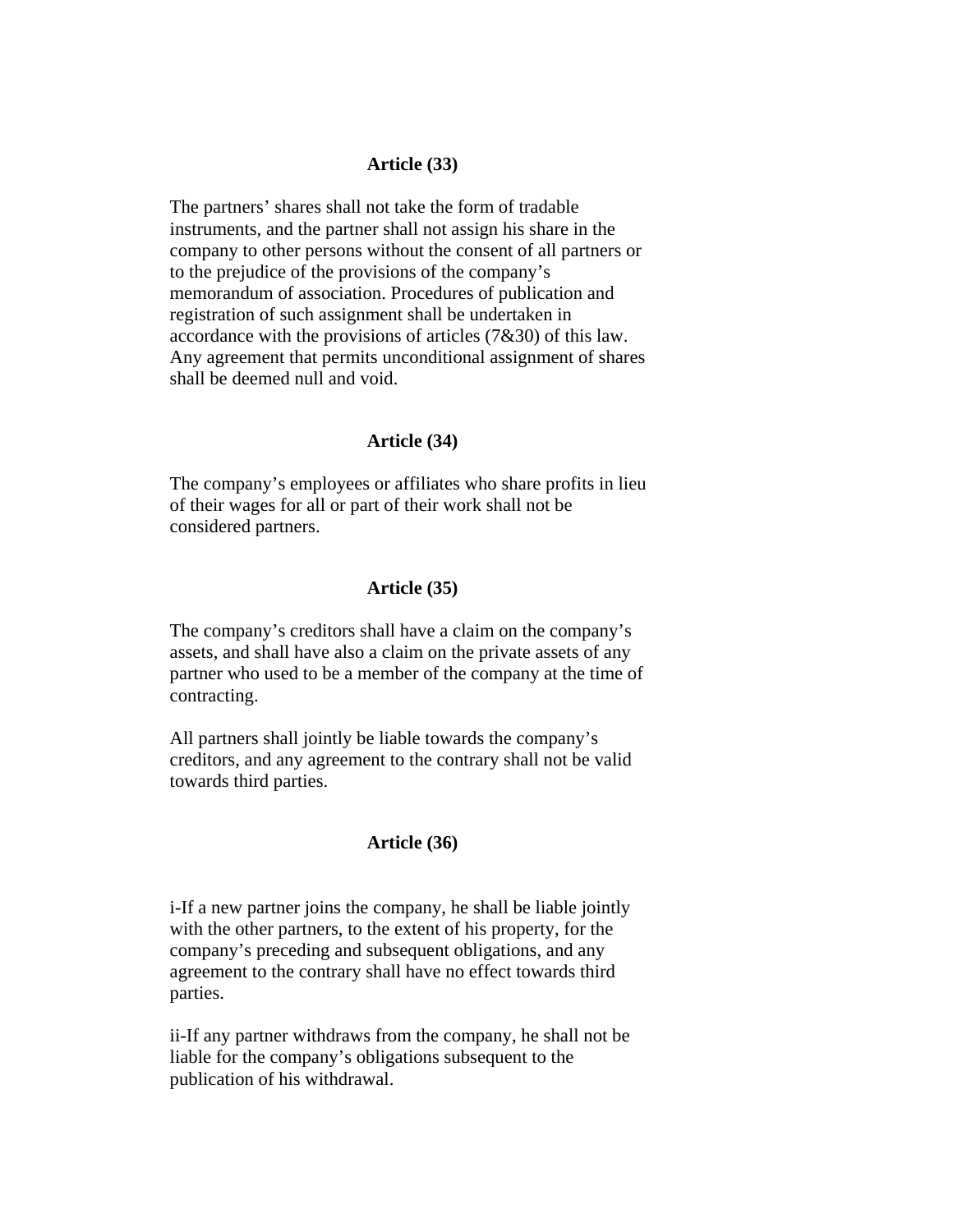### Article (33)

The partners' shares shall not take the form of tradable instruments, and the partner shall not assign his share in the company to other persons without the consent of all partners or to the prejudice of the provisions of the company's memorandum of association. Procedures of publication and registration of such assignment shall be undertaken in accordance with the provisions of articles (7&30) of this law. Any agreement that permits unconditional assignment of shares shall be deemed null and void.

### Article (34)

The company's employees or affiliates who share profits in lieu of their wages for all or part of their work shall not be considered partners.

### Article (35)

The company's creditors shall have a claim on the company's assets, and shall have also a claim on the private assets of any partner who used to be a member of the company at the time of contracting.

All partners shall jointly be liable towards the company's creditors, and any agreement to the contrary shall not be valid towards third parties.

### Article (36)

i-If a new partner joins the company, he shall be liable jointly with the other partners, to the extent of his property, for the company's preceding and subsequent obligations, and any agreement to the contrary shall have no effect towards third parties.

ii-If any partner withdraws from the company, he shall not be liable for the company's obligations subsequent to the publication of his withdrawal.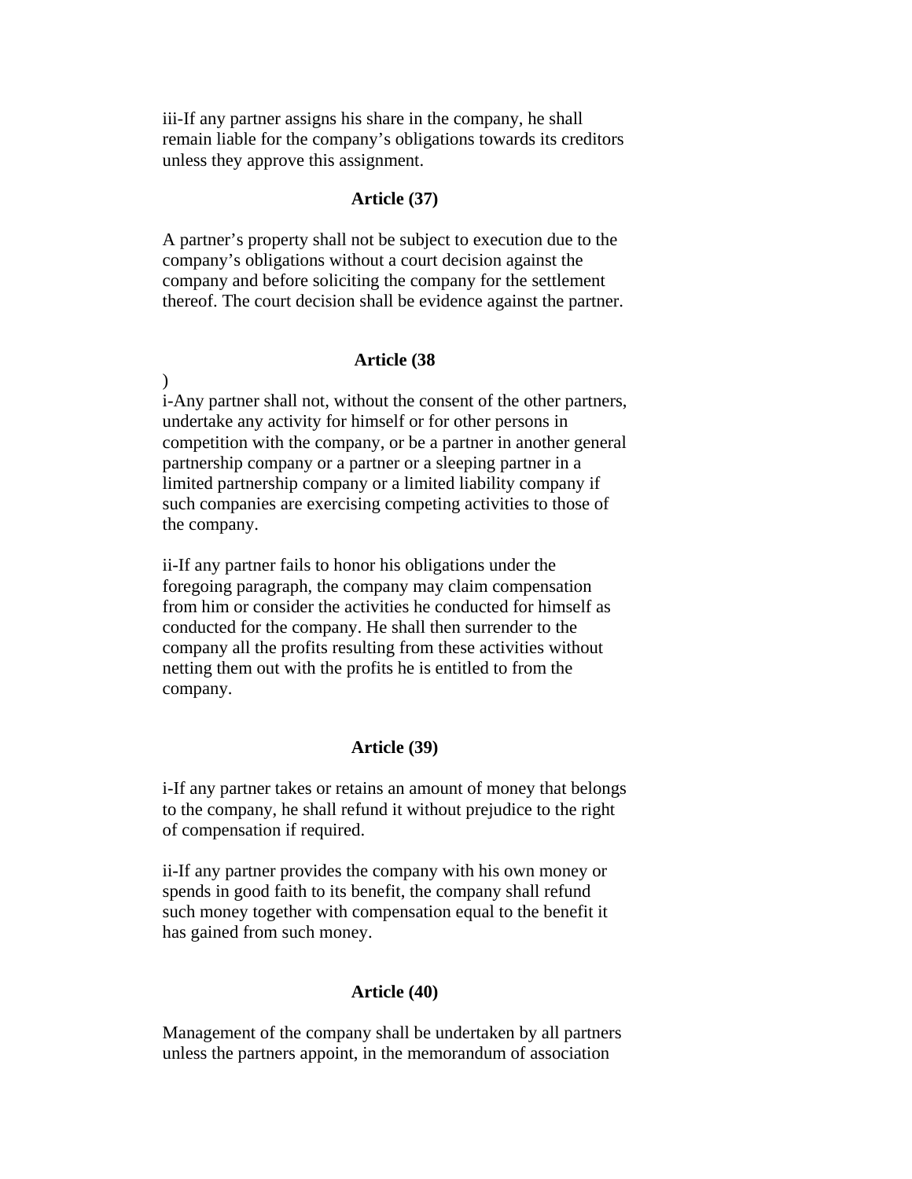iii-If any partner assigns his share in the company, he shall remain liable for the company's obligations towards its creditors unless they approve this assignment.

**Article (37)**

A partner's property shall not be subject to execution due to the company's obligations without a court decision against the company and before soliciting the company for the settlement thereof. The court decision shall be evidence against the partner.

**Article (38)**

i-Any partner shall not, without the consent of the other partners, undertake any activity for himself or for other persons in competition with the company, or be a partner in another general partnership company or a partner or a sleeping partner in a limited partnership company or a limited liability company if such companies are exercising competing activities to those of the company.

ii-If any partner fails to honor his obligations under the foregoing paragraph, the company may claim compensation from him or consider the activities he conducted for himself as conducted for the company. He shall then surrender to the company all the profits resulting from these activities without netting them out with the profits he is entitled to from the company.

**Article (39)**

i-If any partner takes or retains an amount of money that belongs to the company, he shall refund it without prejudice to the right of compensation if required.

ii-If any partner provides the company with his own money or spends in good faith to its benefit, the company shall refund such money together with compensation equal to the benefit it has gained from such money.

**Article (40)**

Management of the company shall be undertaken by all partners unless the partners appoint, in the memorandum of association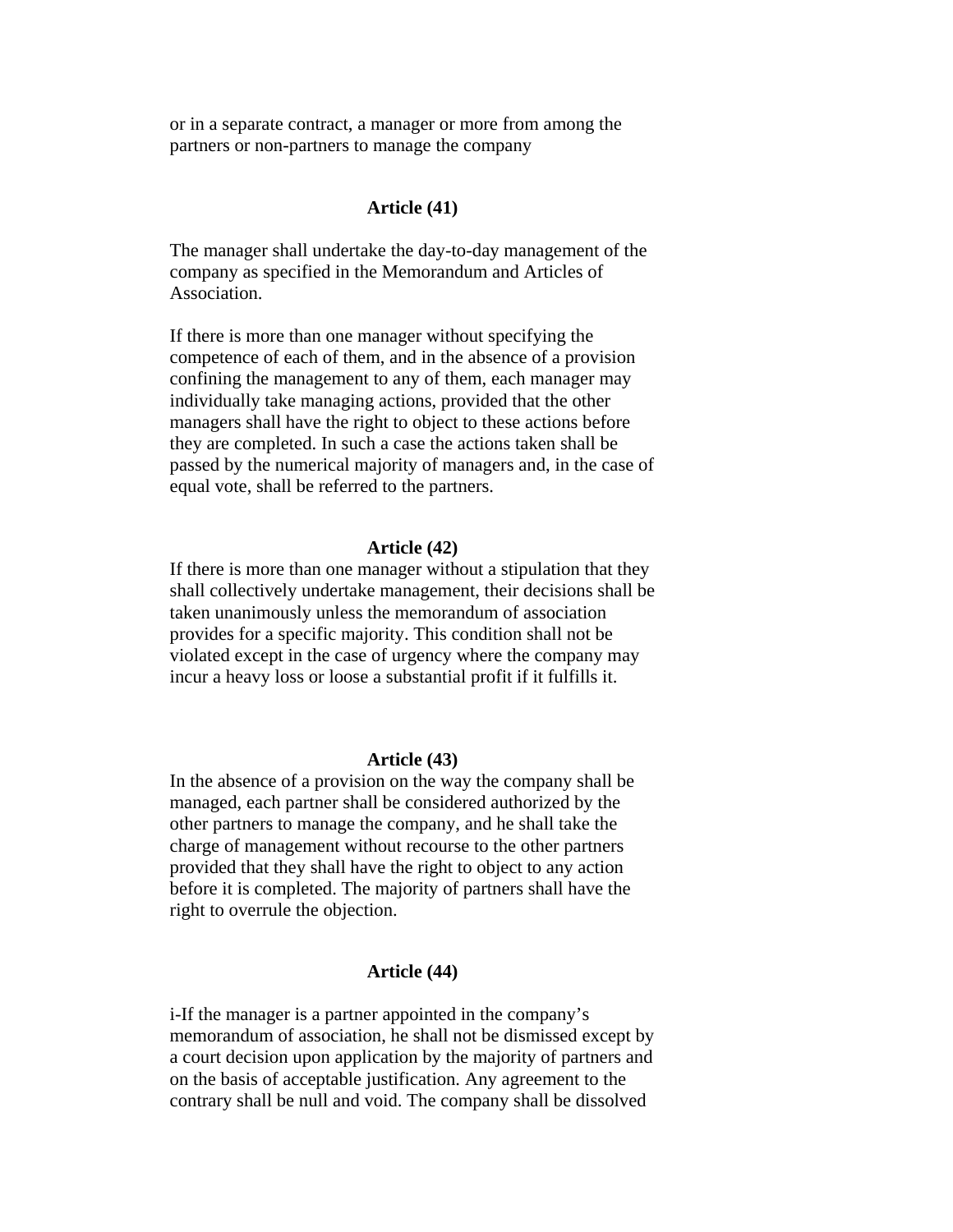or in a separate contract, a manager or more from among the partners or non-partners to manage the company

**Article (41)**

The manager shall undertake the day-to-day management of the company as specified in the Memorandum and Articles of Association.

If there is more than one manager without specifying the competence of each of them, and in the absence of a provision confining the management to any of them, each manager may individually take managing actions, provided that the other managers shall have the right to object to these actions before they are completed. In such a case the actions taken shall be passed by the numerical majority of managers and, in the case of equal vote, shall be referred to the partners.

**Article (42)**

If there is more than one manager without a stipulation that they shall collectively undertake management, their decisions shall be taken unanimously unless the memorandum of association provides for a specific majority. This condition shall not be violated except in the case of urgency where the company may incur a heavy loss or loose a substantial profit if it fulfills it.

**Article (43)**

In the absence of a provision on the way the company shall be managed, each partner shall be considered authorized by the other partners to manage the company, and he shall take the charge of management without recourse to the other partners provided that they shall have the right to object to any action before it is completed. The majority of partners shall have the right to overrule the objection.

**Article (44)**

i-If the manager is a partner appointed in the company's memorandum of association, he shall not be dismissed except by a court decision upon application by the majority of partners and on the basis of acceptable justification. Any agreement to the contrary shall be null and void. The company shall be dissolved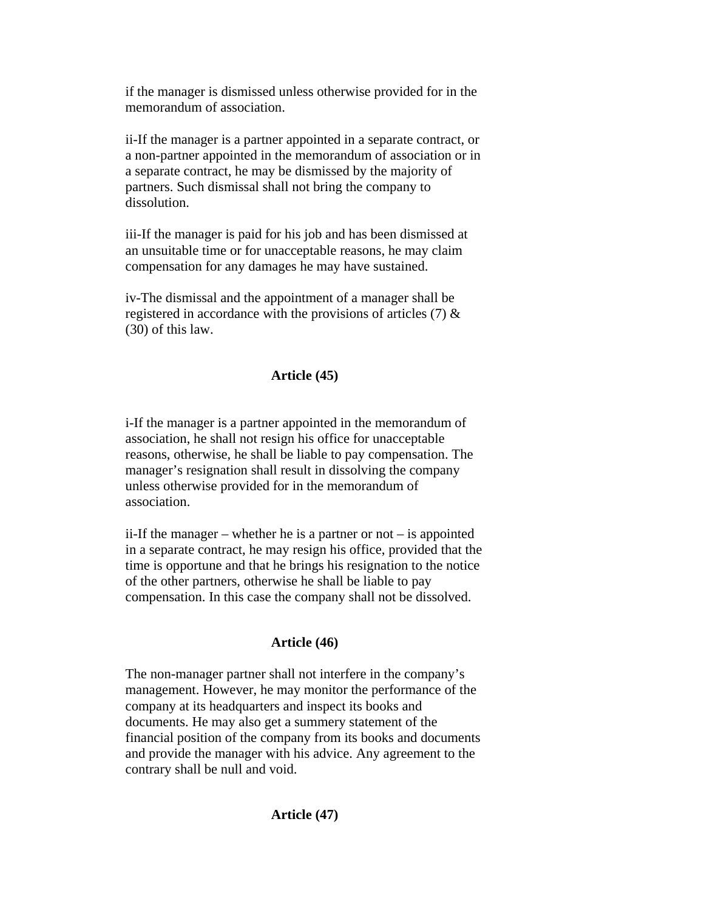if the manager is dismissed unless otherwise provided for in the memorandum of association.

ii-If the manager is a partner appointed in a separate contract, or a non-partner appointed in the memorandum of association or in a separate contract, he may be dismissed by the majority of partners. Such dismissal shall not bring the company to dissolution.

iii-If the manager is paid for his job and has been dismissed at an unsuitable time or for unacceptable reasons, he may claim compensation for any damages he may have sustained.

iv-The dismissal and the appointment of a manager shall be registered in accordance with the provisions of articles (7) & (30) of this law.

### Article (45)

i-If the manager is a partner appointed in the memorandum of association, he shall not resign his office for unacceptable reasons, otherwise, he shall be liable to pay compensation. The manager's resignation shall result in dissolving the company unless otherwise provided for in the memorandum of association.

ii-If the manager – whether he is a partner or not – is appointed in a separate contract, he may resign his office, provided that the time is opportune and that he brings his resignation to the notice of the other partners, otherwise he shall be liable to pay compensation. In this case the company shall not be dissolved.

### Article (46)

The non-manager partner shall not interfere in the company's management. However, he may monitor the performance of the company at its headquarters and inspect its books and documents. He may also get a summery statement of the financial position of the company from its books and documents and provide the manager with his advice. Any agreement to the contrary shall be null and void.

### Article (47)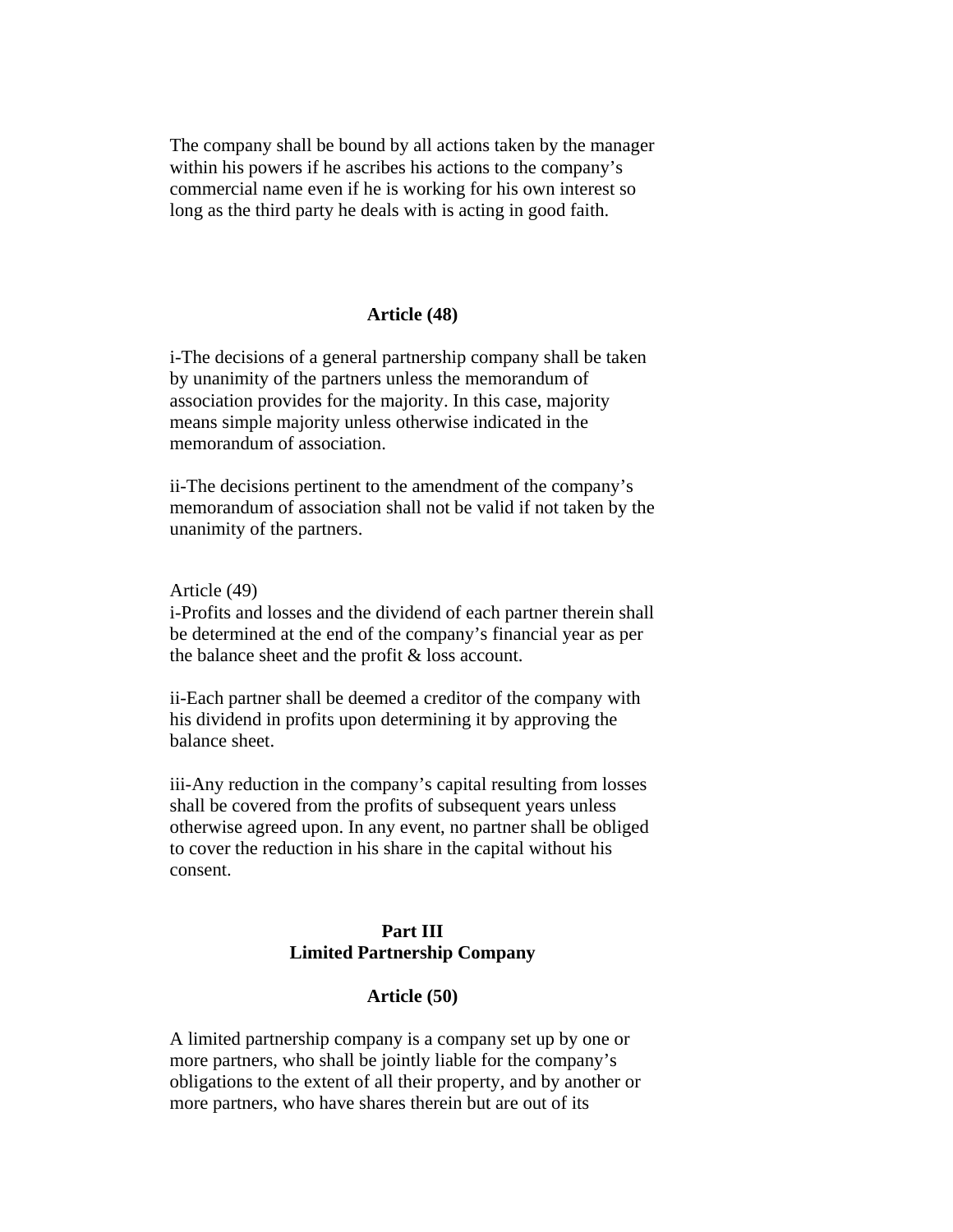The company shall be bound by all actions taken by the manager within his powers if he ascribes his actions to the company's commercial name even if he is working for his own interest so long as the third party he deals with is acting in good faith.

**Article (48)**

i-The decisions of a general partnership company shall be taken by unanimity of the partners unless the memorandum of association provides for the majority. In this case, majority means simple majority unless otherwise indicated in the memorandum of association.

ii-The decisions pertinent to the amendment of the company's memorandum of association shall not be valid if not taken by the unanimity of the partners.

Article (49)

i-Profits and losses and the dividend of each partner therein shall be determined at the end of the company's financial year as per the balance sheet and the profit & loss account.

ii-Each partner shall be deemed a creditor of the company with his dividend in profits upon determining it by approving the balance sheet.

iii-Any reduction in the company's capital resulting from losses shall be covered from the profits of subsequent years unless otherwise agreed upon. In any event, no partner shall be obliged to cover the reduction in his share in the capital without his consent.

## Part III
## Limited Partnership Company

**Article (50)**

A limited partnership company is a company set up by one or more partners, who shall be jointly liable for the company's obligations to the extent of all their property, and by another or more partners, who have shares therein but are out of its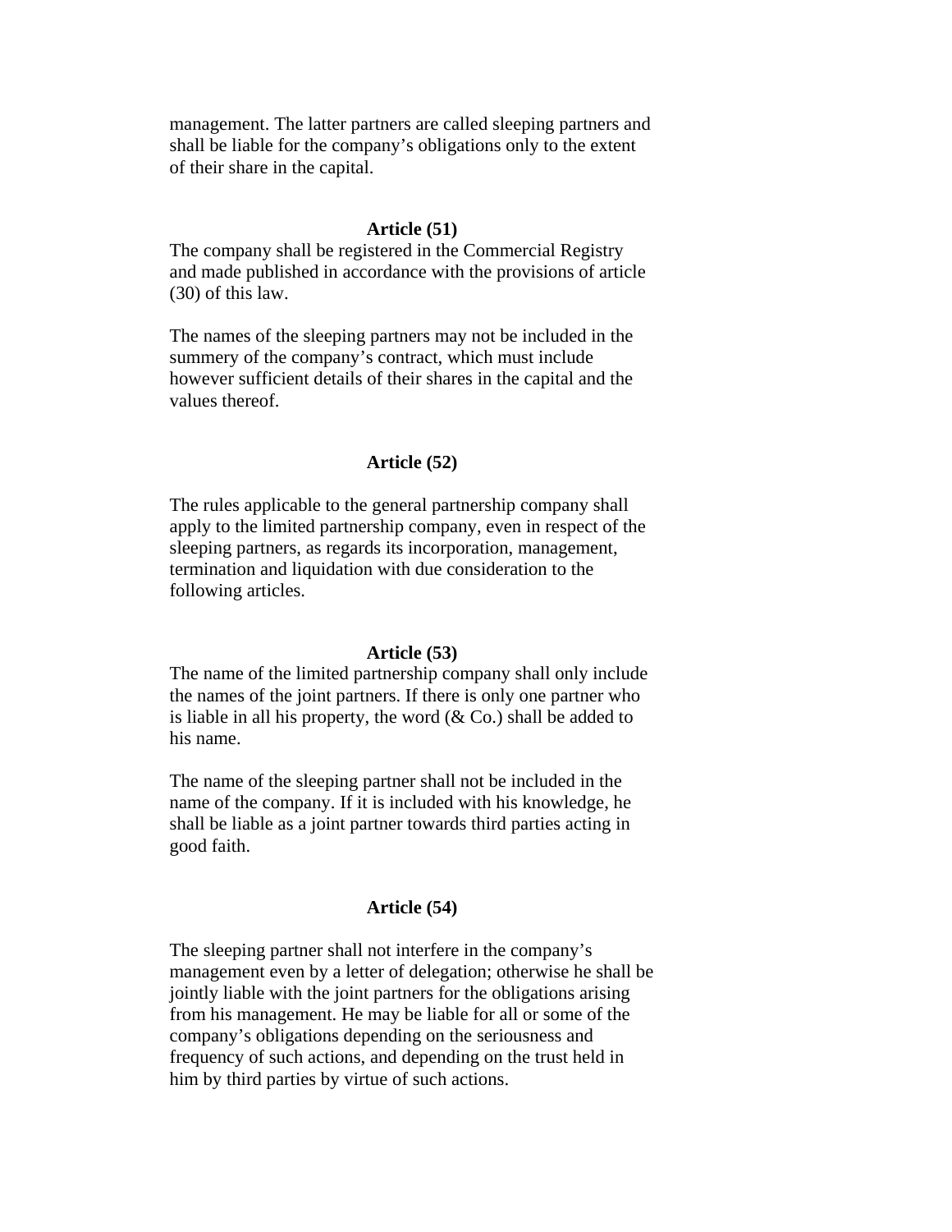management. The latter partners are called sleeping partners and shall be liable for the company's obligations only to the extent of their share in the capital.

**Article (51)**

The company shall be registered in the Commercial Registry and made published in accordance with the provisions of article (30) of this law.

The names of the sleeping partners may not be included in the summery of the company's contract, which must include however sufficient details of their shares in the capital and the values thereof.

**Article (52)**

The rules applicable to the general partnership company shall apply to the limited partnership company, even in respect of the sleeping partners, as regards its incorporation, management, termination and liquidation with due consideration to the following articles.

**Article (53)**

The name of the limited partnership company shall only include the names of the joint partners. If there is only one partner who is liable in all his property, the word (& Co.) shall be added to his name.

The name of the sleeping partner shall not be included in the name of the company. If it is included with his knowledge, he shall be liable as a joint partner towards third parties acting in good faith.

**Article (54)**

The sleeping partner shall not interfere in the company's management even by a letter of delegation; otherwise he shall be jointly liable with the joint partners for the obligations arising from his management. He may be liable for all or some of the company's obligations depending on the seriousness and frequency of such actions, and depending on the trust held in him by third parties by virtue of such actions.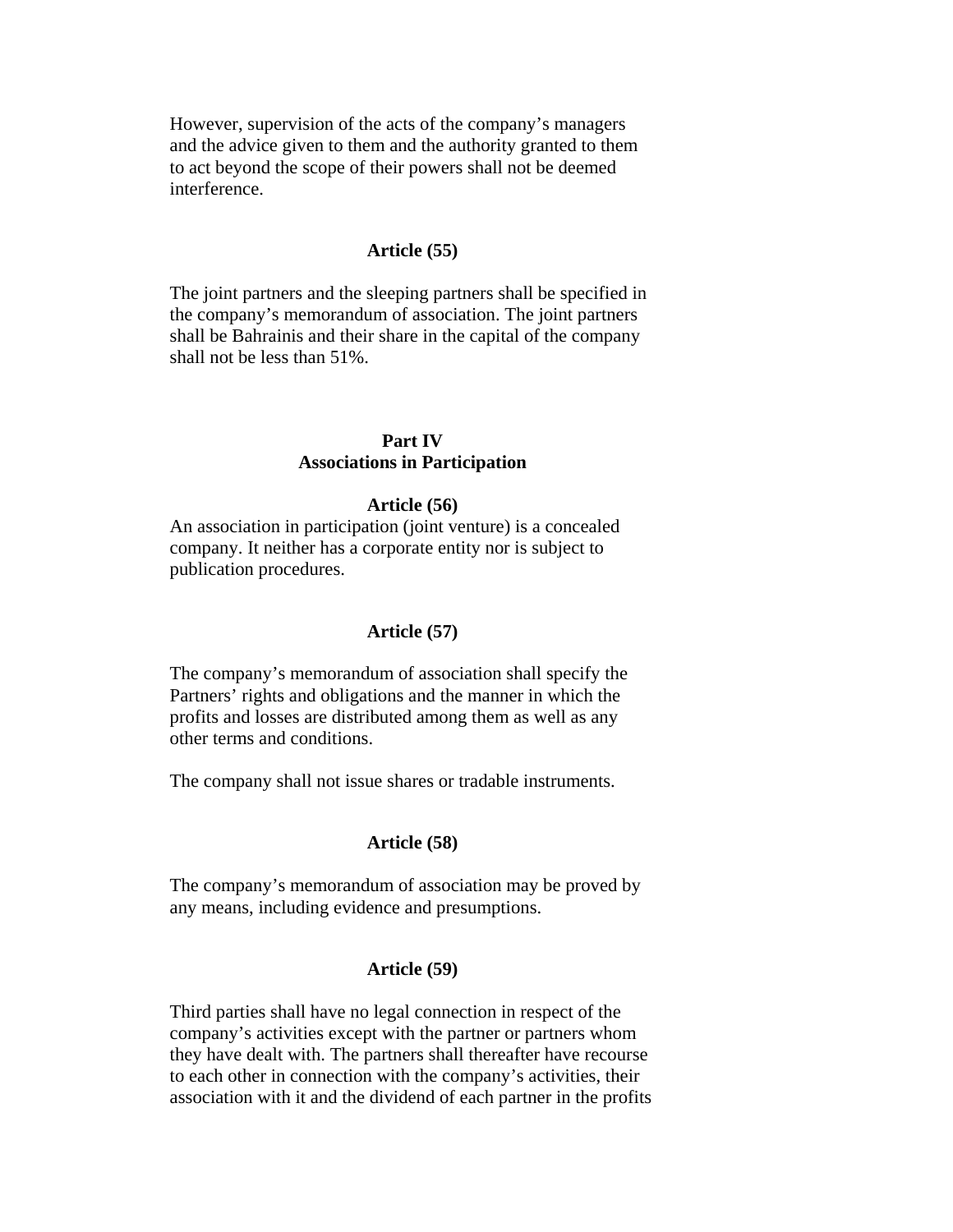However, supervision of the acts of the company's managers and the advice given to them and the authority granted to them to act beyond the scope of their powers shall not be deemed interference.

### Article (55)

The joint partners and the sleeping partners shall be specified in the company's memorandum of association. The joint partners shall be Bahrainis and their share in the capital of the company shall not be less than 51%.

## Part IV
## Associations in Participation

### Article (56)

An association in participation (joint venture) is a concealed company. It neither has a corporate entity nor is subject to publication procedures.

### Article (57)

The company's memorandum of association shall specify the Partners' rights and obligations and the manner in which the profits and losses are distributed among them as well as any other terms and conditions.

The company shall not issue shares or tradable instruments.

### Article (58)

The company's memorandum of association may be proved by any means, including evidence and presumptions.

### Article (59)

Third parties shall have no legal connection in respect of the company's activities except with the partner or partners whom they have dealt with. The partners shall thereafter have recourse to each other in connection with the company's activities, their association with it and the dividend of each partner in the profits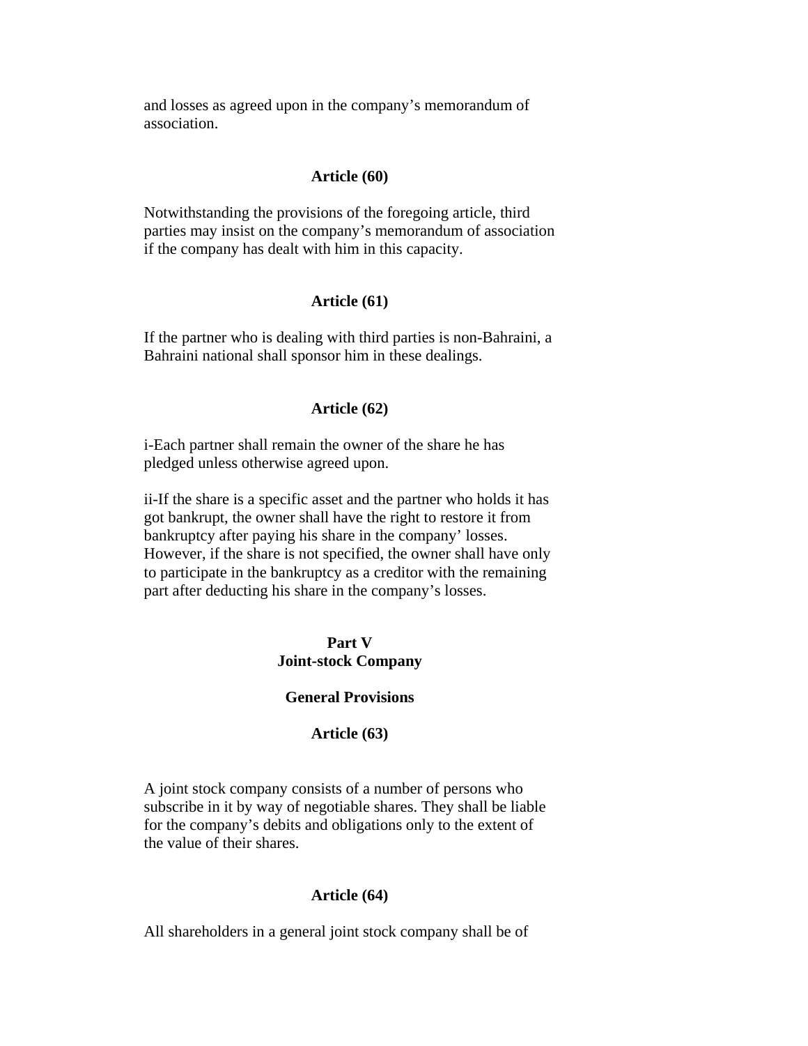and losses as agreed upon in the company's memorandum of association.

### Article (60)

Notwithstanding the provisions of the foregoing article, third parties may insist on the company's memorandum of association if the company has dealt with him in this capacity.

### Article (61)

If the partner who is dealing with third parties is non-Bahraini, a Bahraini national shall sponsor him in these dealings.

### Article (62)

i-Each partner shall remain the owner of the share he has pledged unless otherwise agreed upon.

ii-If the share is a specific asset and the partner who holds it has got bankrupt, the owner shall have the right to restore it from bankruptcy after paying his share in the company' losses. However, if the share is not specified, the owner shall have only to participate in the bankruptcy as a creditor with the remaining part after deducting his share in the company's losses.

## Part V
## Joint-stock Company

### General Provisions

### Article (63)

A joint stock company consists of a number of persons who subscribe in it by way of negotiable shares. They shall be liable for the company's debits and obligations only to the extent of the value of their shares.

### Article (64)

All shareholders in a general joint stock company shall be of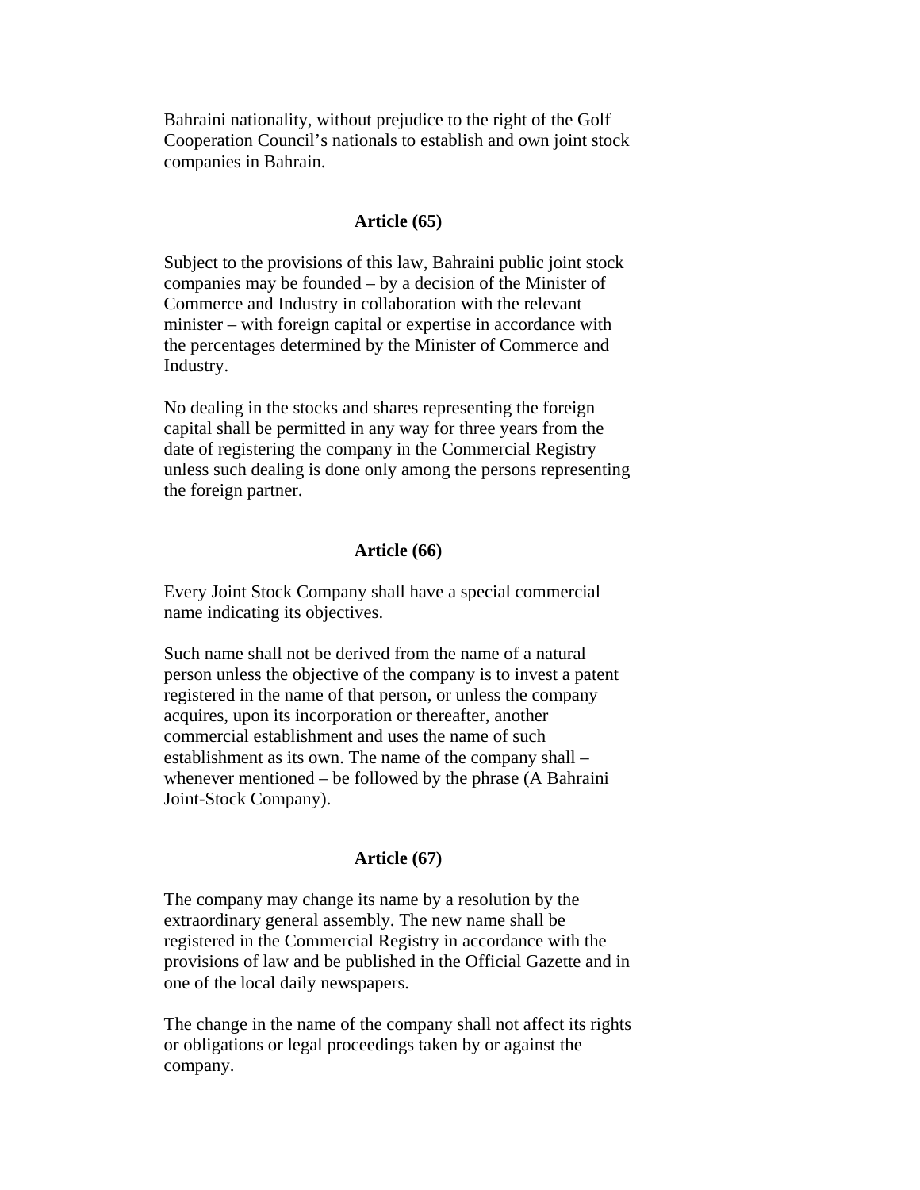Bahraini nationality, without prejudice to the right of the Golf Cooperation Council's nationals to establish and own joint stock companies in Bahrain.

### Article (65)

Subject to the provisions of this law, Bahraini public joint stock companies may be founded – by a decision of the Minister of Commerce and Industry in collaboration with the relevant minister – with foreign capital or expertise in accordance with the percentages determined by the Minister of Commerce and Industry.

No dealing in the stocks and shares representing the foreign capital shall be permitted in any way for three years from the date of registering the company in the Commercial Registry unless such dealing is done only among the persons representing the foreign partner.

### Article (66)

Every Joint Stock Company shall have a special commercial name indicating its objectives.

Such name shall not be derived from the name of a natural person unless the objective of the company is to invest a patent registered in the name of that person, or unless the company acquires, upon its incorporation or thereafter, another commercial establishment and uses the name of such establishment as its own. The name of the company shall – whenever mentioned – be followed by the phrase (A Bahraini Joint-Stock Company).

### Article (67)

The company may change its name by a resolution by the extraordinary general assembly. The new name shall be registered in the Commercial Registry in accordance with the provisions of law and be published in the Official Gazette and in one of the local daily newspapers.

The change in the name of the company shall not affect its rights or obligations or legal proceedings taken by or against the company.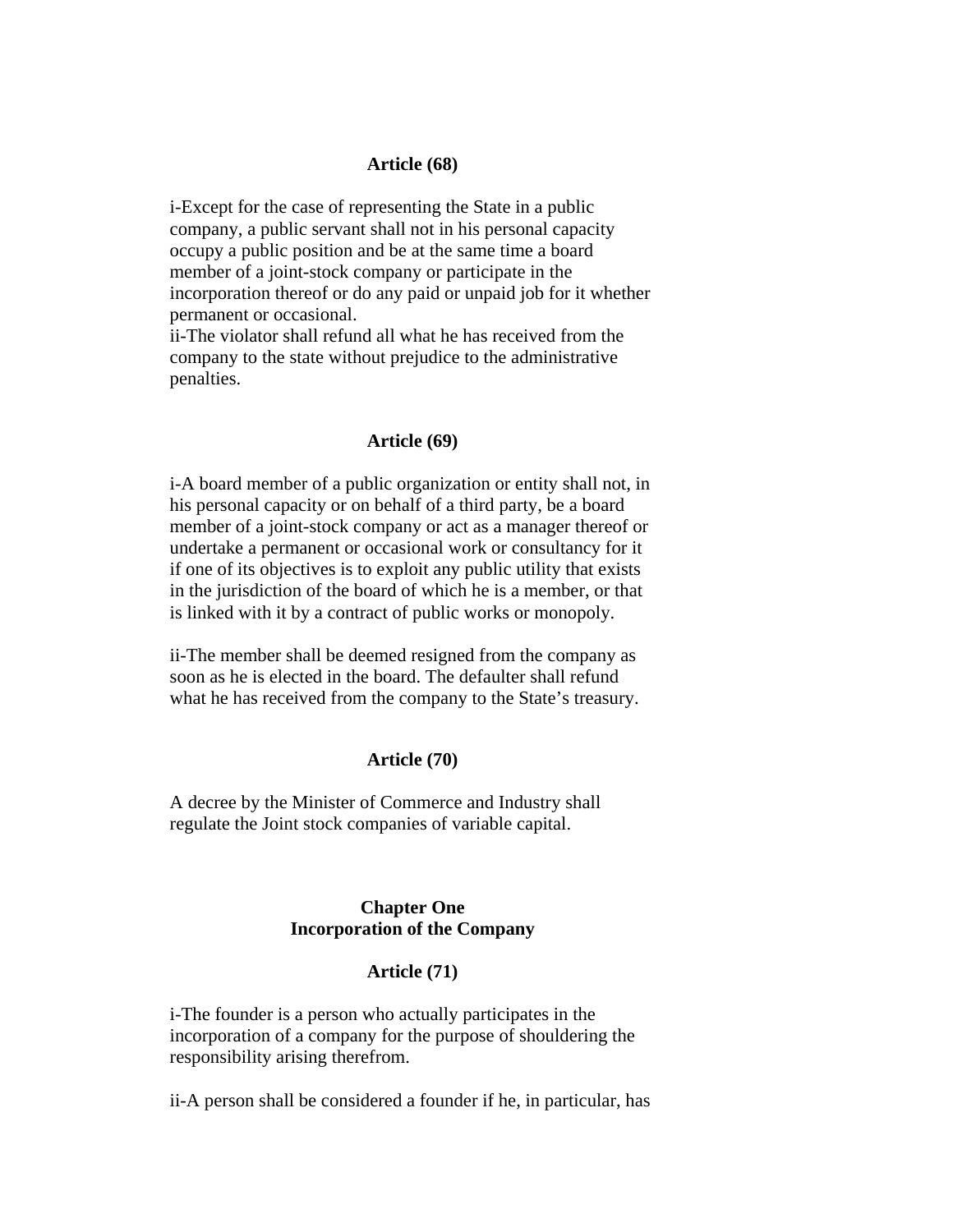**Article (68)**

i-Except for the case of representing the State in a public company, a public servant shall not in his personal capacity occupy a public position and be at the same time a board member of a joint-stock company or participate in the incorporation thereof or do any paid or unpaid job for it whether permanent or occasional.
ii-The violator shall refund all what he has received from the company to the state without prejudice to the administrative penalties.

**Article (69)**

i-A board member of a public organization or entity shall not, in his personal capacity or on behalf of a third party, be a board member of a joint-stock company or act as a manager thereof or undertake a permanent or occasional work or consultancy for it if one of its objectives is to exploit any public utility that exists in the jurisdiction of the board of which he is a member, or that is linked with it by a contract of public works or monopoly.

ii-The member shall be deemed resigned from the company as soon as he is elected in the board. The defaulter shall refund what he has received from the company to the State's treasury.

**Article (70)**

A decree by the Minister of Commerce and Industry shall regulate the Joint stock companies of variable capital.

## Chapter One
## Incorporation of the Company

**Article (71)**

i-The founder is a person who actually participates in the incorporation of a company for the purpose of shouldering the responsibility arising therefrom.

ii-A person shall be considered a founder if he, in particular, has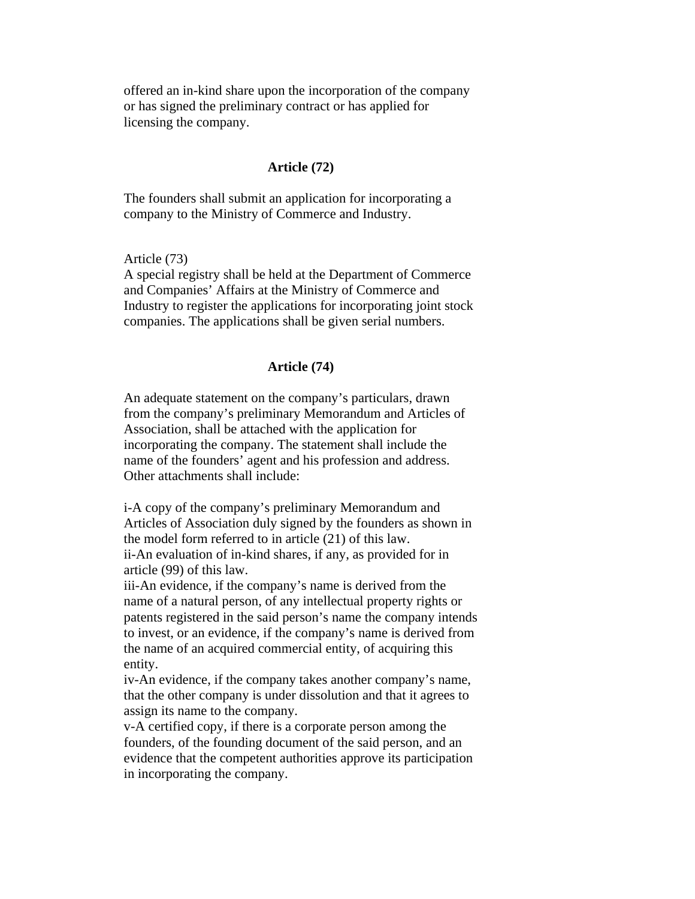offered an in-kind share upon the incorporation of the company or has signed the preliminary contract or has applied for licensing the company.

**Article (72)**

The founders shall submit an application for incorporating a company to the Ministry of Commerce and Industry.

Article (73)

A special registry shall be held at the Department of Commerce and Companies' Affairs at the Ministry of Commerce and Industry to register the applications for incorporating joint stock companies. The applications shall be given serial numbers.

**Article (74)**

An adequate statement on the company's particulars, drawn from the company's preliminary Memorandum and Articles of Association, shall be attached with the application for incorporating the company. The statement shall include the name of the founders' agent and his profession and address. Other attachments shall include:

i-A copy of the company's preliminary Memorandum and Articles of Association duly signed by the founders as shown in the model form referred to in article (21) of this law.
ii-An evaluation of in-kind shares, if any, as provided for in article (99) of this law.
iii-An evidence, if the company's name is derived from the name of a natural person, of any intellectual property rights or patents registered in the said person's name the company intends to invest, or an evidence, if the company's name is derived from the name of an acquired commercial entity, of acquiring this entity.
iv-An evidence, if the company takes another company's name, that the other company is under dissolution and that it agrees to assign its name to the company.
v-A certified copy, if there is a corporate person among the founders, of the founding document of the said person, and an evidence that the competent authorities approve its participation in incorporating the company.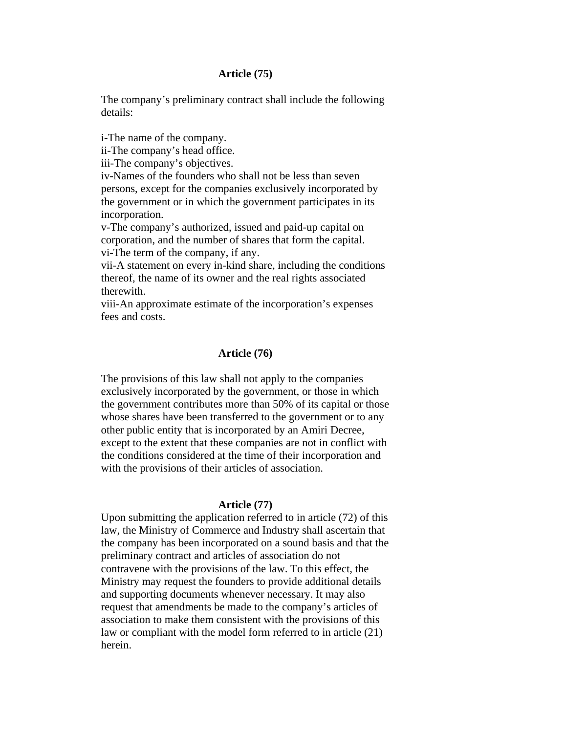## Article (75)

The company's preliminary contract shall include the following details:

i-The name of the company.
ii-The company's head office.
iii-The company's objectives.
iv-Names of the founders who shall not be less than seven persons, except for the companies exclusively incorporated by the government or in which the government participates in its incorporation.
v-The company's authorized, issued and paid-up capital on corporation, and the number of shares that form the capital.
vi-The term of the company, if any.
vii-A statement on every in-kind share, including the conditions thereof, the name of its owner and the real rights associated therewith.
viii-An approximate estimate of the incorporation's expenses fees and costs.

## Article (76)

The provisions of this law shall not apply to the companies exclusively incorporated by the government, or those in which the government contributes more than 50% of its capital or those whose shares have been transferred to the government or to any other public entity that is incorporated by an Amiri Decree, except to the extent that these companies are not in conflict with the conditions considered at the time of their incorporation and with the provisions of their articles of association.

## Article (77)

Upon submitting the application referred to in article (72) of this law, the Ministry of Commerce and Industry shall ascertain that the company has been incorporated on a sound basis and that the preliminary contract and articles of association do not contravene with the provisions of the law. To this effect, the Ministry may request the founders to provide additional details and supporting documents whenever necessary. It may also request that amendments be made to the company's articles of association to make them consistent with the provisions of this law or compliant with the model form referred to in article (21) herein.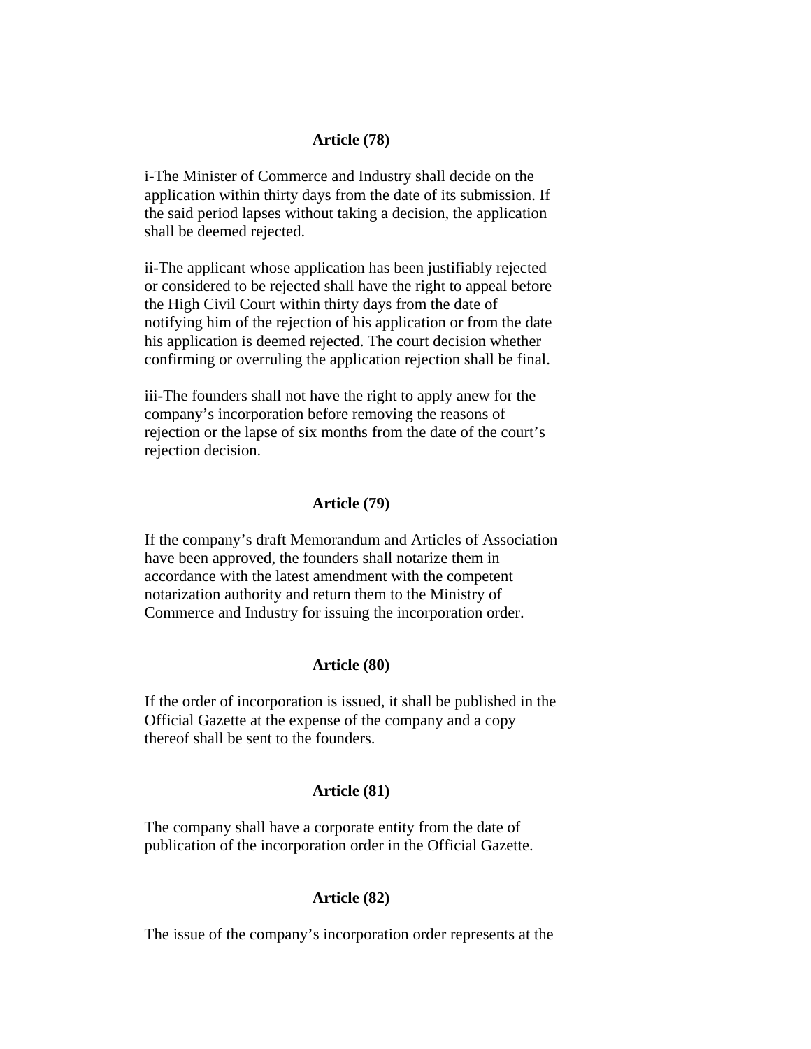### Article (78)

i-The Minister of Commerce and Industry shall decide on the application within thirty days from the date of its submission. If the said period lapses without taking a decision, the application shall be deemed rejected.

ii-The applicant whose application has been justifiably rejected or considered to be rejected shall have the right to appeal before the High Civil Court within thirty days from the date of notifying him of the rejection of his application or from the date his application is deemed rejected. The court decision whether confirming or overruling the application rejection shall be final.

iii-The founders shall not have the right to apply anew for the company's incorporation before removing the reasons of rejection or the lapse of six months from the date of the court's rejection decision.

### Article (79)

If the company's draft Memorandum and Articles of Association have been approved, the founders shall notarize them in accordance with the latest amendment with the competent notarization authority and return them to the Ministry of Commerce and Industry for issuing the incorporation order.

### Article (80)

If the order of incorporation is issued, it shall be published in the Official Gazette at the expense of the company and a copy thereof shall be sent to the founders.

### Article (81)

The company shall have a corporate entity from the date of publication of the incorporation order in the Official Gazette.

### Article (82)

The issue of the company's incorporation order represents at the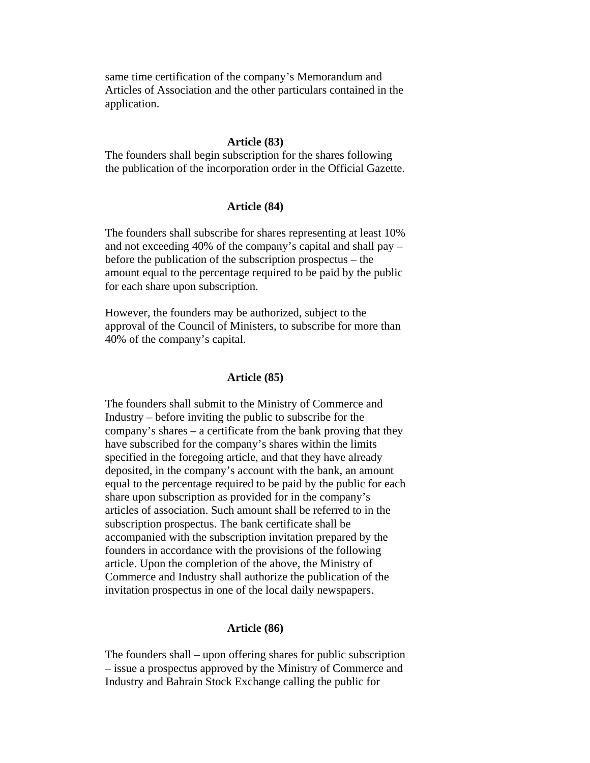same time certification of the company’s Memorandum and Articles of Association and the other particulars contained in the application.

**Article (83)**

The founders shall begin subscription for the shares following the publication of the incorporation order in the Official Gazette.

**Article (84)**

The founders shall subscribe for shares representing at least 10% and not exceeding 40% of the company’s capital and shall pay – before the publication of the subscription prospectus – the amount equal to the percentage required to be paid by the public for each share upon subscription.

However, the founders may be authorized, subject to the approval of the Council of Ministers, to subscribe for more than 40% of the company’s capital.

**Article (85)**

The founders shall submit to the Ministry of Commerce and Industry – before inviting the public to subscribe for the company’s shares – a certificate from the bank proving that they have subscribed for the company’s shares within the limits specified in the foregoing article, and that they have already deposited, in the company’s account with the bank, an amount equal to the percentage required to be paid by the public for each share upon subscription as provided for in the company’s articles of association. Such amount shall be referred to in the subscription prospectus. The bank certificate shall be accompanied with the subscription invitation prepared by the founders in accordance with the provisions of the following article. Upon the completion of the above, the Ministry of Commerce and Industry shall authorize the publication of the invitation prospectus in one of the local daily newspapers.

**Article (86)**

The founders shall – upon offering shares for public subscription – issue a prospectus approved by the Ministry of Commerce and Industry and Bahrain Stock Exchange calling the public for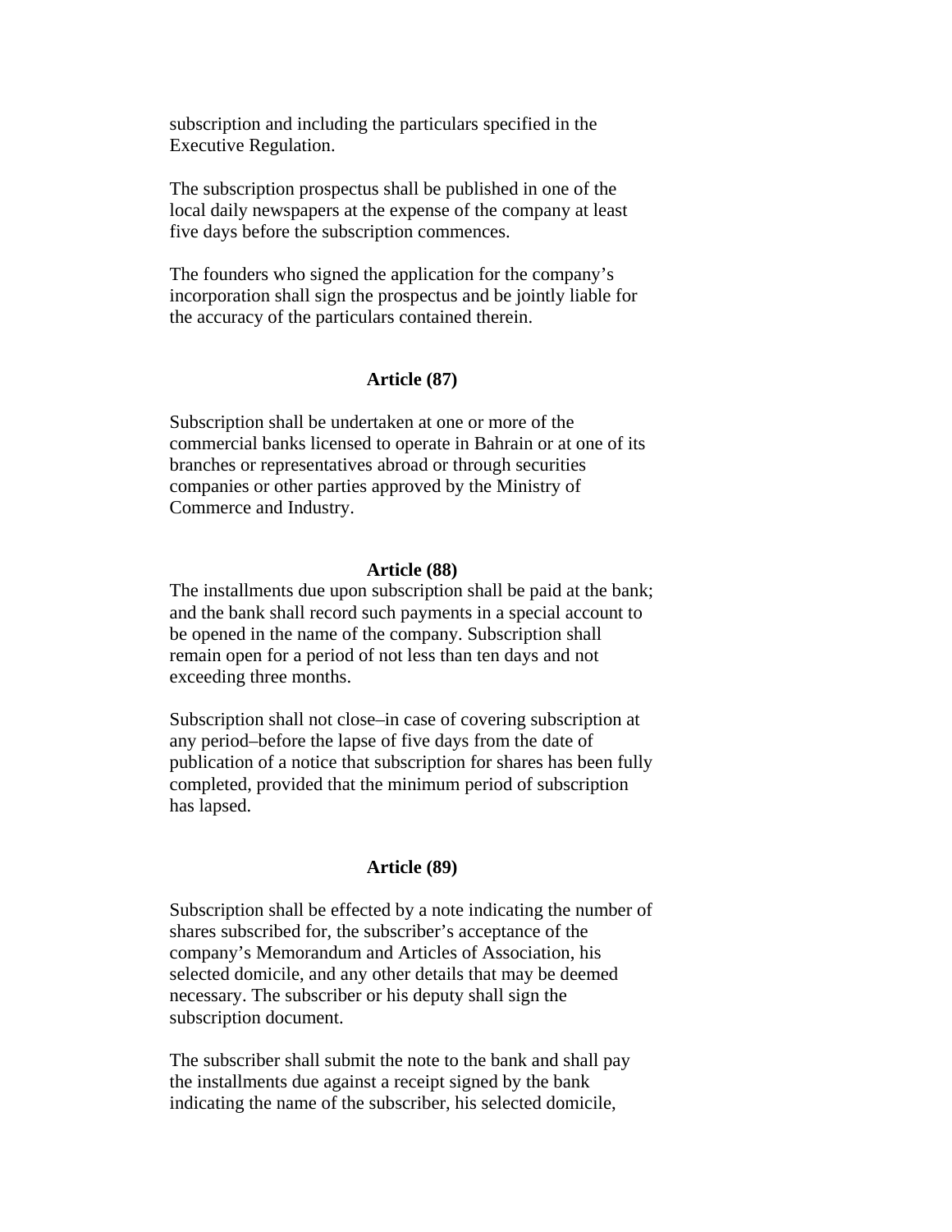subscription and including the particulars specified in the Executive Regulation.

The subscription prospectus shall be published in one of the local daily newspapers at the expense of the company at least five days before the subscription commences.

The founders who signed the application for the company's incorporation shall sign the prospectus and be jointly liable for the accuracy of the particulars contained therein.

### Article (87)

Subscription shall be undertaken at one or more of the commercial banks licensed to operate in Bahrain or at one of its branches or representatives abroad or through securities companies or other parties approved by the Ministry of Commerce and Industry.

### Article (88)

The installments due upon subscription shall be paid at the bank; and the bank shall record such payments in a special account to be opened in the name of the company. Subscription shall remain open for a period of not less than ten days and not exceeding three months.

Subscription shall not close–in case of covering subscription at any period–before the lapse of five days from the date of publication of a notice that subscription for shares has been fully completed, provided that the minimum period of subscription has lapsed.

### Article (89)

Subscription shall be effected by a note indicating the number of shares subscribed for, the subscriber's acceptance of the company's Memorandum and Articles of Association, his selected domicile, and any other details that may be deemed necessary. The subscriber or his deputy shall sign the subscription document.

The subscriber shall submit the note to the bank and shall pay the installments due against a receipt signed by the bank indicating the name of the subscriber, his selected domicile,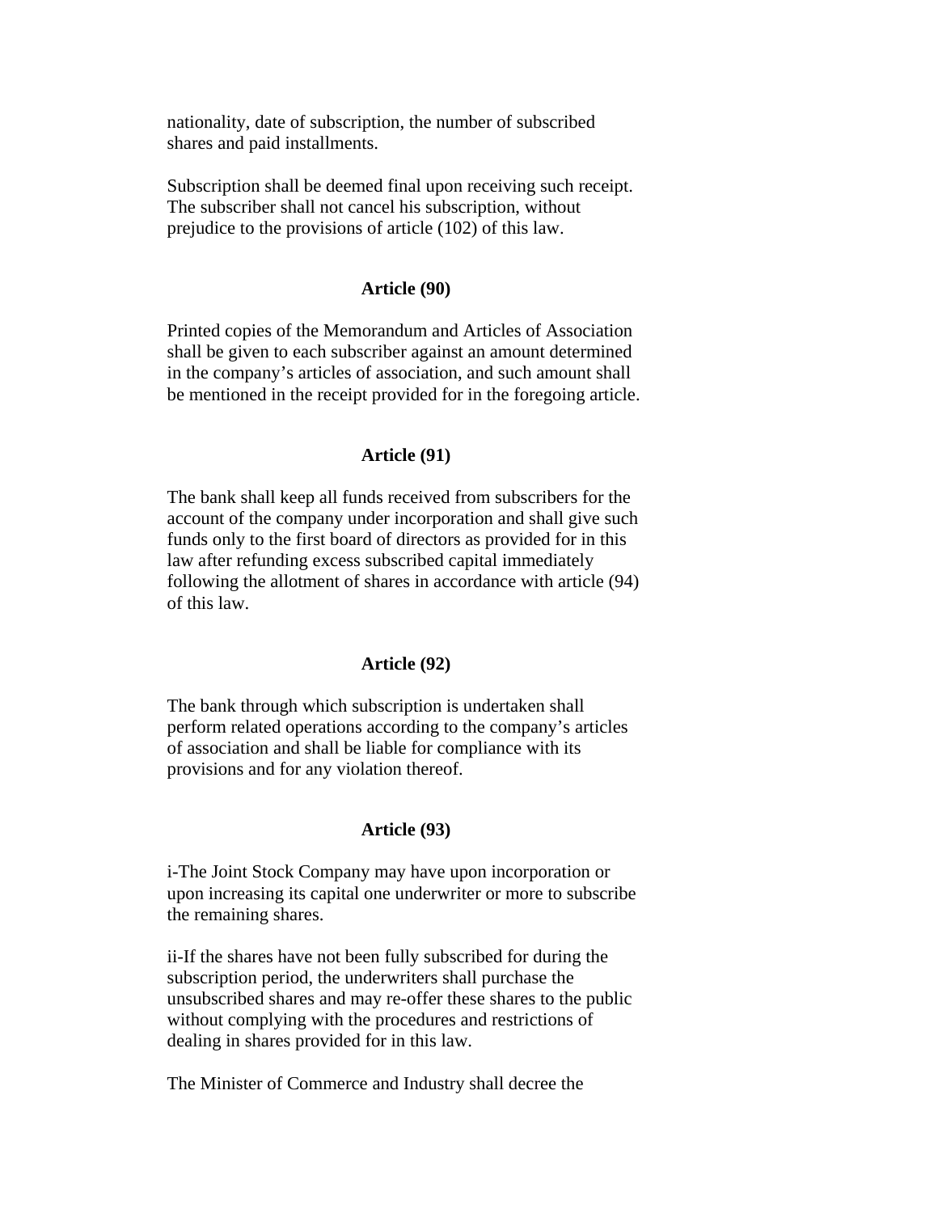nationality, date of subscription, the number of subscribed shares and paid installments.

Subscription shall be deemed final upon receiving such receipt. The subscriber shall not cancel his subscription, without prejudice to the provisions of article (102) of this law.

### Article (90)

Printed copies of the Memorandum and Articles of Association shall be given to each subscriber against an amount determined in the company's articles of association, and such amount shall be mentioned in the receipt provided for in the foregoing article.

### Article (91)

The bank shall keep all funds received from subscribers for the account of the company under incorporation and shall give such funds only to the first board of directors as provided for in this law after refunding excess subscribed capital immediately following the allotment of shares in accordance with article (94) of this law.

### Article (92)

The bank through which subscription is undertaken shall perform related operations according to the company's articles of association and shall be liable for compliance with its provisions and for any violation thereof.

### Article (93)

i-The Joint Stock Company may have upon incorporation or upon increasing its capital one underwriter or more to subscribe the remaining shares.

ii-If the shares have not been fully subscribed for during the subscription period, the underwriters shall purchase the unsubscribed shares and may re-offer these shares to the public without complying with the procedures and restrictions of dealing in shares provided for in this law.

The Minister of Commerce and Industry shall decree the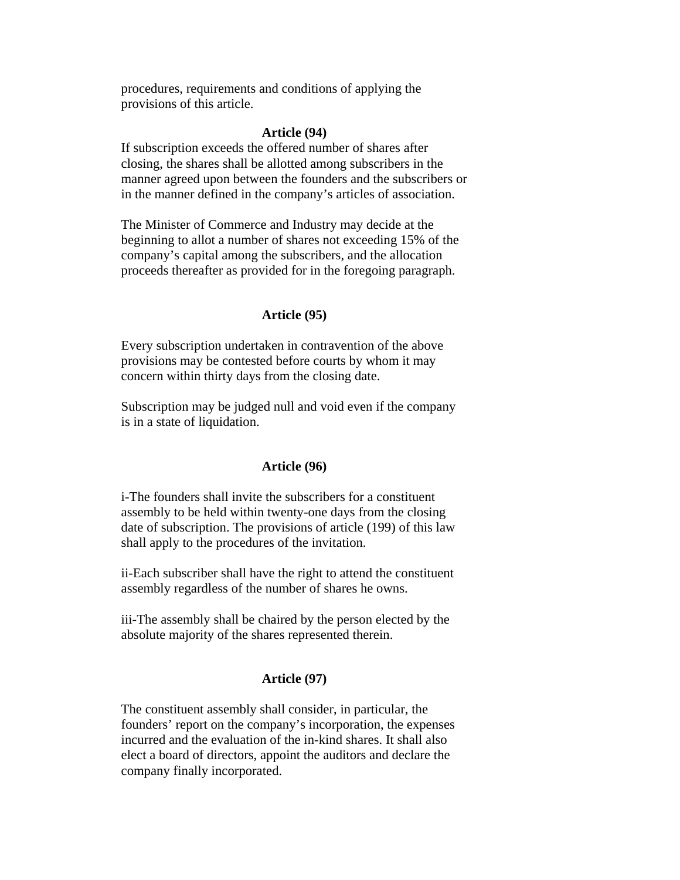procedures, requirements and conditions of applying the provisions of this article.

### Article (94)

If subscription exceeds the offered number of shares after closing, the shares shall be allotted among subscribers in the manner agreed upon between the founders and the subscribers or in the manner defined in the company's articles of association.

The Minister of Commerce and Industry may decide at the beginning to allot a number of shares not exceeding 15% of the company's capital among the subscribers, and the allocation proceeds thereafter as provided for in the foregoing paragraph.

### Article (95)

Every subscription undertaken in contravention of the above provisions may be contested before courts by whom it may concern within thirty days from the closing date.

Subscription may be judged null and void even if the company is in a state of liquidation.

### Article (96)

i-The founders shall invite the subscribers for a constituent assembly to be held within twenty-one days from the closing date of subscription. The provisions of article (199) of this law shall apply to the procedures of the invitation.

ii-Each subscriber shall have the right to attend the constituent assembly regardless of the number of shares he owns.

iii-The assembly shall be chaired by the person elected by the absolute majority of the shares represented therein.

### Article (97)

The constituent assembly shall consider, in particular, the founders' report on the company's incorporation, the expenses incurred and the evaluation of the in-kind shares. It shall also elect a board of directors, appoint the auditors and declare the company finally incorporated.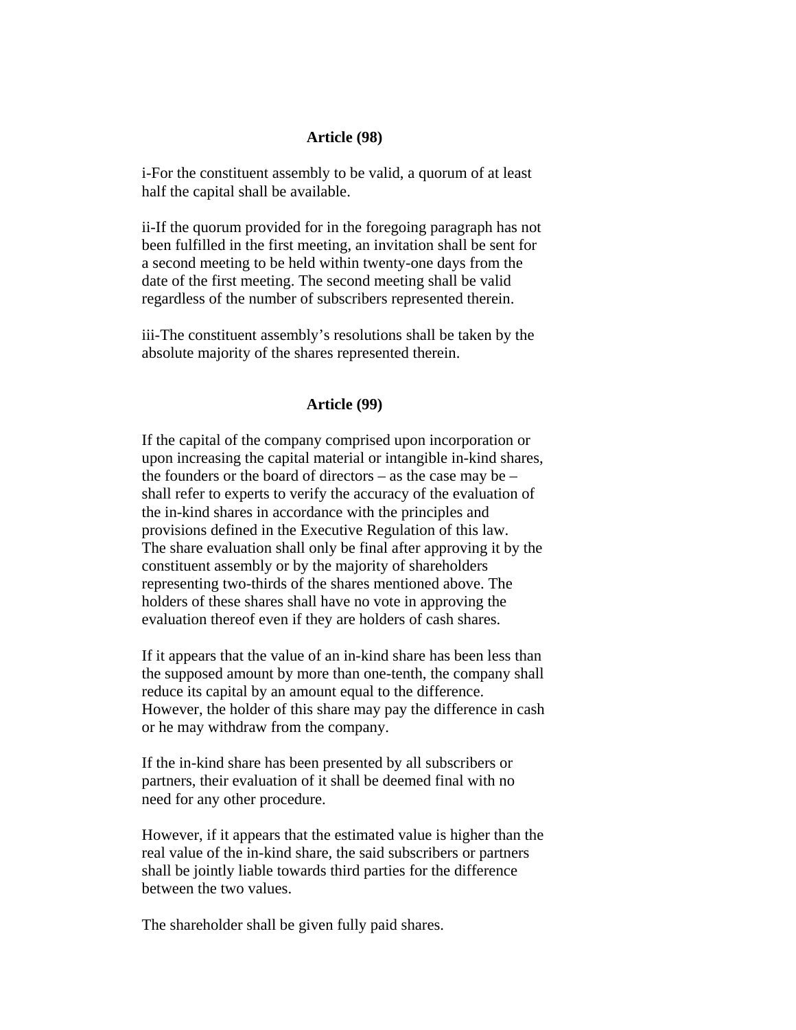### Article (98)

i-For the constituent assembly to be valid, a quorum of at least half the capital shall be available.

ii-If the quorum provided for in the foregoing paragraph has not been fulfilled in the first meeting, an invitation shall be sent for a second meeting to be held within twenty-one days from the date of the first meeting. The second meeting shall be valid regardless of the number of subscribers represented therein.

iii-The constituent assembly's resolutions shall be taken by the absolute majority of the shares represented therein.

### Article (99)

If the capital of the company comprised upon incorporation or upon increasing the capital material or intangible in-kind shares, the founders or the board of directors – as the case may be – shall refer to experts to verify the accuracy of the evaluation of the in-kind shares in accordance with the principles and provisions defined in the Executive Regulation of this law. The share evaluation shall only be final after approving it by the constituent assembly or by the majority of shareholders representing two-thirds of the shares mentioned above. The holders of these shares shall have no vote in approving the evaluation thereof even if they are holders of cash shares.

If it appears that the value of an in-kind share has been less than the supposed amount by more than one-tenth, the company shall reduce its capital by an amount equal to the difference. However, the holder of this share may pay the difference in cash or he may withdraw from the company.

If the in-kind share has been presented by all subscribers or partners, their evaluation of it shall be deemed final with no need for any other procedure.

However, if it appears that the estimated value is higher than the real value of the in-kind share, the said subscribers or partners shall be jointly liable towards third parties for the difference between the two values.

The shareholder shall be given fully paid shares.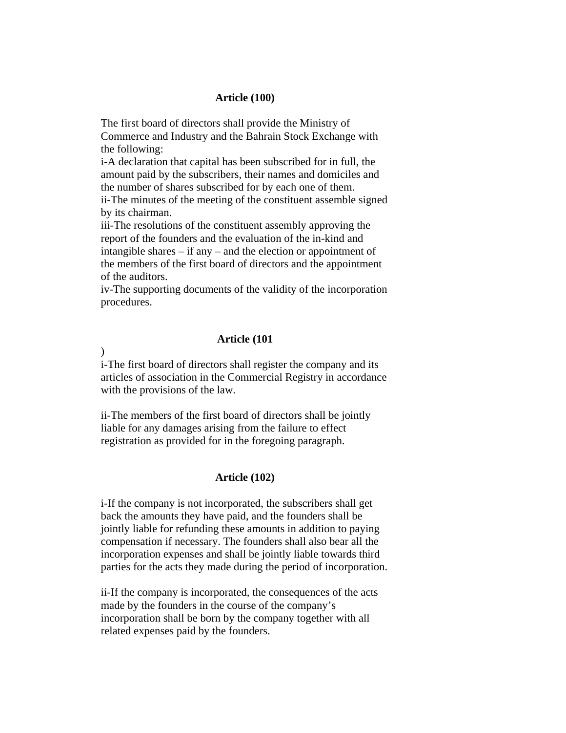### Article (100)

The first board of directors shall provide the Ministry of Commerce and Industry and the Bahrain Stock Exchange with the following:

i-A declaration that capital has been subscribed for in full, the amount paid by the subscribers, their names and domiciles and the number of shares subscribed for by each one of them.

ii-The minutes of the meeting of the constituent assemble signed by its chairman.

iii-The resolutions of the constituent assembly approving the report of the founders and the evaluation of the in-kind and intangible shares – if any – and the election or appointment of the members of the first board of directors and the appointment of the auditors.

iv-The supporting documents of the validity of the incorporation procedures.

### Article (101

)

i-The first board of directors shall register the company and its articles of association in the Commercial Registry in accordance with the provisions of the law.

ii-The members of the first board of directors shall be jointly liable for any damages arising from the failure to effect registration as provided for in the foregoing paragraph.

### Article (102)

i-If the company is not incorporated, the subscribers shall get back the amounts they have paid, and the founders shall be jointly liable for refunding these amounts in addition to paying compensation if necessary. The founders shall also bear all the incorporation expenses and shall be jointly liable towards third parties for the acts they made during the period of incorporation.

ii-If the company is incorporated, the consequences of the acts made by the founders in the course of the company's incorporation shall be born by the company together with all related expenses paid by the founders.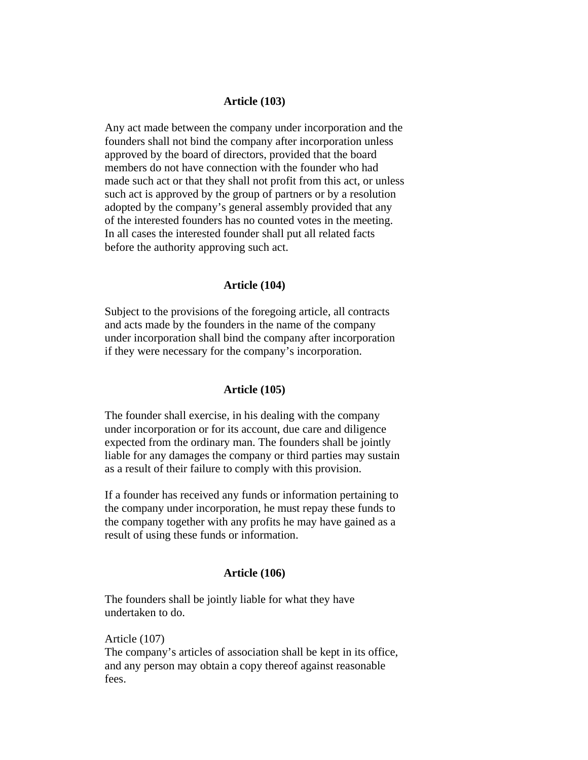### Article (103)

Any act made between the company under incorporation and the founders shall not bind the company after incorporation unless approved by the board of directors, provided that the board members do not have connection with the founder who had made such act or that they shall not profit from this act, or unless such act is approved by the group of partners or by a resolution adopted by the company's general assembly provided that any of the interested founders has no counted votes in the meeting. In all cases the interested founder shall put all related facts before the authority approving such act.

### Article (104)

Subject to the provisions of the foregoing article, all contracts and acts made by the founders in the name of the company under incorporation shall bind the company after incorporation if they were necessary for the company's incorporation.

### Article (105)

The founder shall exercise, in his dealing with the company under incorporation or for its account, due care and diligence expected from the ordinary man. The founders shall be jointly liable for any damages the company or third parties may sustain as a result of their failure to comply with this provision.

If a founder has received any funds or information pertaining to the company under incorporation, he must repay these funds to the company together with any profits he may have gained as a result of using these funds or information.

### Article (106)

The founders shall be jointly liable for what they have undertaken to do.

Article (107)
The company's articles of association shall be kept in its office, and any person may obtain a copy thereof against reasonable fees.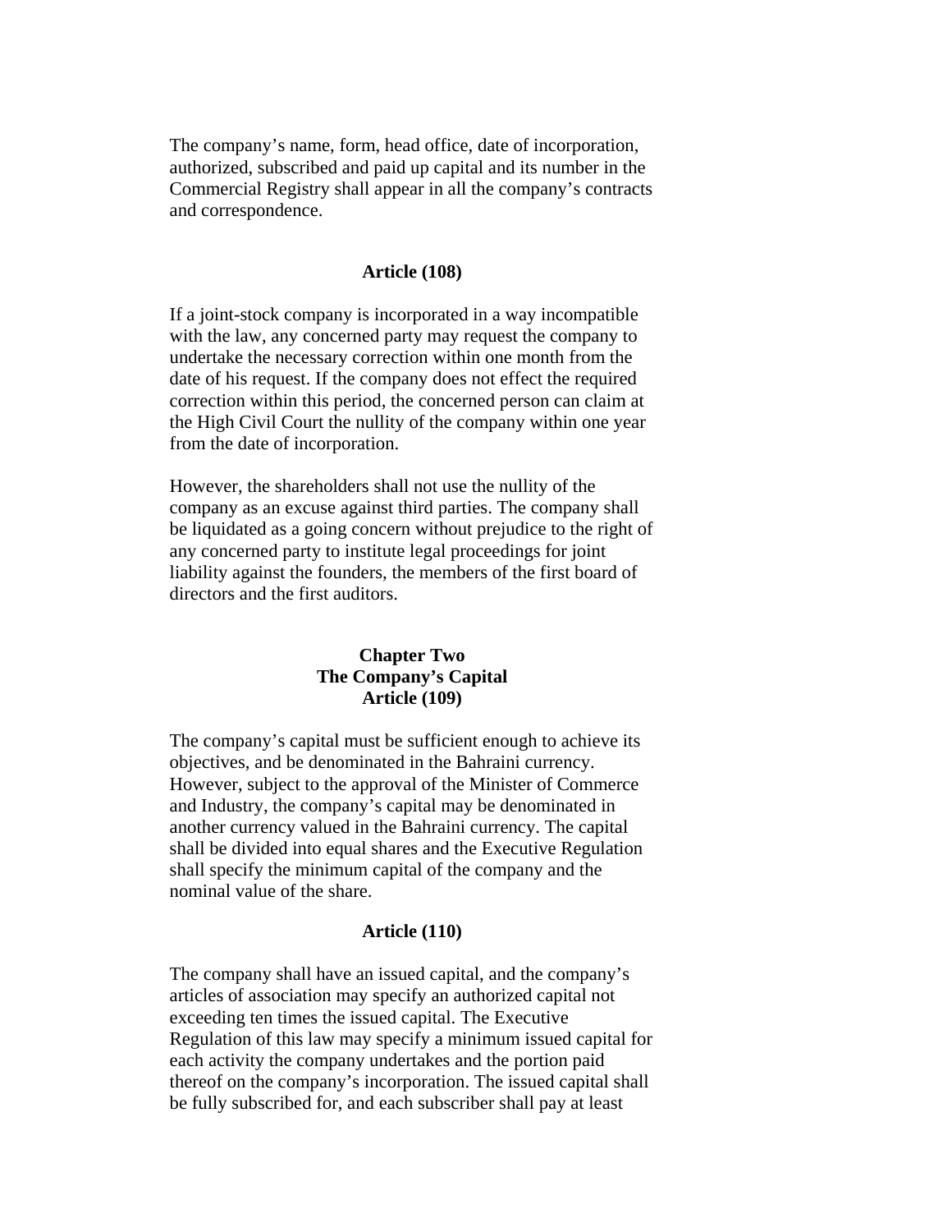The company's name, form, head office, date of incorporation, authorized, subscribed and paid up capital and its number in the Commercial Registry shall appear in all the company's contracts and correspondence.

**Article (108)**

If a joint-stock company is incorporated in a way incompatible with the law, any concerned party may request the company to undertake the necessary correction within one month from the date of his request. If the company does not effect the required correction within this period, the concerned person can claim at the High Civil Court the nullity of the company within one year from the date of incorporation.

However, the shareholders shall not use the nullity of the company as an excuse against third parties. The company shall be liquidated as a going concern without prejudice to the right of any concerned party to institute legal proceedings for joint liability against the founders, the members of the first board of directors and the first auditors.

## Chapter Two
## The Company's Capital

**Article (109)**

The company's capital must be sufficient enough to achieve its objectives, and be denominated in the Bahraini currency. However, subject to the approval of the Minister of Commerce and Industry, the company's capital may be denominated in another currency valued in the Bahraini currency. The capital shall be divided into equal shares and the Executive Regulation shall specify the minimum capital of the company and the nominal value of the share.

**Article (110)**

The company shall have an issued capital, and the company's articles of association may specify an authorized capital not exceeding ten times the issued capital. The Executive Regulation of this law may specify a minimum issued capital for each activity the company undertakes and the portion paid thereof on the company's incorporation. The issued capital shall be fully subscribed for, and each subscriber shall pay at least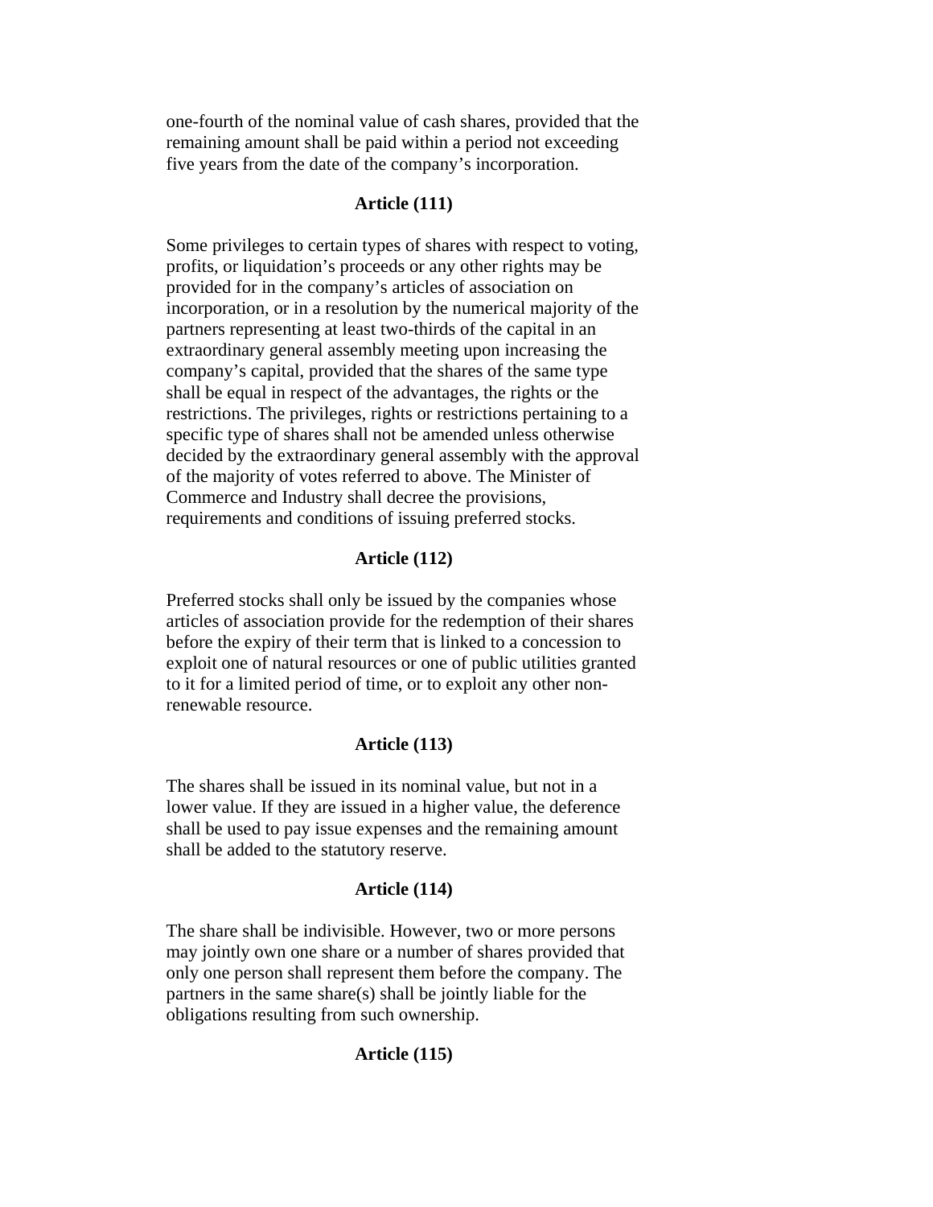one-fourth of the nominal value of cash shares, provided that the remaining amount shall be paid within a period not exceeding five years from the date of the company's incorporation.

### Article (111)

Some privileges to certain types of shares with respect to voting, profits, or liquidation's proceeds or any other rights may be provided for in the company's articles of association on incorporation, or in a resolution by the numerical majority of the partners representing at least two-thirds of the capital in an extraordinary general assembly meeting upon increasing the company's capital, provided that the shares of the same type shall be equal in respect of the advantages, the rights or the restrictions. The privileges, rights or restrictions pertaining to a specific type of shares shall not be amended unless otherwise decided by the extraordinary general assembly with the approval of the majority of votes referred to above. The Minister of Commerce and Industry shall decree the provisions, requirements and conditions of issuing preferred stocks.

### Article (112)

Preferred stocks shall only be issued by the companies whose articles of association provide for the redemption of their shares before the expiry of their term that is linked to a concession to exploit one of natural resources or one of public utilities granted to it for a limited period of time, or to exploit any other non-renewable resource.

### Article (113)

The shares shall be issued in its nominal value, but not in a lower value. If they are issued in a higher value, the deference shall be used to pay issue expenses and the remaining amount shall be added to the statutory reserve.

### Article (114)

The share shall be indivisible. However, two or more persons may jointly own one share or a number of shares provided that only one person shall represent them before the company. The partners in the same share(s) shall be jointly liable for the obligations resulting from such ownership.

### Article (115)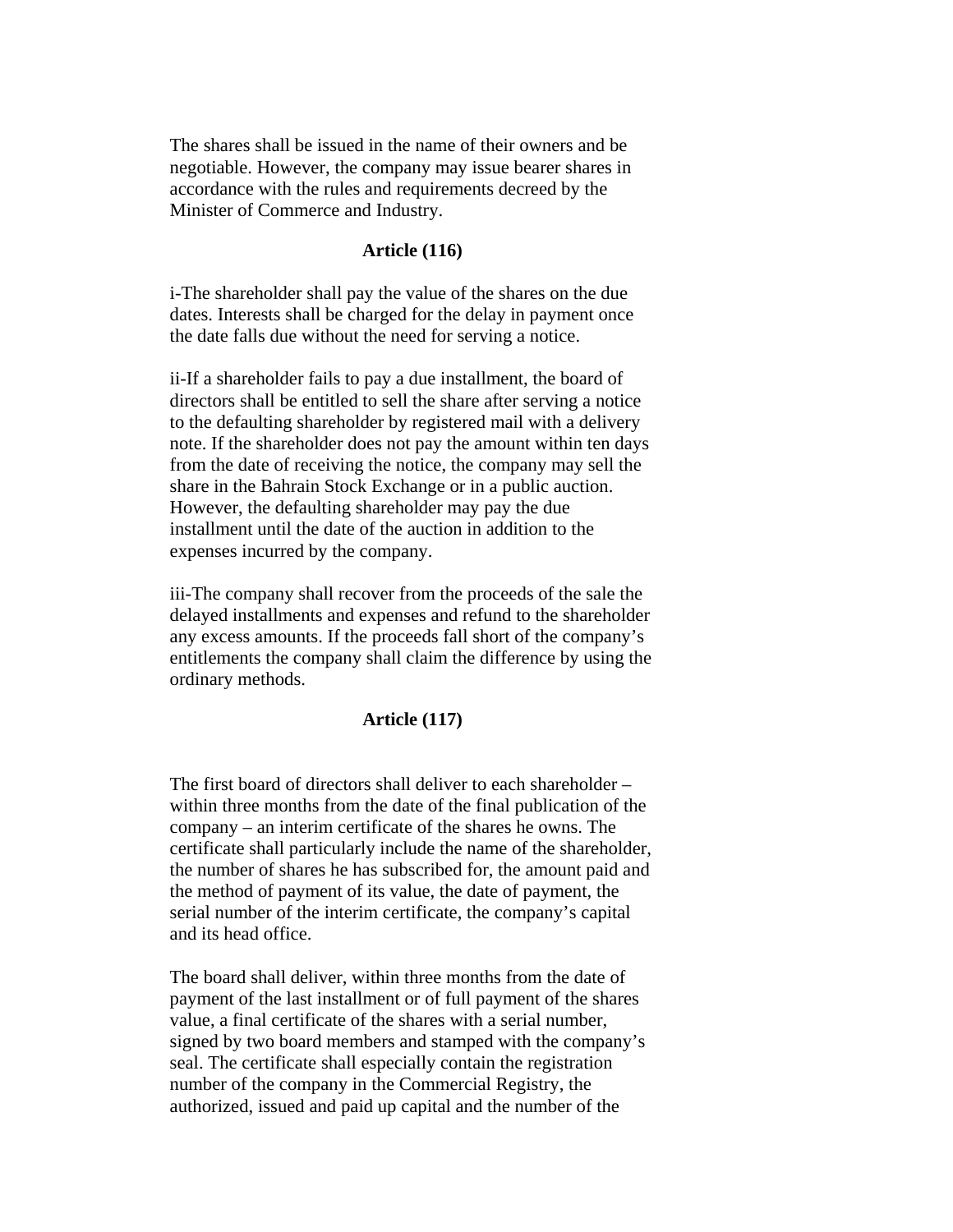The shares shall be issued in the name of their owners and be negotiable. However, the company may issue bearer shares in accordance with the rules and requirements decreed by the Minister of Commerce and Industry.

**Article (116)**

i-The shareholder shall pay the value of the shares on the due dates. Interests shall be charged for the delay in payment once the date falls due without the need for serving a notice.

ii-If a shareholder fails to pay a due installment, the board of directors shall be entitled to sell the share after serving a notice to the defaulting shareholder by registered mail with a delivery note. If the shareholder does not pay the amount within ten days from the date of receiving the notice, the company may sell the share in the Bahrain Stock Exchange or in a public auction. However, the defaulting shareholder may pay the due installment until the date of the auction in addition to the expenses incurred by the company.

iii-The company shall recover from the proceeds of the sale the delayed installments and expenses and refund to the shareholder any excess amounts. If the proceeds fall short of the company's entitlements the company shall claim the difference by using the ordinary methods.

**Article (117)**

The first board of directors shall deliver to each shareholder – within three months from the date of the final publication of the company – an interim certificate of the shares he owns. The certificate shall particularly include the name of the shareholder, the number of shares he has subscribed for, the amount paid and the method of payment of its value, the date of payment, the serial number of the interim certificate, the company's capital and its head office.

The board shall deliver, within three months from the date of payment of the last installment or of full payment of the shares value, a final certificate of the shares with a serial number, signed by two board members and stamped with the company's seal. The certificate shall especially contain the registration number of the company in the Commercial Registry, the authorized, issued and paid up capital and the number of the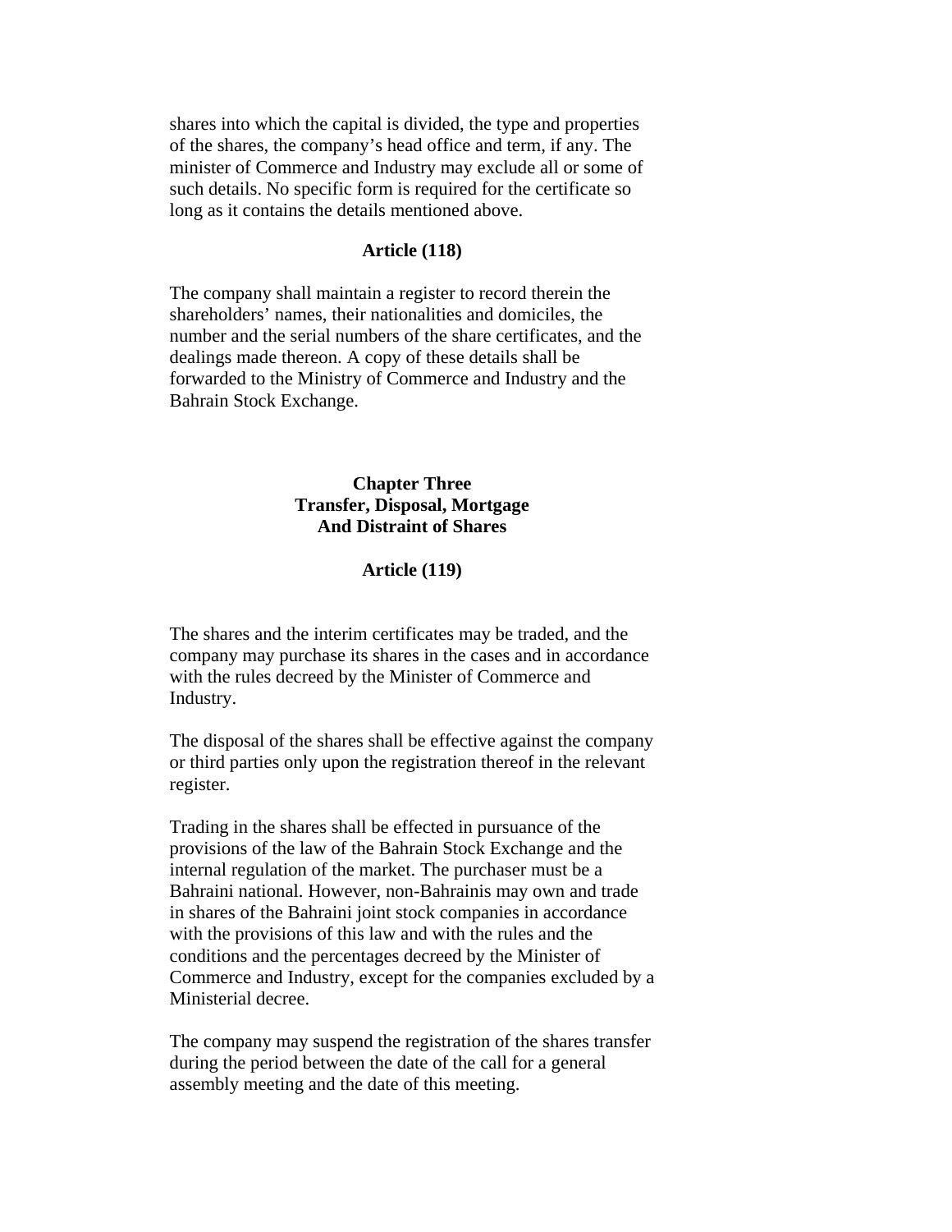shares into which the capital is divided, the type and properties of the shares, the company's head office and term, if any. The minister of Commerce and Industry may exclude all or some of such details. No specific form is required for the certificate so long as it contains the details mentioned above.

### Article (118)

The company shall maintain a register to record therein the shareholders' names, their nationalities and domiciles, the number and the serial numbers of the share certificates, and the dealings made thereon. A copy of these details shall be forwarded to the Ministry of Commerce and Industry and the Bahrain Stock Exchange.

## Chapter Three
## Transfer, Disposal, Mortgage And Distraint of Shares

### Article (119)

The shares and the interim certificates may be traded, and the company may purchase its shares in the cases and in accordance with the rules decreed by the Minister of Commerce and Industry.

The disposal of the shares shall be effective against the company or third parties only upon the registration thereof in the relevant register.

Trading in the shares shall be effected in pursuance of the provisions of the law of the Bahrain Stock Exchange and the internal regulation of the market. The purchaser must be a Bahraini national. However, non-Bahrainis may own and trade in shares of the Bahraini joint stock companies in accordance with the provisions of this law and with the rules and the conditions and the percentages decreed by the Minister of Commerce and Industry, except for the companies excluded by a Ministerial decree.

The company may suspend the registration of the shares transfer during the period between the date of the call for a general assembly meeting and the date of this meeting.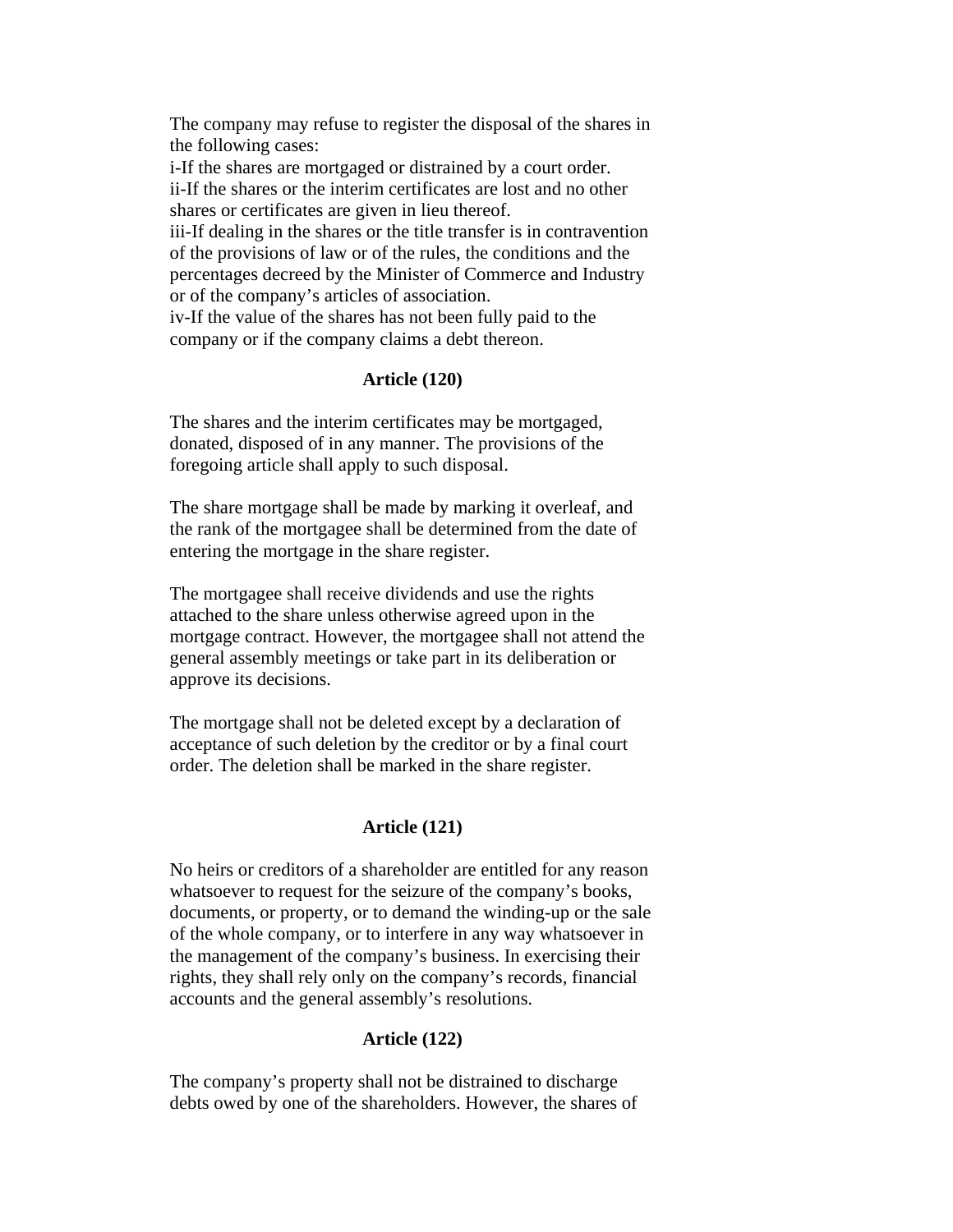The company may refuse to register the disposal of the shares in the following cases:

i-If the shares are mortgaged or distrained by a court order.
ii-If the shares or the interim certificates are lost and no other shares or certificates are given in lieu thereof.
iii-If dealing in the shares or the title transfer is in contravention of the provisions of law or of the rules, the conditions and the percentages decreed by the Minister of Commerce and Industry or of the company's articles of association.
iv-If the value of the shares has not been fully paid to the company or if the company claims a debt thereon.

### Article (120)

The shares and the interim certificates may be mortgaged, donated, disposed of in any manner. The provisions of the foregoing article shall apply to such disposal.

The share mortgage shall be made by marking it overleaf, and the rank of the mortgagee shall be determined from the date of entering the mortgage in the share register.

The mortgagee shall receive dividends and use the rights attached to the share unless otherwise agreed upon in the mortgage contract. However, the mortgagee shall not attend the general assembly meetings or take part in its deliberation or approve its decisions.

The mortgage shall not be deleted except by a declaration of acceptance of such deletion by the creditor or by a final court order. The deletion shall be marked in the share register.

### Article (121)

No heirs or creditors of a shareholder are entitled for any reason whatsoever to request for the seizure of the company's books, documents, or property, or to demand the winding-up or the sale of the whole company, or to interfere in any way whatsoever in the management of the company's business. In exercising their rights, they shall rely only on the company's records, financial accounts and the general assembly's resolutions.

### Article (122)

The company's property shall not be distrained to discharge debts owed by one of the shareholders. However, the shares of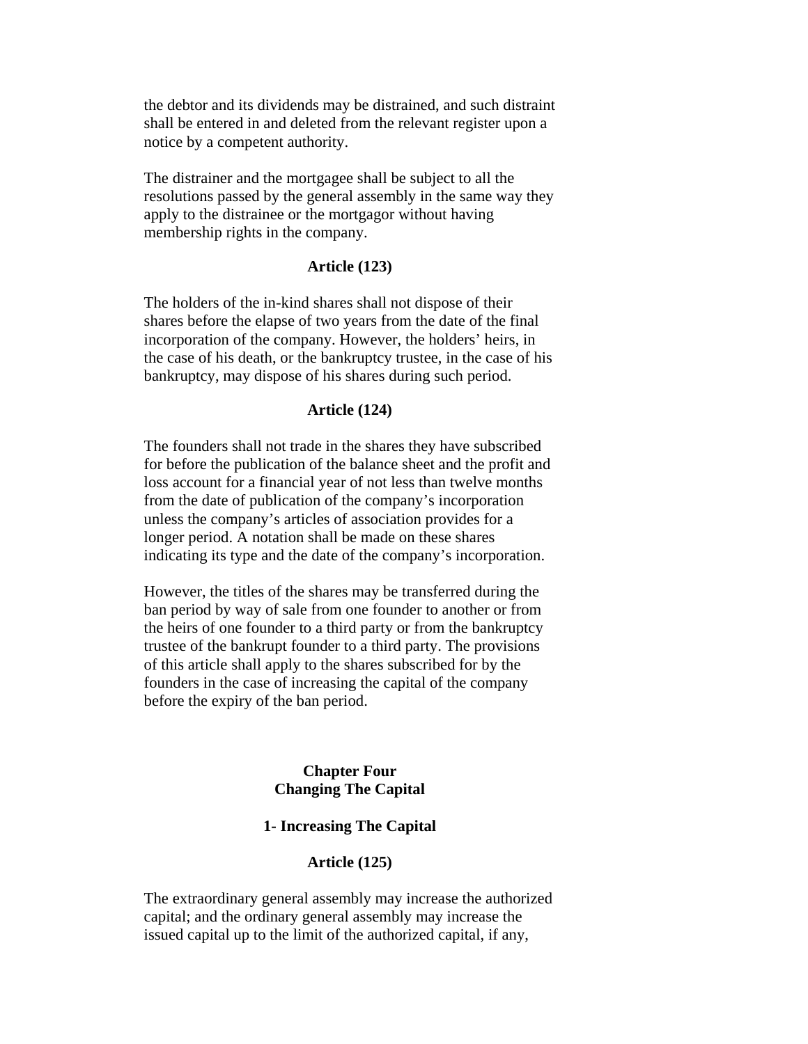the debtor and its dividends may be distrained, and such distraint shall be entered in and deleted from the relevant register upon a notice by a competent authority.

The distrainer and the mortgagee shall be subject to all the resolutions passed by the general assembly in the same way they apply to the distrainee or the mortgagor without having membership rights in the company.

### Article (123)

The holders of the in-kind shares shall not dispose of their shares before the elapse of two years from the date of the final incorporation of the company. However, the holders' heirs, in the case of his death, or the bankruptcy trustee, in the case of his bankruptcy, may dispose of his shares during such period.

### Article (124)

The founders shall not trade in the shares they have subscribed for before the publication of the balance sheet and the profit and loss account for a financial year of not less than twelve months from the date of publication of the company's incorporation unless the company's articles of association provides for a longer period. A notation shall be made on these shares indicating its type and the date of the company's incorporation.

However, the titles of the shares may be transferred during the ban period by way of sale from one founder to another or from the heirs of one founder to a third party or from the bankruptcy trustee of the bankrupt founder to a third party. The provisions of this article shall apply to the shares subscribed for by the founders in the case of increasing the capital of the company before the expiry of the ban period.

## Chapter Four
## Changing The Capital

### 1- Increasing The Capital

### Article (125)

The extraordinary general assembly may increase the authorized capital; and the ordinary general assembly may increase the issued capital up to the limit of the authorized capital, if any,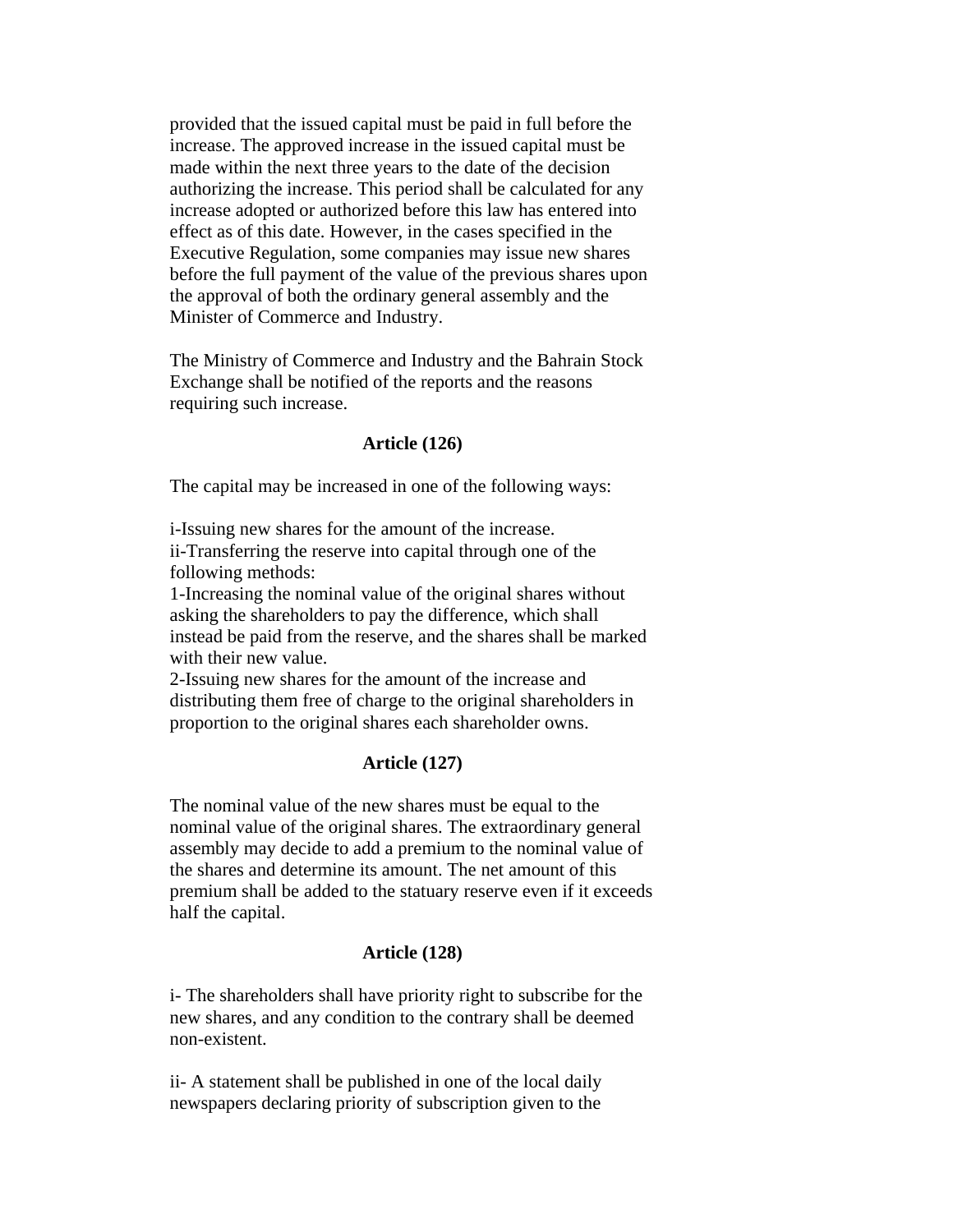provided that the issued capital must be paid in full before the increase. The approved increase in the issued capital must be made within the next three years to the date of the decision authorizing the increase. This period shall be calculated for any increase adopted or authorized before this law has entered into effect as of this date. However, in the cases specified in the Executive Regulation, some companies may issue new shares before the full payment of the value of the previous shares upon the approval of both the ordinary general assembly and the Minister of Commerce and Industry.

The Ministry of Commerce and Industry and the Bahrain Stock Exchange shall be notified of the reports and the reasons requiring such increase.

**Article (126)**

The capital may be increased in one of the following ways:

i-Issuing new shares for the amount of the increase.
ii-Transferring the reserve into capital through one of the following methods:
1-Increasing the nominal value of the original shares without asking the shareholders to pay the difference, which shall instead be paid from the reserve, and the shares shall be marked with their new value.
2-Issuing new shares for the amount of the increase and distributing them free of charge to the original shareholders in proportion to the original shares each shareholder owns.

**Article (127)**

The nominal value of the new shares must be equal to the nominal value of the original shares. The extraordinary general assembly may decide to add a premium to the nominal value of the shares and determine its amount. The net amount of this premium shall be added to the statuary reserve even if it exceeds half the capital.

**Article (128)**

i- The shareholders shall have priority right to subscribe for the new shares, and any condition to the contrary shall be deemed non-existent.

ii- A statement shall be published in one of the local daily newspapers declaring priority of subscription given to the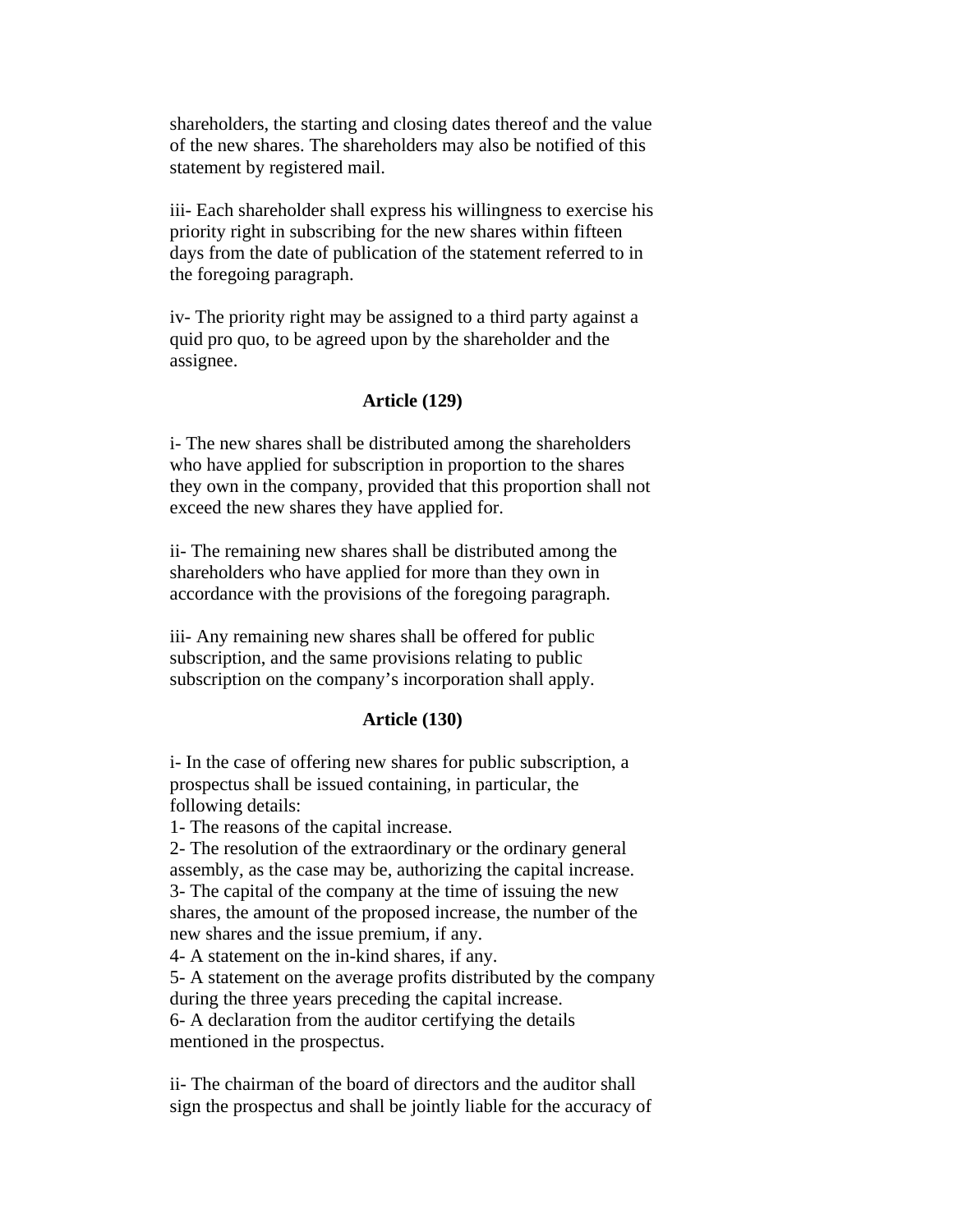shareholders, the starting and closing dates thereof and the value of the new shares. The shareholders may also be notified of this statement by registered mail.

iii- Each shareholder shall express his willingness to exercise his priority right in subscribing for the new shares within fifteen days from the date of publication of the statement referred to in the foregoing paragraph.

iv- The priority right may be assigned to a third party against a quid pro quo, to be agreed upon by the shareholder and the assignee.

**Article (129)**

i- The new shares shall be distributed among the shareholders who have applied for subscription in proportion to the shares they own in the company, provided that this proportion shall not exceed the new shares they have applied for.

ii- The remaining new shares shall be distributed among the shareholders who have applied for more than they own in accordance with the provisions of the foregoing paragraph.

iii- Any remaining new shares shall be offered for public subscription, and the same provisions relating to public subscription on the company's incorporation shall apply.

**Article (130)**

i- In the case of offering new shares for public subscription, a prospectus shall be issued containing, in particular, the following details:
1- The reasons of the capital increase.
2- The resolution of the extraordinary or the ordinary general assembly, as the case may be, authorizing the capital increase.
3- The capital of the company at the time of issuing the new shares, the amount of the proposed increase, the number of the new shares and the issue premium, if any.
4- A statement on the in-kind shares, if any.
5- A statement on the average profits distributed by the company during the three years preceding the capital increase.
6- A declaration from the auditor certifying the details mentioned in the prospectus.

ii- The chairman of the board of directors and the auditor shall sign the prospectus and shall be jointly liable for the accuracy of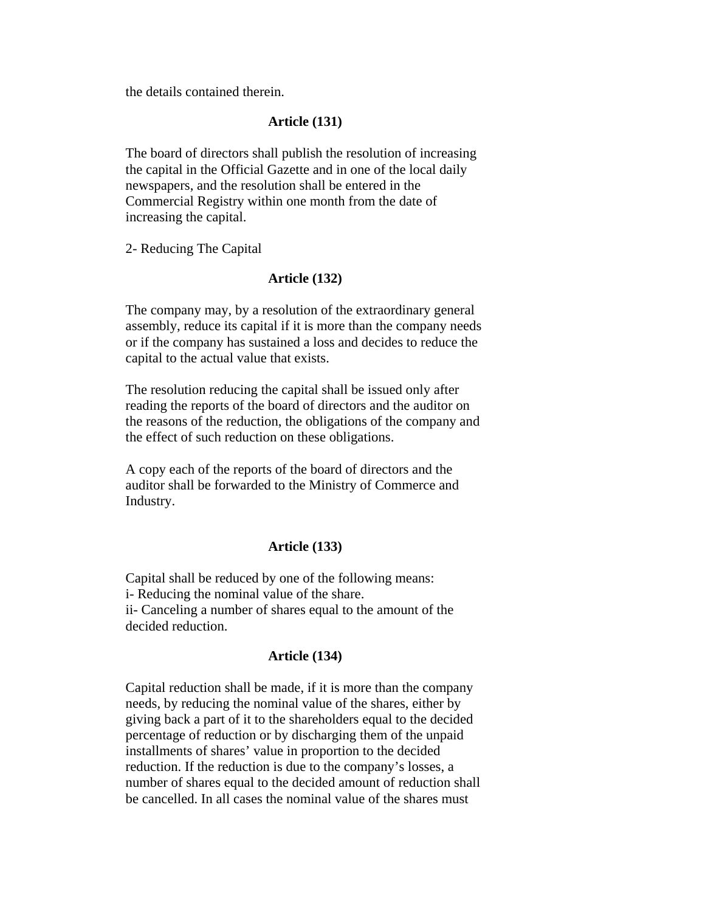the details contained therein.

### Article (131)

The board of directors shall publish the resolution of increasing the capital in the Official Gazette and in one of the local daily newspapers, and the resolution shall be entered in the Commercial Registry within one month from the date of increasing the capital.

2- Reducing The Capital

### Article (132)

The company may, by a resolution of the extraordinary general assembly, reduce its capital if it is more than the company needs or if the company has sustained a loss and decides to reduce the capital to the actual value that exists.

The resolution reducing the capital shall be issued only after reading the reports of the board of directors and the auditor on the reasons of the reduction, the obligations of the company and the effect of such reduction on these obligations.

A copy each of the reports of the board of directors and the auditor shall be forwarded to the Ministry of Commerce and Industry.

### Article (133)

Capital shall be reduced by one of the following means:
i- Reducing the nominal value of the share.
ii- Canceling a number of shares equal to the amount of the decided reduction.

### Article (134)

Capital reduction shall be made, if it is more than the company needs, by reducing the nominal value of the shares, either by giving back a part of it to the shareholders equal to the decided percentage of reduction or by discharging them of the unpaid installments of shares' value in proportion to the decided reduction. If the reduction is due to the company's losses, a number of shares equal to the decided amount of reduction shall be cancelled. In all cases the nominal value of the shares must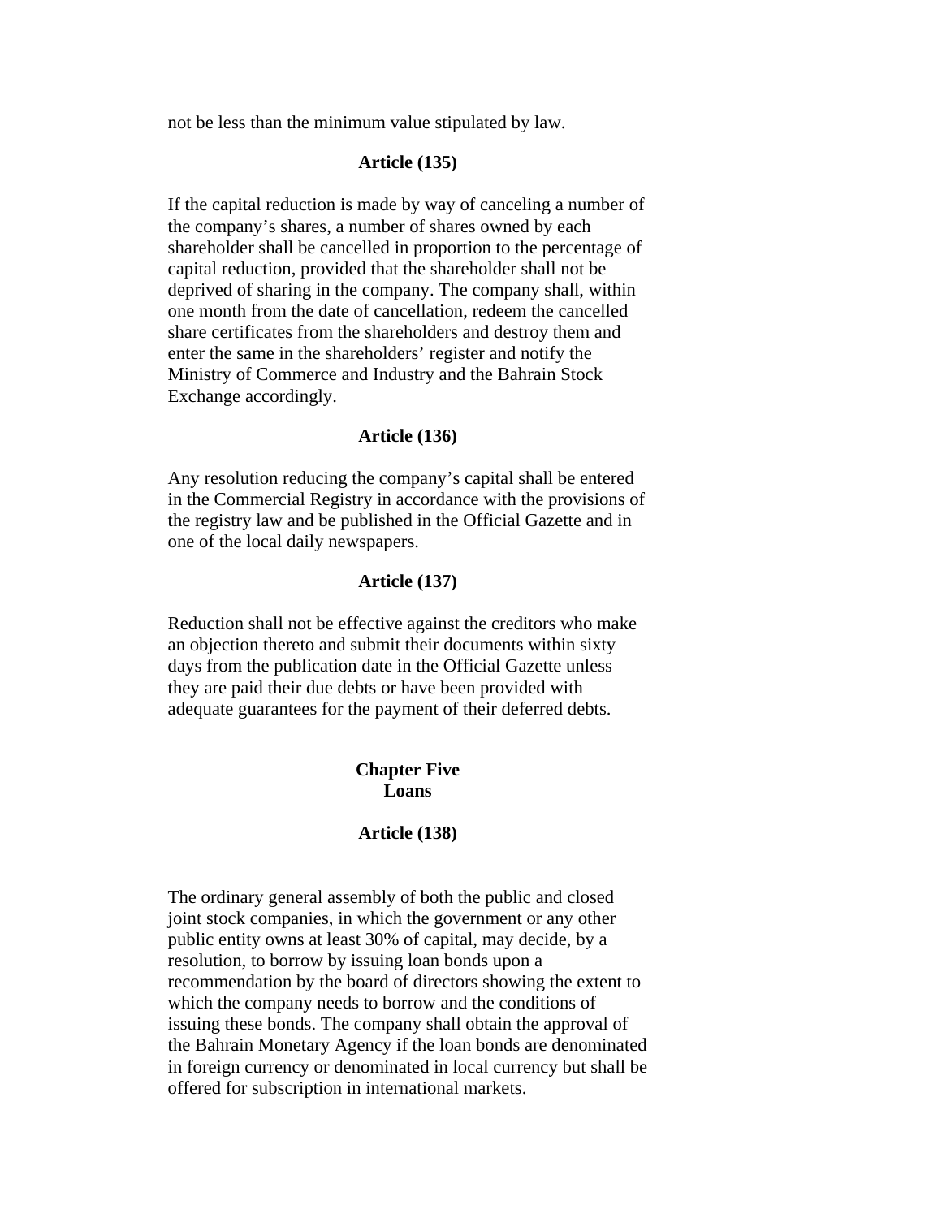not be less than the minimum value stipulated by law.

### Article (135)

If the capital reduction is made by way of canceling a number of the company's shares, a number of shares owned by each shareholder shall be cancelled in proportion to the percentage of capital reduction, provided that the shareholder shall not be deprived of sharing in the company. The company shall, within one month from the date of cancellation, redeem the cancelled share certificates from the shareholders and destroy them and enter the same in the shareholders' register and notify the Ministry of Commerce and Industry and the Bahrain Stock Exchange accordingly.

### Article (136)

Any resolution reducing the company's capital shall be entered in the Commercial Registry in accordance with the provisions of the registry law and be published in the Official Gazette and in one of the local daily newspapers.

### Article (137)

Reduction shall not be effective against the creditors who make an objection thereto and submit their documents within sixty days from the publication date in the Official Gazette unless they are paid their due debts or have been provided with adequate guarantees for the payment of their deferred debts.

## Chapter Five
## Loans

### Article (138)

The ordinary general assembly of both the public and closed joint stock companies, in which the government or any other public entity owns at least 30% of capital, may decide, by a resolution, to borrow by issuing loan bonds upon a recommendation by the board of directors showing the extent to which the company needs to borrow and the conditions of issuing these bonds. The company shall obtain the approval of the Bahrain Monetary Agency if the loan bonds are denominated in foreign currency or denominated in local currency but shall be offered for subscription in international markets.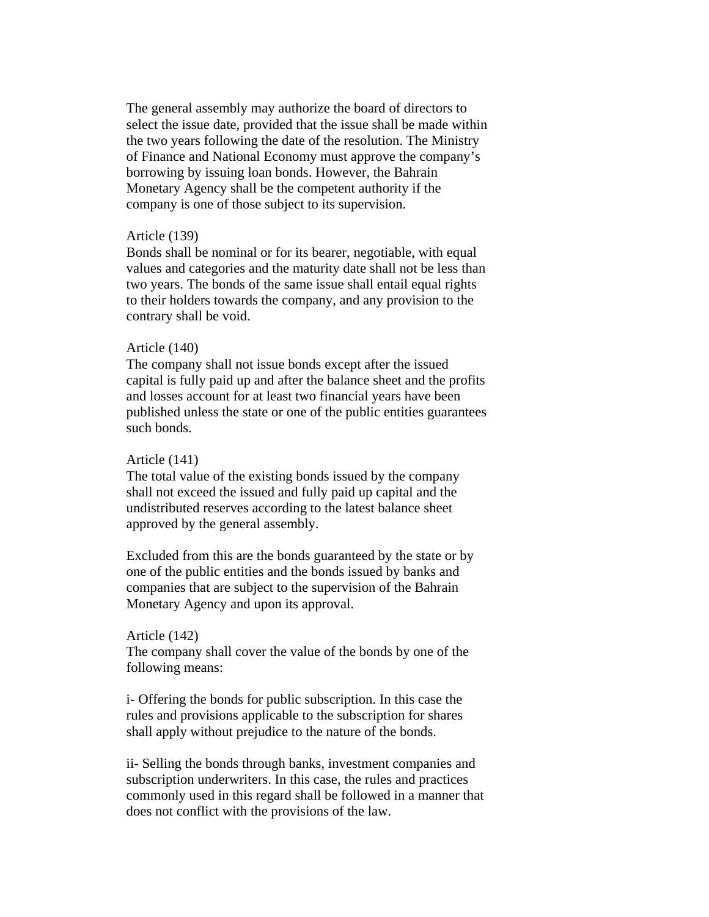The general assembly may authorize the board of directors to select the issue date, provided that the issue shall be made within the two years following the date of the resolution. The Ministry of Finance and National Economy must approve the company's borrowing by issuing loan bonds. However, the Bahrain Monetary Agency shall be the competent authority if the company is one of those subject to its supervision.

Article (139)
Bonds shall be nominal or for its bearer, negotiable, with equal values and categories and the maturity date shall not be less than two years. The bonds of the same issue shall entail equal rights to their holders towards the company, and any provision to the contrary shall be void.

Article (140)
The company shall not issue bonds except after the issued capital is fully paid up and after the balance sheet and the profits and losses account for at least two financial years have been published unless the state or one of the public entities guarantees such bonds.

Article (141)
The total value of the existing bonds issued by the company shall not exceed the issued and fully paid up capital and the undistributed reserves according to the latest balance sheet approved by the general assembly.

Excluded from this are the bonds guaranteed by the state or by one of the public entities and the bonds issued by banks and companies that are subject to the supervision of the Bahrain Monetary Agency and upon its approval.

Article (142)
The company shall cover the value of the bonds by one of the following means:

i- Offering the bonds for public subscription. In this case the rules and provisions applicable to the subscription for shares shall apply without prejudice to the nature of the bonds.

ii- Selling the bonds through banks, investment companies and subscription underwriters. In this case, the rules and practices commonly used in this regard shall be followed in a manner that does not conflict with the provisions of the law.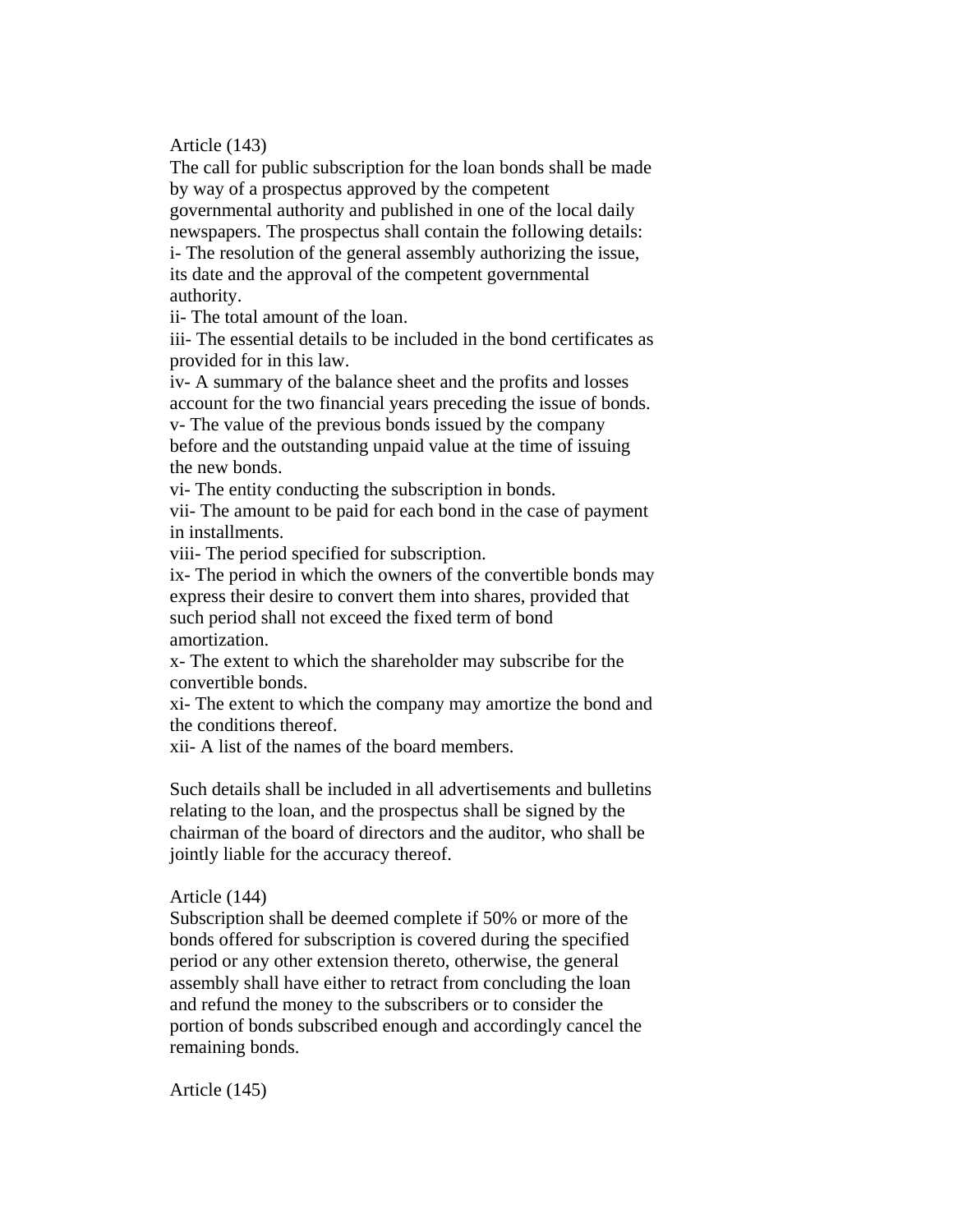Article (143)

The call for public subscription for the loan bonds shall be made by way of a prospectus approved by the competent governmental authority and published in one of the local daily newspapers. The prospectus shall contain the following details:

i- The resolution of the general assembly authorizing the issue, its date and the approval of the competent governmental authority.

ii- The total amount of the loan.

iii- The essential details to be included in the bond certificates as provided for in this law.

iv- A summary of the balance sheet and the profits and losses account for the two financial years preceding the issue of bonds.

v- The value of the previous bonds issued by the company before and the outstanding unpaid value at the time of issuing the new bonds.

vi- The entity conducting the subscription in bonds.

vii- The amount to be paid for each bond in the case of payment in installments.

viii- The period specified for subscription.

ix- The period in which the owners of the convertible bonds may express their desire to convert them into shares, provided that such period shall not exceed the fixed term of bond amortization.

x- The extent to which the shareholder may subscribe for the convertible bonds.

xi- The extent to which the company may amortize the bond and the conditions thereof.

xii- A list of the names of the board members.

Such details shall be included in all advertisements and bulletins relating to the loan, and the prospectus shall be signed by the chairman of the board of directors and the auditor, who shall be jointly liable for the accuracy thereof.

Article (144)

Subscription shall be deemed complete if 50% or more of the bonds offered for subscription is covered during the specified period or any other extension thereto, otherwise, the general assembly shall have either to retract from concluding the loan and refund the money to the subscribers or to consider the portion of bonds subscribed enough and accordingly cancel the remaining bonds.

Article (145)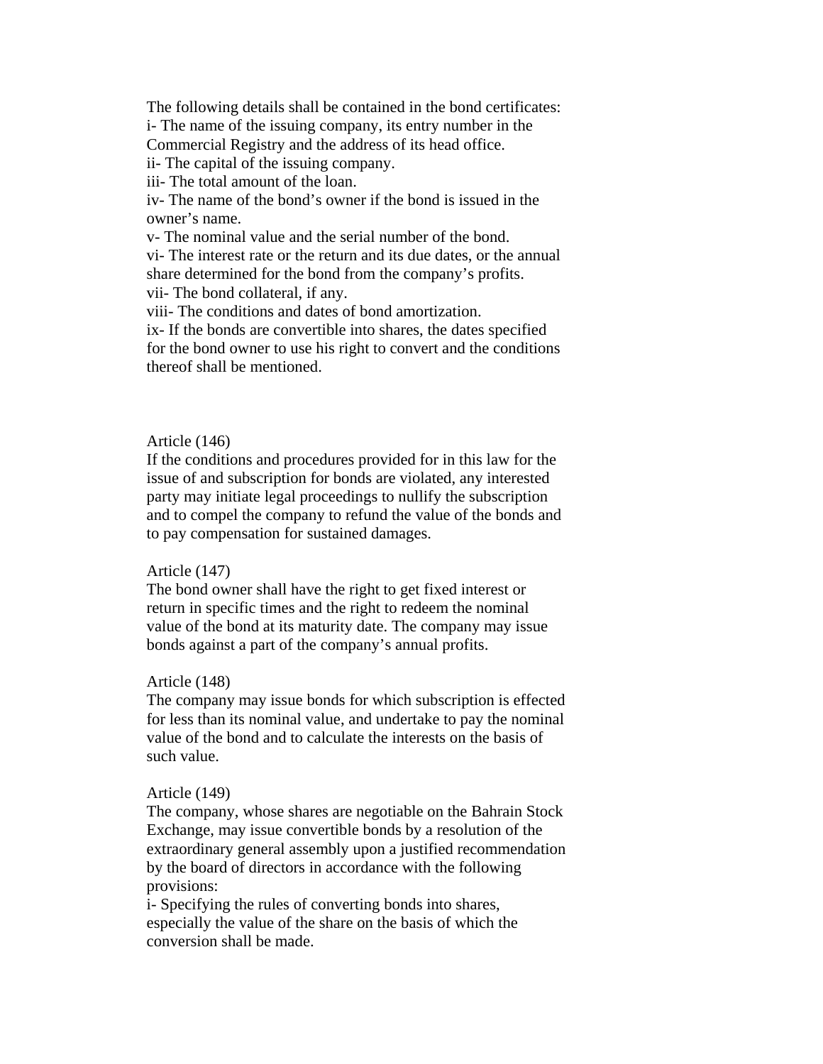The following details shall be contained in the bond certificates:

i- The name of the issuing company, its entry number in the Commercial Registry and the address of its head office.

ii- The capital of the issuing company.

iii- The total amount of the loan.

iv- The name of the bond's owner if the bond is issued in the owner's name.

v- The nominal value and the serial number of the bond.

vi- The interest rate or the return and its due dates, or the annual share determined for the bond from the company's profits.

vii- The bond collateral, if any.

viii- The conditions and dates of bond amortization.

ix- If the bonds are convertible into shares, the dates specified for the bond owner to use his right to convert and the conditions thereof shall be mentioned.

Article (146)

If the conditions and procedures provided for in this law for the issue of and subscription for bonds are violated, any interested party may initiate legal proceedings to nullify the subscription and to compel the company to refund the value of the bonds and to pay compensation for sustained damages.

Article (147)

The bond owner shall have the right to get fixed interest or return in specific times and the right to redeem the nominal value of the bond at its maturity date. The company may issue bonds against a part of the company's annual profits.

Article (148)

The company may issue bonds for which subscription is effected for less than its nominal value, and undertake to pay the nominal value of the bond and to calculate the interests on the basis of such value.

Article (149)

The company, whose shares are negotiable on the Bahrain Stock Exchange, may issue convertible bonds by a resolution of the extraordinary general assembly upon a justified recommendation by the board of directors in accordance with the following provisions:

i- Specifying the rules of converting bonds into shares, especially the value of the share on the basis of which the conversion shall be made.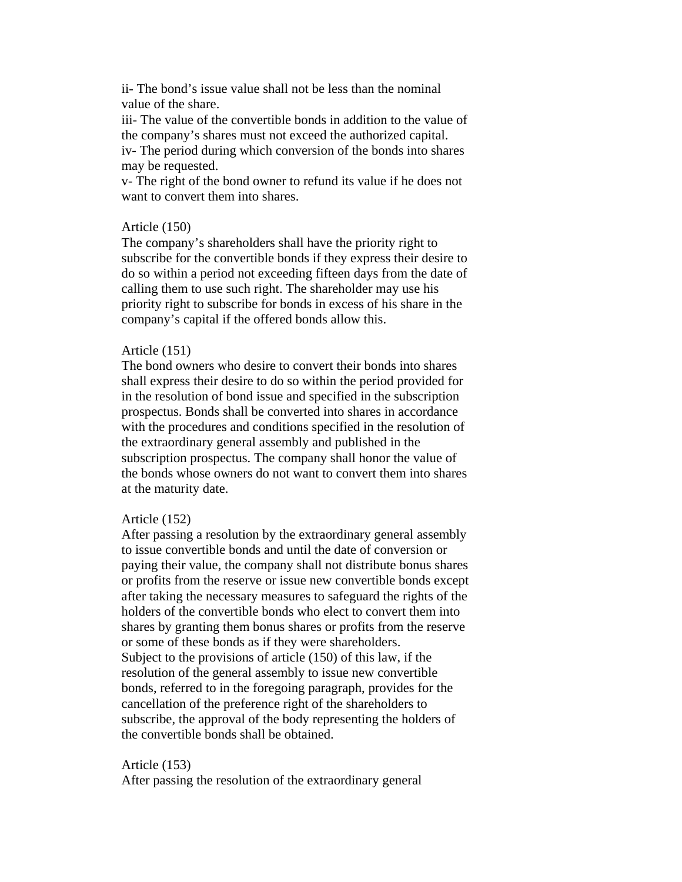ii- The bond’s issue value shall not be less than the nominal value of the share.
iii- The value of the convertible bonds in addition to the value of the company’s shares must not exceed the authorized capital.
iv- The period during which conversion of the bonds into shares may be requested.
v- The right of the bond owner to refund its value if he does not want to convert them into shares.

Article (150)
The company’s shareholders shall have the priority right to subscribe for the convertible bonds if they express their desire to do so within a period not exceeding fifteen days from the date of calling them to use such right. The shareholder may use his priority right to subscribe for bonds in excess of his share in the company’s capital if the offered bonds allow this.

Article (151)
The bond owners who desire to convert their bonds into shares shall express their desire to do so within the period provided for in the resolution of bond issue and specified in the subscription prospectus. Bonds shall be converted into shares in accordance with the procedures and conditions specified in the resolution of the extraordinary general assembly and published in the subscription prospectus. The company shall honor the value of the bonds whose owners do not want to convert them into shares at the maturity date.

Article (152)
After passing a resolution by the extraordinary general assembly to issue convertible bonds and until the date of conversion or paying their value, the company shall not distribute bonus shares or profits from the reserve or issue new convertible bonds except after taking the necessary measures to safeguard the rights of the holders of the convertible bonds who elect to convert them into shares by granting them bonus shares or profits from the reserve or some of these bonds as if they were shareholders.
Subject to the provisions of article (150) of this law, if the resolution of the general assembly to issue new convertible bonds, referred to in the foregoing paragraph, provides for the cancellation of the preference right of the shareholders to subscribe, the approval of the body representing the holders of the convertible bonds shall be obtained.

Article (153)
After passing the resolution of the extraordinary general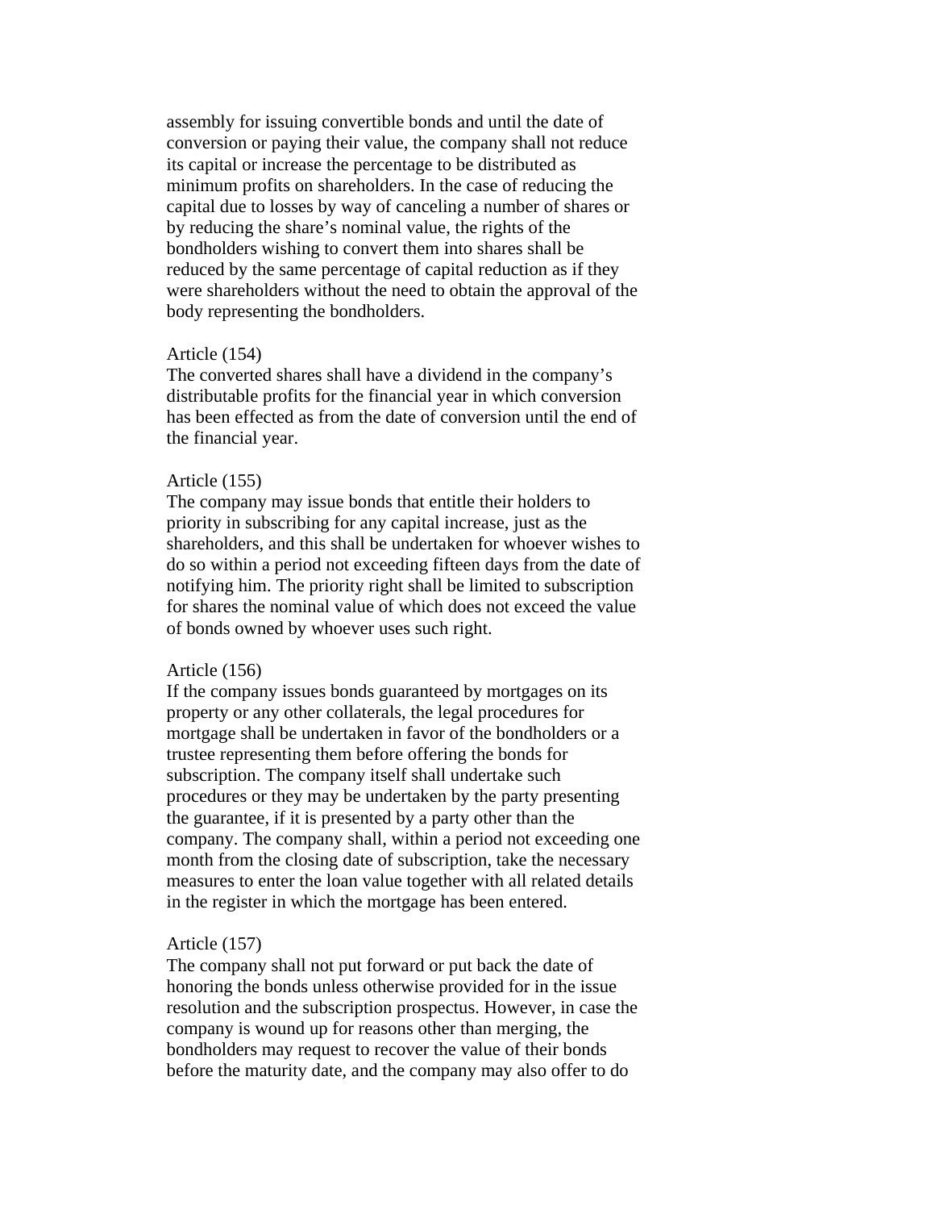assembly for issuing convertible bonds and until the date of conversion or paying their value, the company shall not reduce its capital or increase the percentage to be distributed as minimum profits on shareholders. In the case of reducing the capital due to losses by way of canceling a number of shares or by reducing the share's nominal value, the rights of the bondholders wishing to convert them into shares shall be reduced by the same percentage of capital reduction as if they were shareholders without the need to obtain the approval of the body representing the bondholders.

Article (154)
The converted shares shall have a dividend in the company's distributable profits for the financial year in which conversion has been effected as from the date of conversion until the end of the financial year.

Article (155)
The company may issue bonds that entitle their holders to priority in subscribing for any capital increase, just as the shareholders, and this shall be undertaken for whoever wishes to do so within a period not exceeding fifteen days from the date of notifying him. The priority right shall be limited to subscription for shares the nominal value of which does not exceed the value of bonds owned by whoever uses such right.

Article (156)
If the company issues bonds guaranteed by mortgages on its property or any other collaterals, the legal procedures for mortgage shall be undertaken in favor of the bondholders or a trustee representing them before offering the bonds for subscription. The company itself shall undertake such procedures or they may be undertaken by the party presenting the guarantee, if it is presented by a party other than the company. The company shall, within a period not exceeding one month from the closing date of subscription, take the necessary measures to enter the loan value together with all related details in the register in which the mortgage has been entered.

Article (157)
The company shall not put forward or put back the date of honoring the bonds unless otherwise provided for in the issue resolution and the subscription prospectus. However, in case the company is wound up for reasons other than merging, the bondholders may request to recover the value of their bonds before the maturity date, and the company may also offer to do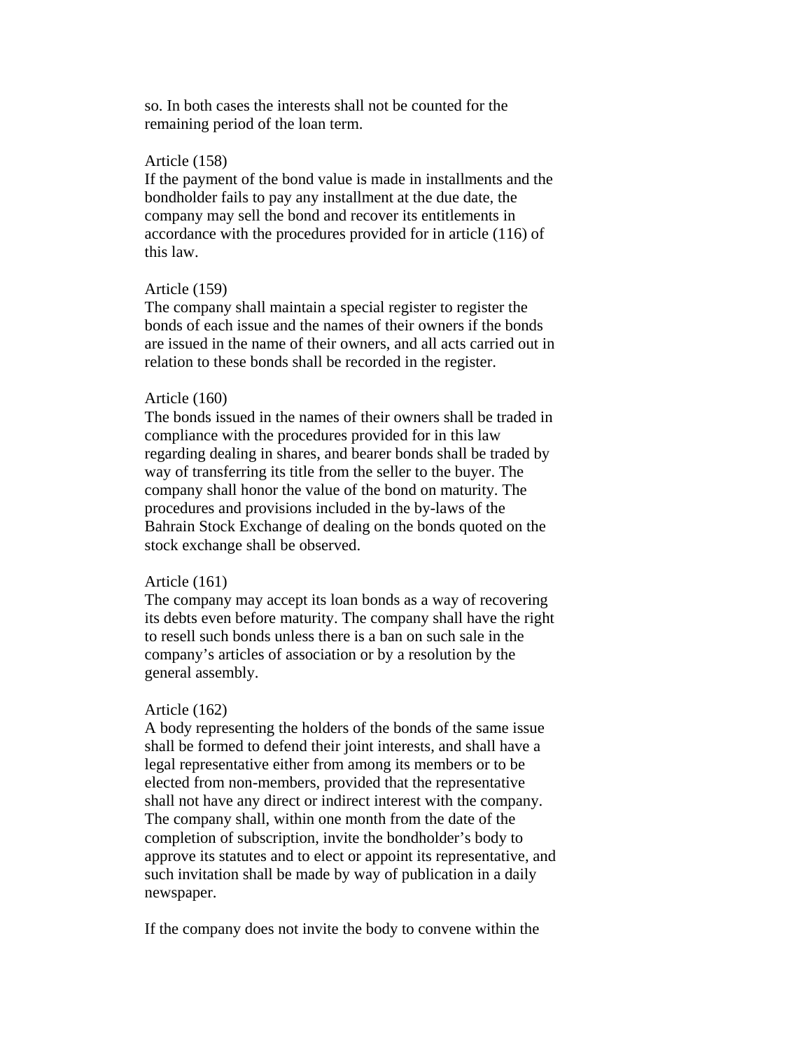so. In both cases the interests shall not be counted for the remaining period of the loan term.

Article (158)
If the payment of the bond value is made in installments and the bondholder fails to pay any installment at the due date, the company may sell the bond and recover its entitlements in accordance with the procedures provided for in article (116) of this law.

Article (159)
The company shall maintain a special register to register the bonds of each issue and the names of their owners if the bonds are issued in the name of their owners, and all acts carried out in relation to these bonds shall be recorded in the register.

Article (160)
The bonds issued in the names of their owners shall be traded in compliance with the procedures provided for in this law regarding dealing in shares, and bearer bonds shall be traded by way of transferring its title from the seller to the buyer. The company shall honor the value of the bond on maturity. The procedures and provisions included in the by-laws of the Bahrain Stock Exchange of dealing on the bonds quoted on the stock exchange shall be observed.

Article (161)
The company may accept its loan bonds as a way of recovering its debts even before maturity. The company shall have the right to resell such bonds unless there is a ban on such sale in the company's articles of association or by a resolution by the general assembly.

Article (162)
A body representing the holders of the bonds of the same issue shall be formed to defend their joint interests, and shall have a legal representative either from among its members or to be elected from non-members, provided that the representative shall not have any direct or indirect interest with the company. The company shall, within one month from the date of the completion of subscription, invite the bondholder's body to approve its statutes and to elect or appoint its representative, and such invitation shall be made by way of publication in a daily newspaper.

If the company does not invite the body to convene within the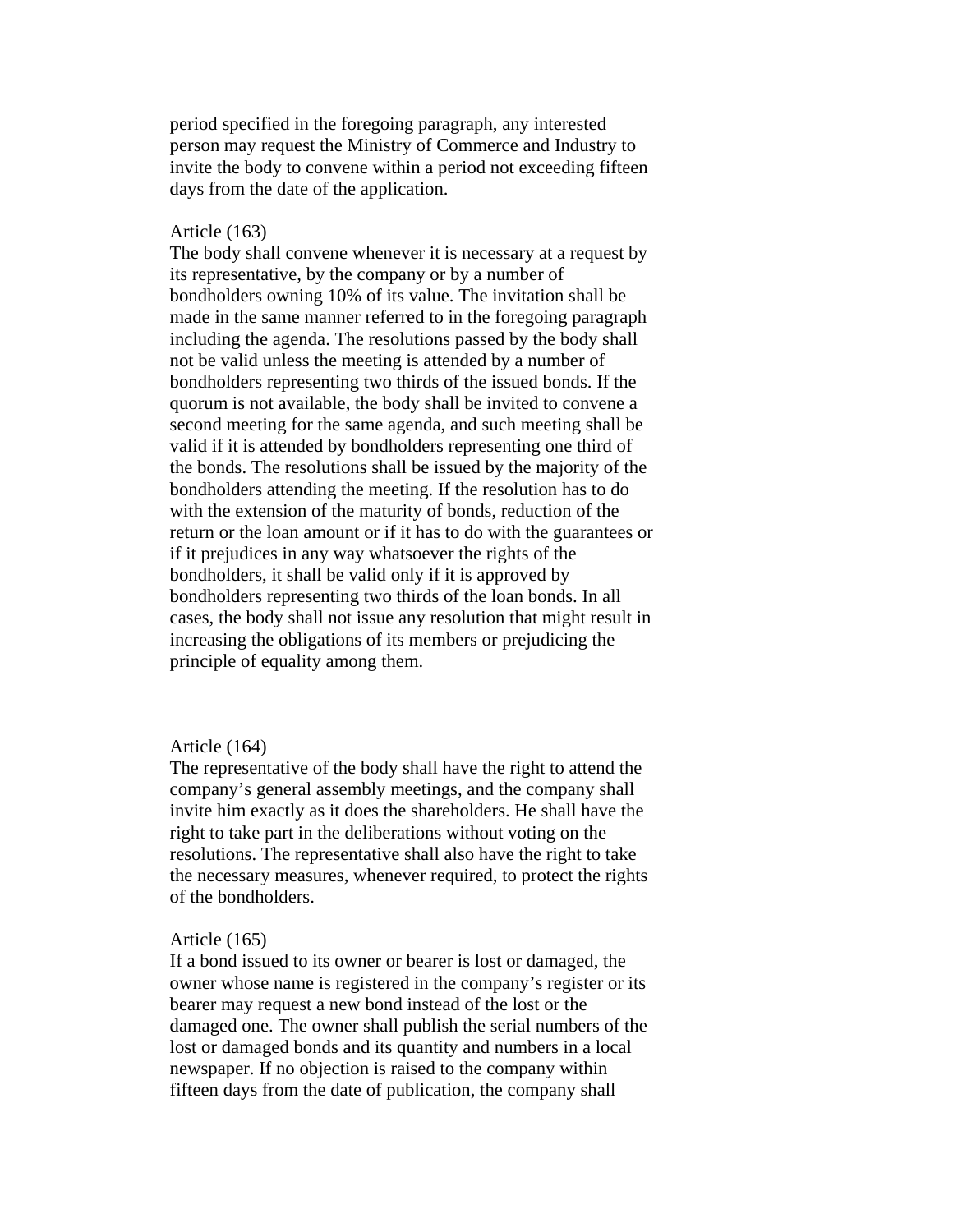period specified in the foregoing paragraph, any interested person may request the Ministry of Commerce and Industry to invite the body to convene within a period not exceeding fifteen days from the date of the application.

Article (163)
The body shall convene whenever it is necessary at a request by its representative, by the company or by a number of bondholders owning 10% of its value. The invitation shall be made in the same manner referred to in the foregoing paragraph including the agenda. The resolutions passed by the body shall not be valid unless the meeting is attended by a number of bondholders representing two thirds of the issued bonds. If the quorum is not available, the body shall be invited to convene a second meeting for the same agenda, and such meeting shall be valid if it is attended by bondholders representing one third of the bonds. The resolutions shall be issued by the majority of the bondholders attending the meeting. If the resolution has to do with the extension of the maturity of bonds, reduction of the return or the loan amount or if it has to do with the guarantees or if it prejudices in any way whatsoever the rights of the bondholders, it shall be valid only if it is approved by bondholders representing two thirds of the loan bonds. In all cases, the body shall not issue any resolution that might result in increasing the obligations of its members or prejudicing the principle of equality among them.

Article (164)
The representative of the body shall have the right to attend the company's general assembly meetings, and the company shall invite him exactly as it does the shareholders. He shall have the right to take part in the deliberations without voting on the resolutions. The representative shall also have the right to take the necessary measures, whenever required, to protect the rights of the bondholders.

Article (165)
If a bond issued to its owner or bearer is lost or damaged, the owner whose name is registered in the company's register or its bearer may request a new bond instead of the lost or the damaged one. The owner shall publish the serial numbers of the lost or damaged bonds and its quantity and numbers in a local newspaper. If no objection is raised to the company within fifteen days from the date of publication, the company shall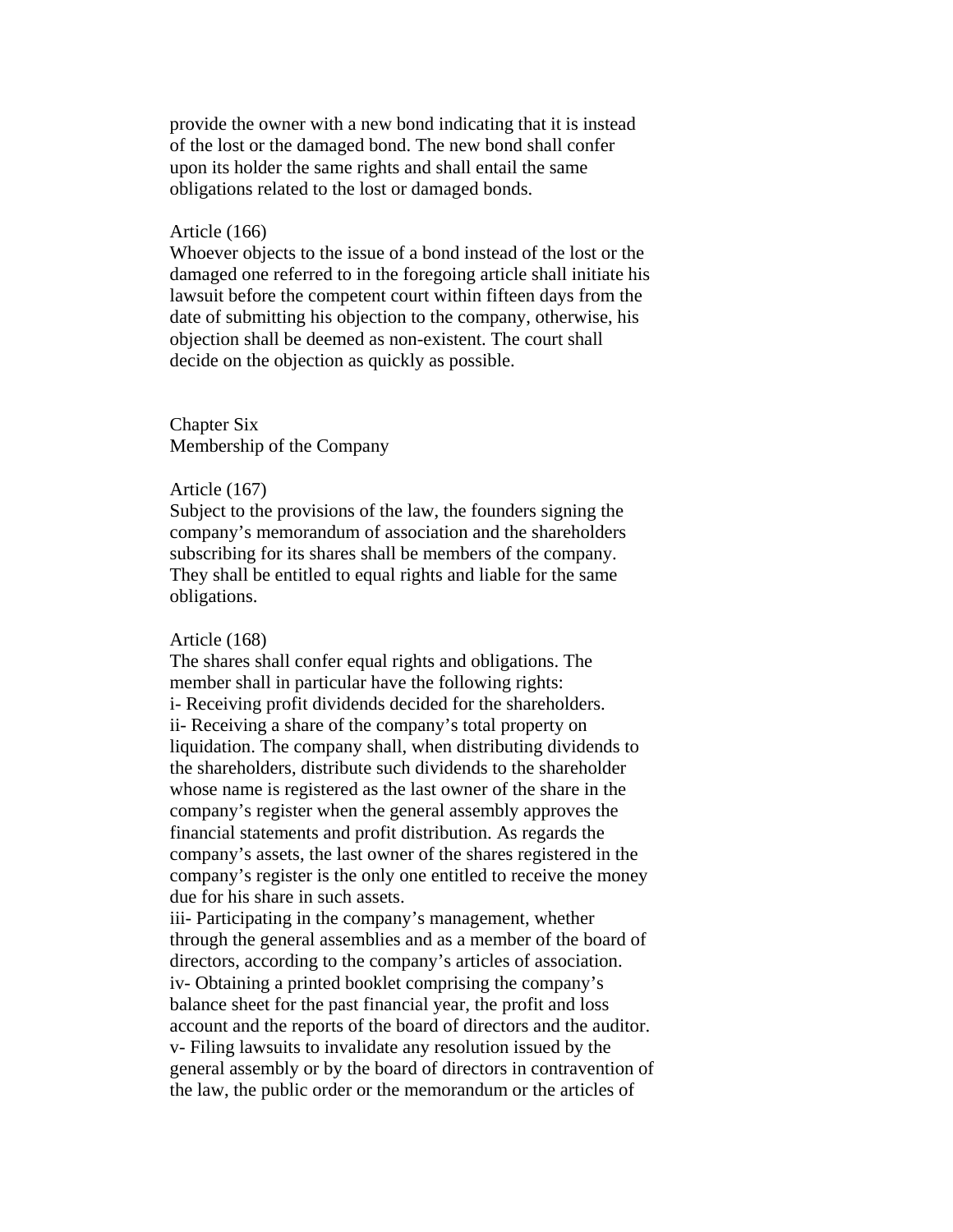provide the owner with a new bond indicating that it is instead of the lost or the damaged bond. The new bond shall confer upon its holder the same rights and shall entail the same obligations related to the lost or damaged bonds.

Article (166)
Whoever objects to the issue of a bond instead of the lost or the damaged one referred to in the foregoing article shall initiate his lawsuit before the competent court within fifteen days from the date of submitting his objection to the company, otherwise, his objection shall be deemed as non-existent. The court shall decide on the objection as quickly as possible.

## Chapter Six
## Membership of the Company

Article (167)
Subject to the provisions of the law, the founders signing the company's memorandum of association and the shareholders subscribing for its shares shall be members of the company. They shall be entitled to equal rights and liable for the same obligations.

Article (168)
The shares shall confer equal rights and obligations. The member shall in particular have the following rights:
i- Receiving profit dividends decided for the shareholders.
ii- Receiving a share of the company's total property on liquidation. The company shall, when distributing dividends to the shareholders, distribute such dividends to the shareholder whose name is registered as the last owner of the share in the company's register when the general assembly approves the financial statements and profit distribution. As regards the company's assets, the last owner of the shares registered in the company's register is the only one entitled to receive the money due for his share in such assets.
iii- Participating in the company's management, whether through the general assemblies and as a member of the board of directors, according to the company's articles of association.
iv- Obtaining a printed booklet comprising the company's balance sheet for the past financial year, the profit and loss account and the reports of the board of directors and the auditor.
v- Filing lawsuits to invalidate any resolution issued by the general assembly or by the board of directors in contravention of the law, the public order or the memorandum or the articles of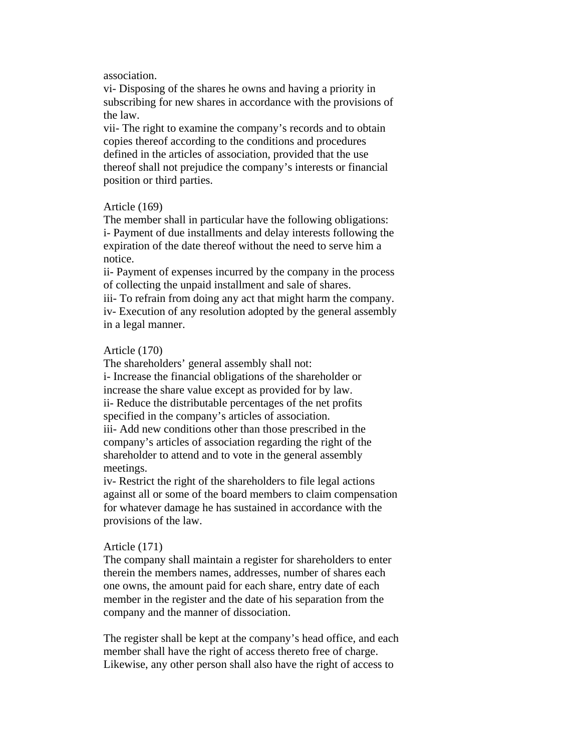association.

vi- Disposing of the shares he owns and having a priority in subscribing for new shares in accordance with the provisions of the law.

vii- The right to examine the company's records and to obtain copies thereof according to the conditions and procedures defined in the articles of association, provided that the use thereof shall not prejudice the company's interests or financial position or third parties.

Article (169)

The member shall in particular have the following obligations:

i- Payment of due installments and delay interests following the expiration of the date thereof without the need to serve him a notice.

ii- Payment of expenses incurred by the company in the process of collecting the unpaid installment and sale of shares.

iii- To refrain from doing any act that might harm the company.

iv- Execution of any resolution adopted by the general assembly in a legal manner.

Article (170)

The shareholders' general assembly shall not:

i- Increase the financial obligations of the shareholder or increase the share value except as provided for by law.

ii- Reduce the distributable percentages of the net profits specified in the company's articles of association.

iii- Add new conditions other than those prescribed in the company's articles of association regarding the right of the shareholder to attend and to vote in the general assembly meetings.

iv- Restrict the right of the shareholders to file legal actions against all or some of the board members to claim compensation for whatever damage he has sustained in accordance with the provisions of the law.

Article (171)

The company shall maintain a register for shareholders to enter therein the members names, addresses, number of shares each one owns, the amount paid for each share, entry date of each member in the register and the date of his separation from the company and the manner of dissociation.

The register shall be kept at the company's head office, and each member shall have the right of access thereto free of charge. Likewise, any other person shall also have the right of access to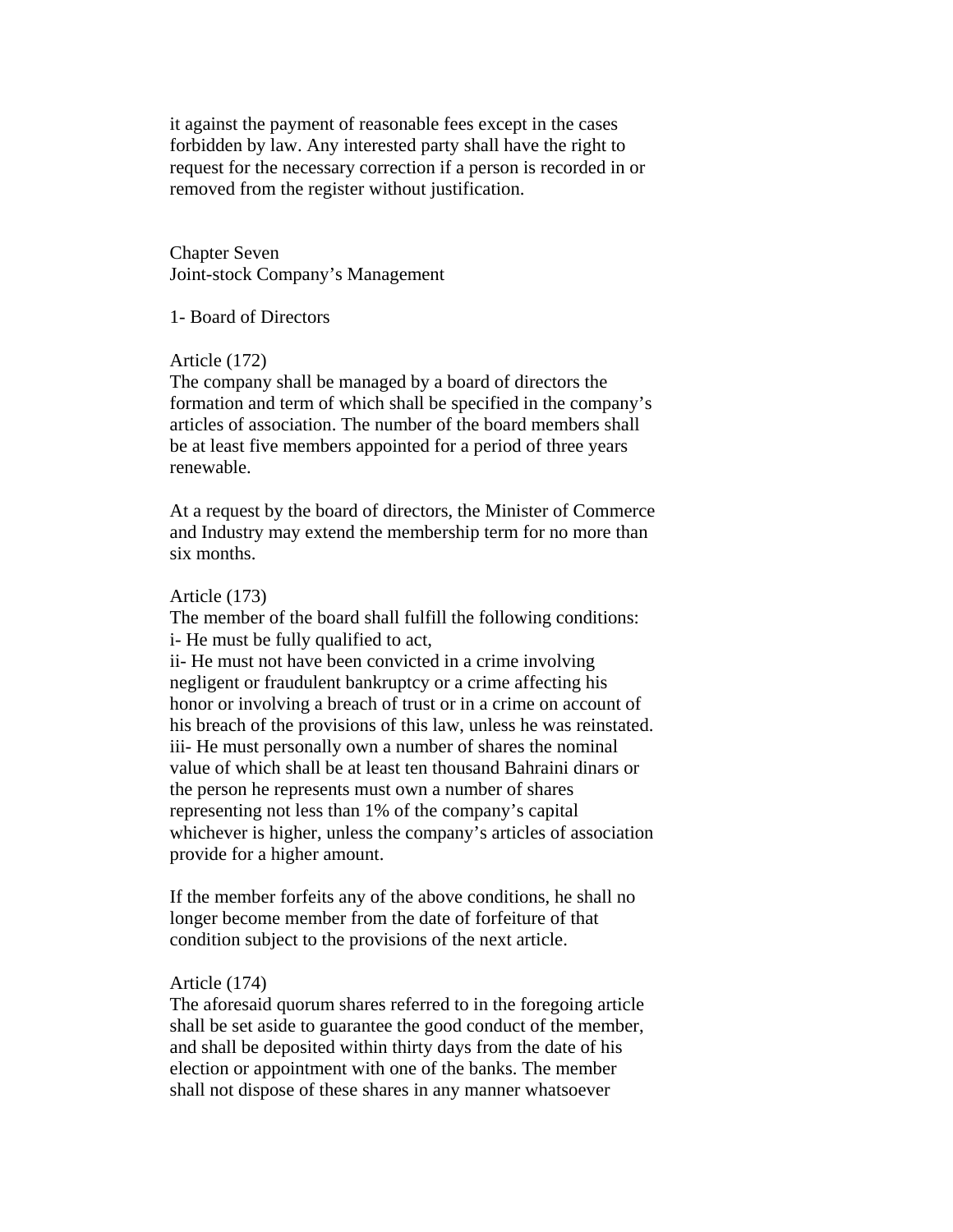it against the payment of reasonable fees except in the cases forbidden by law. Any interested party shall have the right to request for the necessary correction if a person is recorded in or removed from the register without justification.

## Chapter Seven
## Joint-stock Company's Management

### 1- Board of Directors

#### Article (172)

The company shall be managed by a board of directors the formation and term of which shall be specified in the company's articles of association. The number of the board members shall be at least five members appointed for a period of three years renewable.

At a request by the board of directors, the Minister of Commerce and Industry may extend the membership term for no more than six months.

#### Article (173)

The member of the board shall fulfill the following conditions:

i- He must be fully qualified to act,

ii- He must not have been convicted in a crime involving negligent or fraudulent bankruptcy or a crime affecting his honor or involving a breach of trust or in a crime on account of his breach of the provisions of this law, unless he was reinstated.

iii- He must personally own a number of shares the nominal value of which shall be at least ten thousand Bahraini dinars or the person he represents must own a number of shares representing not less than 1% of the company's capital whichever is higher, unless the company's articles of association provide for a higher amount.

If the member forfeits any of the above conditions, he shall no longer become member from the date of forfeiture of that condition subject to the provisions of the next article.

#### Article (174)

The aforesaid quorum shares referred to in the foregoing article shall be set aside to guarantee the good conduct of the member, and shall be deposited within thirty days from the date of his election or appointment with one of the banks. The member shall not dispose of these shares in any manner whatsoever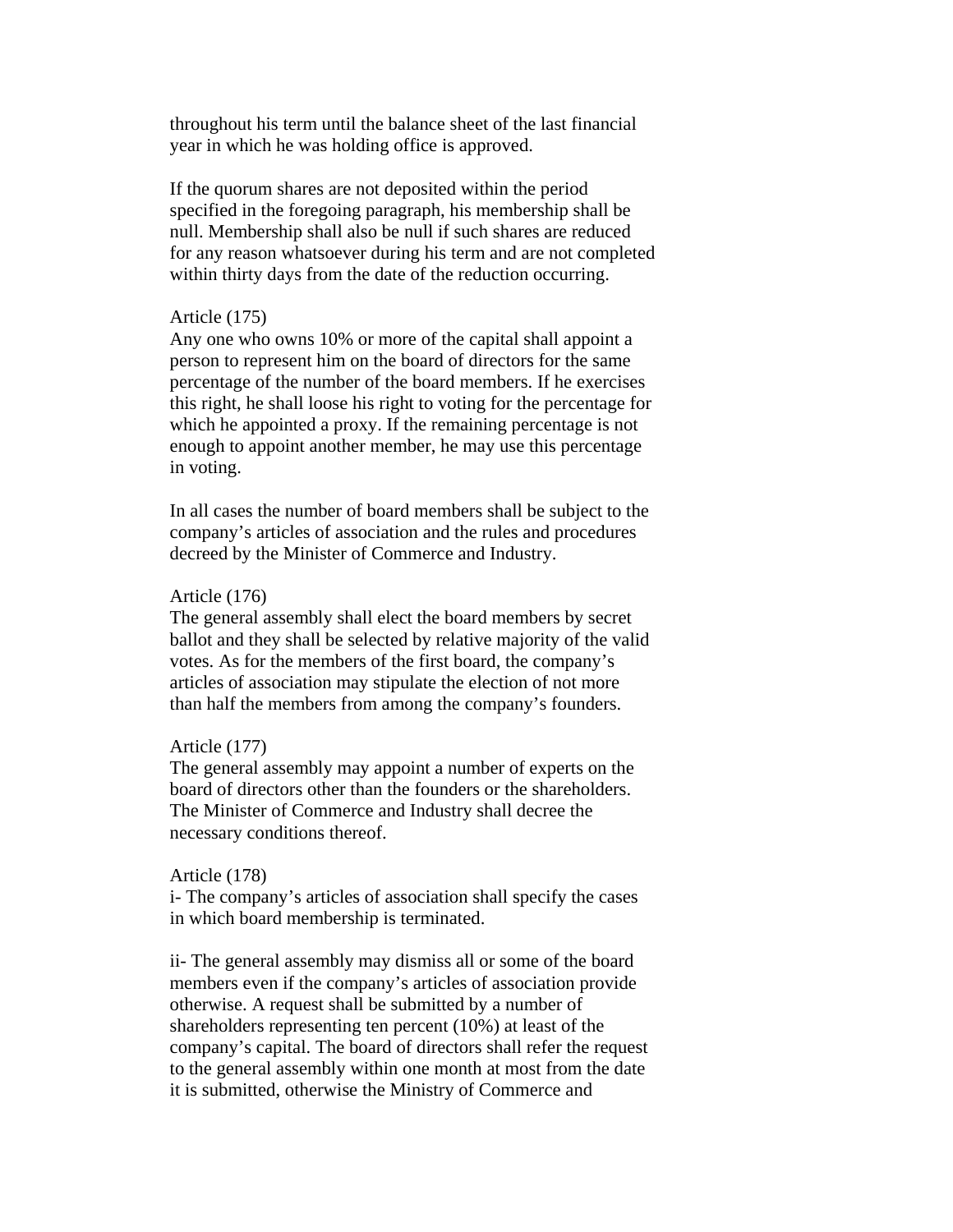throughout his term until the balance sheet of the last financial year in which he was holding office is approved.

If the quorum shares are not deposited within the period specified in the foregoing paragraph, his membership shall be null. Membership shall also be null if such shares are reduced for any reason whatsoever during his term and are not completed within thirty days from the date of the reduction occurring.

Article (175)
Any one who owns 10% or more of the capital shall appoint a person to represent him on the board of directors for the same percentage of the number of the board members. If he exercises this right, he shall loose his right to voting for the percentage for which he appointed a proxy. If the remaining percentage is not enough to appoint another member, he may use this percentage in voting.

In all cases the number of board members shall be subject to the company's articles of association and the rules and procedures decreed by the Minister of Commerce and Industry.

Article (176)
The general assembly shall elect the board members by secret ballot and they shall be selected by relative majority of the valid votes. As for the members of the first board, the company's articles of association may stipulate the election of not more than half the members from among the company's founders.

Article (177)
The general assembly may appoint a number of experts on the board of directors other than the founders or the shareholders. The Minister of Commerce and Industry shall decree the necessary conditions thereof.

Article (178)
i- The company's articles of association shall specify the cases in which board membership is terminated.

ii- The general assembly may dismiss all or some of the board members even if the company's articles of association provide otherwise. A request shall be submitted by a number of shareholders representing ten percent (10%) at least of the company's capital. The board of directors shall refer the request to the general assembly within one month at most from the date it is submitted, otherwise the Ministry of Commerce and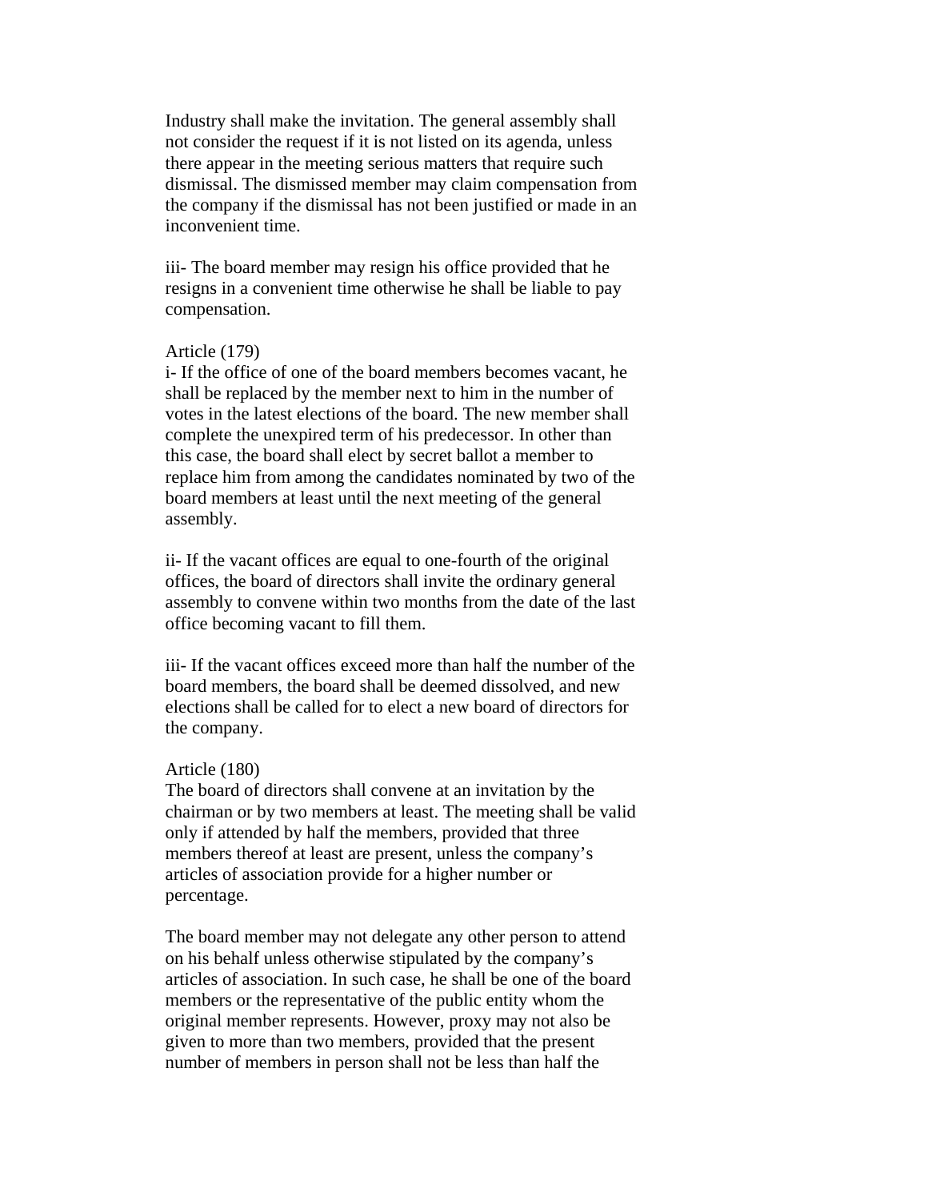Industry shall make the invitation. The general assembly shall not consider the request if it is not listed on its agenda, unless there appear in the meeting serious matters that require such dismissal. The dismissed member may claim compensation from the company if the dismissal has not been justified or made in an inconvenient time.

iii- The board member may resign his office provided that he resigns in a convenient time otherwise he shall be liable to pay compensation.

Article (179)

i- If the office of one of the board members becomes vacant, he shall be replaced by the member next to him in the number of votes in the latest elections of the board. The new member shall complete the unexpired term of his predecessor. In other than this case, the board shall elect by secret ballot a member to replace him from among the candidates nominated by two of the board members at least until the next meeting of the general assembly.

ii- If the vacant offices are equal to one-fourth of the original offices, the board of directors shall invite the ordinary general assembly to convene within two months from the date of the last office becoming vacant to fill them.

iii- If the vacant offices exceed more than half the number of the board members, the board shall be deemed dissolved, and new elections shall be called for to elect a new board of directors for the company.

Article (180)

The board of directors shall convene at an invitation by the chairman or by two members at least. The meeting shall be valid only if attended by half the members, provided that three members thereof at least are present, unless the company's articles of association provide for a higher number or percentage.

The board member may not delegate any other person to attend on his behalf unless otherwise stipulated by the company's articles of association. In such case, he shall be one of the board members or the representative of the public entity whom the original member represents. However, proxy may not also be given to more than two members, provided that the present number of members in person shall not be less than half the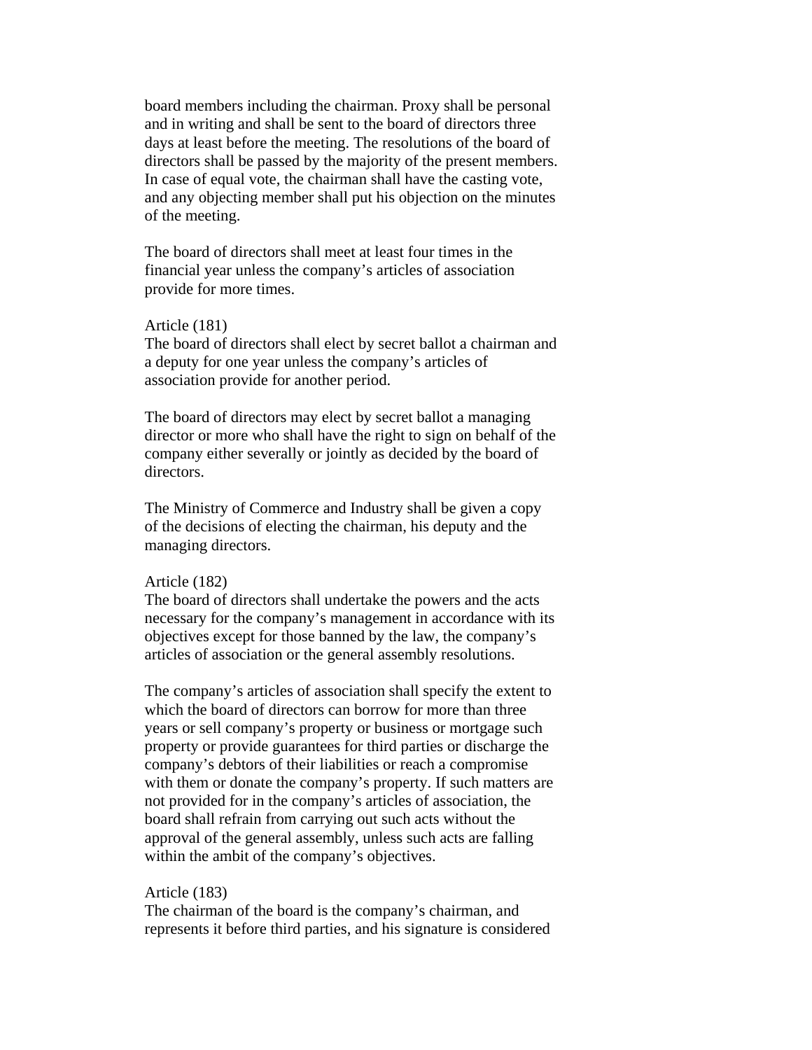board members including the chairman. Proxy shall be personal and in writing and shall be sent to the board of directors three days at least before the meeting. The resolutions of the board of directors shall be passed by the majority of the present members. In case of equal vote, the chairman shall have the casting vote, and any objecting member shall put his objection on the minutes of the meeting.

The board of directors shall meet at least four times in the financial year unless the company's articles of association provide for more times.

Article (181)
The board of directors shall elect by secret ballot a chairman and a deputy for one year unless the company's articles of association provide for another period.

The board of directors may elect by secret ballot a managing director or more who shall have the right to sign on behalf of the company either severally or jointly as decided by the board of directors.

The Ministry of Commerce and Industry shall be given a copy of the decisions of electing the chairman, his deputy and the managing directors.

Article (182)
The board of directors shall undertake the powers and the acts necessary for the company's management in accordance with its objectives except for those banned by the law, the company's articles of association or the general assembly resolutions.

The company's articles of association shall specify the extent to which the board of directors can borrow for more than three years or sell company's property or business or mortgage such property or provide guarantees for third parties or discharge the company's debtors of their liabilities or reach a compromise with them or donate the company's property. If such matters are not provided for in the company's articles of association, the board shall refrain from carrying out such acts without the approval of the general assembly, unless such acts are falling within the ambit of the company's objectives.

Article (183)
The chairman of the board is the company's chairman, and represents it before third parties, and his signature is considered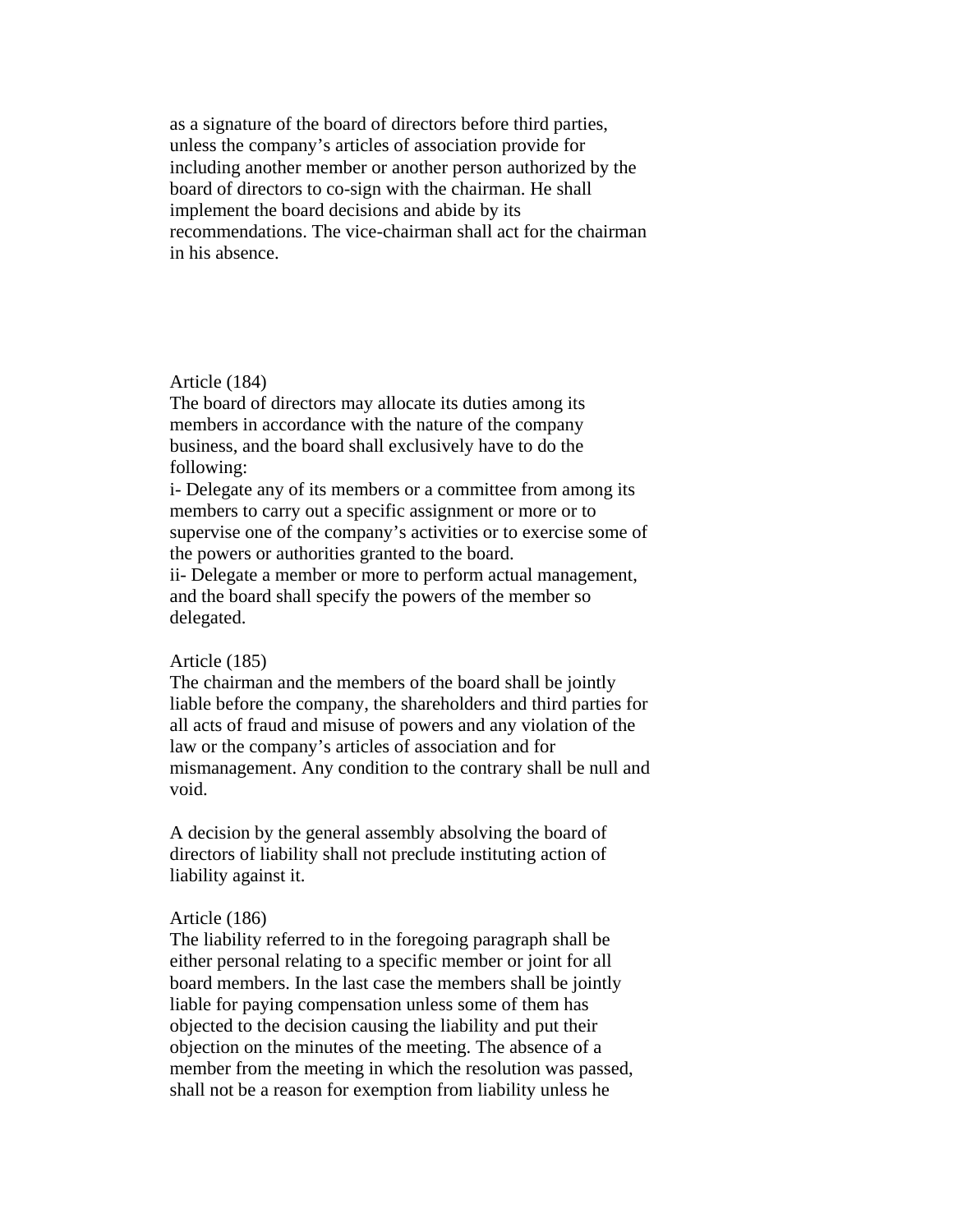as a signature of the board of directors before third parties, unless the company's articles of association provide for including another member or another person authorized by the board of directors to co-sign with the chairman. He shall implement the board decisions and abide by its recommendations. The vice-chairman shall act for the chairman in his absence.

Article (184)

The board of directors may allocate its duties among its members in accordance with the nature of the company business, and the board shall exclusively have to do the following:

i- Delegate any of its members or a committee from among its members to carry out a specific assignment or more or to supervise one of the company's activities or to exercise some of the powers or authorities granted to the board.

ii- Delegate a member or more to perform actual management, and the board shall specify the powers of the member so delegated.

Article (185)

The chairman and the members of the board shall be jointly liable before the company, the shareholders and third parties for all acts of fraud and misuse of powers and any violation of the law or the company's articles of association and for mismanagement. Any condition to the contrary shall be null and void.

A decision by the general assembly absolving the board of directors of liability shall not preclude instituting action of liability against it.

Article (186)

The liability referred to in the foregoing paragraph shall be either personal relating to a specific member or joint for all board members. In the last case the members shall be jointly liable for paying compensation unless some of them has objected to the decision causing the liability and put their objection on the minutes of the meeting. The absence of a member from the meeting in which the resolution was passed, shall not be a reason for exemption from liability unless he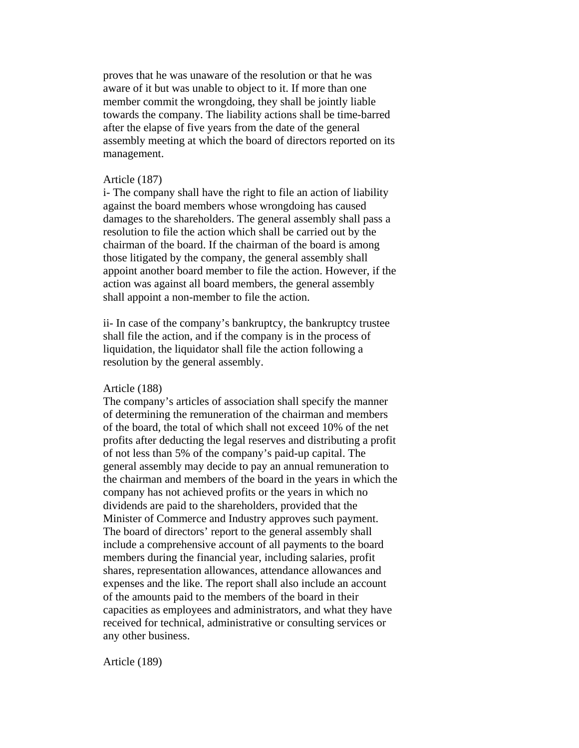proves that he was unaware of the resolution or that he was aware of it but was unable to object to it. If more than one member commit the wrongdoing, they shall be jointly liable towards the company. The liability actions shall be time-barred after the elapse of five years from the date of the general assembly meeting at which the board of directors reported on its management.

Article (187)

i- The company shall have the right to file an action of liability against the board members whose wrongdoing has caused damages to the shareholders. The general assembly shall pass a resolution to file the action which shall be carried out by the chairman of the board. If the chairman of the board is among those litigated by the company, the general assembly shall appoint another board member to file the action. However, if the action was against all board members, the general assembly shall appoint a non-member to file the action.

ii- In case of the company's bankruptcy, the bankruptcy trustee shall file the action, and if the company is in the process of liquidation, the liquidator shall file the action following a resolution by the general assembly.

Article (188)

The company's articles of association shall specify the manner of determining the remuneration of the chairman and members of the board, the total of which shall not exceed 10% of the net profits after deducting the legal reserves and distributing a profit of not less than 5% of the company's paid-up capital. The general assembly may decide to pay an annual remuneration to the chairman and members of the board in the years in which the company has not achieved profits or the years in which no dividends are paid to the shareholders, provided that the Minister of Commerce and Industry approves such payment. The board of directors' report to the general assembly shall include a comprehensive account of all payments to the board members during the financial year, including salaries, profit shares, representation allowances, attendance allowances and expenses and the like. The report shall also include an account of the amounts paid to the members of the board in their capacities as employees and administrators, and what they have received for technical, administrative or consulting services or any other business.

Article (189)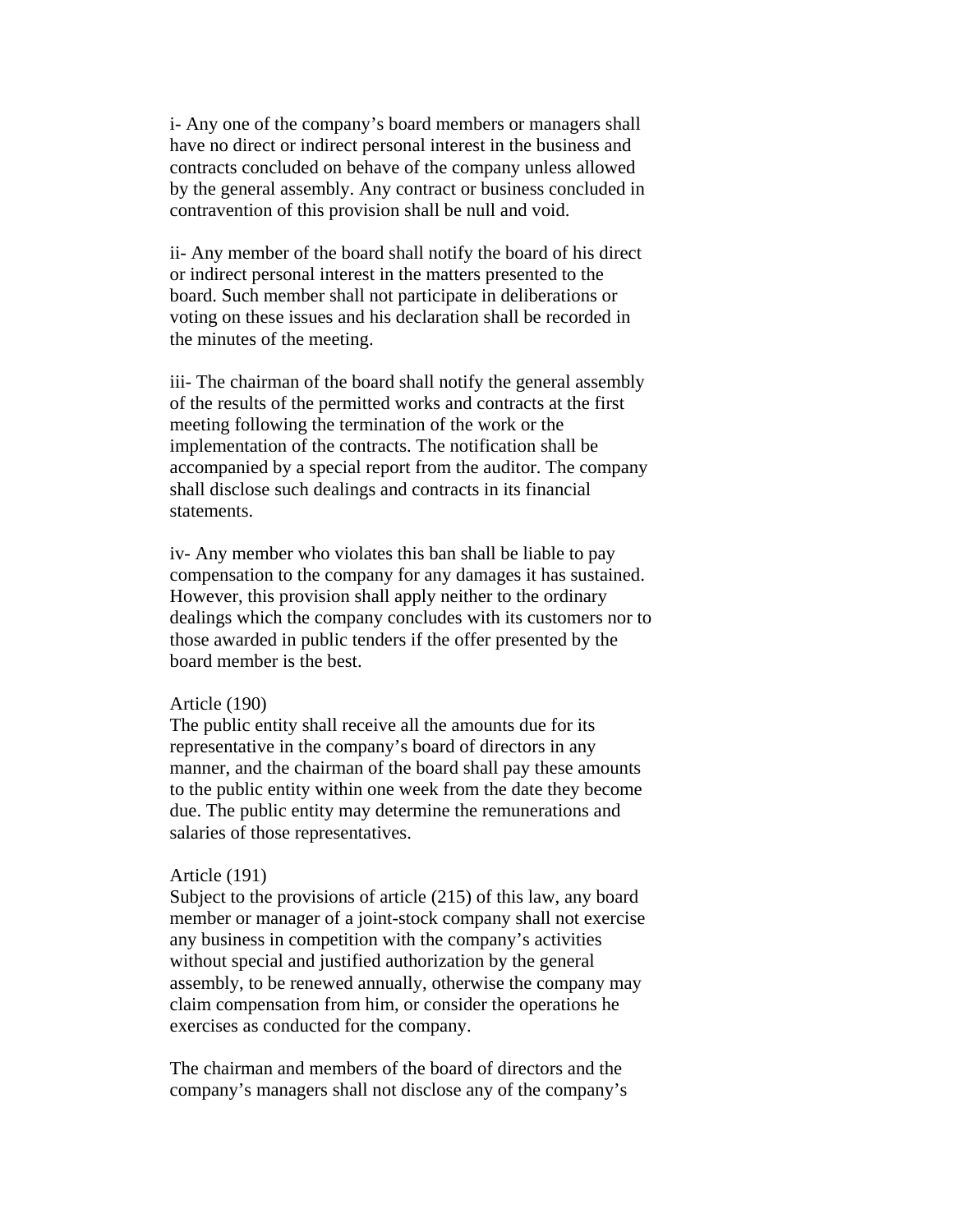i- Any one of the company's board members or managers shall have no direct or indirect personal interest in the business and contracts concluded on behave of the company unless allowed by the general assembly. Any contract or business concluded in contravention of this provision shall be null and void.

ii- Any member of the board shall notify the board of his direct or indirect personal interest in the matters presented to the board. Such member shall not participate in deliberations or voting on these issues and his declaration shall be recorded in the minutes of the meeting.

iii- The chairman of the board shall notify the general assembly of the results of the permitted works and contracts at the first meeting following the termination of the work or the implementation of the contracts. The notification shall be accompanied by a special report from the auditor. The company shall disclose such dealings and contracts in its financial statements.

iv- Any member who violates this ban shall be liable to pay compensation to the company for any damages it has sustained. However, this provision shall apply neither to the ordinary dealings which the company concludes with its customers nor to those awarded in public tenders if the offer presented by the board member is the best.

Article (190)
The public entity shall receive all the amounts due for its representative in the company's board of directors in any manner, and the chairman of the board shall pay these amounts to the public entity within one week from the date they become due. The public entity may determine the remunerations and salaries of those representatives.

Article (191)
Subject to the provisions of article (215) of this law, any board member or manager of a joint-stock company shall not exercise any business in competition with the company's activities without special and justified authorization by the general assembly, to be renewed annually, otherwise the company may claim compensation from him, or consider the operations he exercises as conducted for the company.

The chairman and members of the board of directors and the company's managers shall not disclose any of the company's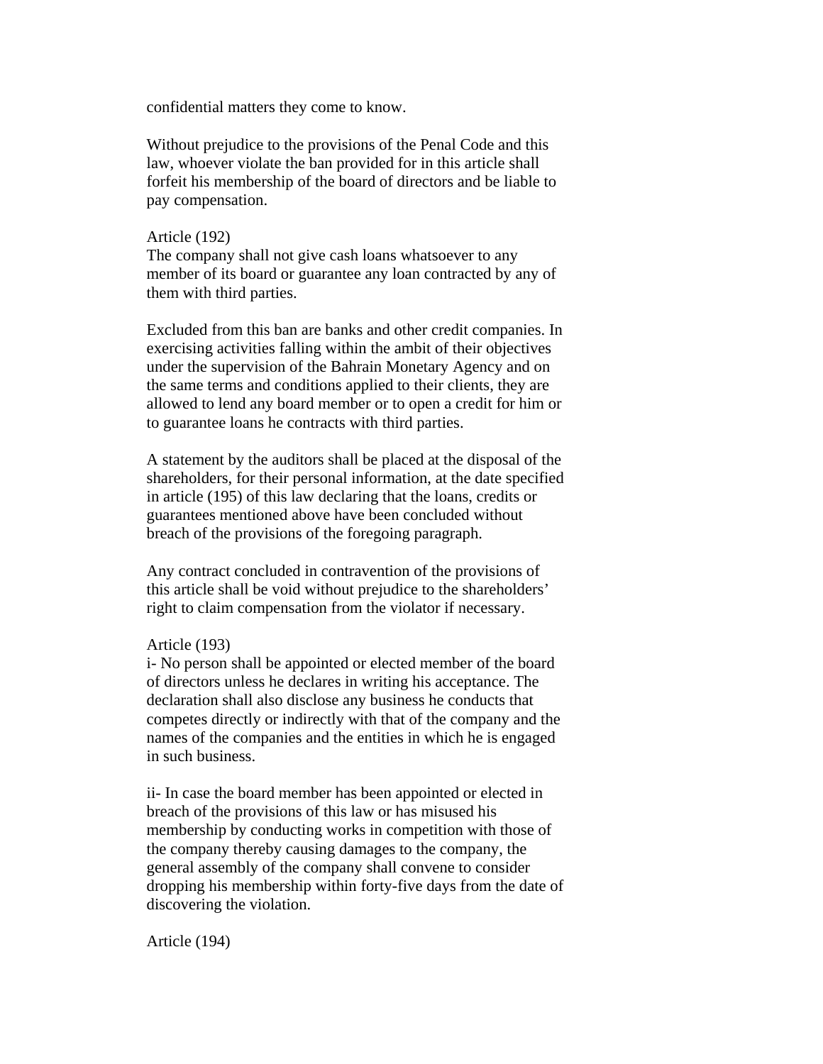confidential matters they come to know.

Without prejudice to the provisions of the Penal Code and this law, whoever violate the ban provided for in this article shall forfeit his membership of the board of directors and be liable to pay compensation.

Article (192)
The company shall not give cash loans whatsoever to any member of its board or guarantee any loan contracted by any of them with third parties.

Excluded from this ban are banks and other credit companies. In exercising activities falling within the ambit of their objectives under the supervision of the Bahrain Monetary Agency and on the same terms and conditions applied to their clients, they are allowed to lend any board member or to open a credit for him or to guarantee loans he contracts with third parties.

A statement by the auditors shall be placed at the disposal of the shareholders, for their personal information, at the date specified in article (195) of this law declaring that the loans, credits or guarantees mentioned above have been concluded without breach of the provisions of the foregoing paragraph.

Any contract concluded in contravention of the provisions of this article shall be void without prejudice to the shareholders' right to claim compensation from the violator if necessary.

Article (193)
i- No person shall be appointed or elected member of the board of directors unless he declares in writing his acceptance. The declaration shall also disclose any business he conducts that competes directly or indirectly with that of the company and the names of the companies and the entities in which he is engaged in such business.

ii- In case the board member has been appointed or elected in breach of the provisions of this law or has misused his membership by conducting works in competition with those of the company thereby causing damages to the company, the general assembly of the company shall convene to consider dropping his membership within forty-five days from the date of discovering the violation.

Article (194)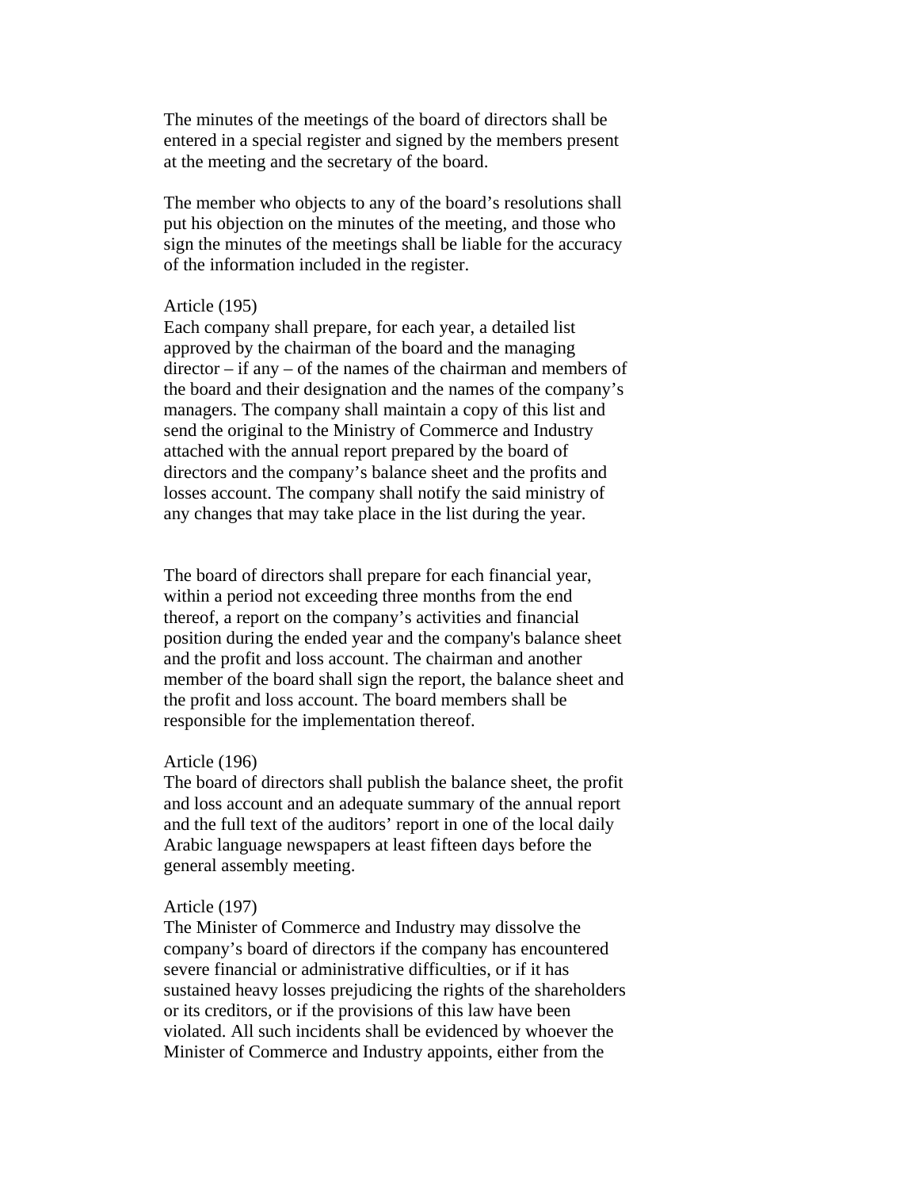The minutes of the meetings of the board of directors shall be entered in a special register and signed by the members present at the meeting and the secretary of the board.

The member who objects to any of the board's resolutions shall put his objection on the minutes of the meeting, and those who sign the minutes of the meetings shall be liable for the accuracy of the information included in the register.

Article (195)

Each company shall prepare, for each year, a detailed list approved by the chairman of the board and the managing director – if any – of the names of the chairman and members of the board and their designation and the names of the company's managers. The company shall maintain a copy of this list and send the original to the Ministry of Commerce and Industry attached with the annual report prepared by the board of directors and the company's balance sheet and the profits and losses account. The company shall notify the said ministry of any changes that may take place in the list during the year.

The board of directors shall prepare for each financial year, within a period not exceeding three months from the end thereof, a report on the company's activities and financial position during the ended year and the company's balance sheet and the profit and loss account. The chairman and another member of the board shall sign the report, the balance sheet and the profit and loss account. The board members shall be responsible for the implementation thereof.

Article (196)

The board of directors shall publish the balance sheet, the profit and loss account and an adequate summary of the annual report and the full text of the auditors' report in one of the local daily Arabic language newspapers at least fifteen days before the general assembly meeting.

Article (197)

The Minister of Commerce and Industry may dissolve the company's board of directors if the company has encountered severe financial or administrative difficulties, or if it has sustained heavy losses prejudicing the rights of the shareholders or its creditors, or if the provisions of this law have been violated. All such incidents shall be evidenced by whoever the Minister of Commerce and Industry appoints, either from the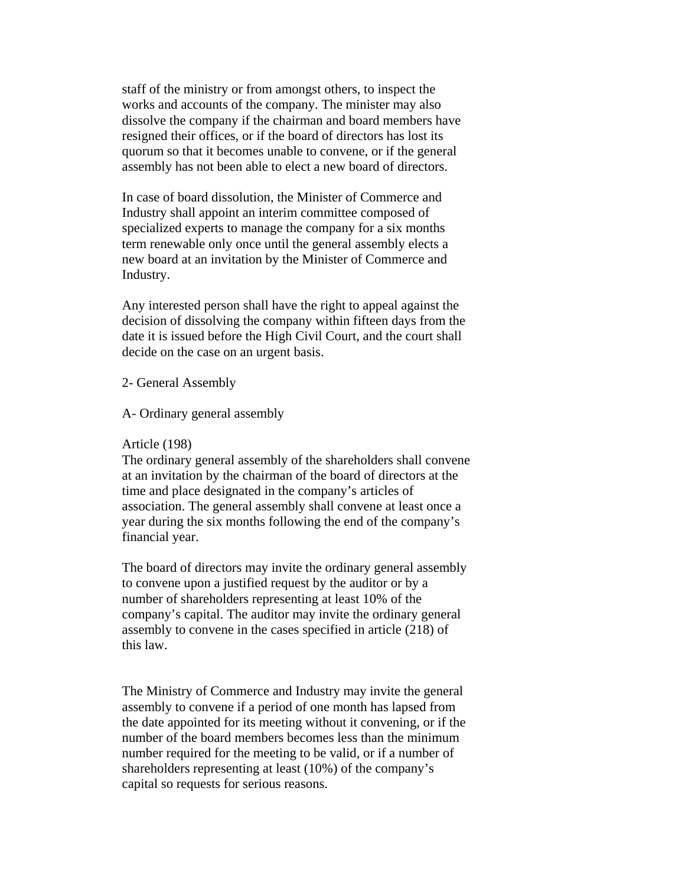staff of the ministry or from amongst others, to inspect the works and accounts of the company. The minister may also dissolve the company if the chairman and board members have resigned their offices, or if the board of directors has lost its quorum so that it becomes unable to convene, or if the general assembly has not been able to elect a new board of directors.

In case of board dissolution, the Minister of Commerce and Industry shall appoint an interim committee composed of specialized experts to manage the company for a six months term renewable only once until the general assembly elects a new board at an invitation by the Minister of Commerce and Industry.

Any interested person shall have the right to appeal against the decision of dissolving the company within fifteen days from the date it is issued before the High Civil Court, and the court shall decide on the case on an urgent basis.

2- General Assembly

A- Ordinary general assembly

Article (198)
The ordinary general assembly of the shareholders shall convene at an invitation by the chairman of the board of directors at the time and place designated in the company's articles of association. The general assembly shall convene at least once a year during the six months following the end of the company's financial year.

The board of directors may invite the ordinary general assembly to convene upon a justified request by the auditor or by a number of shareholders representing at least 10% of the company's capital. The auditor may invite the ordinary general assembly to convene in the cases specified in article (218) of this law.

The Ministry of Commerce and Industry may invite the general assembly to convene if a period of one month has lapsed from the date appointed for its meeting without it convening, or if the number of the board members becomes less than the minimum number required for the meeting to be valid, or if a number of shareholders representing at least (10%) of the company's capital so requests for serious reasons.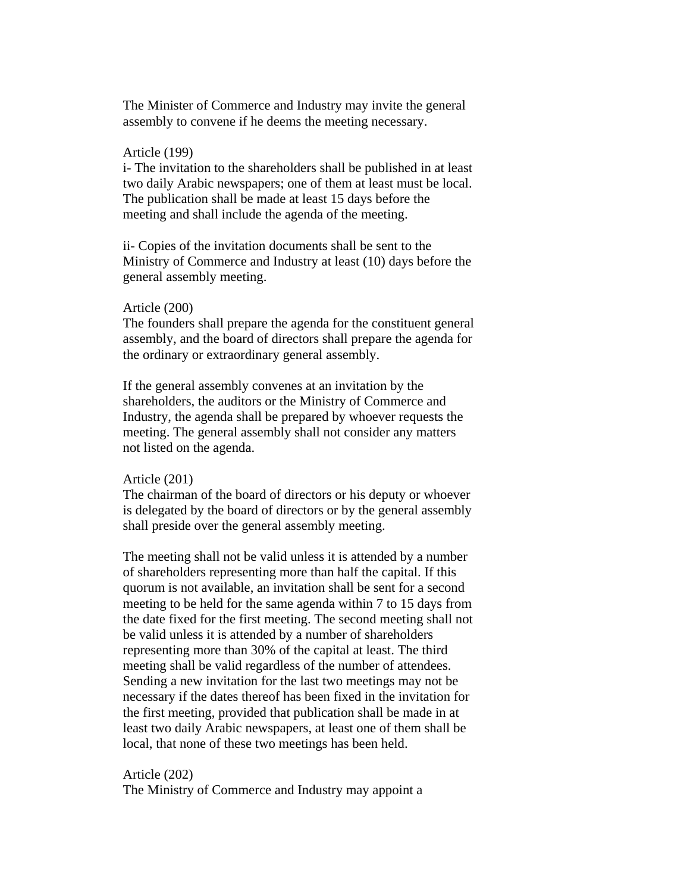The Minister of Commerce and Industry may invite the general assembly to convene if he deems the meeting necessary.

Article (199)

i- The invitation to the shareholders shall be published in at least two daily Arabic newspapers; one of them at least must be local. The publication shall be made at least 15 days before the meeting and shall include the agenda of the meeting.

ii- Copies of the invitation documents shall be sent to the Ministry of Commerce and Industry at least (10) days before the general assembly meeting.

Article (200)

The founders shall prepare the agenda for the constituent general assembly, and the board of directors shall prepare the agenda for the ordinary or extraordinary general assembly.

If the general assembly convenes at an invitation by the shareholders, the auditors or the Ministry of Commerce and Industry, the agenda shall be prepared by whoever requests the meeting. The general assembly shall not consider any matters not listed on the agenda.

Article (201)

The chairman of the board of directors or his deputy or whoever is delegated by the board of directors or by the general assembly shall preside over the general assembly meeting.

The meeting shall not be valid unless it is attended by a number of shareholders representing more than half the capital. If this quorum is not available, an invitation shall be sent for a second meeting to be held for the same agenda within 7 to 15 days from the date fixed for the first meeting. The second meeting shall not be valid unless it is attended by a number of shareholders representing more than 30% of the capital at least. The third meeting shall be valid regardless of the number of attendees. Sending a new invitation for the last two meetings may not be necessary if the dates thereof has been fixed in the invitation for the first meeting, provided that publication shall be made in at least two daily Arabic newspapers, at least one of them shall be local, that none of these two meetings has been held.

Article (202)

The Ministry of Commerce and Industry may appoint a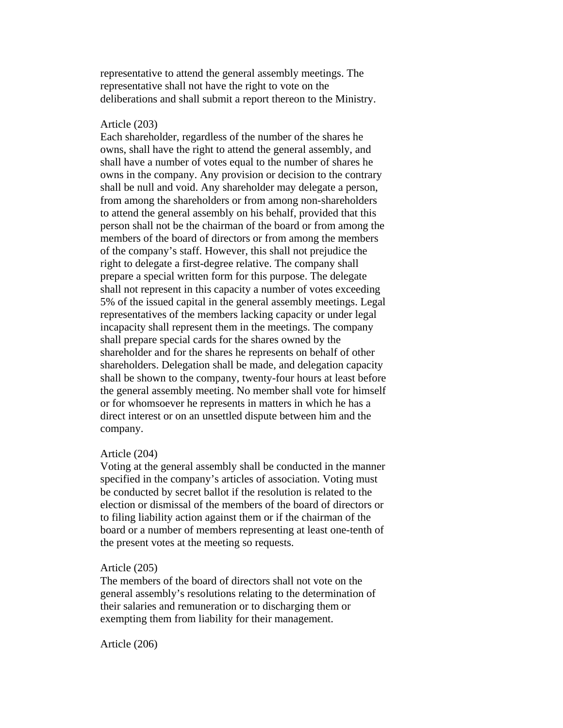representative to attend the general assembly meetings. The representative shall not have the right to vote on the deliberations and shall submit a report thereon to the Ministry.

Article (203)

Each shareholder, regardless of the number of the shares he owns, shall have the right to attend the general assembly, and shall have a number of votes equal to the number of shares he owns in the company. Any provision or decision to the contrary shall be null and void. Any shareholder may delegate a person, from among the shareholders or from among non-shareholders to attend the general assembly on his behalf, provided that this person shall not be the chairman of the board or from among the members of the board of directors or from among the members of the company's staff. However, this shall not prejudice the right to delegate a first-degree relative. The company shall prepare a special written form for this purpose. The delegate shall not represent in this capacity a number of votes exceeding 5% of the issued capital in the general assembly meetings. Legal representatives of the members lacking capacity or under legal incapacity shall represent them in the meetings. The company shall prepare special cards for the shares owned by the shareholder and for the shares he represents on behalf of other shareholders. Delegation shall be made, and delegation capacity shall be shown to the company, twenty-four hours at least before the general assembly meeting. No member shall vote for himself or for whomsoever he represents in matters in which he has a direct interest or on an unsettled dispute between him and the company.

Article (204)

Voting at the general assembly shall be conducted in the manner specified in the company's articles of association. Voting must be conducted by secret ballot if the resolution is related to the election or dismissal of the members of the board of directors or to filing liability action against them or if the chairman of the board or a number of members representing at least one-tenth of the present votes at the meeting so requests.

Article (205)

The members of the board of directors shall not vote on the general assembly's resolutions relating to the determination of their salaries and remuneration or to discharging them or exempting them from liability for their management.

Article (206)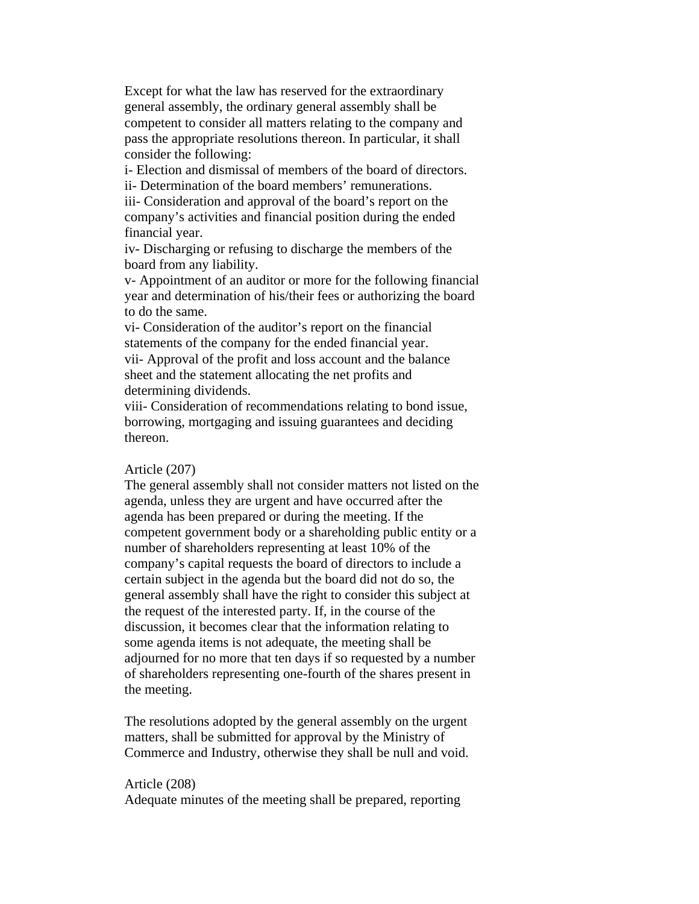Except for what the law has reserved for the extraordinary general assembly, the ordinary general assembly shall be competent to consider all matters relating to the company and pass the appropriate resolutions thereon. In particular, it shall consider the following:

i- Election and dismissal of members of the board of directors.

ii- Determination of the board members' remunerations.

iii- Consideration and approval of the board's report on the company's activities and financial position during the ended financial year.

iv- Discharging or refusing to discharge the members of the board from any liability.

v- Appointment of an auditor or more for the following financial year and determination of his/their fees or authorizing the board to do the same.

vi- Consideration of the auditor's report on the financial statements of the company for the ended financial year.

vii- Approval of the profit and loss account and the balance sheet and the statement allocating the net profits and determining dividends.

viii- Consideration of recommendations relating to bond issue, borrowing, mortgaging and issuing guarantees and deciding thereon.

Article (207)

The general assembly shall not consider matters not listed on the agenda, unless they are urgent and have occurred after the agenda has been prepared or during the meeting. If the competent government body or a shareholding public entity or a number of shareholders representing at least 10% of the company's capital requests the board of directors to include a certain subject in the agenda but the board did not do so, the general assembly shall have the right to consider this subject at the request of the interested party. If, in the course of the discussion, it becomes clear that the information relating to some agenda items is not adequate, the meeting shall be adjourned for no more that ten days if so requested by a number of shareholders representing one-fourth of the shares present in the meeting.

The resolutions adopted by the general assembly on the urgent matters, shall be submitted for approval by the Ministry of Commerce and Industry, otherwise they shall be null and void.

Article (208)

Adequate minutes of the meeting shall be prepared, reporting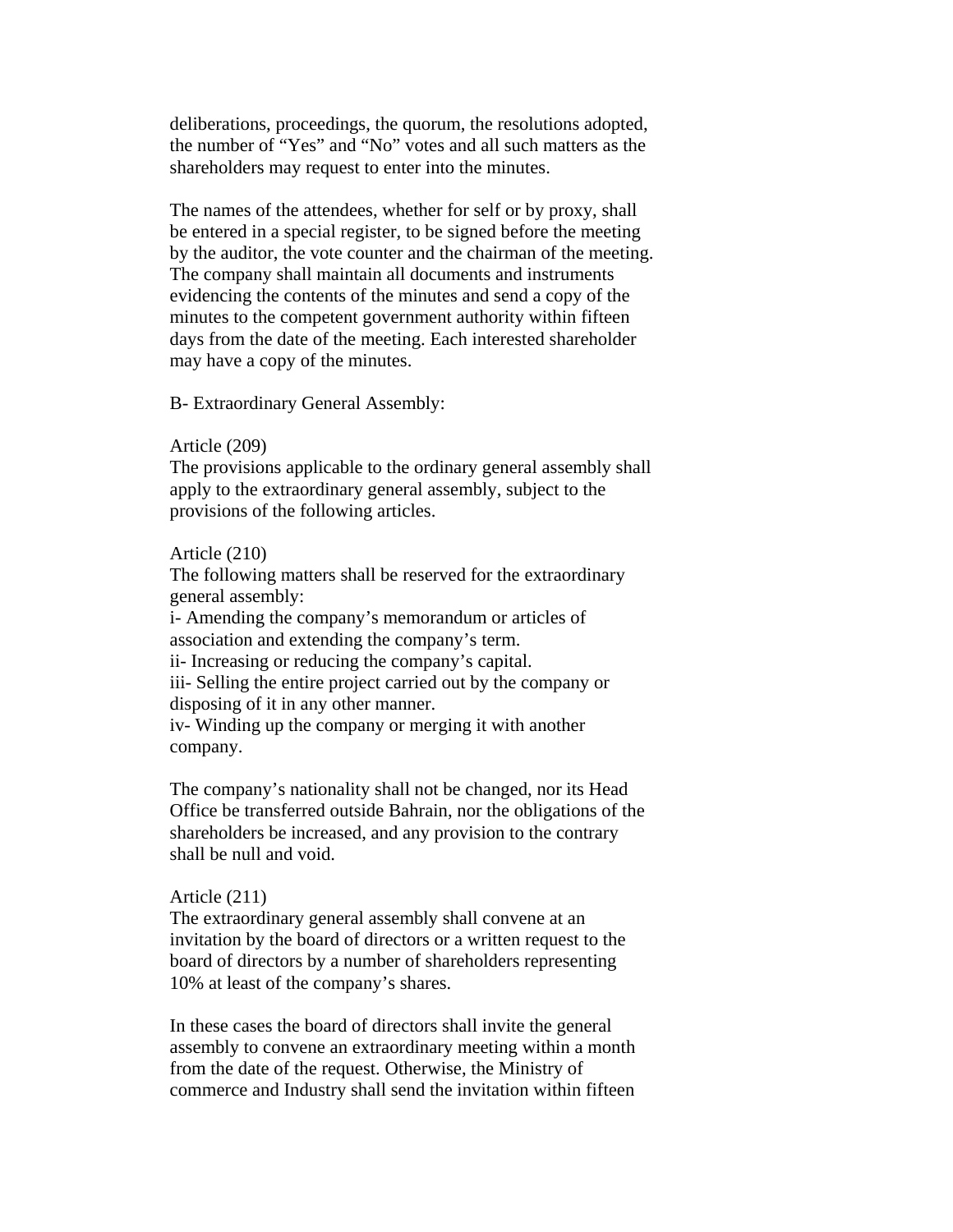deliberations, proceedings, the quorum, the resolutions adopted, the number of "Yes" and "No" votes and all such matters as the shareholders may request to enter into the minutes.

The names of the attendees, whether for self or by proxy, shall be entered in a special register, to be signed before the meeting by the auditor, the vote counter and the chairman of the meeting. The company shall maintain all documents and instruments evidencing the contents of the minutes and send a copy of the minutes to the competent government authority within fifteen days from the date of the meeting. Each interested shareholder may have a copy of the minutes.

B- Extraordinary General Assembly:

Article (209)
The provisions applicable to the ordinary general assembly shall apply to the extraordinary general assembly, subject to the provisions of the following articles.

Article (210)
The following matters shall be reserved for the extraordinary general assembly:
i- Amending the company's memorandum or articles of association and extending the company's term.
ii- Increasing or reducing the company's capital.
iii- Selling the entire project carried out by the company or disposing of it in any other manner.
iv- Winding up the company or merging it with another company.

The company's nationality shall not be changed, nor its Head Office be transferred outside Bahrain, nor the obligations of the shareholders be increased, and any provision to the contrary shall be null and void.

Article (211)
The extraordinary general assembly shall convene at an invitation by the board of directors or a written request to the board of directors by a number of shareholders representing 10% at least of the company's shares.

In these cases the board of directors shall invite the general assembly to convene an extraordinary meeting within a month from the date of the request. Otherwise, the Ministry of commerce and Industry shall send the invitation within fifteen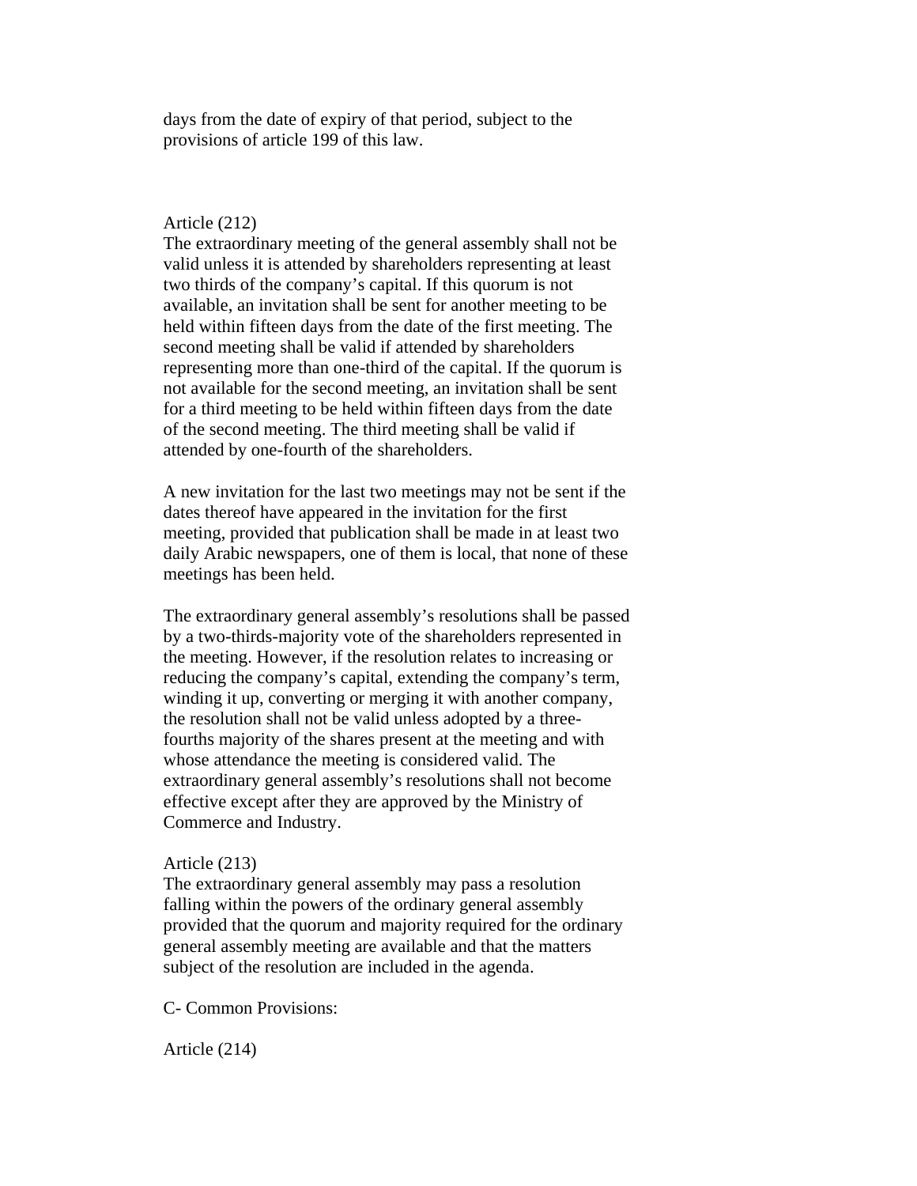days from the date of expiry of that period, subject to the provisions of article 199 of this law.

Article (212)
The extraordinary meeting of the general assembly shall not be valid unless it is attended by shareholders representing at least two thirds of the company's capital. If this quorum is not available, an invitation shall be sent for another meeting to be held within fifteen days from the date of the first meeting. The second meeting shall be valid if attended by shareholders representing more than one-third of the capital. If the quorum is not available for the second meeting, an invitation shall be sent for a third meeting to be held within fifteen days from the date of the second meeting. The third meeting shall be valid if attended by one-fourth of the shareholders.

A new invitation for the last two meetings may not be sent if the dates thereof have appeared in the invitation for the first meeting, provided that publication shall be made in at least two daily Arabic newspapers, one of them is local, that none of these meetings has been held.

The extraordinary general assembly's resolutions shall be passed by a two-thirds-majority vote of the shareholders represented in the meeting. However, if the resolution relates to increasing or reducing the company's capital, extending the company's term, winding it up, converting or merging it with another company, the resolution shall not be valid unless adopted by a three-fourths majority of the shares present at the meeting and with whose attendance the meeting is considered valid. The extraordinary general assembly's resolutions shall not become effective except after they are approved by the Ministry of Commerce and Industry.

Article (213)
The extraordinary general assembly may pass a resolution falling within the powers of the ordinary general assembly provided that the quorum and majority required for the ordinary general assembly meeting are available and that the matters subject of the resolution are included in the agenda.

C- Common Provisions:

Article (214)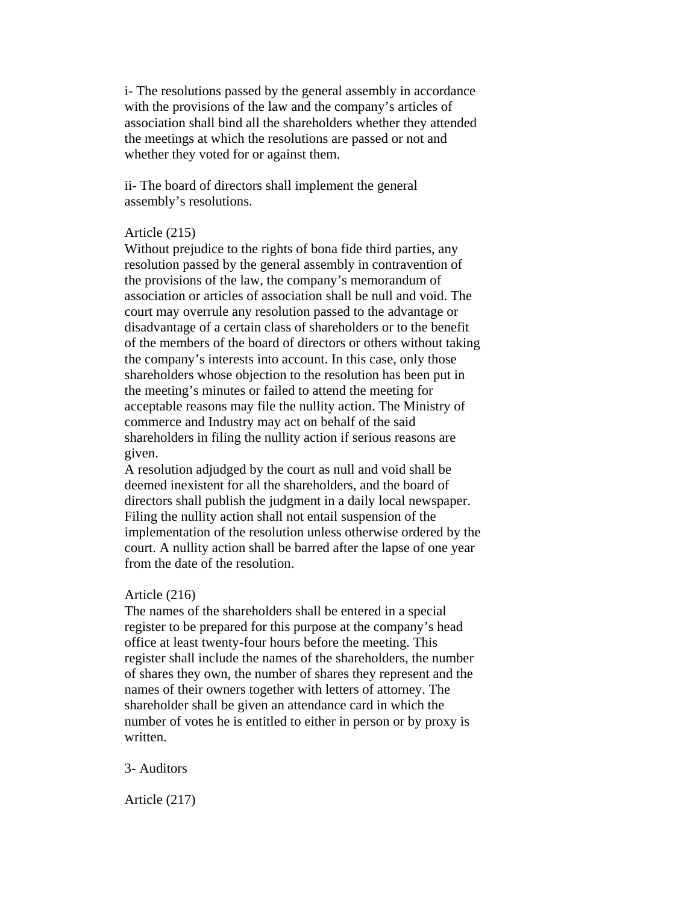i- The resolutions passed by the general assembly in accordance with the provisions of the law and the company's articles of association shall bind all the shareholders whether they attended the meetings at which the resolutions are passed or not and whether they voted for or against them.

ii- The board of directors shall implement the general assembly's resolutions.

Article (215)
Without prejudice to the rights of bona fide third parties, any resolution passed by the general assembly in contravention of the provisions of the law, the company's memorandum of association or articles of association shall be null and void. The court may overrule any resolution passed to the advantage or disadvantage of a certain class of shareholders or to the benefit of the members of the board of directors or others without taking the company's interests into account. In this case, only those shareholders whose objection to the resolution has been put in the meeting's minutes or failed to attend the meeting for acceptable reasons may file the nullity action. The Ministry of commerce and Industry may act on behalf of the said shareholders in filing the nullity action if serious reasons are given.
A resolution adjudged by the court as null and void shall be deemed inexistent for all the shareholders, and the board of directors shall publish the judgment in a daily local newspaper. Filing the nullity action shall not entail suspension of the implementation of the resolution unless otherwise ordered by the court. A nullity action shall be barred after the lapse of one year from the date of the resolution.

Article (216)
The names of the shareholders shall be entered in a special register to be prepared for this purpose at the company's head office at least twenty-four hours before the meeting. This register shall include the names of the shareholders, the number of shares they own, the number of shares they represent and the names of their owners together with letters of attorney. The shareholder shall be given an attendance card in which the number of votes he is entitled to either in person or by proxy is written.

3- Auditors

Article (217)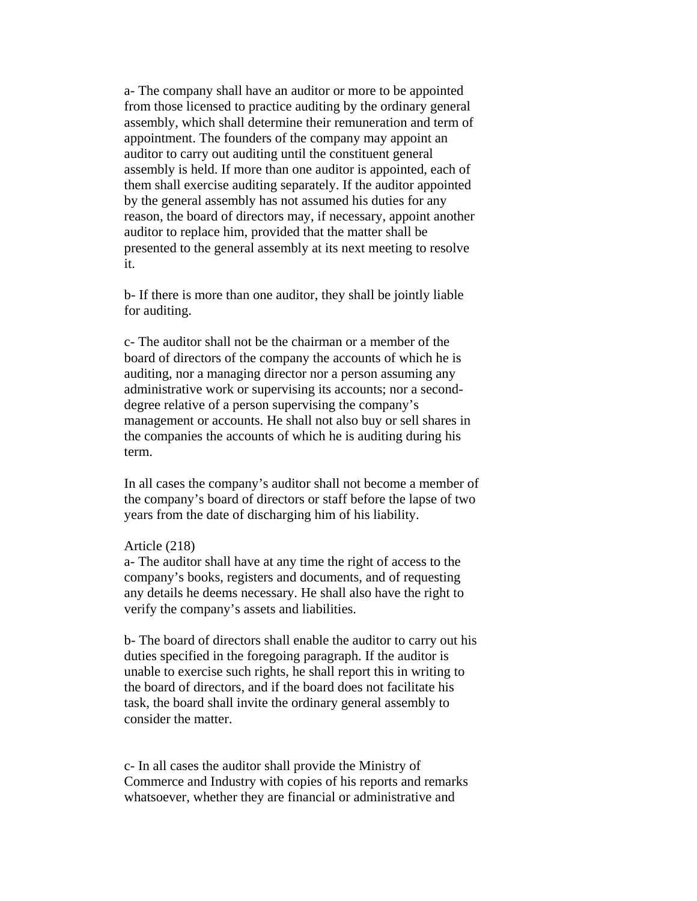a- The company shall have an auditor or more to be appointed from those licensed to practice auditing by the ordinary general assembly, which shall determine their remuneration and term of appointment. The founders of the company may appoint an auditor to carry out auditing until the constituent general assembly is held. If more than one auditor is appointed, each of them shall exercise auditing separately. If the auditor appointed by the general assembly has not assumed his duties for any reason, the board of directors may, if necessary, appoint another auditor to replace him, provided that the matter shall be presented to the general assembly at its next meeting to resolve it.

b- If there is more than one auditor, they shall be jointly liable for auditing.

c- The auditor shall not be the chairman or a member of the board of directors of the company the accounts of which he is auditing, nor a managing director nor a person assuming any administrative work or supervising its accounts; nor a second-degree relative of a person supervising the company's management or accounts. He shall not also buy or sell shares in the companies the accounts of which he is auditing during his term.

In all cases the company's auditor shall not become a member of the company's board of directors or staff before the lapse of two years from the date of discharging him of his liability.

Article (218)

a- The auditor shall have at any time the right of access to the company's books, registers and documents, and of requesting any details he deems necessary. He shall also have the right to verify the company's assets and liabilities.

b- The board of directors shall enable the auditor to carry out his duties specified in the foregoing paragraph. If the auditor is unable to exercise such rights, he shall report this in writing to the board of directors, and if the board does not facilitate his task, the board shall invite the ordinary general assembly to consider the matter.

c- In all cases the auditor shall provide the Ministry of Commerce and Industry with copies of his reports and remarks whatsoever, whether they are financial or administrative and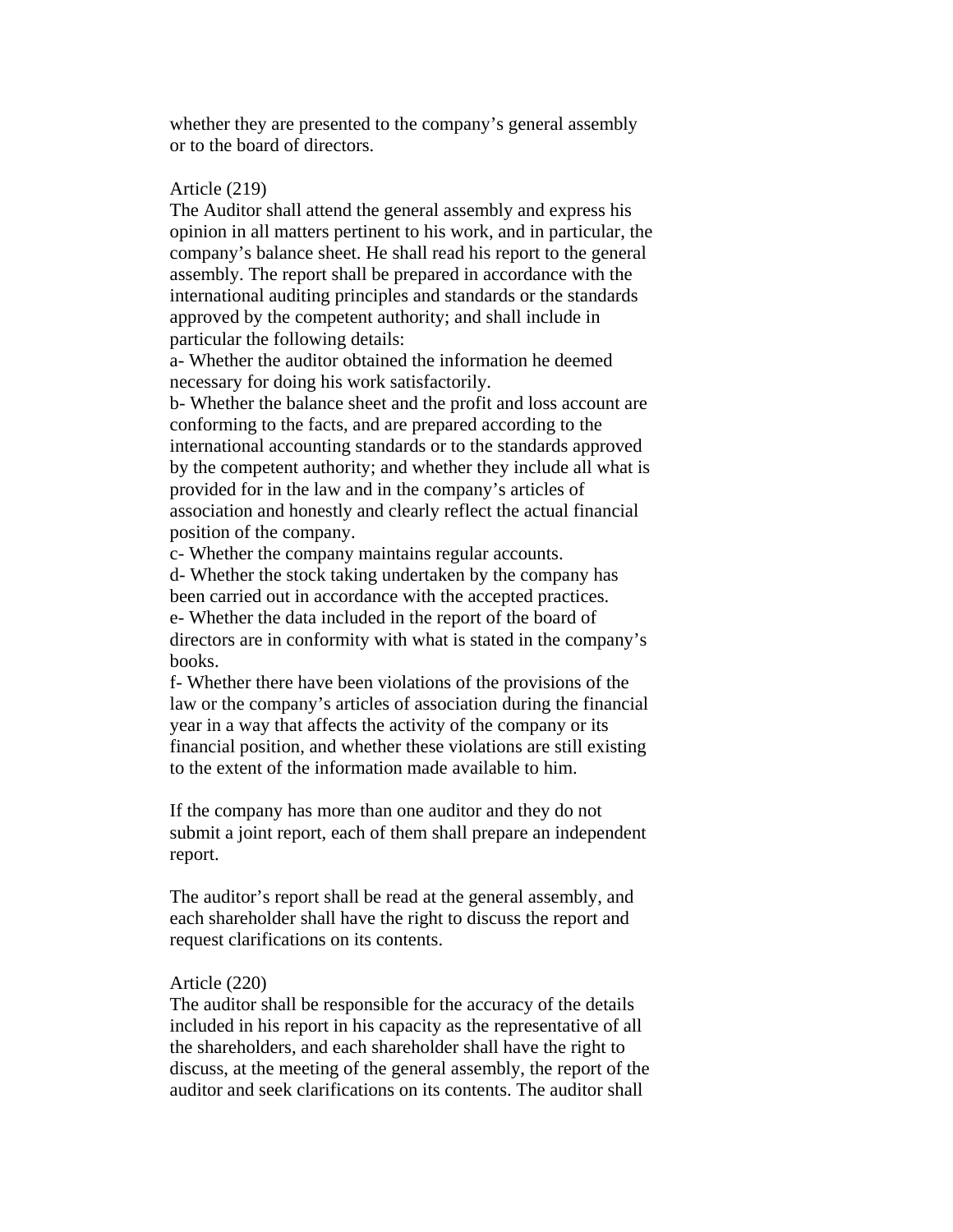whether they are presented to the company's general assembly or to the board of directors.

Article (219)

The Auditor shall attend the general assembly and express his opinion in all matters pertinent to his work, and in particular, the company's balance sheet. He shall read his report to the general assembly. The report shall be prepared in accordance with the international auditing principles and standards or the standards approved by the competent authority; and shall include in particular the following details:

a- Whether the auditor obtained the information he deemed necessary for doing his work satisfactorily.

b- Whether the balance sheet and the profit and loss account are conforming to the facts, and are prepared according to the international accounting standards or to the standards approved by the competent authority; and whether they include all what is provided for in the law and in the company's articles of association and honestly and clearly reflect the actual financial position of the company.

c- Whether the company maintains regular accounts.

d- Whether the stock taking undertaken by the company has been carried out in accordance with the accepted practices.

e- Whether the data included in the report of the board of directors are in conformity with what is stated in the company's books.

f- Whether there have been violations of the provisions of the law or the company's articles of association during the financial year in a way that affects the activity of the company or its financial position, and whether these violations are still existing to the extent of the information made available to him.

If the company has more than one auditor and they do not submit a joint report, each of them shall prepare an independent report.

The auditor's report shall be read at the general assembly, and each shareholder shall have the right to discuss the report and request clarifications on its contents.

Article (220)

The auditor shall be responsible for the accuracy of the details included in his report in his capacity as the representative of all the shareholders, and each shareholder shall have the right to discuss, at the meeting of the general assembly, the report of the auditor and seek clarifications on its contents. The auditor shall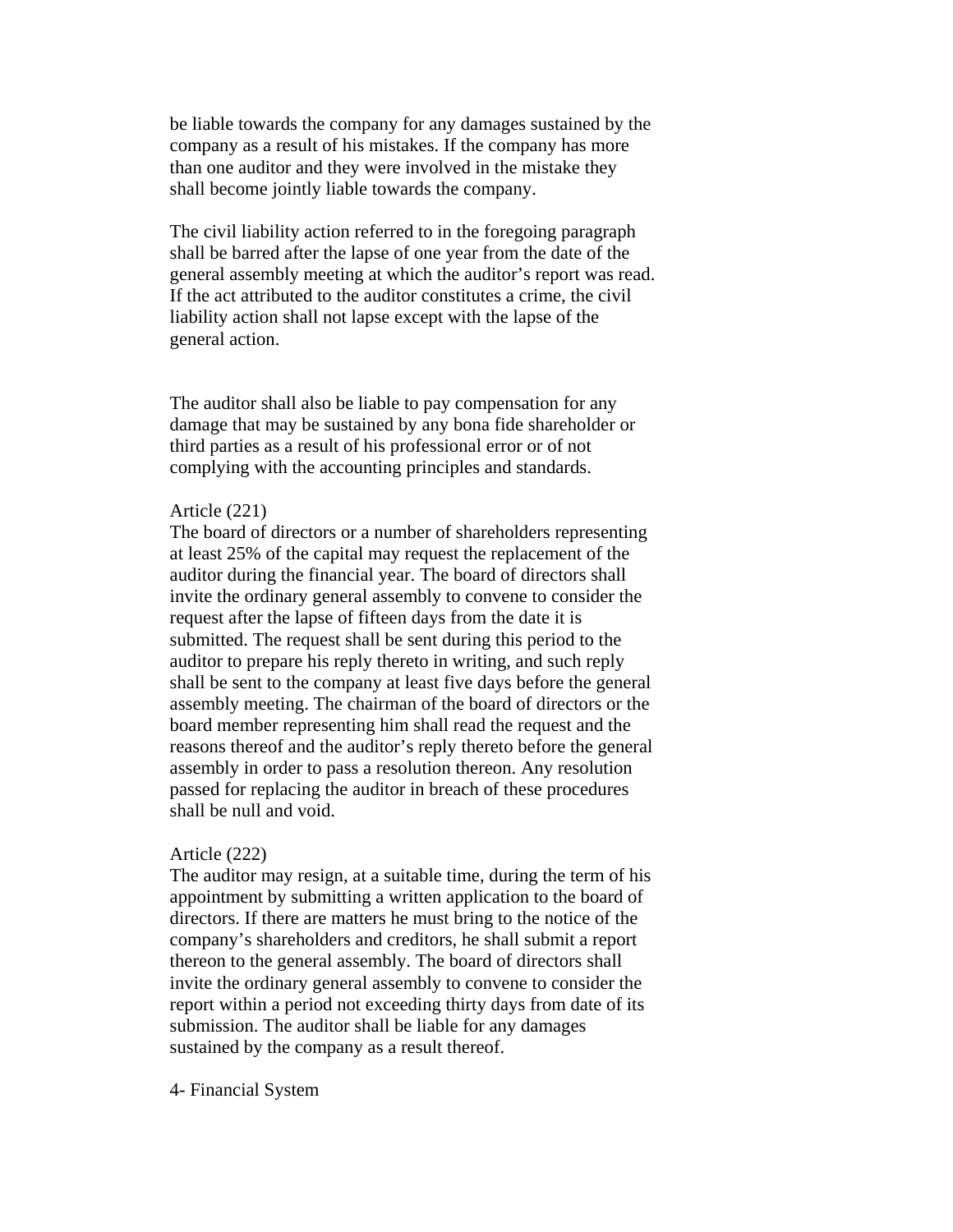be liable towards the company for any damages sustained by the company as a result of his mistakes. If the company has more than one auditor and they were involved in the mistake they shall become jointly liable towards the company.

The civil liability action referred to in the foregoing paragraph shall be barred after the lapse of one year from the date of the general assembly meeting at which the auditor's report was read. If the act attributed to the auditor constitutes a crime, the civil liability action shall not lapse except with the lapse of the general action.

The auditor shall also be liable to pay compensation for any damage that may be sustained by any bona fide shareholder or third parties as a result of his professional error or of not complying with the accounting principles and standards.

Article (221)
The board of directors or a number of shareholders representing at least 25% of the capital may request the replacement of the auditor during the financial year. The board of directors shall invite the ordinary general assembly to convene to consider the request after the lapse of fifteen days from the date it is submitted. The request shall be sent during this period to the auditor to prepare his reply thereto in writing, and such reply shall be sent to the company at least five days before the general assembly meeting. The chairman of the board of directors or the board member representing him shall read the request and the reasons thereof and the auditor's reply thereto before the general assembly in order to pass a resolution thereon. Any resolution passed for replacing the auditor in breach of these procedures shall be null and void.

Article (222)
The auditor may resign, at a suitable time, during the term of his appointment by submitting a written application to the board of directors. If there are matters he must bring to the notice of the company's shareholders and creditors, he shall submit a report thereon to the general assembly. The board of directors shall invite the ordinary general assembly to convene to consider the report within a period not exceeding thirty days from date of its submission. The auditor shall be liable for any damages sustained by the company as a result thereof.

4- Financial System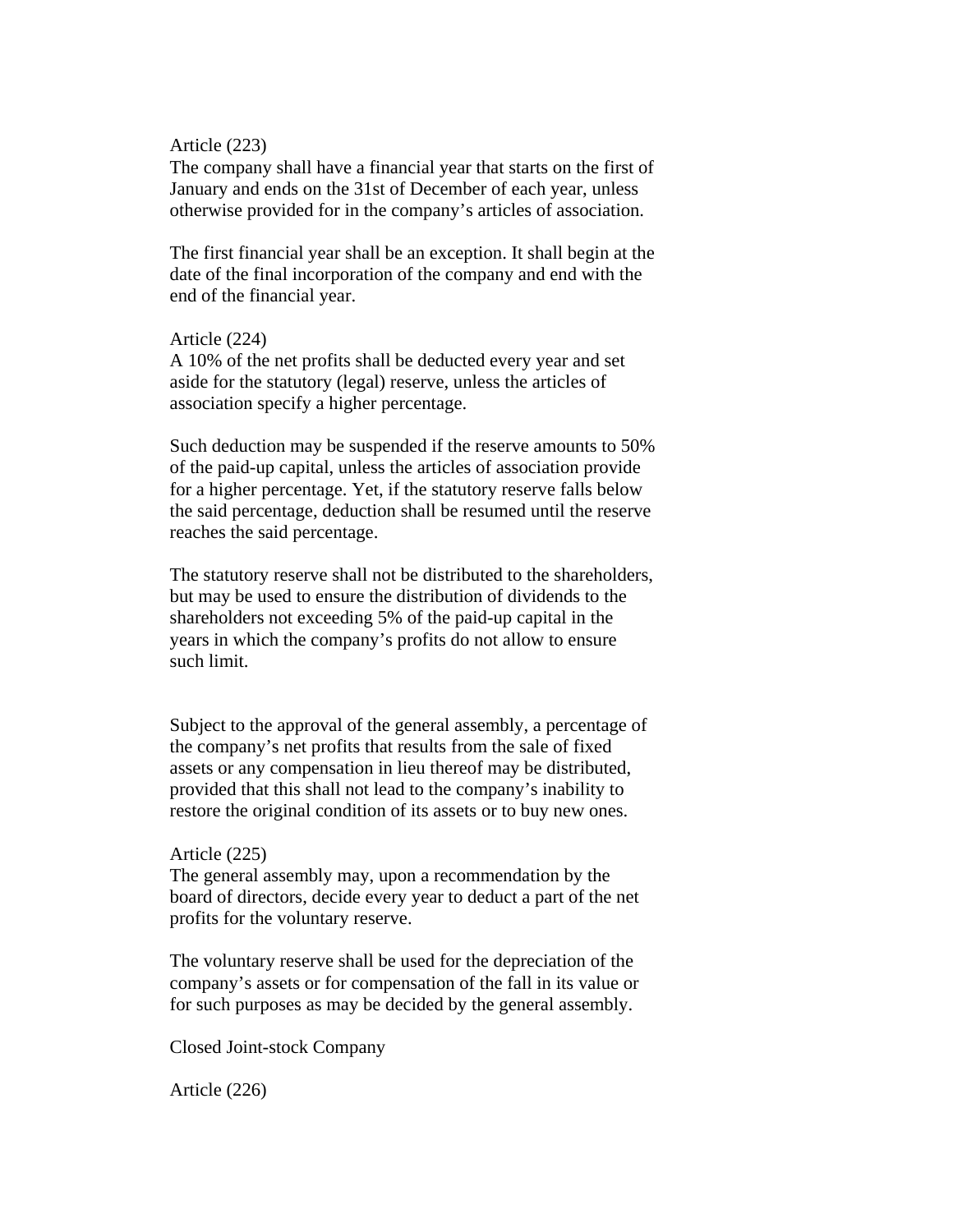Article (223)
The company shall have a financial year that starts on the first of January and ends on the 31st of December of each year, unless otherwise provided for in the company's articles of association.

The first financial year shall be an exception. It shall begin at the date of the final incorporation of the company and end with the end of the financial year.

Article (224)
A 10% of the net profits shall be deducted every year and set aside for the statutory (legal) reserve, unless the articles of association specify a higher percentage.

Such deduction may be suspended if the reserve amounts to 50% of the paid-up capital, unless the articles of association provide for a higher percentage. Yet, if the statutory reserve falls below the said percentage, deduction shall be resumed until the reserve reaches the said percentage.

The statutory reserve shall not be distributed to the shareholders, but may be used to ensure the distribution of dividends to the shareholders not exceeding 5% of the paid-up capital in the years in which the company's profits do not allow to ensure such limit.

Subject to the approval of the general assembly, a percentage of the company's net profits that results from the sale of fixed assets or any compensation in lieu thereof may be distributed, provided that this shall not lead to the company's inability to restore the original condition of its assets or to buy new ones.

Article (225)
The general assembly may, upon a recommendation by the board of directors, decide every year to deduct a part of the net profits for the voluntary reserve.

The voluntary reserve shall be used for the depreciation of the company's assets or for compensation of the fall in its value or for such purposes as may be decided by the general assembly.

Closed Joint-stock Company

Article (226)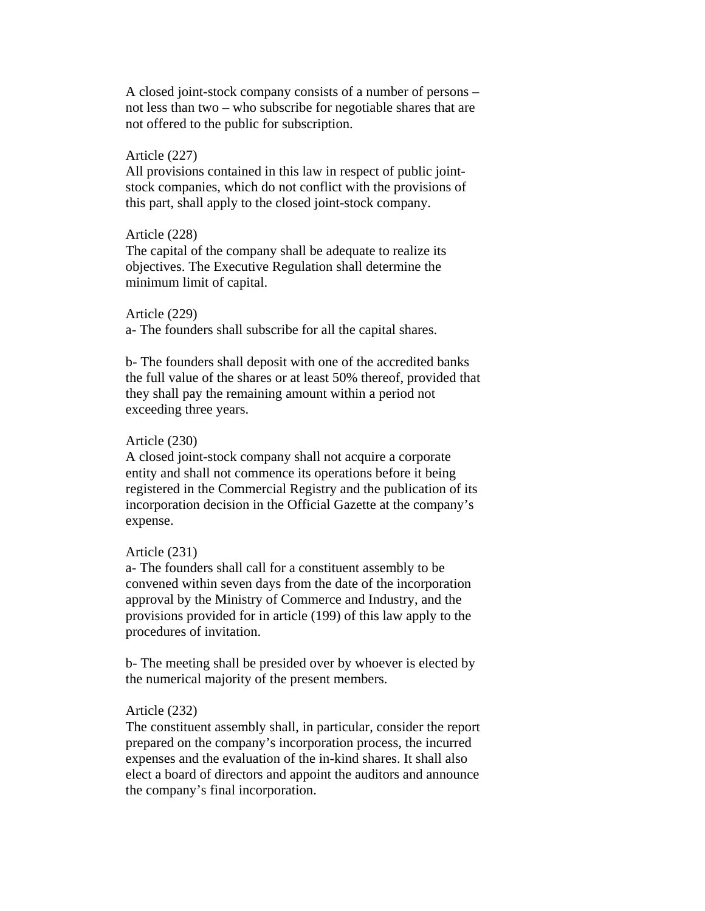A closed joint-stock company consists of a number of persons – not less than two – who subscribe for negotiable shares that are not offered to the public for subscription.

Article (227)

All provisions contained in this law in respect of public joint-stock companies, which do not conflict with the provisions of this part, shall apply to the closed joint-stock company.

Article (228)

The capital of the company shall be adequate to realize its objectives. The Executive Regulation shall determine the minimum limit of capital.

Article (229)

a- The founders shall subscribe for all the capital shares.

b- The founders shall deposit with one of the accredited banks the full value of the shares or at least 50% thereof, provided that they shall pay the remaining amount within a period not exceeding three years.

Article (230)

A closed joint-stock company shall not acquire a corporate entity and shall not commence its operations before it being registered in the Commercial Registry and the publication of its incorporation decision in the Official Gazette at the company's expense.

Article (231)

a- The founders shall call for a constituent assembly to be convened within seven days from the date of the incorporation approval by the Ministry of Commerce and Industry, and the provisions provided for in article (199) of this law apply to the procedures of invitation.

b- The meeting shall be presided over by whoever is elected by the numerical majority of the present members.

Article (232)

The constituent assembly shall, in particular, consider the report prepared on the company's incorporation process, the incurred expenses and the evaluation of the in-kind shares. It shall also elect a board of directors and appoint the auditors and announce the company's final incorporation.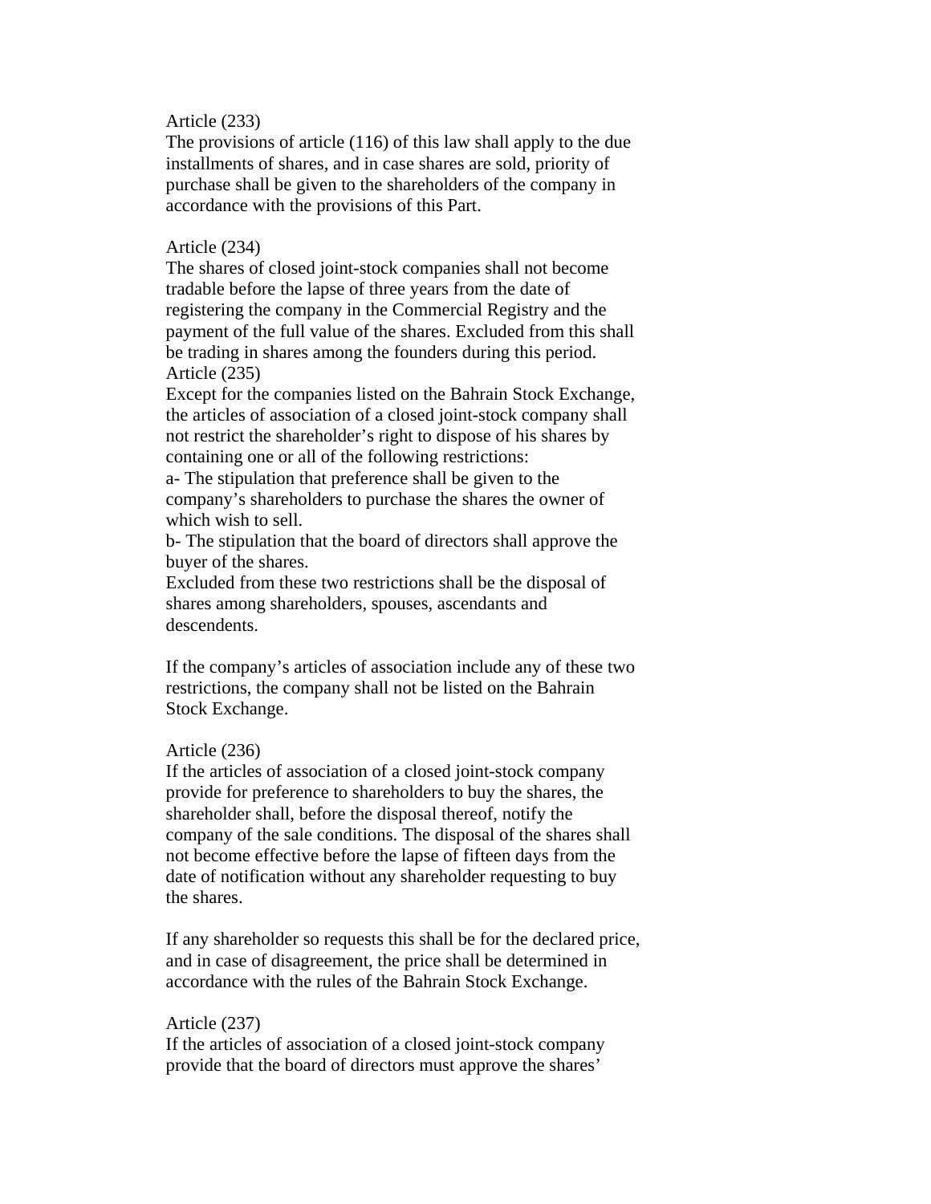Article (233)
The provisions of article (116) of this law shall apply to the due installments of shares, and in case shares are sold, priority of purchase shall be given to the shareholders of the company in accordance with the provisions of this Part.

Article (234)
The shares of closed joint-stock companies shall not become tradable before the lapse of three years from the date of registering the company in the Commercial Registry and the payment of the full value of the shares. Excluded from this shall be trading in shares among the founders during this period.

Article (235)
Except for the companies listed on the Bahrain Stock Exchange, the articles of association of a closed joint-stock company shall not restrict the shareholder's right to dispose of his shares by containing one or all of the following restrictions:

a- The stipulation that preference shall be given to the company's shareholders to purchase the shares the owner of which wish to sell.

b- The stipulation that the board of directors shall approve the buyer of the shares.

Excluded from these two restrictions shall be the disposal of shares among shareholders, spouses, ascendants and descendents.

If the company's articles of association include any of these two restrictions, the company shall not be listed on the Bahrain Stock Exchange.

Article (236)
If the articles of association of a closed joint-stock company provide for preference to shareholders to buy the shares, the shareholder shall, before the disposal thereof, notify the company of the sale conditions. The disposal of the shares shall not become effective before the lapse of fifteen days from the date of notification without any shareholder requesting to buy the shares.

If any shareholder so requests this shall be for the declared price, and in case of disagreement, the price shall be determined in accordance with the rules of the Bahrain Stock Exchange.

Article (237)
If the articles of association of a closed joint-stock company provide that the board of directors must approve the shares'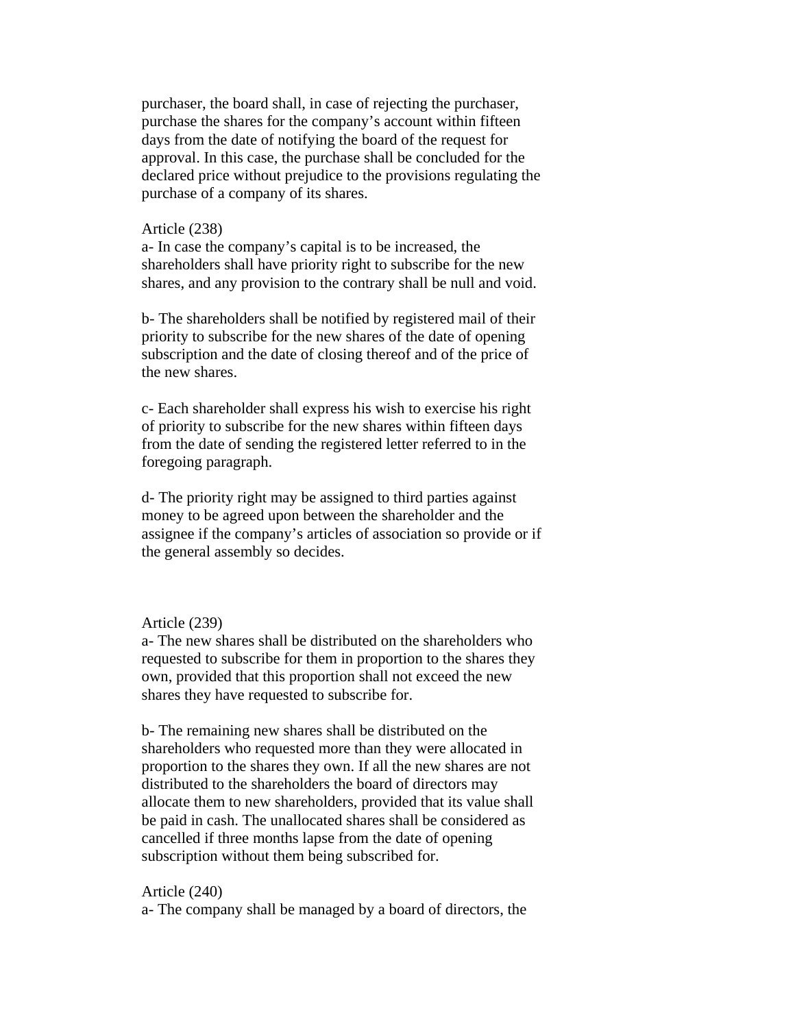purchaser, the board shall, in case of rejecting the purchaser, purchase the shares for the company's account within fifteen days from the date of notifying the board of the request for approval. In this case, the purchase shall be concluded for the declared price without prejudice to the provisions regulating the purchase of a company of its shares.

Article (238)

a- In case the company's capital is to be increased, the shareholders shall have priority right to subscribe for the new shares, and any provision to the contrary shall be null and void.

b- The shareholders shall be notified by registered mail of their priority to subscribe for the new shares of the date of opening subscription and the date of closing thereof and of the price of the new shares.

c- Each shareholder shall express his wish to exercise his right of priority to subscribe for the new shares within fifteen days from the date of sending the registered letter referred to in the foregoing paragraph.

d- The priority right may be assigned to third parties against money to be agreed upon between the shareholder and the assignee if the company's articles of association so provide or if the general assembly so decides.

Article (239)

a- The new shares shall be distributed on the shareholders who requested to subscribe for them in proportion to the shares they own, provided that this proportion shall not exceed the new shares they have requested to subscribe for.

b- The remaining new shares shall be distributed on the shareholders who requested more than they were allocated in proportion to the shares they own. If all the new shares are not distributed to the shareholders the board of directors may allocate them to new shareholders, provided that its value shall be paid in cash. The unallocated shares shall be considered as cancelled if three months lapse from the date of opening subscription without them being subscribed for.

Article (240)

a- The company shall be managed by a board of directors, the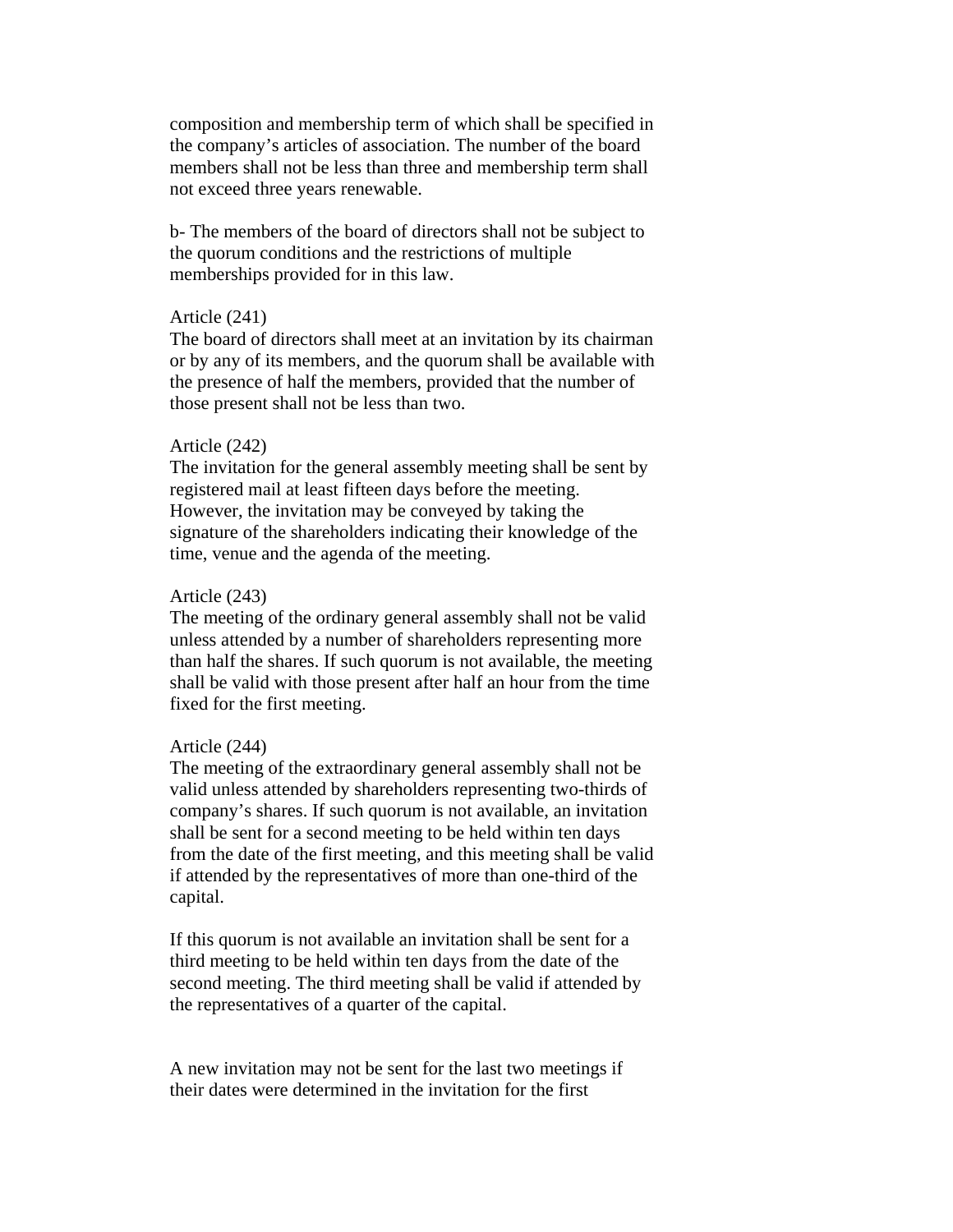composition and membership term of which shall be specified in the company's articles of association. The number of the board members shall not be less than three and membership term shall not exceed three years renewable.

b- The members of the board of directors shall not be subject to the quorum conditions and the restrictions of multiple memberships provided for in this law.

Article (241)
The board of directors shall meet at an invitation by its chairman or by any of its members, and the quorum shall be available with the presence of half the members, provided that the number of those present shall not be less than two.

Article (242)
The invitation for the general assembly meeting shall be sent by registered mail at least fifteen days before the meeting. However, the invitation may be conveyed by taking the signature of the shareholders indicating their knowledge of the time, venue and the agenda of the meeting.

Article (243)
The meeting of the ordinary general assembly shall not be valid unless attended by a number of shareholders representing more than half the shares. If such quorum is not available, the meeting shall be valid with those present after half an hour from the time fixed for the first meeting.

Article (244)
The meeting of the extraordinary general assembly shall not be valid unless attended by shareholders representing two-thirds of company's shares. If such quorum is not available, an invitation shall be sent for a second meeting to be held within ten days from the date of the first meeting, and this meeting shall be valid if attended by the representatives of more than one-third of the capital.

If this quorum is not available an invitation shall be sent for a third meeting to be held within ten days from the date of the second meeting. The third meeting shall be valid if attended by the representatives of a quarter of the capital.

A new invitation may not be sent for the last two meetings if their dates were determined in the invitation for the first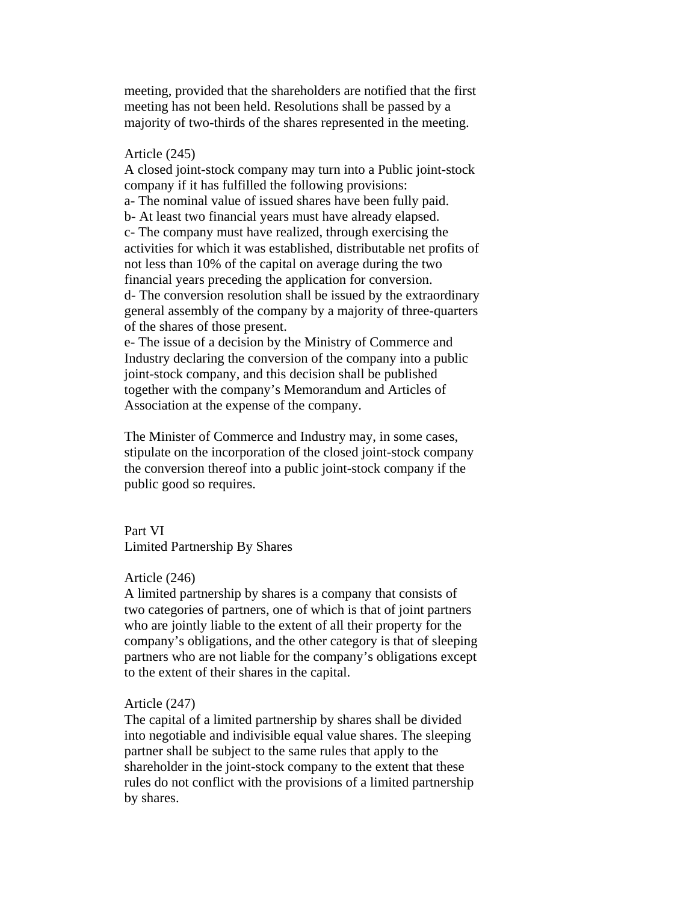meeting, provided that the shareholders are notified that the first meeting has not been held. Resolutions shall be passed by a majority of two-thirds of the shares represented in the meeting.

Article (245)
A closed joint-stock company may turn into a Public joint-stock company if it has fulfilled the following provisions:
a- The nominal value of issued shares have been fully paid.
b- At least two financial years must have already elapsed.
c- The company must have realized, through exercising the activities for which it was established, distributable net profits of not less than 10% of the capital on average during the two financial years preceding the application for conversion.
d- The conversion resolution shall be issued by the extraordinary general assembly of the company by a majority of three-quarters of the shares of those present.
e- The issue of a decision by the Ministry of Commerce and Industry declaring the conversion of the company into a public joint-stock company, and this decision shall be published together with the company's Memorandum and Articles of Association at the expense of the company.

The Minister of Commerce and Industry may, in some cases, stipulate on the incorporation of the closed joint-stock company the conversion thereof into a public joint-stock company if the public good so requires.

## Part VI
## Limited Partnership By Shares

Article (246)
A limited partnership by shares is a company that consists of two categories of partners, one of which is that of joint partners who are jointly liable to the extent of all their property for the company's obligations, and the other category is that of sleeping partners who are not liable for the company's obligations except to the extent of their shares in the capital.

Article (247)
The capital of a limited partnership by shares shall be divided into negotiable and indivisible equal value shares. The sleeping partner shall be subject to the same rules that apply to the shareholder in the joint-stock company to the extent that these rules do not conflict with the provisions of a limited partnership by shares.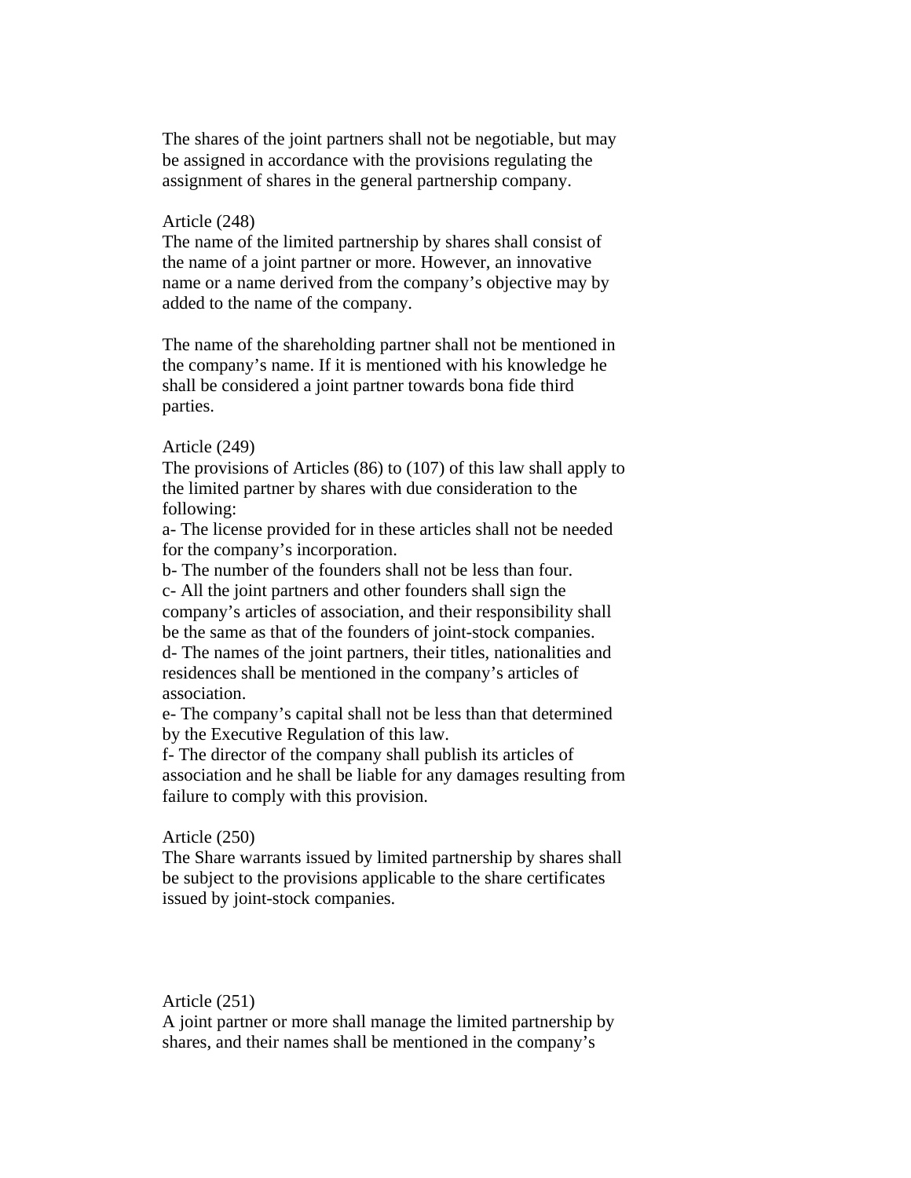The shares of the joint partners shall not be negotiable, but may be assigned in accordance with the provisions regulating the assignment of shares in the general partnership company.

Article (248)
The name of the limited partnership by shares shall consist of the name of a joint partner or more. However, an innovative name or a name derived from the company's objective may by added to the name of the company.

The name of the shareholding partner shall not be mentioned in the company's name. If it is mentioned with his knowledge he shall be considered a joint partner towards bona fide third parties.

Article (249)
The provisions of Articles (86) to (107) of this law shall apply to the limited partner by shares with due consideration to the following:
a- The license provided for in these articles shall not be needed for the company's incorporation.
b- The number of the founders shall not be less than four.
c- All the joint partners and other founders shall sign the company's articles of association, and their responsibility shall be the same as that of the founders of joint-stock companies.
d- The names of the joint partners, their titles, nationalities and residences shall be mentioned in the company's articles of association.
e- The company's capital shall not be less than that determined by the Executive Regulation of this law.
f- The director of the company shall publish its articles of association and he shall be liable for any damages resulting from failure to comply with this provision.

Article (250)
The Share warrants issued by limited partnership by shares shall be subject to the provisions applicable to the share certificates issued by joint-stock companies.

Article (251)
A joint partner or more shall manage the limited partnership by shares, and their names shall be mentioned in the company's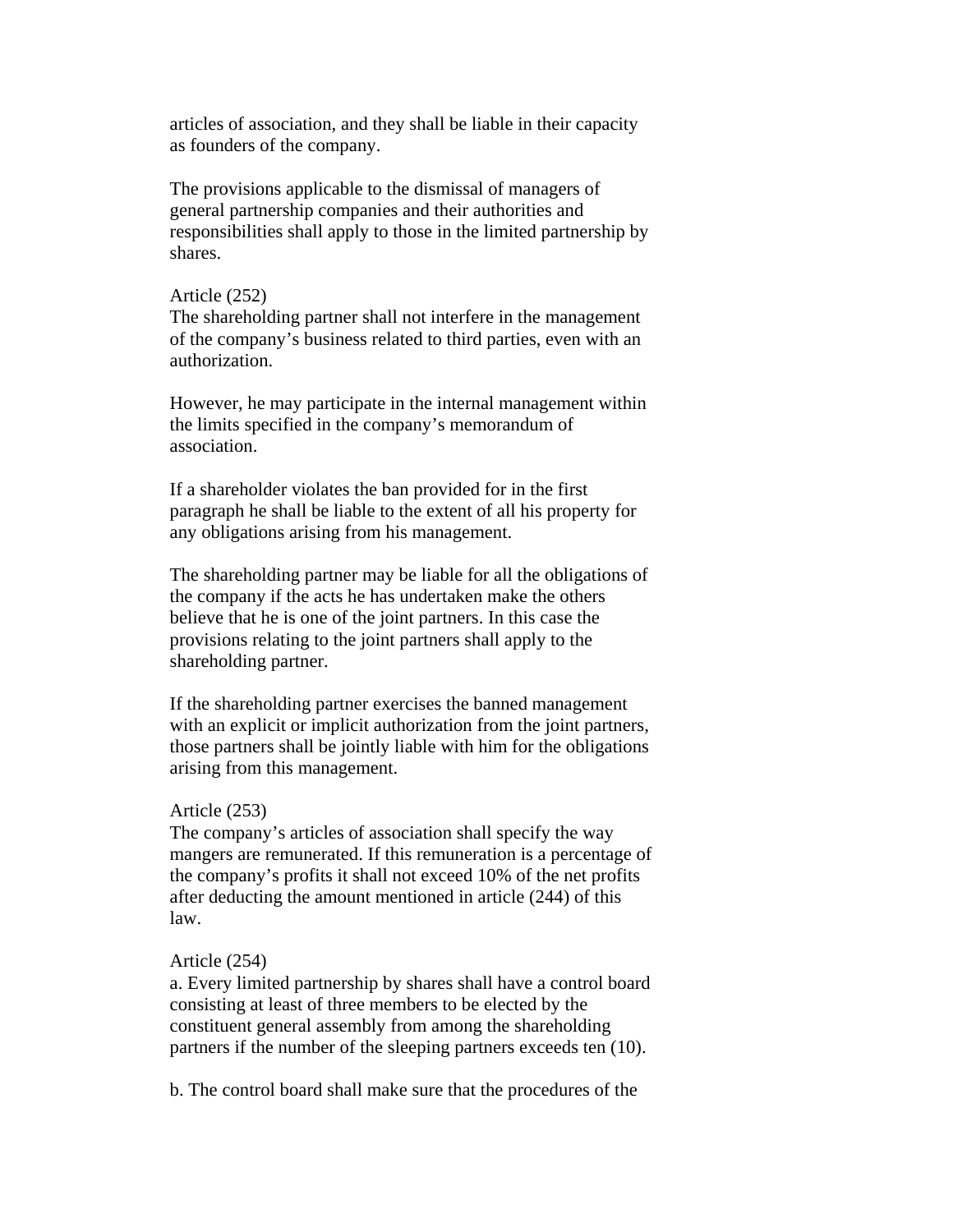articles of association, and they shall be liable in their capacity as founders of the company.

The provisions applicable to the dismissal of managers of general partnership companies and their authorities and responsibilities shall apply to those in the limited partnership by shares.

Article (252)
The shareholding partner shall not interfere in the management of the company's business related to third parties, even with an authorization.

However, he may participate in the internal management within the limits specified in the company's memorandum of association.

If a shareholder violates the ban provided for in the first paragraph he shall be liable to the extent of all his property for any obligations arising from his management.

The shareholding partner may be liable for all the obligations of the company if the acts he has undertaken make the others believe that he is one of the joint partners. In this case the provisions relating to the joint partners shall apply to the shareholding partner.

If the shareholding partner exercises the banned management with an explicit or implicit authorization from the joint partners, those partners shall be jointly liable with him for the obligations arising from this management.

Article (253)
The company's articles of association shall specify the way mangers are remunerated. If this remuneration is a percentage of the company's profits it shall not exceed 10% of the net profits after deducting the amount mentioned in article (244) of this law.

Article (254)
a. Every limited partnership by shares shall have a control board consisting at least of three members to be elected by the constituent general assembly from among the shareholding partners if the number of the sleeping partners exceeds ten (10).

b. The control board shall make sure that the procedures of the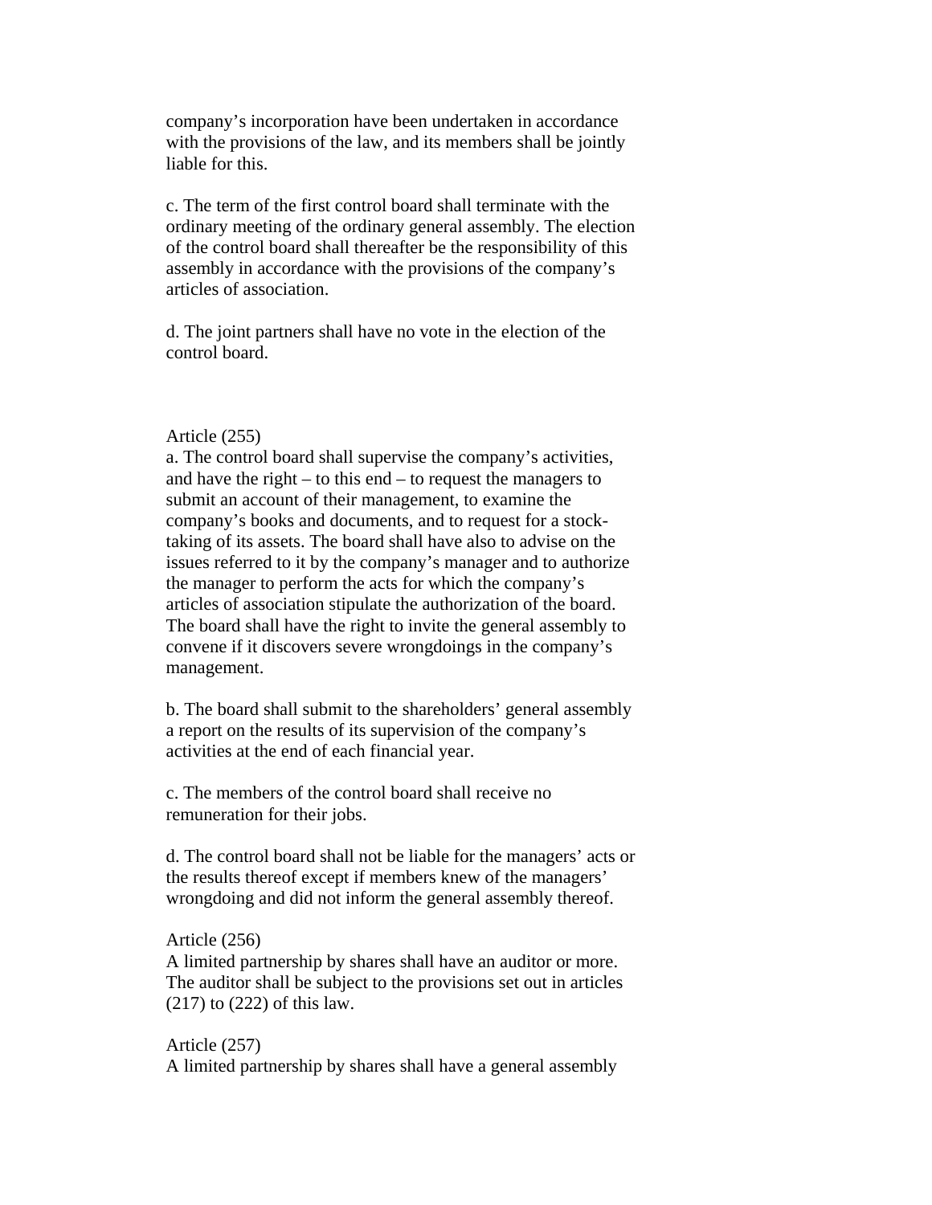company's incorporation have been undertaken in accordance with the provisions of the law, and its members shall be jointly liable for this.

c. The term of the first control board shall terminate with the ordinary meeting of the ordinary general assembly. The election of the control board shall thereafter be the responsibility of this assembly in accordance with the provisions of the company's articles of association.

d. The joint partners shall have no vote in the election of the control board.

Article (255)

a. The control board shall supervise the company's activities, and have the right – to this end – to request the managers to submit an account of their management, to examine the company's books and documents, and to request for a stock-taking of its assets. The board shall have also to advise on the issues referred to it by the company's manager and to authorize the manager to perform the acts for which the company's articles of association stipulate the authorization of the board. The board shall have the right to invite the general assembly to convene if it discovers severe wrongdoings in the company's management.

b. The board shall submit to the shareholders' general assembly a report on the results of its supervision of the company's activities at the end of each financial year.

c. The members of the control board shall receive no remuneration for their jobs.

d. The control board shall not be liable for the managers' acts or the results thereof except if members knew of the managers' wrongdoing and did not inform the general assembly thereof.

Article (256)

A limited partnership by shares shall have an auditor or more. The auditor shall be subject to the provisions set out in articles (217) to (222) of this law.

Article (257)

A limited partnership by shares shall have a general assembly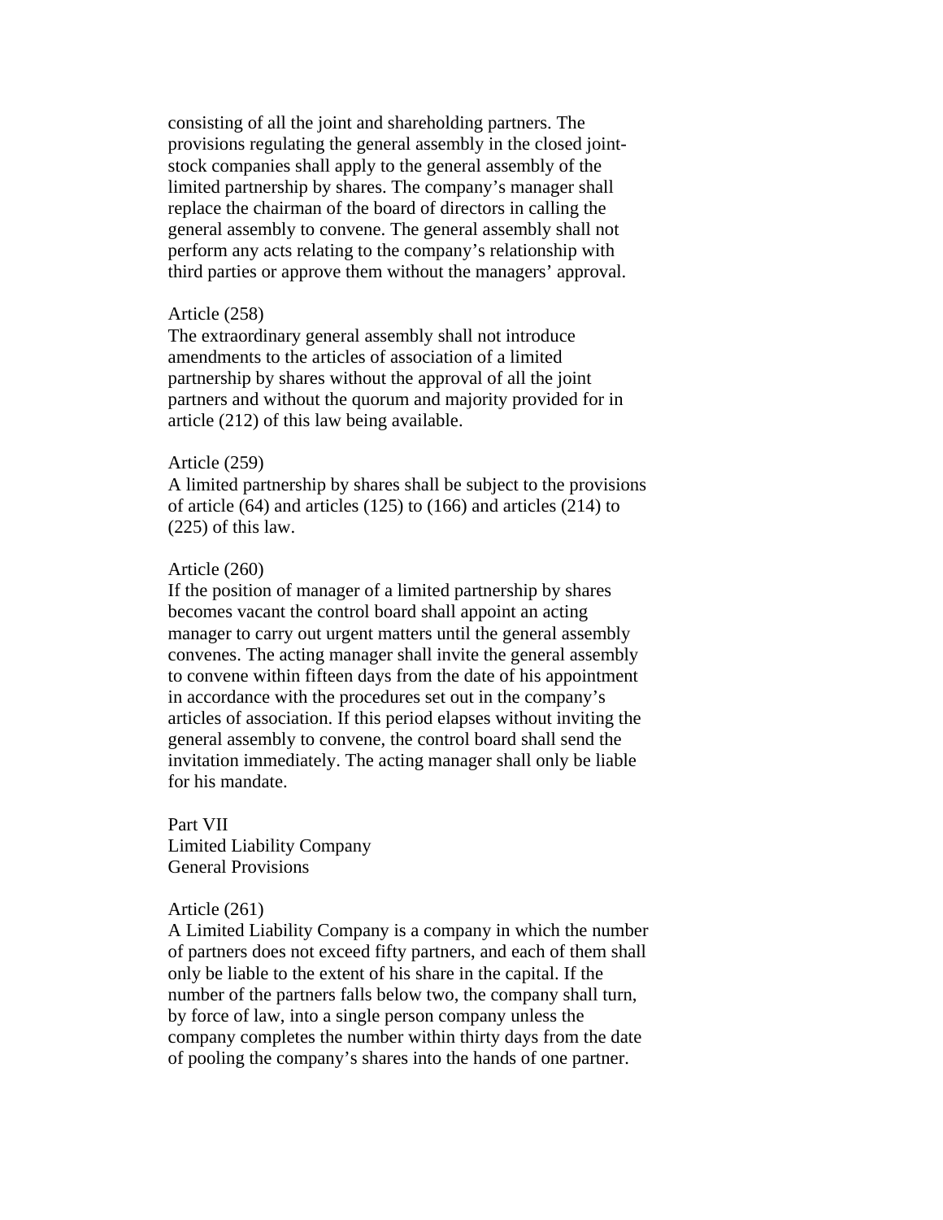consisting of all the joint and shareholding partners. The provisions regulating the general assembly in the closed joint-stock companies shall apply to the general assembly of the limited partnership by shares. The company's manager shall replace the chairman of the board of directors in calling the general assembly to convene. The general assembly shall not perform any acts relating to the company's relationship with third parties or approve them without the managers' approval.

Article (258)
The extraordinary general assembly shall not introduce amendments to the articles of association of a limited partnership by shares without the approval of all the joint partners and without the quorum and majority provided for in article (212) of this law being available.

Article (259)
A limited partnership by shares shall be subject to the provisions of article (64) and articles (125) to (166) and articles (214) to (225) of this law.

Article (260)
If the position of manager of a limited partnership by shares becomes vacant the control board shall appoint an acting manager to carry out urgent matters until the general assembly convenes. The acting manager shall invite the general assembly to convene within fifteen days from the date of his appointment in accordance with the procedures set out in the company's articles of association. If this period elapses without inviting the general assembly to convene, the control board shall send the invitation immediately. The acting manager shall only be liable for his mandate.

## Part VII
## Limited Liability Company
### General Provisions

Article (261)
A Limited Liability Company is a company in which the number of partners does not exceed fifty partners, and each of them shall only be liable to the extent of his share in the capital. If the number of the partners falls below two, the company shall turn, by force of law, into a single person company unless the company completes the number within thirty days from the date of pooling the company's shares into the hands of one partner.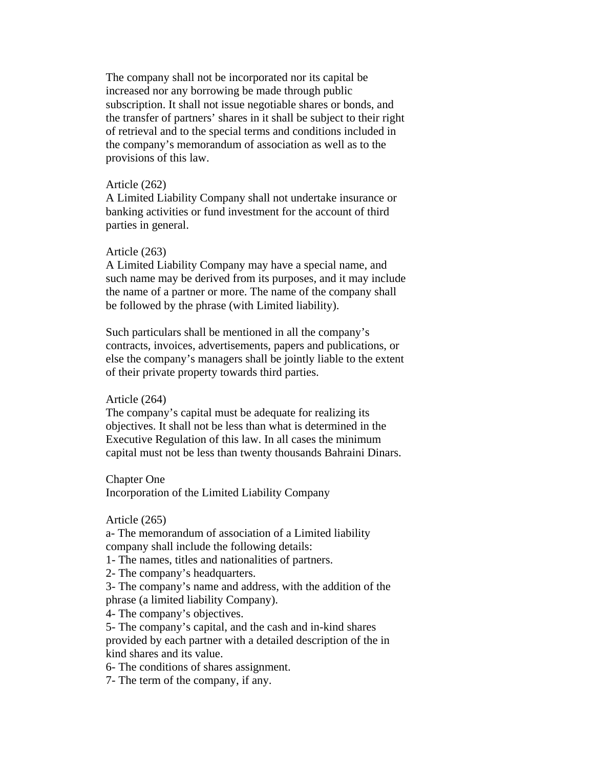The company shall not be incorporated nor its capital be increased nor any borrowing be made through public subscription. It shall not issue negotiable shares or bonds, and the transfer of partners' shares in it shall be subject to their right of retrieval and to the special terms and conditions included in the company's memorandum of association as well as to the provisions of this law.

Article (262)
A Limited Liability Company shall not undertake insurance or banking activities or fund investment for the account of third parties in general.

Article (263)
A Limited Liability Company may have a special name, and such name may be derived from its purposes, and it may include the name of a partner or more. The name of the company shall be followed by the phrase (with Limited liability).

Such particulars shall be mentioned in all the company's contracts, invoices, advertisements, papers and publications, or else the company's managers shall be jointly liable to the extent of their private property towards third parties.

Article (264)
The company's capital must be adequate for realizing its objectives. It shall not be less than what is determined in the Executive Regulation of this law. In all cases the minimum capital must not be less than twenty thousands Bahraini Dinars.

## Chapter One
## Incorporation of the Limited Liability Company

Article (265)
a- The memorandum of association of a Limited liability company shall include the following details:
1- The names, titles and nationalities of partners.
2- The company's headquarters.
3- The company's name and address, with the addition of the phrase (a limited liability Company).
4- The company's objectives.
5- The company's capital, and the cash and in-kind shares provided by each partner with a detailed description of the in kind shares and its value.
6- The conditions of shares assignment.
7- The term of the company, if any.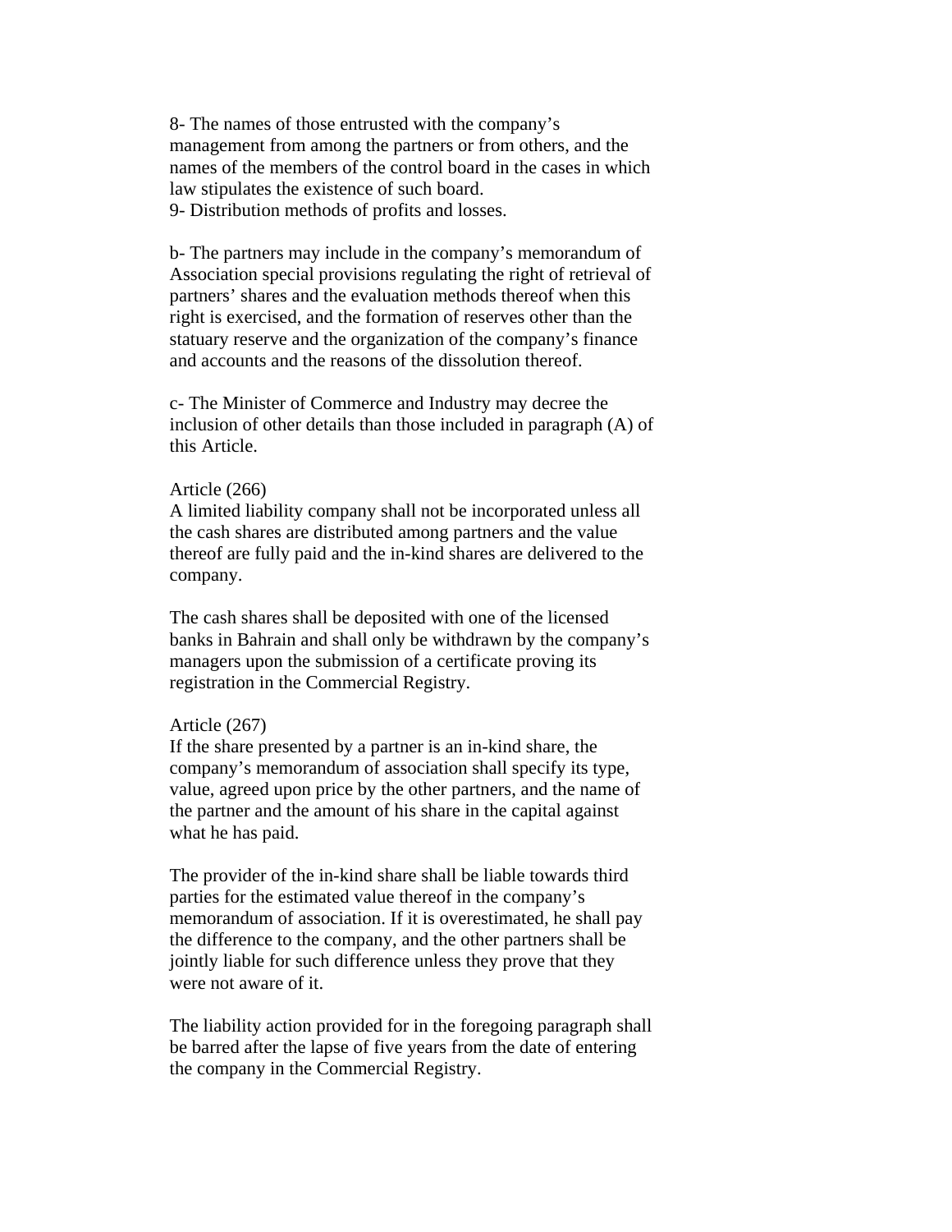8- The names of those entrusted with the company's management from among the partners or from others, and the names of the members of the control board in the cases in which law stipulates the existence of such board.
9- Distribution methods of profits and losses.

b- The partners may include in the company's memorandum of Association special provisions regulating the right of retrieval of partners' shares and the evaluation methods thereof when this right is exercised, and the formation of reserves other than the statuary reserve and the organization of the company's finance and accounts and the reasons of the dissolution thereof.

c- The Minister of Commerce and Industry may decree the inclusion of other details than those included in paragraph (A) of this Article.

Article (266)
A limited liability company shall not be incorporated unless all the cash shares are distributed among partners and the value thereof are fully paid and the in-kind shares are delivered to the company.

The cash shares shall be deposited with one of the licensed banks in Bahrain and shall only be withdrawn by the company's managers upon the submission of a certificate proving its registration in the Commercial Registry.

Article (267)
If the share presented by a partner is an in-kind share, the company's memorandum of association shall specify its type, value, agreed upon price by the other partners, and the name of the partner and the amount of his share in the capital against what he has paid.

The provider of the in-kind share shall be liable towards third parties for the estimated value thereof in the company's memorandum of association. If it is overestimated, he shall pay the difference to the company, and the other partners shall be jointly liable for such difference unless they prove that they were not aware of it.

The liability action provided for in the foregoing paragraph shall be barred after the lapse of five years from the date of entering the company in the Commercial Registry.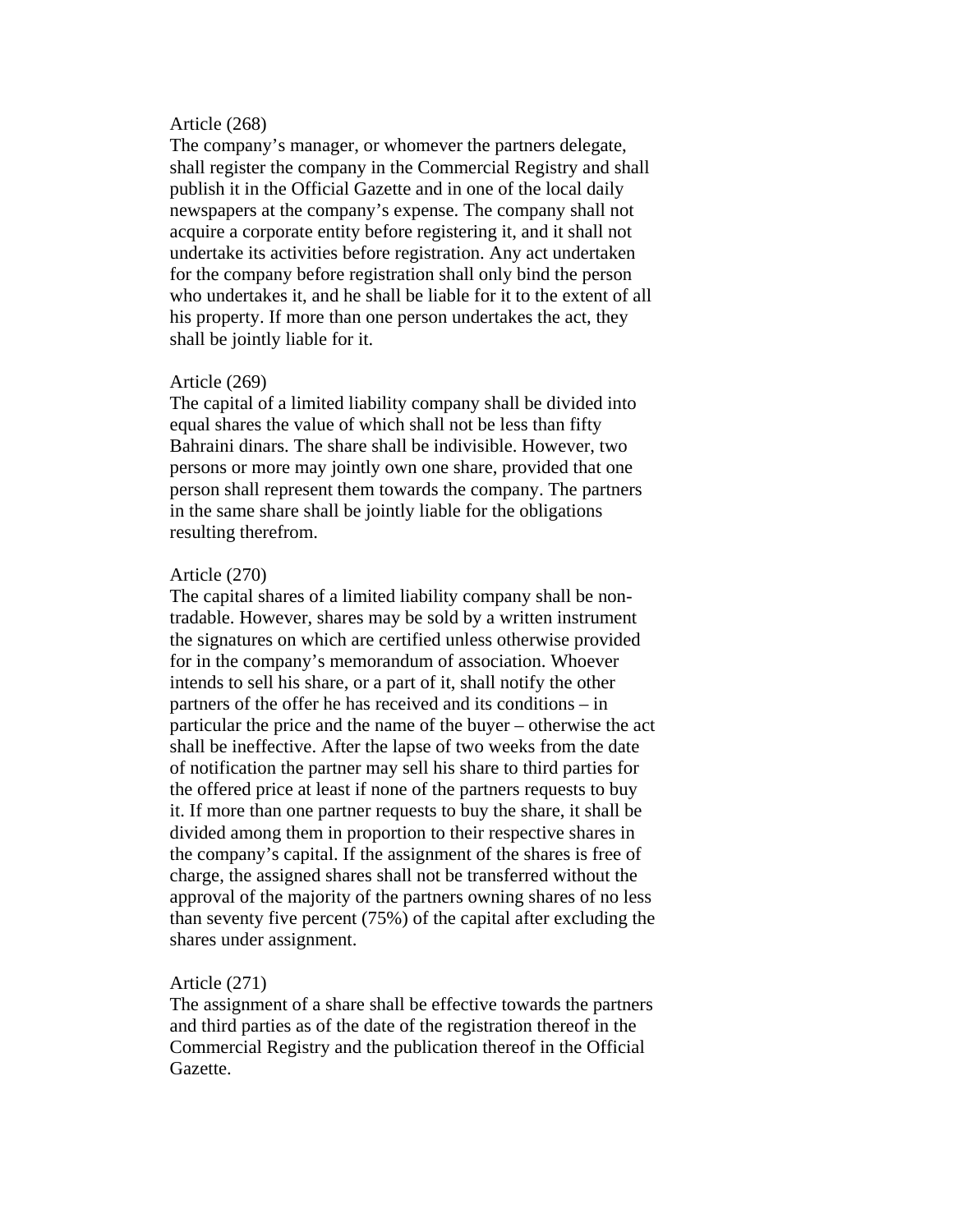Article (268)

The company's manager, or whomever the partners delegate, shall register the company in the Commercial Registry and shall publish it in the Official Gazette and in one of the local daily newspapers at the company's expense. The company shall not acquire a corporate entity before registering it, and it shall not undertake its activities before registration. Any act undertaken for the company before registration shall only bind the person who undertakes it, and he shall be liable for it to the extent of all his property. If more than one person undertakes the act, they shall be jointly liable for it.

Article (269)

The capital of a limited liability company shall be divided into equal shares the value of which shall not be less than fifty Bahraini dinars. The share shall be indivisible. However, two persons or more may jointly own one share, provided that one person shall represent them towards the company. The partners in the same share shall be jointly liable for the obligations resulting therefrom.

Article (270)

The capital shares of a limited liability company shall be non-tradable. However, shares may be sold by a written instrument the signatures on which are certified unless otherwise provided for in the company's memorandum of association. Whoever intends to sell his share, or a part of it, shall notify the other partners of the offer he has received and its conditions – in particular the price and the name of the buyer – otherwise the act shall be ineffective. After the lapse of two weeks from the date of notification the partner may sell his share to third parties for the offered price at least if none of the partners requests to buy it. If more than one partner requests to buy the share, it shall be divided among them in proportion to their respective shares in the company's capital. If the assignment of the shares is free of charge, the assigned shares shall not be transferred without the approval of the majority of the partners owning shares of no less than seventy five percent (75%) of the capital after excluding the shares under assignment.

Article (271)

The assignment of a share shall be effective towards the partners and third parties as of the date of the registration thereof in the Commercial Registry and the publication thereof in the Official Gazette.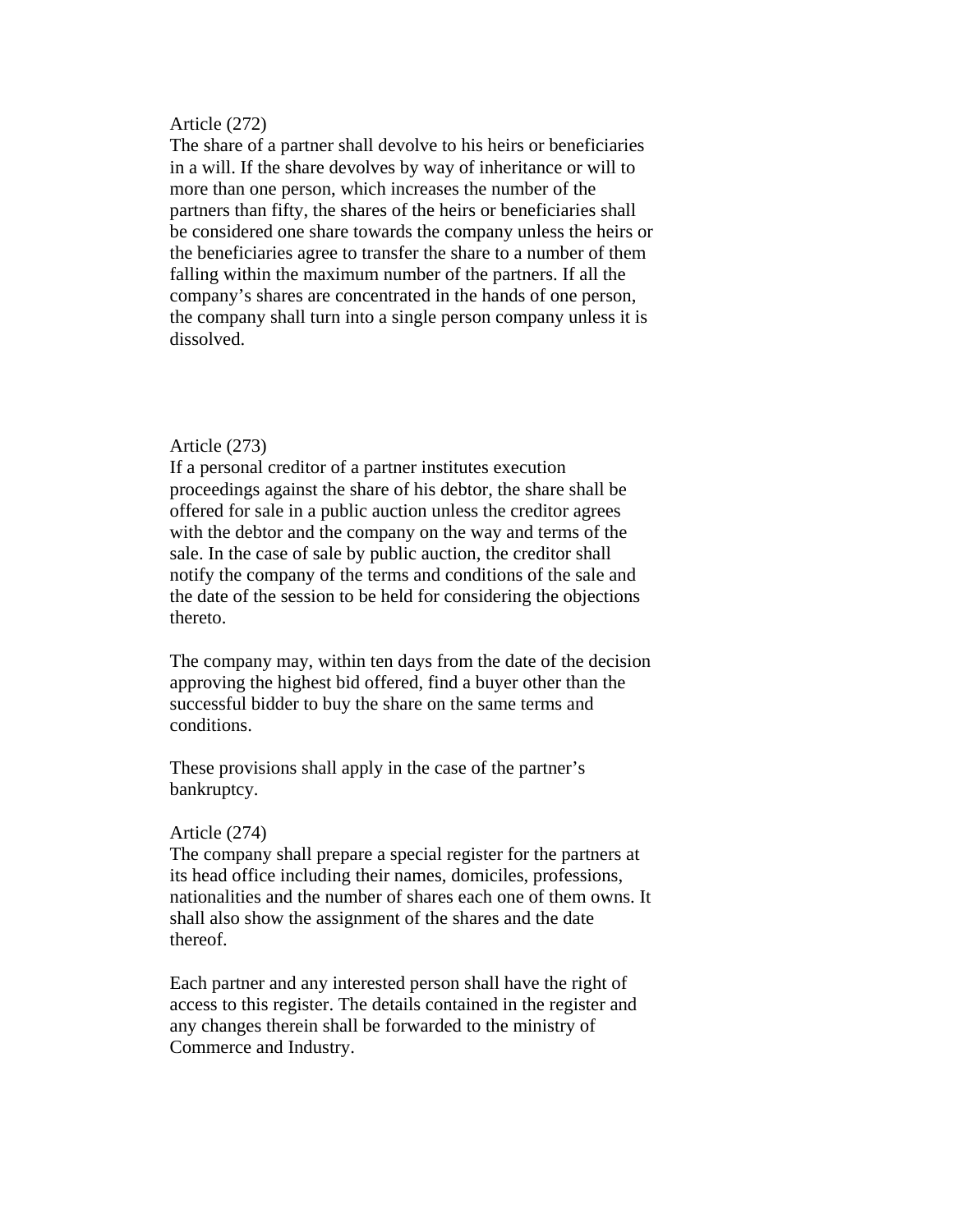Article (272)
The share of a partner shall devolve to his heirs or beneficiaries in a will. If the share devolves by way of inheritance or will to more than one person, which increases the number of the partners than fifty, the shares of the heirs or beneficiaries shall be considered one share towards the company unless the heirs or the beneficiaries agree to transfer the share to a number of them falling within the maximum number of the partners. If all the company's shares are concentrated in the hands of one person, the company shall turn into a single person company unless it is dissolved.

Article (273)
If a personal creditor of a partner institutes execution proceedings against the share of his debtor, the share shall be offered for sale in a public auction unless the creditor agrees with the debtor and the company on the way and terms of the sale. In the case of sale by public auction, the creditor shall notify the company of the terms and conditions of the sale and the date of the session to be held for considering the objections thereto.

The company may, within ten days from the date of the decision approving the highest bid offered, find a buyer other than the successful bidder to buy the share on the same terms and conditions.

These provisions shall apply in the case of the partner's bankruptcy.

Article (274)
The company shall prepare a special register for the partners at its head office including their names, domiciles, professions, nationalities and the number of shares each one of them owns. It shall also show the assignment of the shares and the date thereof.

Each partner and any interested person shall have the right of access to this register. The details contained in the register and any changes therein shall be forwarded to the ministry of Commerce and Industry.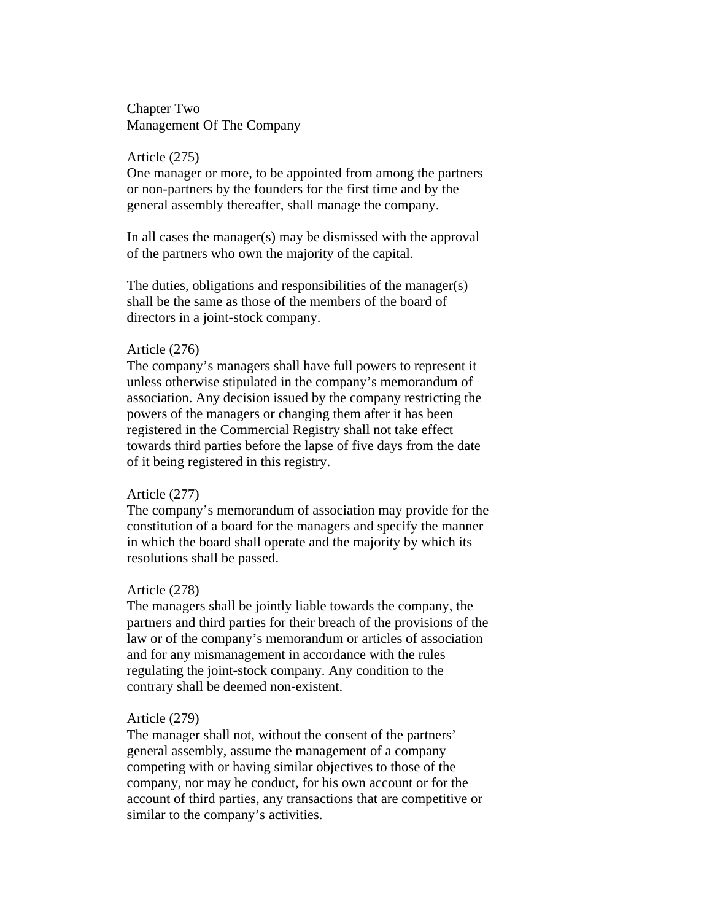## Chapter Two
## Management Of The Company

### Article (275)

One manager or more, to be appointed from among the partners or non-partners by the founders for the first time and by the general assembly thereafter, shall manage the company.

In all cases the manager(s) may be dismissed with the approval of the partners who own the majority of the capital.

The duties, obligations and responsibilities of the manager(s) shall be the same as those of the members of the board of directors in a joint-stock company.

### Article (276)

The company's managers shall have full powers to represent it unless otherwise stipulated in the company's memorandum of association. Any decision issued by the company restricting the powers of the managers or changing them after it has been registered in the Commercial Registry shall not take effect towards third parties before the lapse of five days from the date of it being registered in this registry.

### Article (277)

The company's memorandum of association may provide for the constitution of a board for the managers and specify the manner in which the board shall operate and the majority by which its resolutions shall be passed.

### Article (278)

The managers shall be jointly liable towards the company, the partners and third parties for their breach of the provisions of the law or of the company's memorandum or articles of association and for any mismanagement in accordance with the rules regulating the joint-stock company. Any condition to the contrary shall be deemed non-existent.

### Article (279)

The manager shall not, without the consent of the partners' general assembly, assume the management of a company competing with or having similar objectives to those of the company, nor may he conduct, for his own account or for the account of third parties, any transactions that are competitive or similar to the company's activities.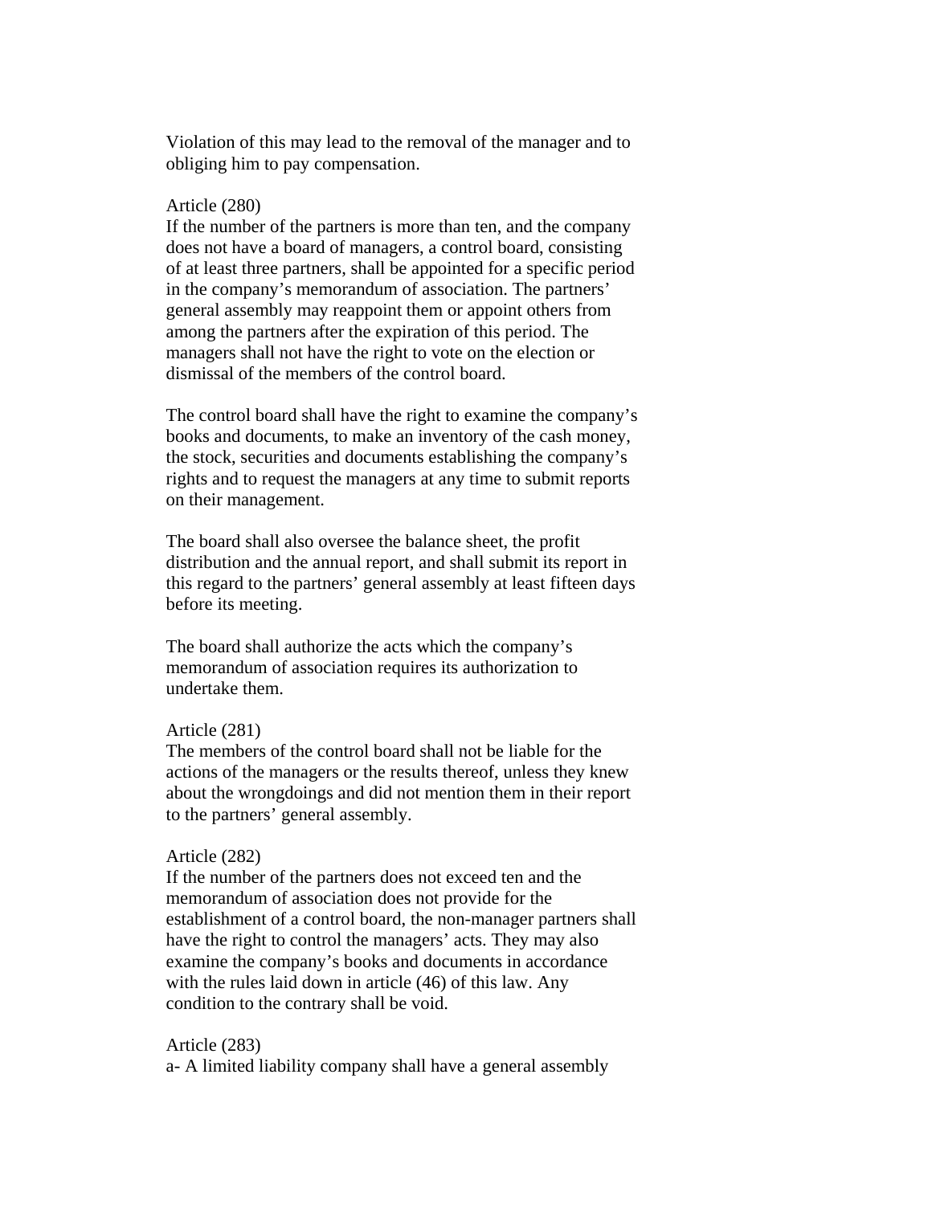Violation of this may lead to the removal of the manager and to obliging him to pay compensation.

Article (280)
If the number of the partners is more than ten, and the company does not have a board of managers, a control board, consisting of at least three partners, shall be appointed for a specific period in the company's memorandum of association. The partners' general assembly may reappoint them or appoint others from among the partners after the expiration of this period. The managers shall not have the right to vote on the election or dismissal of the members of the control board.

The control board shall have the right to examine the company's books and documents, to make an inventory of the cash money, the stock, securities and documents establishing the company's rights and to request the managers at any time to submit reports on their management.

The board shall also oversee the balance sheet, the profit distribution and the annual report, and shall submit its report in this regard to the partners' general assembly at least fifteen days before its meeting.

The board shall authorize the acts which the company's memorandum of association requires its authorization to undertake them.

Article (281)
The members of the control board shall not be liable for the actions of the managers or the results thereof, unless they knew about the wrongdoings and did not mention them in their report to the partners' general assembly.

Article (282)
If the number of the partners does not exceed ten and the memorandum of association does not provide for the establishment of a control board, the non-manager partners shall have the right to control the managers' acts. They may also examine the company's books and documents in accordance with the rules laid down in article (46) of this law. Any condition to the contrary shall be void.

Article (283)
a- A limited liability company shall have a general assembly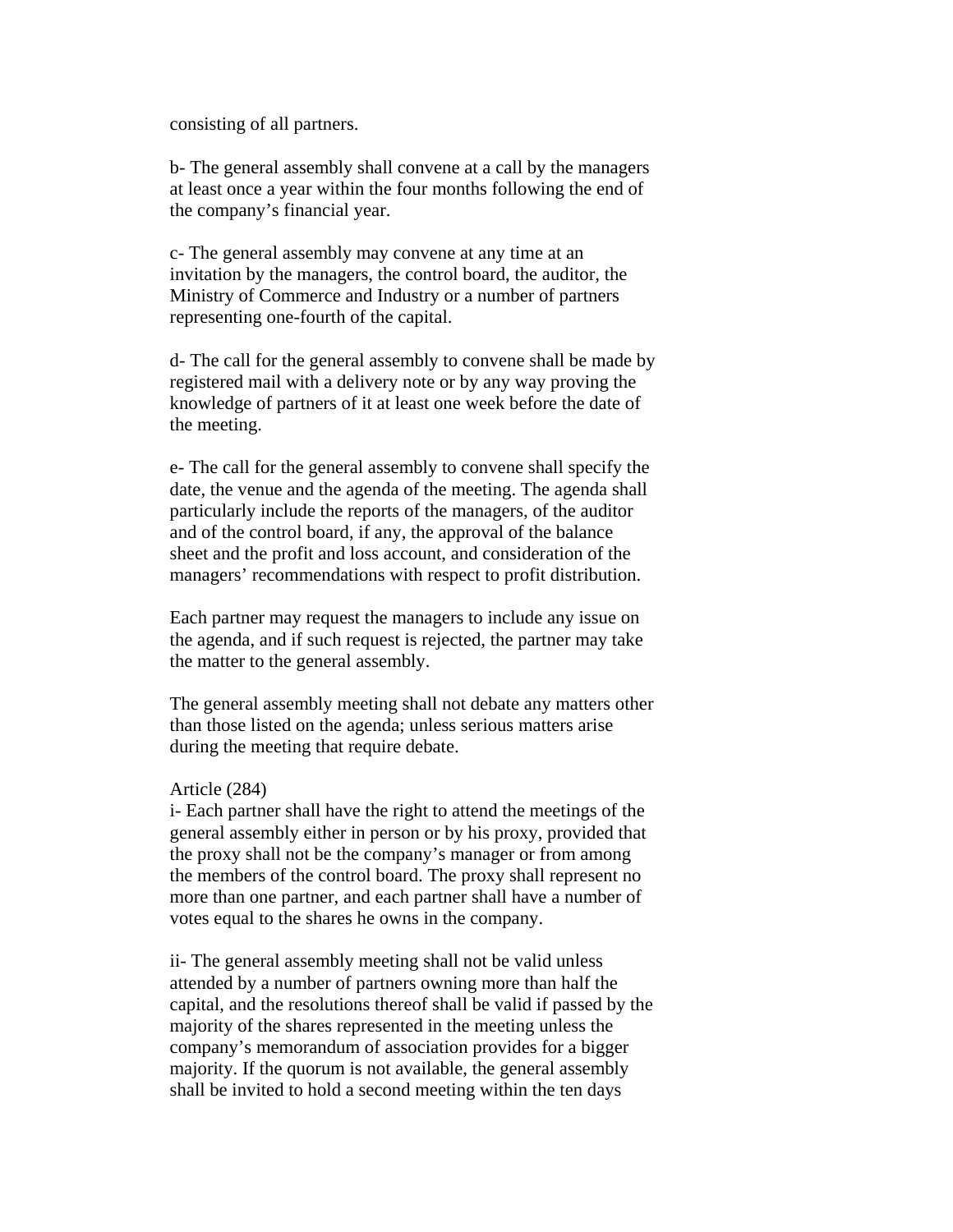consisting of all partners.

b- The general assembly shall convene at a call by the managers at least once a year within the four months following the end of the company's financial year.

c- The general assembly may convene at any time at an invitation by the managers, the control board, the auditor, the Ministry of Commerce and Industry or a number of partners representing one-fourth of the capital.

d- The call for the general assembly to convene shall be made by registered mail with a delivery note or by any way proving the knowledge of partners of it at least one week before the date of the meeting.

e- The call for the general assembly to convene shall specify the date, the venue and the agenda of the meeting. The agenda shall particularly include the reports of the managers, of the auditor and of the control board, if any, the approval of the balance sheet and the profit and loss account, and consideration of the managers' recommendations with respect to profit distribution.

Each partner may request the managers to include any issue on the agenda, and if such request is rejected, the partner may take the matter to the general assembly.

The general assembly meeting shall not debate any matters other than those listed on the agenda; unless serious matters arise during the meeting that require debate.

Article (284)

i- Each partner shall have the right to attend the meetings of the general assembly either in person or by his proxy, provided that the proxy shall not be the company's manager or from among the members of the control board. The proxy shall represent no more than one partner, and each partner shall have a number of votes equal to the shares he owns in the company.

ii- The general assembly meeting shall not be valid unless attended by a number of partners owning more than half the capital, and the resolutions thereof shall be valid if passed by the majority of the shares represented in the meeting unless the company's memorandum of association provides for a bigger majority. If the quorum is not available, the general assembly shall be invited to hold a second meeting within the ten days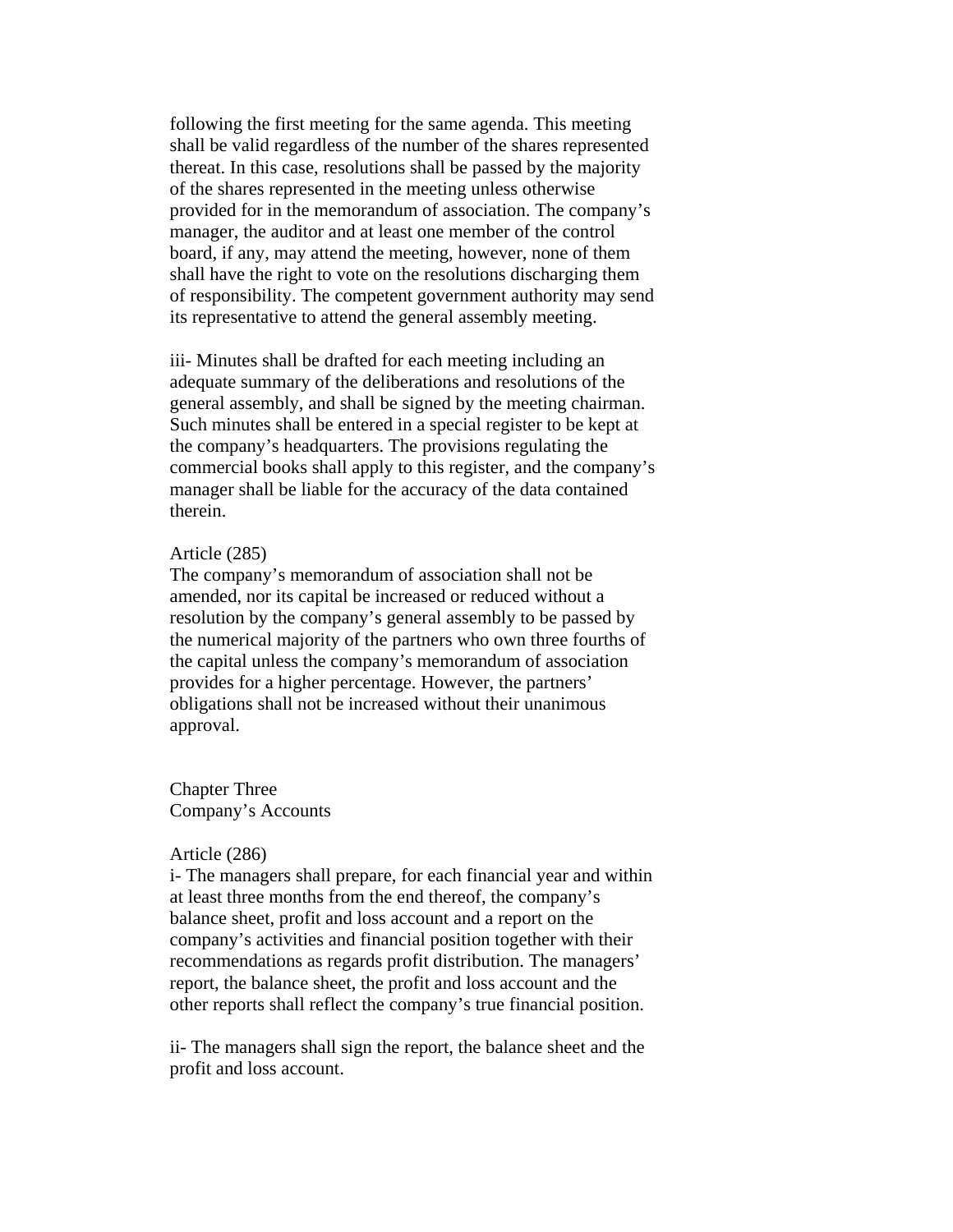following the first meeting for the same agenda. This meeting shall be valid regardless of the number of the shares represented thereat. In this case, resolutions shall be passed by the majority of the shares represented in the meeting unless otherwise provided for in the memorandum of association. The company's manager, the auditor and at least one member of the control board, if any, may attend the meeting, however, none of them shall have the right to vote on the resolutions discharging them of responsibility. The competent government authority may send its representative to attend the general assembly meeting.

iii- Minutes shall be drafted for each meeting including an adequate summary of the deliberations and resolutions of the general assembly, and shall be signed by the meeting chairman. Such minutes shall be entered in a special register to be kept at the company's headquarters. The provisions regulating the commercial books shall apply to this register, and the company's manager shall be liable for the accuracy of the data contained therein.

Article (285)

The company's memorandum of association shall not be amended, nor its capital be increased or reduced without a resolution by the company's general assembly to be passed by the numerical majority of the partners who own three fourths of the capital unless the company's memorandum of association provides for a higher percentage. However, the partners' obligations shall not be increased without their unanimous approval.

## Chapter Three
## Company's Accounts

Article (286)

i- The managers shall prepare, for each financial year and within at least three months from the end thereof, the company's balance sheet, profit and loss account and a report on the company's activities and financial position together with their recommendations as regards profit distribution. The managers' report, the balance sheet, the profit and loss account and the other reports shall reflect the company's true financial position.

ii- The managers shall sign the report, the balance sheet and the profit and loss account.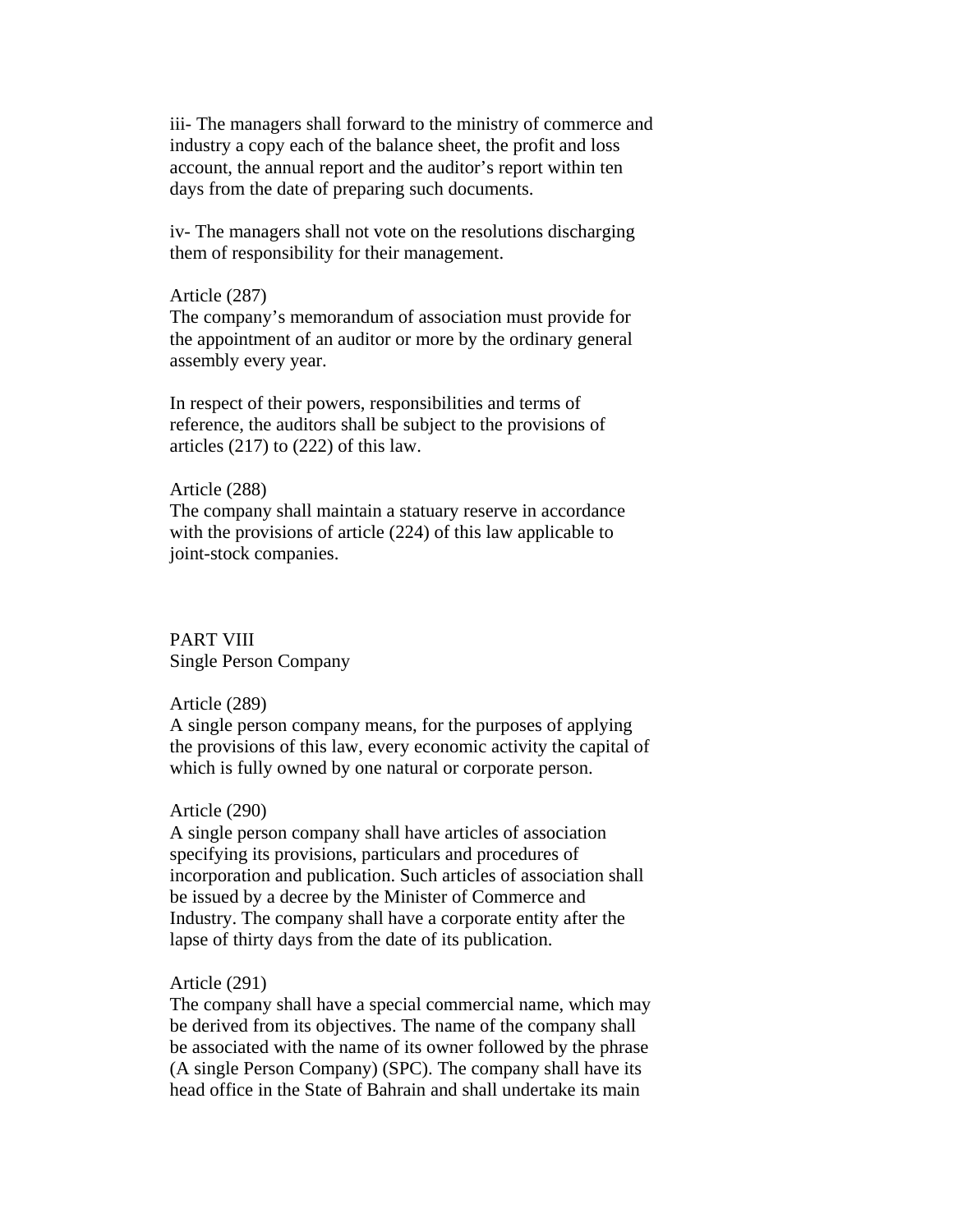iii- The managers shall forward to the ministry of commerce and industry a copy each of the balance sheet, the profit and loss account, the annual report and the auditor's report within ten days from the date of preparing such documents.

iv- The managers shall not vote on the resolutions discharging them of responsibility for their management.

Article (287)
The company's memorandum of association must provide for the appointment of an auditor or more by the ordinary general assembly every year.

In respect of their powers, responsibilities and terms of reference, the auditors shall be subject to the provisions of articles (217) to (222) of this law.

Article (288)
The company shall maintain a statuary reserve in accordance with the provisions of article (224) of this law applicable to joint-stock companies.

## PART VIII
## Single Person Company

Article (289)
A single person company means, for the purposes of applying the provisions of this law, every economic activity the capital of which is fully owned by one natural or corporate person.

Article (290)
A single person company shall have articles of association specifying its provisions, particulars and procedures of incorporation and publication. Such articles of association shall be issued by a decree by the Minister of Commerce and Industry. The company shall have a corporate entity after the lapse of thirty days from the date of its publication.

Article (291)
The company shall have a special commercial name, which may be derived from its objectives. The name of the company shall be associated with the name of its owner followed by the phrase (A single Person Company) (SPC). The company shall have its head office in the State of Bahrain and shall undertake its main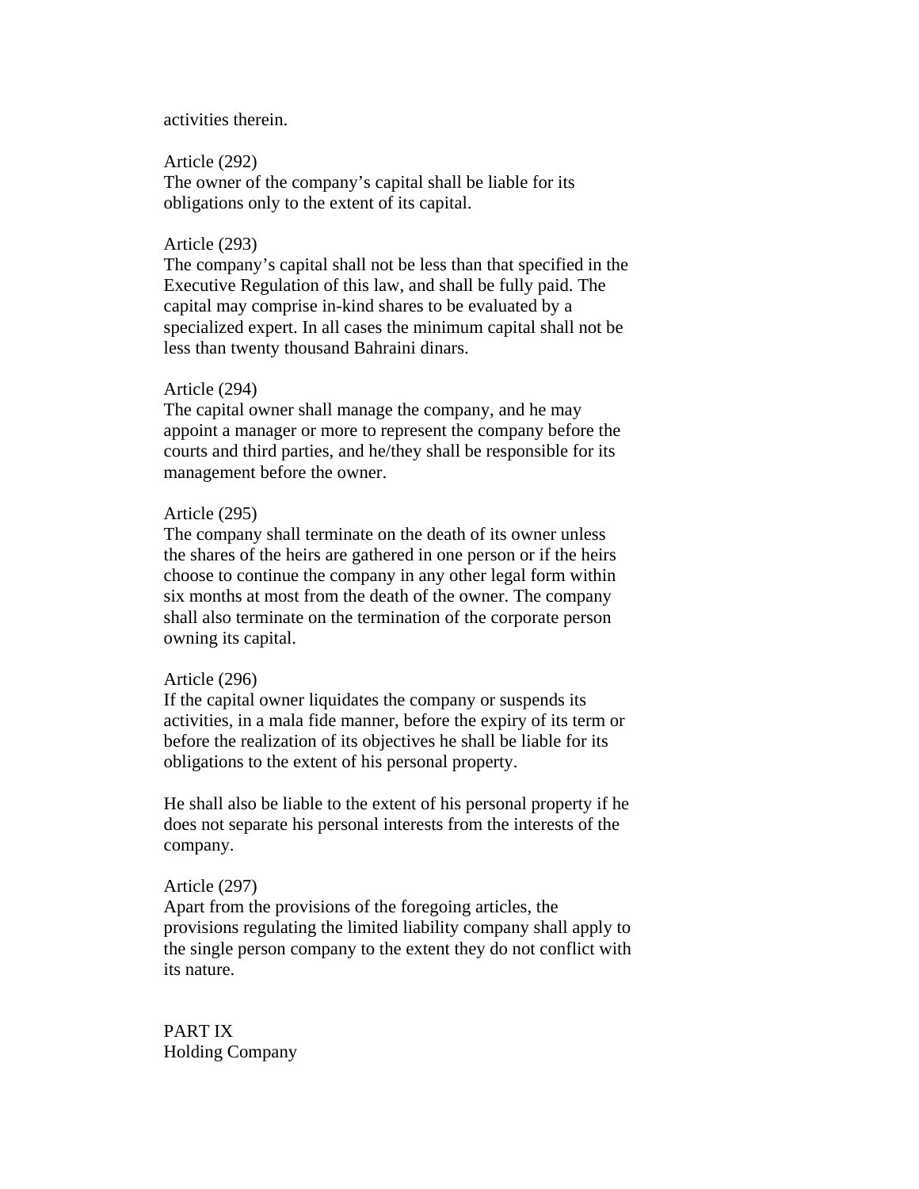activities therein.

Article (292)
The owner of the company's capital shall be liable for its obligations only to the extent of its capital.

Article (293)
The company's capital shall not be less than that specified in the Executive Regulation of this law, and shall be fully paid. The capital may comprise in-kind shares to be evaluated by a specialized expert. In all cases the minimum capital shall not be less than twenty thousand Bahraini dinars.

Article (294)
The capital owner shall manage the company, and he may appoint a manager or more to represent the company before the courts and third parties, and he/they shall be responsible for its management before the owner.

Article (295)
The company shall terminate on the death of its owner unless the shares of the heirs are gathered in one person or if the heirs choose to continue the company in any other legal form within six months at most from the death of the owner. The company shall also terminate on the termination of the corporate person owning its capital.

Article (296)
If the capital owner liquidates the company or suspends its activities, in a mala fide manner, before the expiry of its term or before the realization of its objectives he shall be liable for its obligations to the extent of his personal property.

He shall also be liable to the extent of his personal property if he does not separate his personal interests from the interests of the company.

Article (297)
Apart from the provisions of the foregoing articles, the provisions regulating the limited liability company shall apply to the single person company to the extent they do not conflict with its nature.

## PART IX
## Holding Company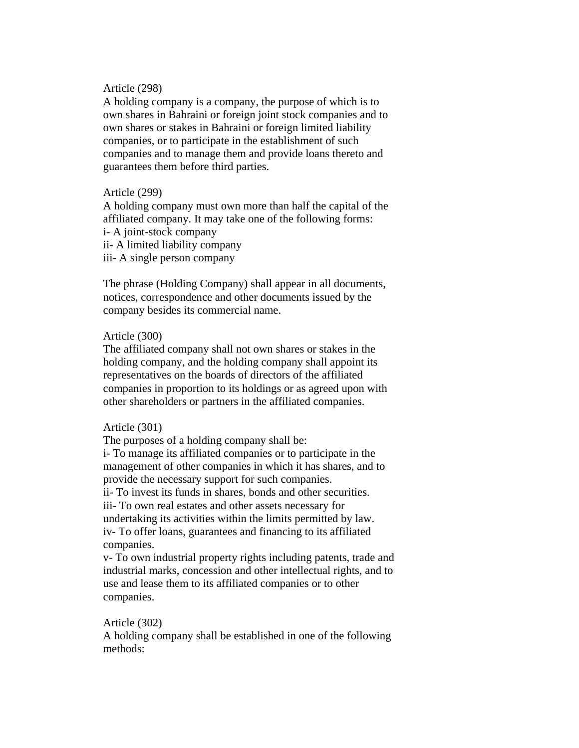Article (298)

A holding company is a company, the purpose of which is to own shares in Bahraini or foreign joint stock companies and to own shares or stakes in Bahraini or foreign limited liability companies, or to participate in the establishment of such companies and to manage them and provide loans thereto and guarantees them before third parties.

Article (299)

A holding company must own more than half the capital of the affiliated company. It may take one of the following forms:

i- A joint-stock company

ii- A limited liability company

iii- A single person company

The phrase (Holding Company) shall appear in all documents, notices, correspondence and other documents issued by the company besides its commercial name.

Article (300)

The affiliated company shall not own shares or stakes in the holding company, and the holding company shall appoint its representatives on the boards of directors of the affiliated companies in proportion to its holdings or as agreed upon with other shareholders or partners in the affiliated companies.

Article (301)

The purposes of a holding company shall be:

i- To manage its affiliated companies or to participate in the management of other companies in which it has shares, and to provide the necessary support for such companies.

ii- To invest its funds in shares, bonds and other securities.

iii- To own real estates and other assets necessary for undertaking its activities within the limits permitted by law.

iv- To offer loans, guarantees and financing to its affiliated companies.

v- To own industrial property rights including patents, trade and industrial marks, concession and other intellectual rights, and to use and lease them to its affiliated companies or to other companies.

Article (302)

A holding company shall be established in one of the following methods: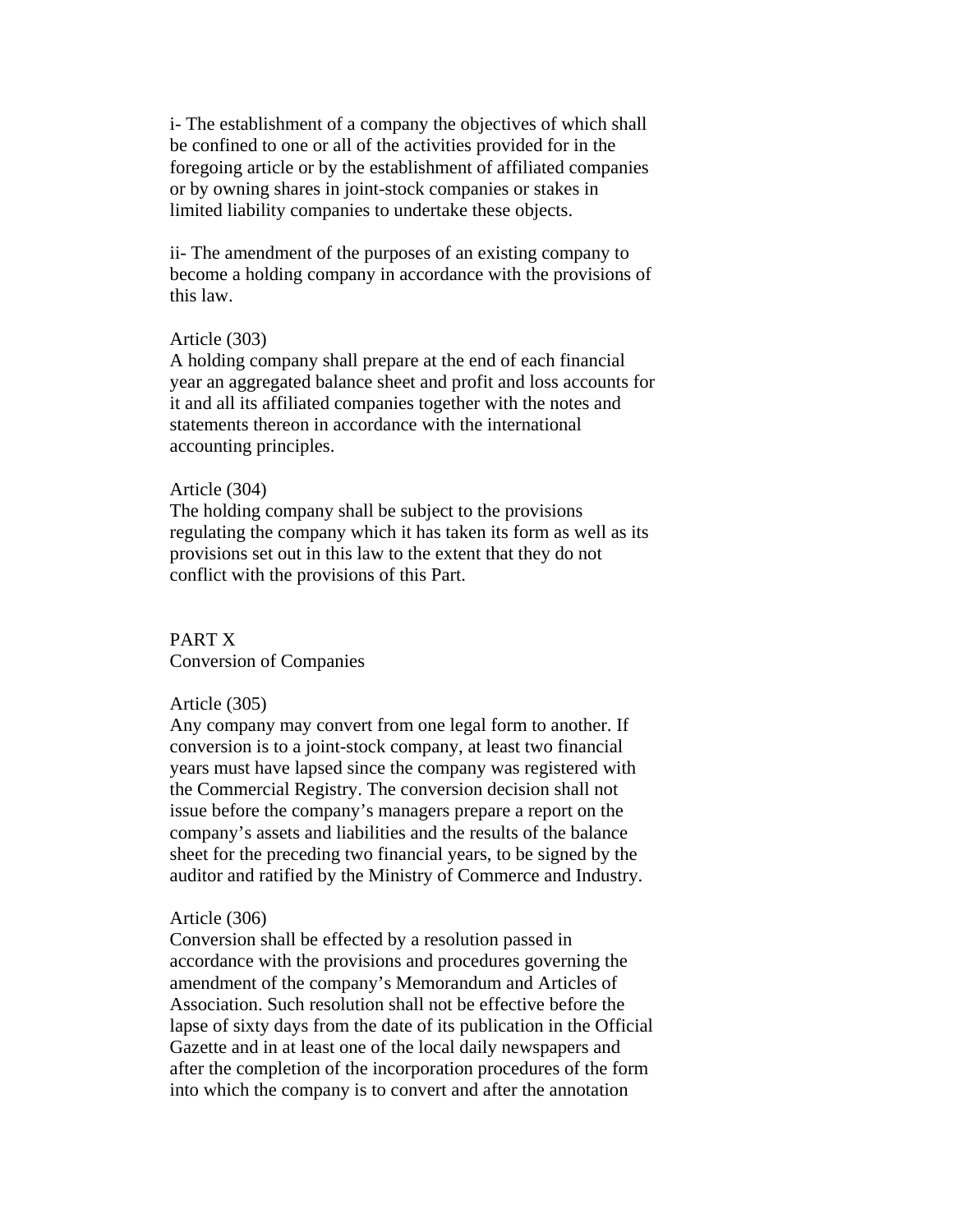i- The establishment of a company the objectives of which shall be confined to one or all of the activities provided for in the foregoing article or by the establishment of affiliated companies or by owning shares in joint-stock companies or stakes in limited liability companies to undertake these objects.

ii- The amendment of the purposes of an existing company to become a holding company in accordance with the provisions of this law.

Article (303)
A holding company shall prepare at the end of each financial year an aggregated balance sheet and profit and loss accounts for it and all its affiliated companies together with the notes and statements thereon in accordance with the international accounting principles.

Article (304)
The holding company shall be subject to the provisions regulating the company which it has taken its form as well as its provisions set out in this law to the extent that they do not conflict with the provisions of this Part.

## PART X
## Conversion of Companies

Article (305)
Any company may convert from one legal form to another. If conversion is to a joint-stock company, at least two financial years must have lapsed since the company was registered with the Commercial Registry. The conversion decision shall not issue before the company's managers prepare a report on the company's assets and liabilities and the results of the balance sheet for the preceding two financial years, to be signed by the auditor and ratified by the Ministry of Commerce and Industry.

Article (306)
Conversion shall be effected by a resolution passed in accordance with the provisions and procedures governing the amendment of the company's Memorandum and Articles of Association. Such resolution shall not be effective before the lapse of sixty days from the date of its publication in the Official Gazette and in at least one of the local daily newspapers and after the completion of the incorporation procedures of the form into which the company is to convert and after the annotation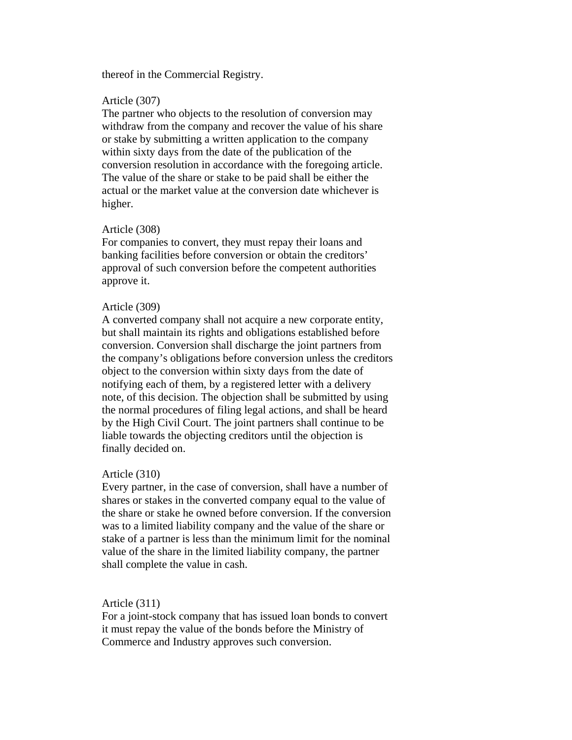thereof in the Commercial Registry.

Article (307)
The partner who objects to the resolution of conversion may withdraw from the company and recover the value of his share or stake by submitting a written application to the company within sixty days from the date of the publication of the conversion resolution in accordance with the foregoing article. The value of the share or stake to be paid shall be either the actual or the market value at the conversion date whichever is higher.

Article (308)
For companies to convert, they must repay their loans and banking facilities before conversion or obtain the creditors' approval of such conversion before the competent authorities approve it.

Article (309)
A converted company shall not acquire a new corporate entity, but shall maintain its rights and obligations established before conversion. Conversion shall discharge the joint partners from the company's obligations before conversion unless the creditors object to the conversion within sixty days from the date of notifying each of them, by a registered letter with a delivery note, of this decision. The objection shall be submitted by using the normal procedures of filing legal actions, and shall be heard by the High Civil Court. The joint partners shall continue to be liable towards the objecting creditors until the objection is finally decided on.

Article (310)
Every partner, in the case of conversion, shall have a number of shares or stakes in the converted company equal to the value of the share or stake he owned before conversion. If the conversion was to a limited liability company and the value of the share or stake of a partner is less than the minimum limit for the nominal value of the share in the limited liability company, the partner shall complete the value in cash.

Article (311)
For a joint-stock company that has issued loan bonds to convert it must repay the value of the bonds before the Ministry of Commerce and Industry approves such conversion.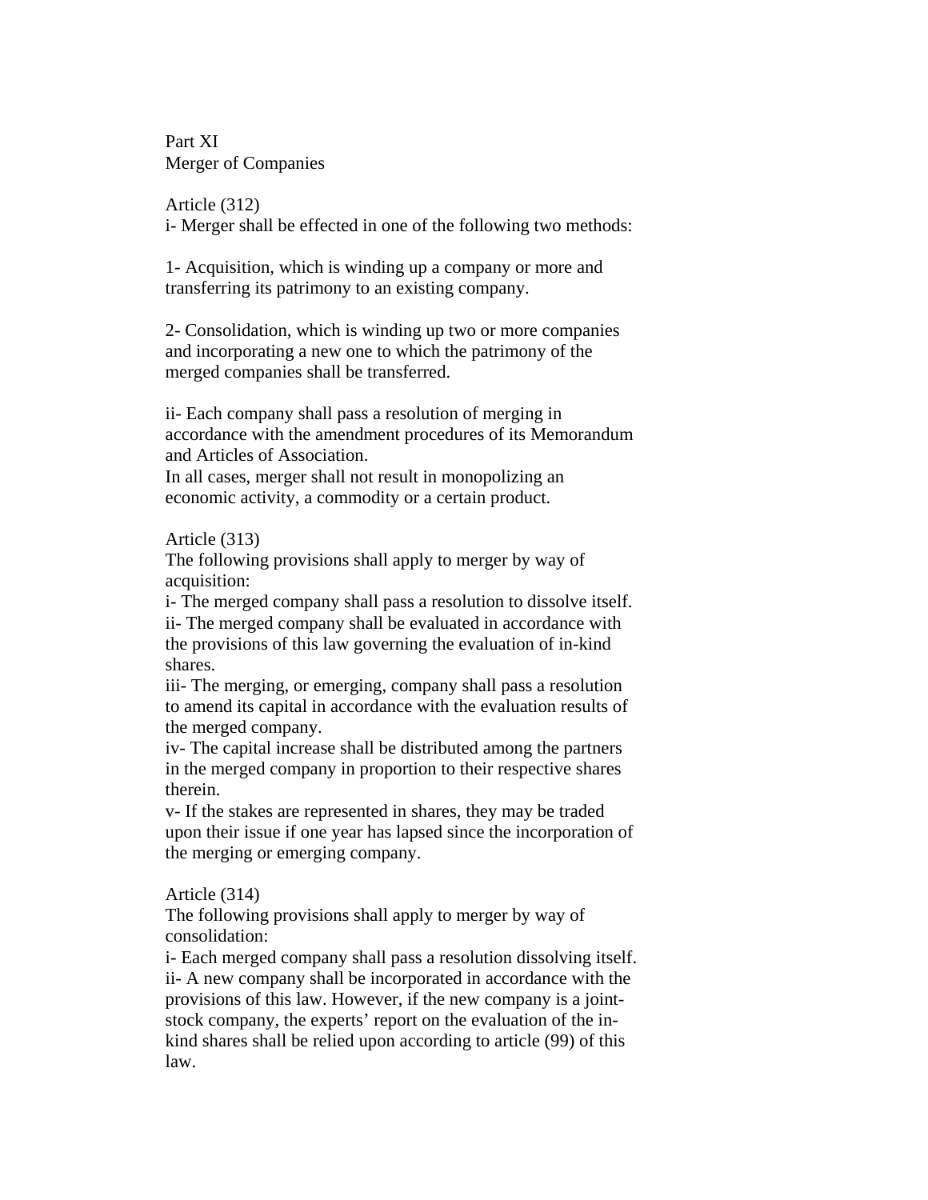## Part XI
## Merger of Companies

### Article (312)

i- Merger shall be effected in one of the following two methods:

1- Acquisition, which is winding up a company or more and transferring its patrimony to an existing company.

2- Consolidation, which is winding up two or more companies and incorporating a new one to which the patrimony of the merged companies shall be transferred.

ii- Each company shall pass a resolution of merging in accordance with the amendment procedures of its Memorandum and Articles of Association.

In all cases, merger shall not result in monopolizing an economic activity, a commodity or a certain product.

### Article (313)

The following provisions shall apply to merger by way of acquisition:

i- The merged company shall pass a resolution to dissolve itself.

ii- The merged company shall be evaluated in accordance with the provisions of this law governing the evaluation of in-kind shares.

iii- The merging, or emerging, company shall pass a resolution to amend its capital in accordance with the evaluation results of the merged company.

iv- The capital increase shall be distributed among the partners in the merged company in proportion to their respective shares therein.

v- If the stakes are represented in shares, they may be traded upon their issue if one year has lapsed since the incorporation of the merging or emerging company.

### Article (314)

The following provisions shall apply to merger by way of consolidation:

i- Each merged company shall pass a resolution dissolving itself.

ii- A new company shall be incorporated in accordance with the provisions of this law. However, if the new company is a joint-stock company, the experts' report on the evaluation of the in-kind shares shall be relied upon according to article (99) of this law.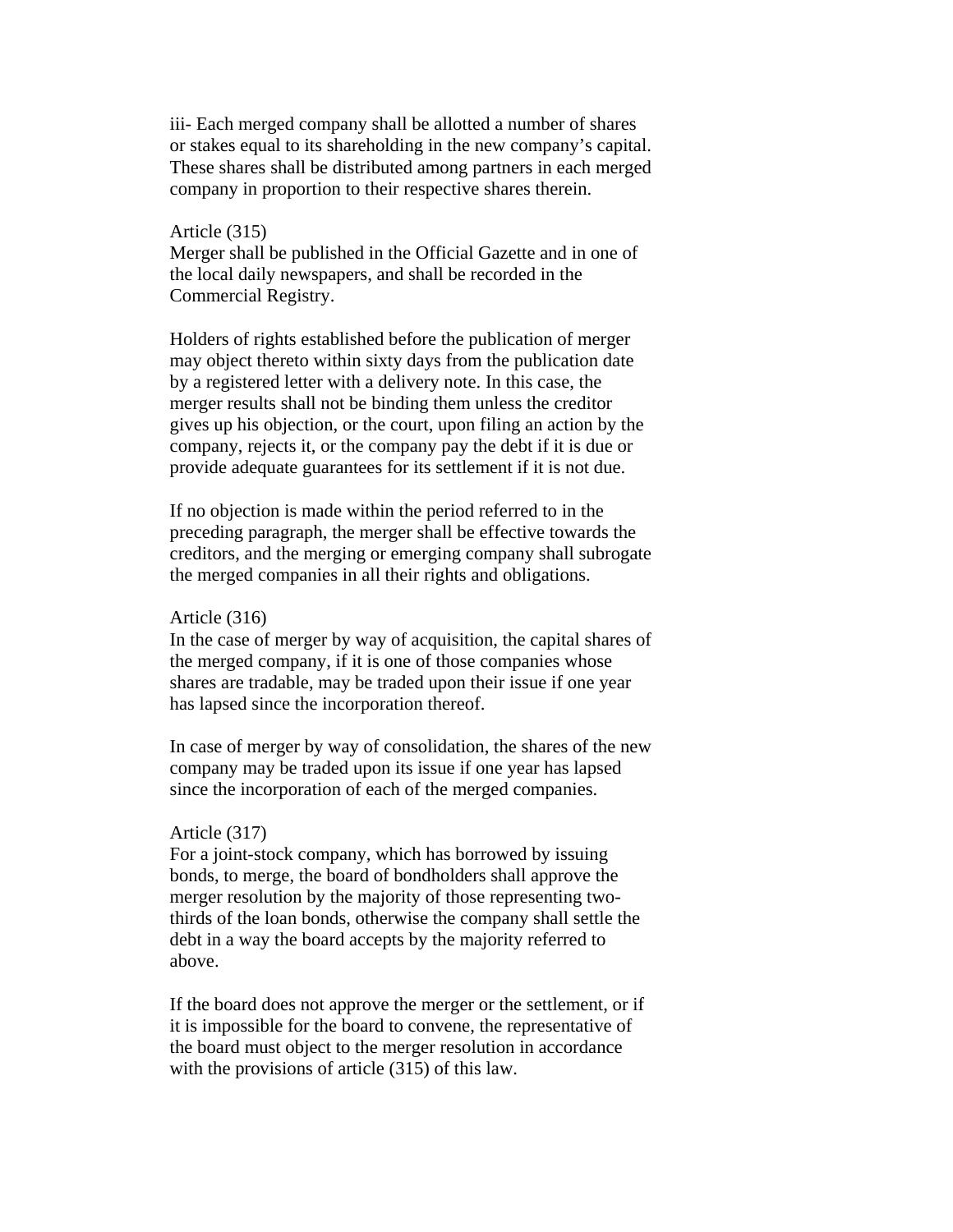iii- Each merged company shall be allotted a number of shares or stakes equal to its shareholding in the new company's capital. These shares shall be distributed among partners in each merged company in proportion to their respective shares therein.

Article (315)
Merger shall be published in the Official Gazette and in one of the local daily newspapers, and shall be recorded in the Commercial Registry.

Holders of rights established before the publication of merger may object thereto within sixty days from the publication date by a registered letter with a delivery note. In this case, the merger results shall not be binding them unless the creditor gives up his objection, or the court, upon filing an action by the company, rejects it, or the company pay the debt if it is due or provide adequate guarantees for its settlement if it is not due.

If no objection is made within the period referred to in the preceding paragraph, the merger shall be effective towards the creditors, and the merging or emerging company shall subrogate the merged companies in all their rights and obligations.

Article (316)
In the case of merger by way of acquisition, the capital shares of the merged company, if it is one of those companies whose shares are tradable, may be traded upon their issue if one year has lapsed since the incorporation thereof.

In case of merger by way of consolidation, the shares of the new company may be traded upon its issue if one year has lapsed since the incorporation of each of the merged companies.

Article (317)
For a joint-stock company, which has borrowed by issuing bonds, to merge, the board of bondholders shall approve the merger resolution by the majority of those representing two-thirds of the loan bonds, otherwise the company shall settle the debt in a way the board accepts by the majority referred to above.

If the board does not approve the merger or the settlement, or if it is impossible for the board to convene, the representative of the board must object to the merger resolution in accordance with the provisions of article (315) of this law.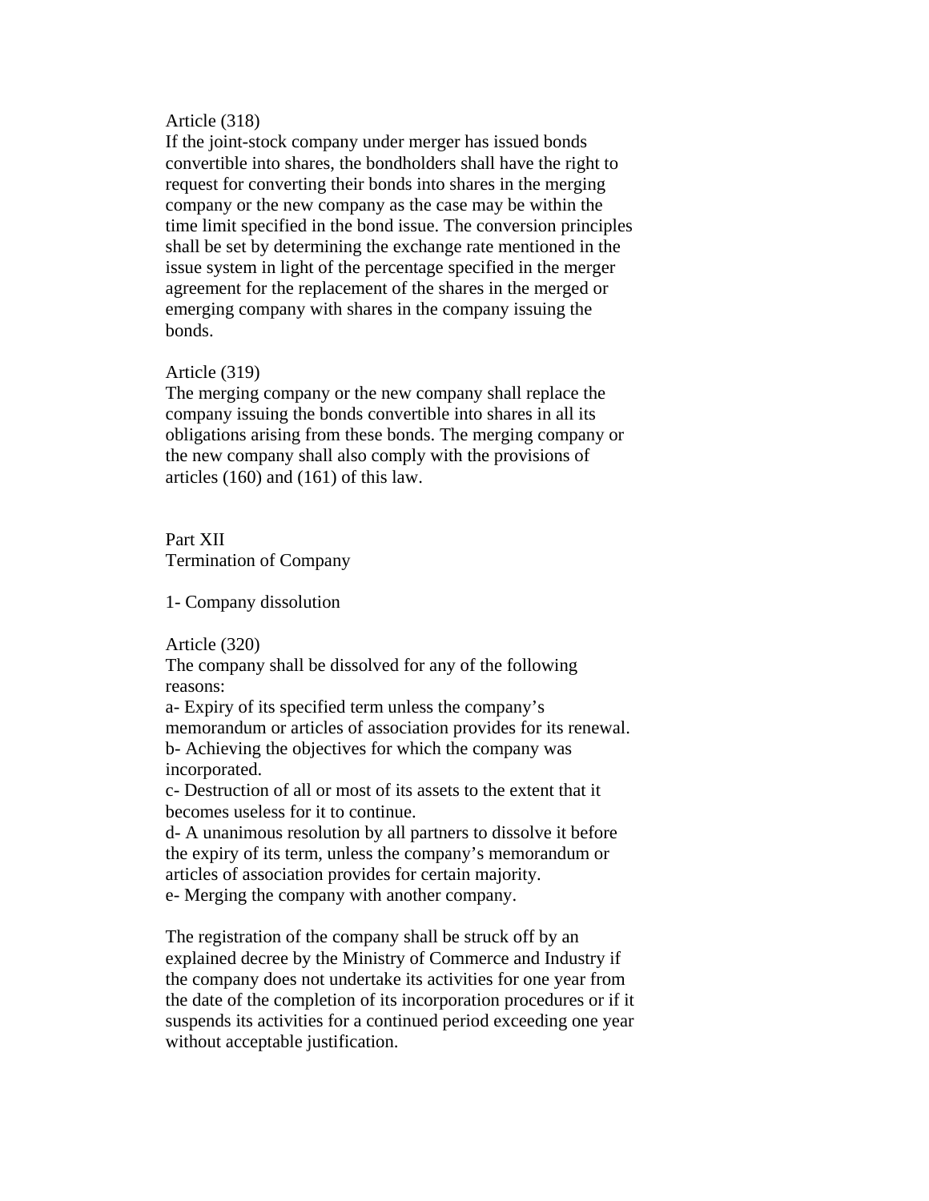Article (318)

If the joint-stock company under merger has issued bonds convertible into shares, the bondholders shall have the right to request for converting their bonds into shares in the merging company or the new company as the case may be within the time limit specified in the bond issue. The conversion principles shall be set by determining the exchange rate mentioned in the issue system in light of the percentage specified in the merger agreement for the replacement of the shares in the merged or emerging company with shares in the company issuing the bonds.

Article (319)

The merging company or the new company shall replace the company issuing the bonds convertible into shares in all its obligations arising from these bonds. The merging company or the new company shall also comply with the provisions of articles (160) and (161) of this law.

## Part XII
## Termination of Company

### 1- Company dissolution

Article (320)

The company shall be dissolved for any of the following reasons:

a- Expiry of its specified term unless the company's memorandum or articles of association provides for its renewal.

b- Achieving the objectives for which the company was incorporated.

c- Destruction of all or most of its assets to the extent that it becomes useless for it to continue.

d- A unanimous resolution by all partners to dissolve it before the expiry of its term, unless the company's memorandum or articles of association provides for certain majority.

e- Merging the company with another company.

The registration of the company shall be struck off by an explained decree by the Ministry of Commerce and Industry if the company does not undertake its activities for one year from the date of the completion of its incorporation procedures or if it suspends its activities for a continued period exceeding one year without acceptable justification.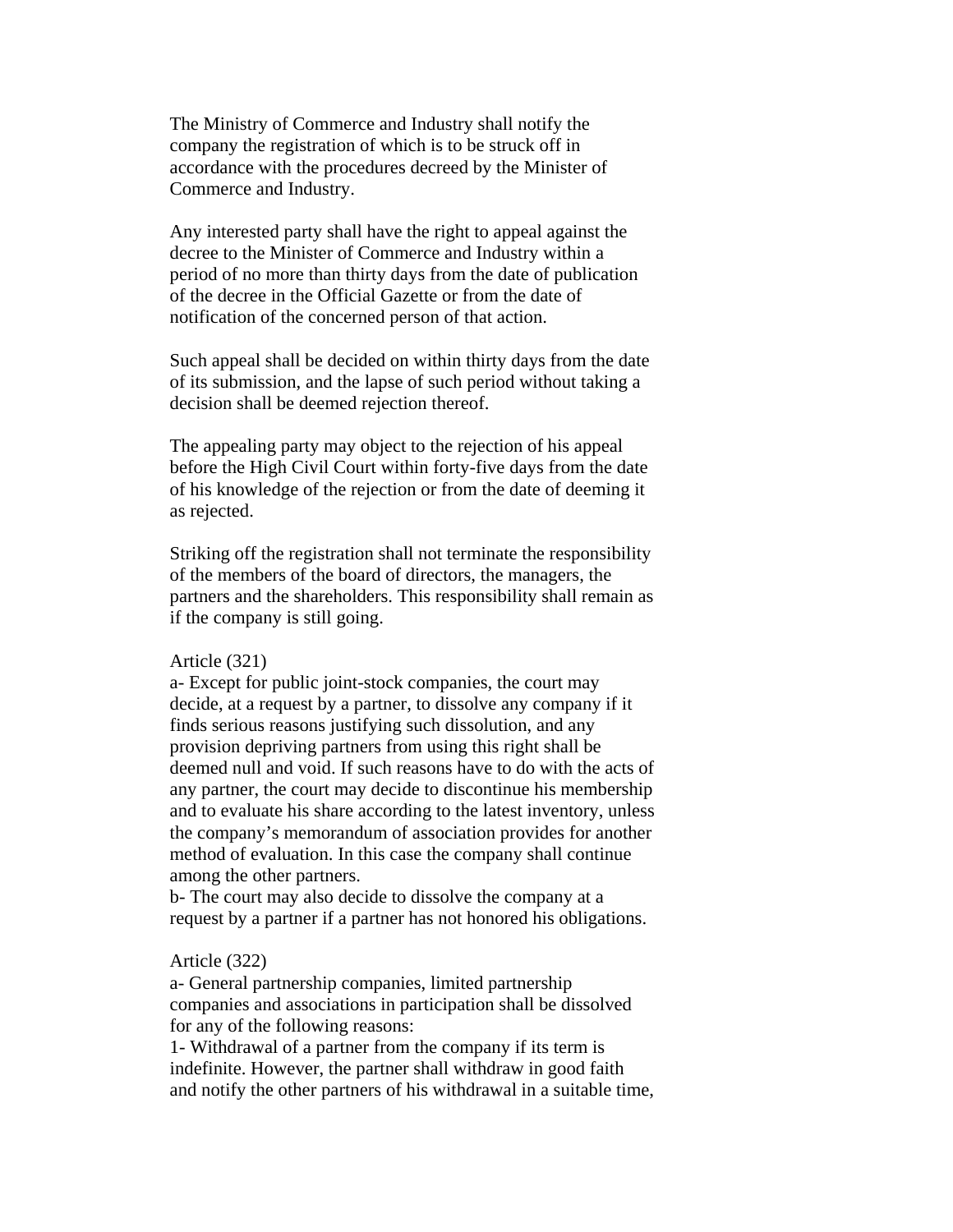The Ministry of Commerce and Industry shall notify the company the registration of which is to be struck off in accordance with the procedures decreed by the Minister of Commerce and Industry.

Any interested party shall have the right to appeal against the decree to the Minister of Commerce and Industry within a period of no more than thirty days from the date of publication of the decree in the Official Gazette or from the date of notification of the concerned person of that action.

Such appeal shall be decided on within thirty days from the date of its submission, and the lapse of such period without taking a decision shall be deemed rejection thereof.

The appealing party may object to the rejection of his appeal before the High Civil Court within forty-five days from the date of his knowledge of the rejection or from the date of deeming it as rejected.

Striking off the registration shall not terminate the responsibility of the members of the board of directors, the managers, the partners and the shareholders. This responsibility shall remain as if the company is still going.

Article (321)

a- Except for public joint-stock companies, the court may decide, at a request by a partner, to dissolve any company if it finds serious reasons justifying such dissolution, and any provision depriving partners from using this right shall be deemed null and void. If such reasons have to do with the acts of any partner, the court may decide to discontinue his membership and to evaluate his share according to the latest inventory, unless the company's memorandum of association provides for another method of evaluation. In this case the company shall continue among the other partners.

b- The court may also decide to dissolve the company at a request by a partner if a partner has not honored his obligations.

Article (322)

a- General partnership companies, limited partnership companies and associations in participation shall be dissolved for any of the following reasons:

1- Withdrawal of a partner from the company if its term is indefinite. However, the partner shall withdraw in good faith and notify the other partners of his withdrawal in a suitable time,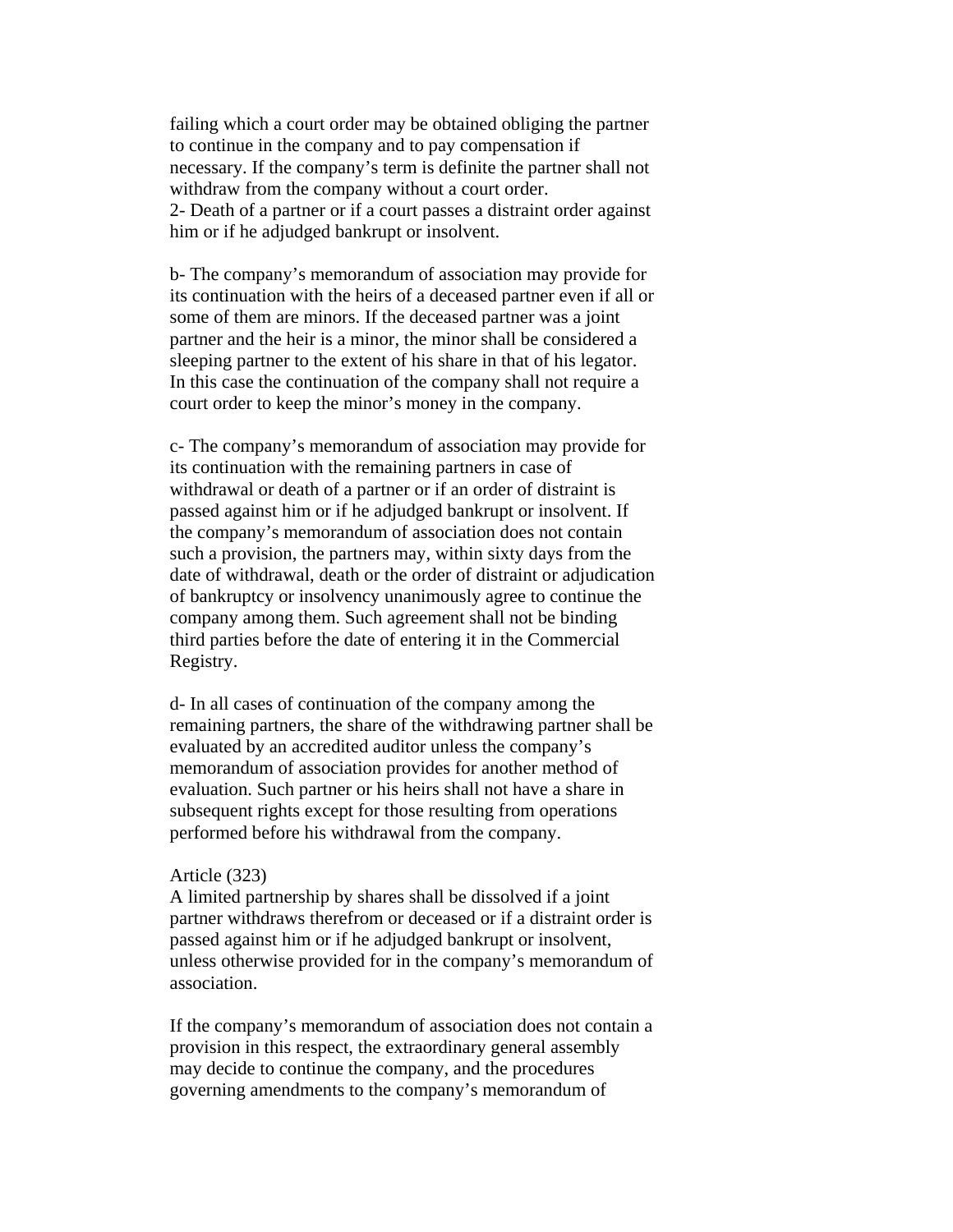failing which a court order may be obtained obliging the partner to continue in the company and to pay compensation if necessary. If the company's term is definite the partner shall not withdraw from the company without a court order.
2- Death of a partner or if a court passes a distraint order against him or if he adjudged bankrupt or insolvent.

b- The company's memorandum of association may provide for its continuation with the heirs of a deceased partner even if all or some of them are minors. If the deceased partner was a joint partner and the heir is a minor, the minor shall be considered a sleeping partner to the extent of his share in that of his legator. In this case the continuation of the company shall not require a court order to keep the minor's money in the company.

c- The company's memorandum of association may provide for its continuation with the remaining partners in case of withdrawal or death of a partner or if an order of distraint is passed against him or if he adjudged bankrupt or insolvent. If the company's memorandum of association does not contain such a provision, the partners may, within sixty days from the date of withdrawal, death or the order of distraint or adjudication of bankruptcy or insolvency unanimously agree to continue the company among them. Such agreement shall not be binding third parties before the date of entering it in the Commercial Registry.

d- In all cases of continuation of the company among the remaining partners, the share of the withdrawing partner shall be evaluated by an accredited auditor unless the company's memorandum of association provides for another method of evaluation. Such partner or his heirs shall not have a share in subsequent rights except for those resulting from operations performed before his withdrawal from the company.

Article (323)
A limited partnership by shares shall be dissolved if a joint partner withdraws therefrom or deceased or if a distraint order is passed against him or if he adjudged bankrupt or insolvent, unless otherwise provided for in the company's memorandum of association.

If the company's memorandum of association does not contain a provision in this respect, the extraordinary general assembly may decide to continue the company, and the procedures governing amendments to the company's memorandum of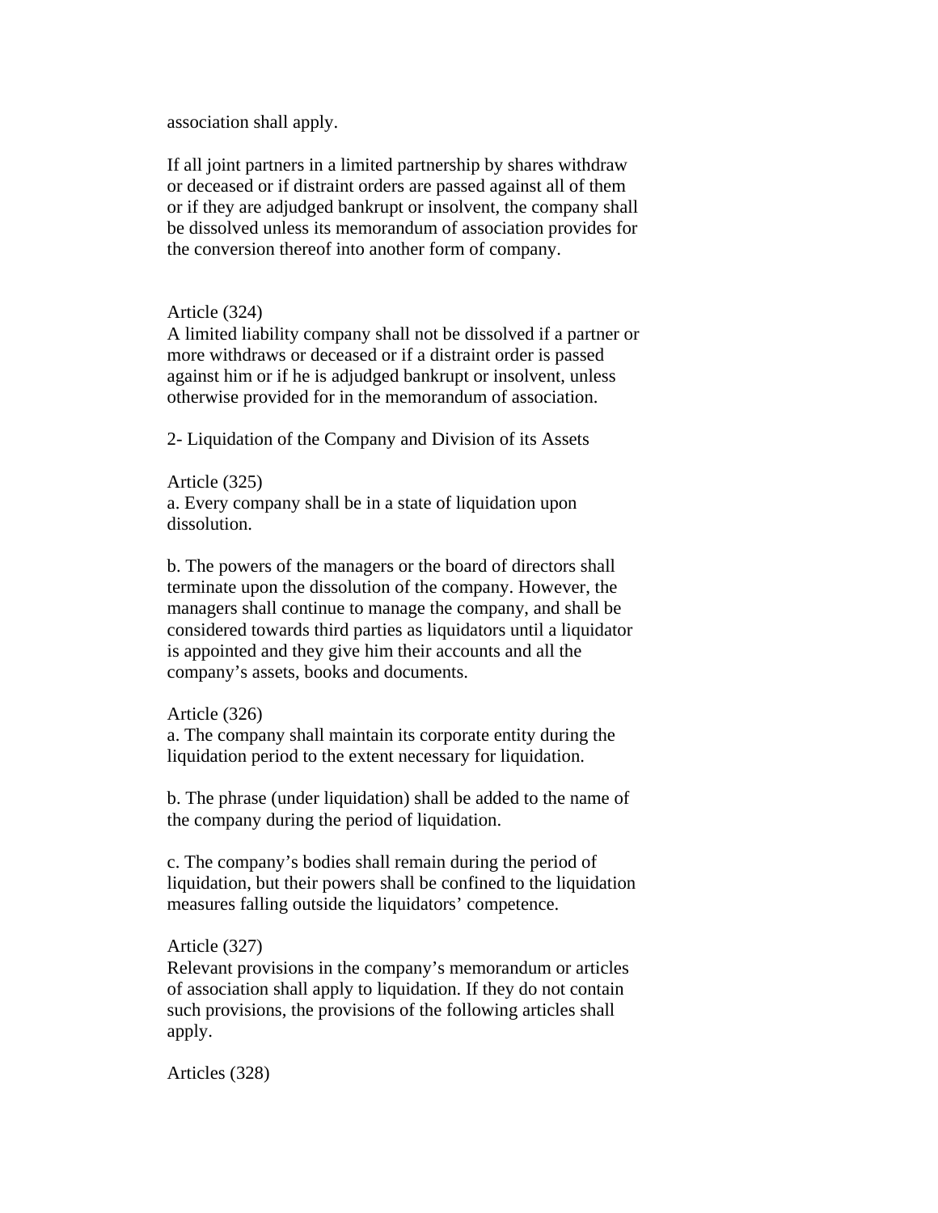association shall apply.

If all joint partners in a limited partnership by shares withdraw or deceased or if distraint orders are passed against all of them or if they are adjudged bankrupt or insolvent, the company shall be dissolved unless its memorandum of association provides for the conversion thereof into another form of company.

Article (324)
A limited liability company shall not be dissolved if a partner or more withdraws or deceased or if a distraint order is passed against him or if he is adjudged bankrupt or insolvent, unless otherwise provided for in the memorandum of association.

2- Liquidation of the Company and Division of its Assets

Article (325)
a. Every company shall be in a state of liquidation upon dissolution.

b. The powers of the managers or the board of directors shall terminate upon the dissolution of the company. However, the managers shall continue to manage the company, and shall be considered towards third parties as liquidators until a liquidator is appointed and they give him their accounts and all the company's assets, books and documents.

Article (326)
a. The company shall maintain its corporate entity during the liquidation period to the extent necessary for liquidation.

b. The phrase (under liquidation) shall be added to the name of the company during the period of liquidation.

c. The company's bodies shall remain during the period of liquidation, but their powers shall be confined to the liquidation measures falling outside the liquidators' competence.

Article (327)
Relevant provisions in the company's memorandum or articles of association shall apply to liquidation. If they do not contain such provisions, the provisions of the following articles shall apply.

Articles (328)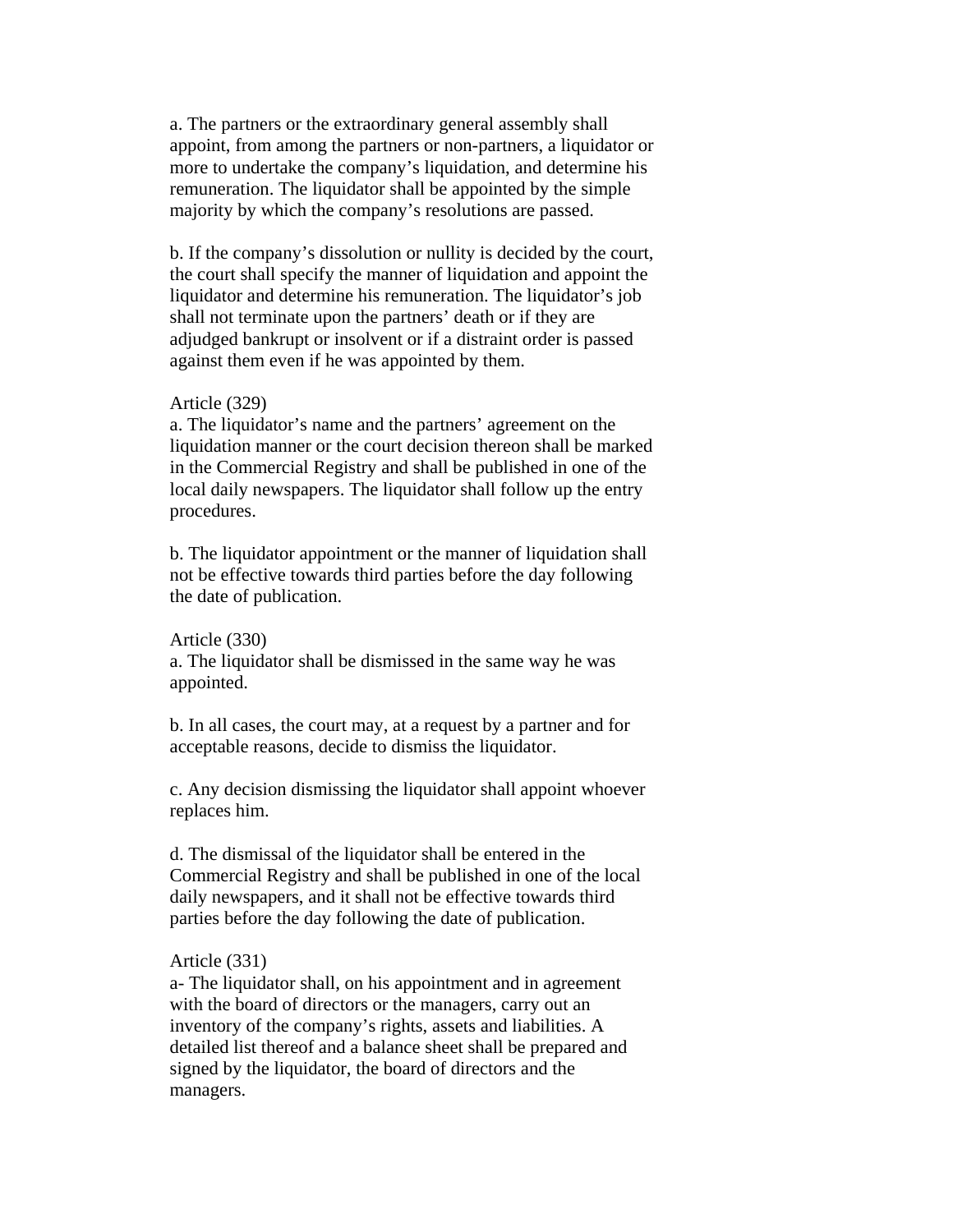a. The partners or the extraordinary general assembly shall appoint, from among the partners or non-partners, a liquidator or more to undertake the company's liquidation, and determine his remuneration. The liquidator shall be appointed by the simple majority by which the company's resolutions are passed.

b. If the company's dissolution or nullity is decided by the court, the court shall specify the manner of liquidation and appoint the liquidator and determine his remuneration. The liquidator's job shall not terminate upon the partners' death or if they are adjudged bankrupt or insolvent or if a distraint order is passed against them even if he was appointed by them.

Article (329)

a. The liquidator's name and the partners' agreement on the liquidation manner or the court decision thereon shall be marked in the Commercial Registry and shall be published in one of the local daily newspapers. The liquidator shall follow up the entry procedures.

b. The liquidator appointment or the manner of liquidation shall not be effective towards third parties before the day following the date of publication.

Article (330)

a. The liquidator shall be dismissed in the same way he was appointed.

b. In all cases, the court may, at a request by a partner and for acceptable reasons, decide to dismiss the liquidator.

c. Any decision dismissing the liquidator shall appoint whoever replaces him.

d. The dismissal of the liquidator shall be entered in the Commercial Registry and shall be published in one of the local daily newspapers, and it shall not be effective towards third parties before the day following the date of publication.

Article (331)

a- The liquidator shall, on his appointment and in agreement with the board of directors or the managers, carry out an inventory of the company's rights, assets and liabilities. A detailed list thereof and a balance sheet shall be prepared and signed by the liquidator, the board of directors and the managers.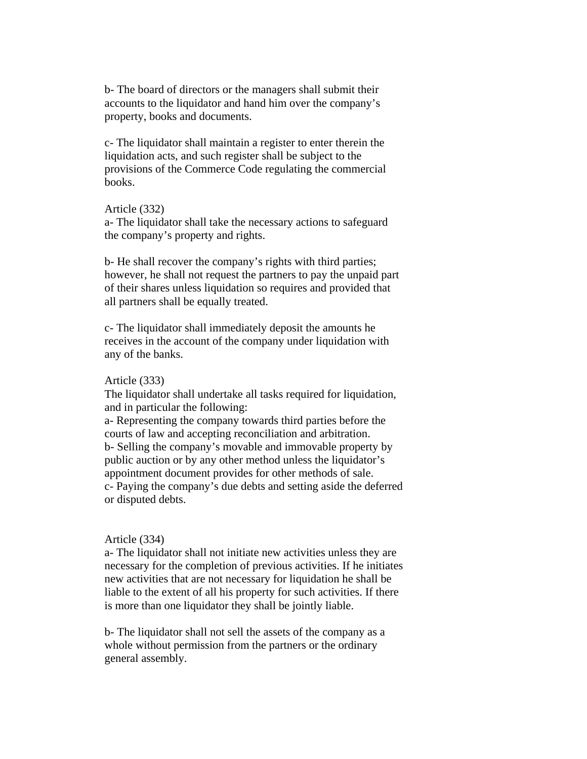b- The board of directors or the managers shall submit their accounts to the liquidator and hand him over the company's property, books and documents.

c- The liquidator shall maintain a register to enter therein the liquidation acts, and such register shall be subject to the provisions of the Commerce Code regulating the commercial books.

Article (332)
a- The liquidator shall take the necessary actions to safeguard the company's property and rights.

b- He shall recover the company's rights with third parties; however, he shall not request the partners to pay the unpaid part of their shares unless liquidation so requires and provided that all partners shall be equally treated.

c- The liquidator shall immediately deposit the amounts he receives in the account of the company under liquidation with any of the banks.

Article (333)
The liquidator shall undertake all tasks required for liquidation, and in particular the following:
a- Representing the company towards third parties before the courts of law and accepting reconciliation and arbitration.
b- Selling the company's movable and immovable property by public auction or by any other method unless the liquidator's appointment document provides for other methods of sale.
c- Paying the company's due debts and setting aside the deferred or disputed debts.

Article (334)
a- The liquidator shall not initiate new activities unless they are necessary for the completion of previous activities. If he initiates new activities that are not necessary for liquidation he shall be liable to the extent of all his property for such activities. If there is more than one liquidator they shall be jointly liable.

b- The liquidator shall not sell the assets of the company as a whole without permission from the partners or the ordinary general assembly.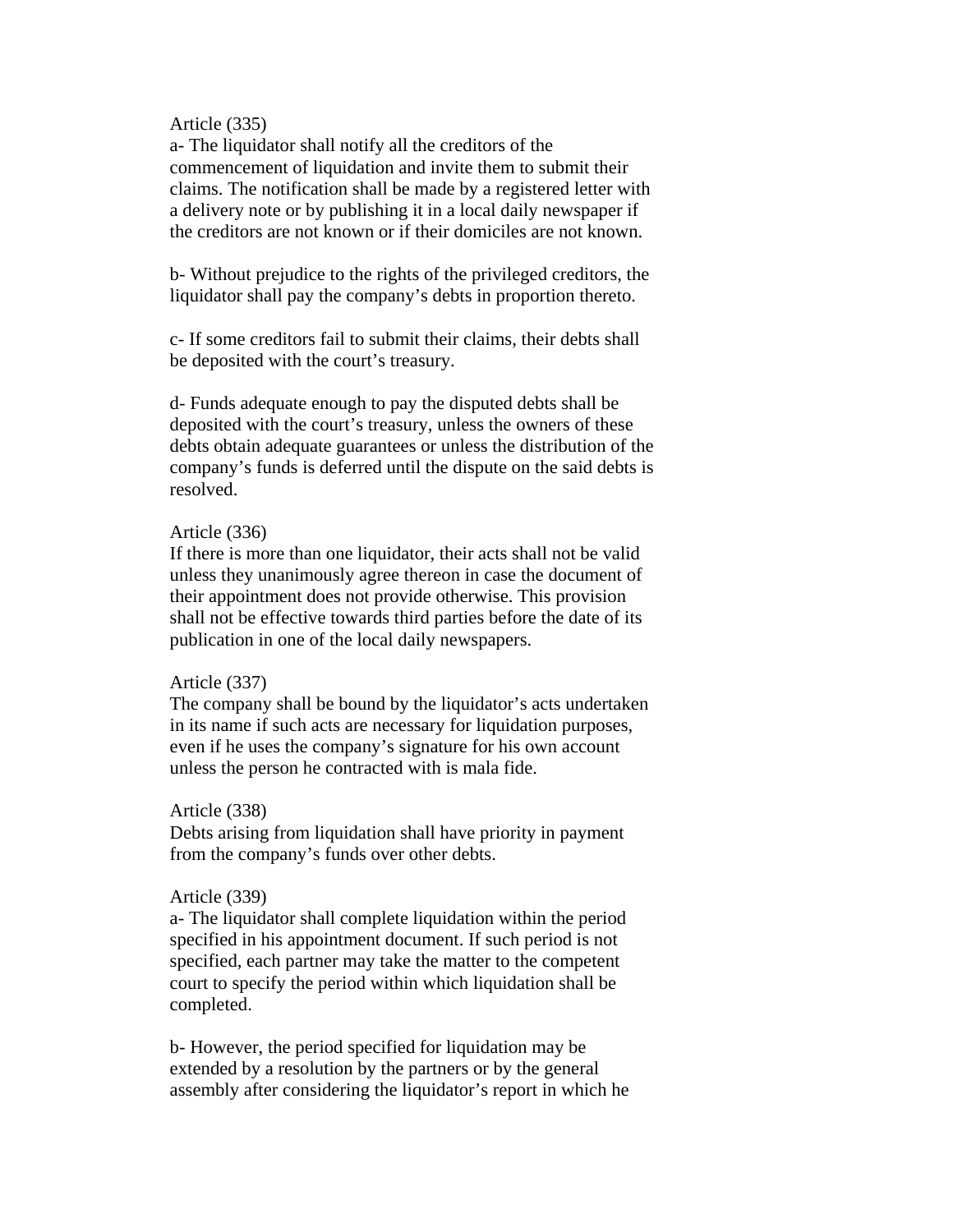Article (335)

a- The liquidator shall notify all the creditors of the commencement of liquidation and invite them to submit their claims. The notification shall be made by a registered letter with a delivery note or by publishing it in a local daily newspaper if the creditors are not known or if their domiciles are not known.

b- Without prejudice to the rights of the privileged creditors, the liquidator shall pay the company's debts in proportion thereto.

c- If some creditors fail to submit their claims, their debts shall be deposited with the court's treasury.

d- Funds adequate enough to pay the disputed debts shall be deposited with the court's treasury, unless the owners of these debts obtain adequate guarantees or unless the distribution of the company's funds is deferred until the dispute on the said debts is resolved.

Article (336)

If there is more than one liquidator, their acts shall not be valid unless they unanimously agree thereon in case the document of their appointment does not provide otherwise. This provision shall not be effective towards third parties before the date of its publication in one of the local daily newspapers.

Article (337)

The company shall be bound by the liquidator's acts undertaken in its name if such acts are necessary for liquidation purposes, even if he uses the company's signature for his own account unless the person he contracted with is mala fide.

Article (338)

Debts arising from liquidation shall have priority in payment from the company's funds over other debts.

Article (339)

a- The liquidator shall complete liquidation within the period specified in his appointment document. If such period is not specified, each partner may take the matter to the competent court to specify the period within which liquidation shall be completed.

b- However, the period specified for liquidation may be extended by a resolution by the partners or by the general assembly after considering the liquidator's report in which he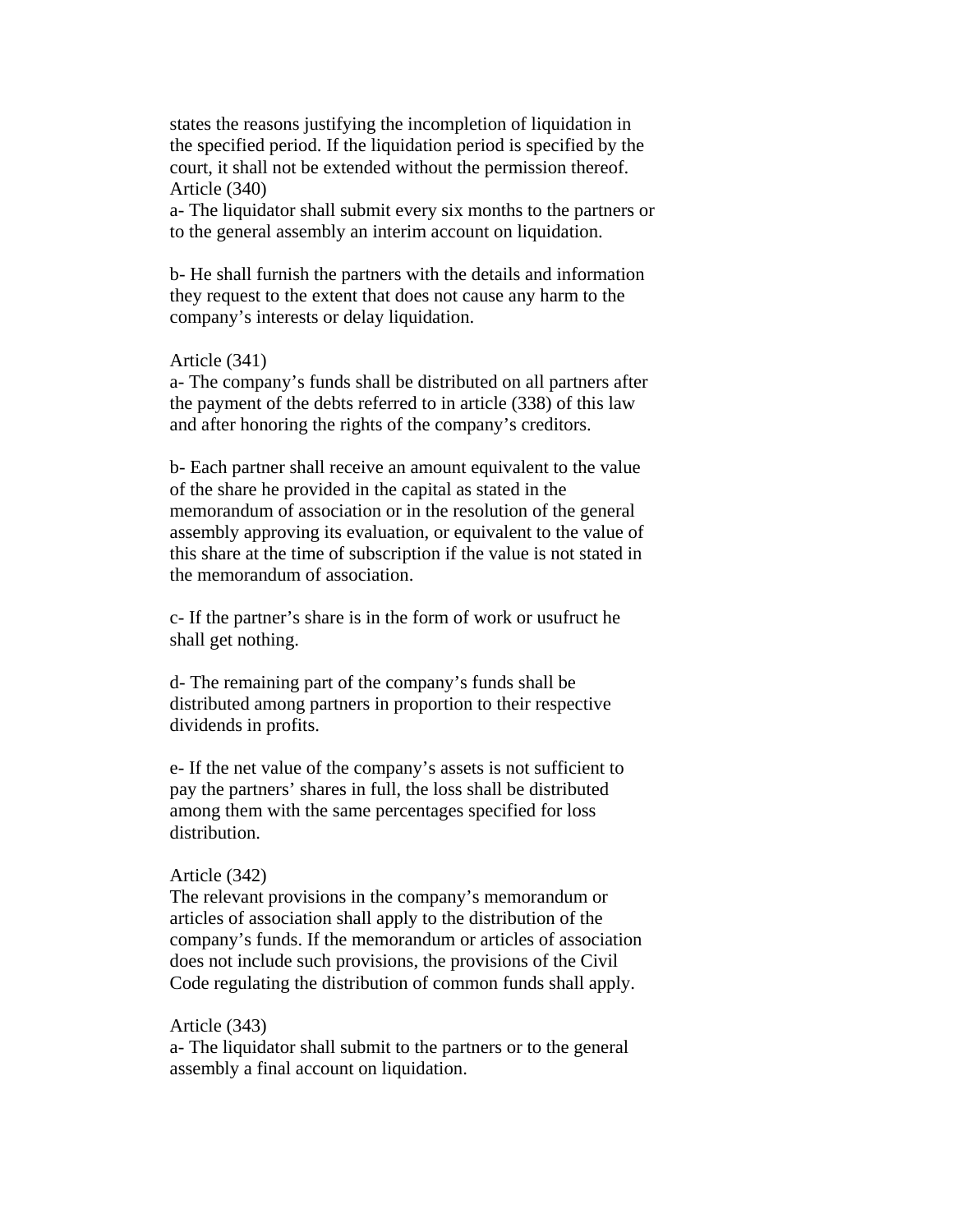states the reasons justifying the incompletion of liquidation in the specified period. If the liquidation period is specified by the court, it shall not be extended without the permission thereof.

Article (340)

a- The liquidator shall submit every six months to the partners or to the general assembly an interim account on liquidation.

b- He shall furnish the partners with the details and information they request to the extent that does not cause any harm to the company's interests or delay liquidation.

Article (341)

a- The company's funds shall be distributed on all partners after the payment of the debts referred to in article (338) of this law and after honoring the rights of the company's creditors.

b- Each partner shall receive an amount equivalent to the value of the share he provided in the capital as stated in the memorandum of association or in the resolution of the general assembly approving its evaluation, or equivalent to the value of this share at the time of subscription if the value is not stated in the memorandum of association.

c- If the partner's share is in the form of work or usufruct he shall get nothing.

d- The remaining part of the company's funds shall be distributed among partners in proportion to their respective dividends in profits.

e- If the net value of the company's assets is not sufficient to pay the partners' shares in full, the loss shall be distributed among them with the same percentages specified for loss distribution.

Article (342)

The relevant provisions in the company's memorandum or articles of association shall apply to the distribution of the company's funds. If the memorandum or articles of association does not include such provisions, the provisions of the Civil Code regulating the distribution of common funds shall apply.

Article (343)

a- The liquidator shall submit to the partners or to the general assembly a final account on liquidation.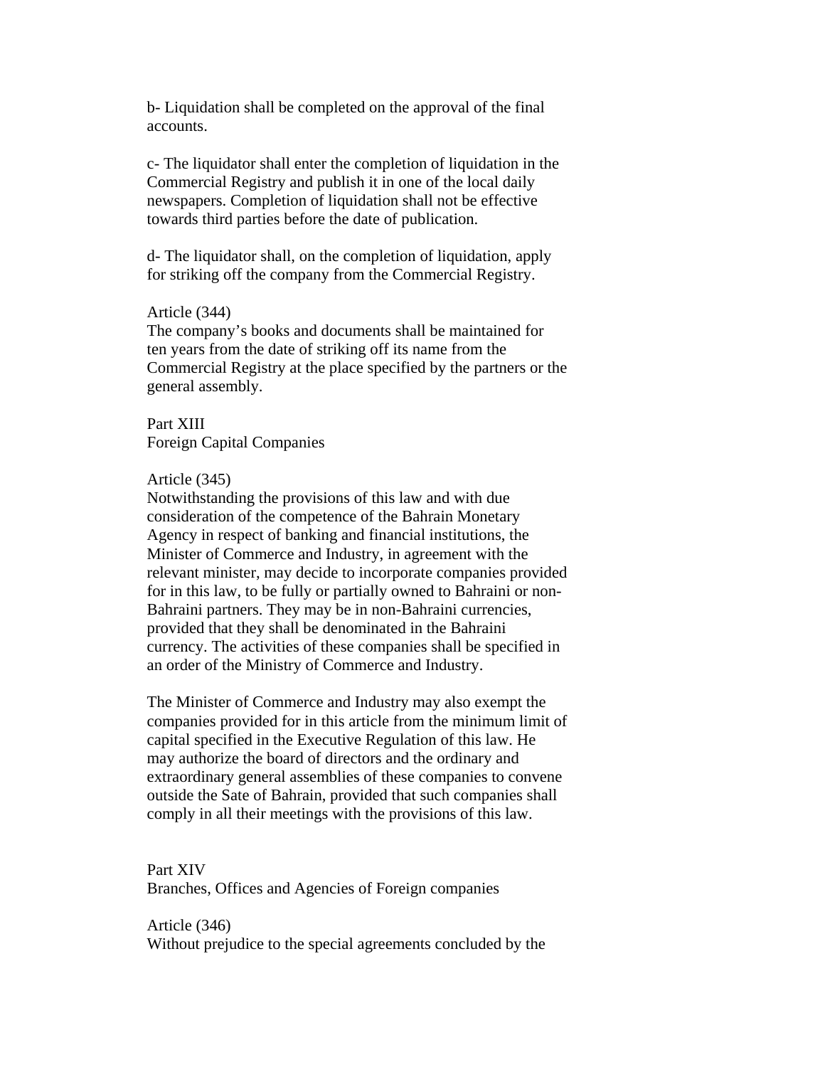b- Liquidation shall be completed on the approval of the final accounts.

c- The liquidator shall enter the completion of liquidation in the Commercial Registry and publish it in one of the local daily newspapers. Completion of liquidation shall not be effective towards third parties before the date of publication.

d- The liquidator shall, on the completion of liquidation, apply for striking off the company from the Commercial Registry.

Article (344)
The company's books and documents shall be maintained for ten years from the date of striking off its name from the Commercial Registry at the place specified by the partners or the general assembly.

## Part XIII
## Foreign Capital Companies

Article (345)
Notwithstanding the provisions of this law and with due consideration of the competence of the Bahrain Monetary Agency in respect of banking and financial institutions, the Minister of Commerce and Industry, in agreement with the relevant minister, may decide to incorporate companies provided for in this law, to be fully or partially owned to Bahraini or non-Bahraini partners. They may be in non-Bahraini currencies, provided that they shall be denominated in the Bahraini currency. The activities of these companies shall be specified in an order of the Ministry of Commerce and Industry.

The Minister of Commerce and Industry may also exempt the companies provided for in this article from the minimum limit of capital specified in the Executive Regulation of this law. He may authorize the board of directors and the ordinary and extraordinary general assemblies of these companies to convene outside the Sate of Bahrain, provided that such companies shall comply in all their meetings with the provisions of this law.

## Part XIV
## Branches, Offices and Agencies of Foreign companies

Article (346)
Without prejudice to the special agreements concluded by the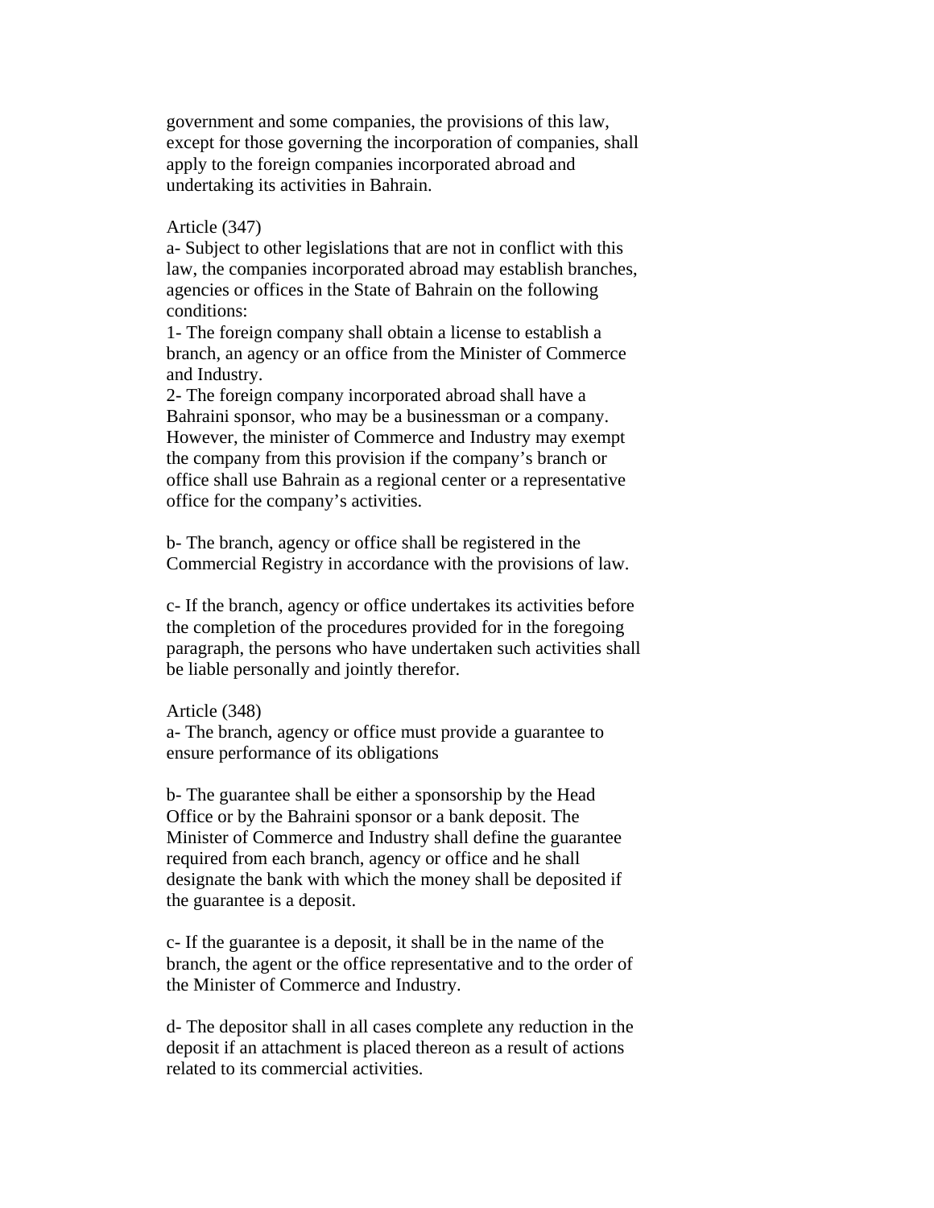government and some companies, the provisions of this law, except for those governing the incorporation of companies, shall apply to the foreign companies incorporated abroad and undertaking its activities in Bahrain.

Article (347)
a- Subject to other legislations that are not in conflict with this law, the companies incorporated abroad may establish branches, agencies or offices in the State of Bahrain on the following conditions:
1- The foreign company shall obtain a license to establish a branch, an agency or an office from the Minister of Commerce and Industry.
2- The foreign company incorporated abroad shall have a Bahraini sponsor, who may be a businessman or a company. However, the minister of Commerce and Industry may exempt the company from this provision if the company's branch or office shall use Bahrain as a regional center or a representative office for the company's activities.

b- The branch, agency or office shall be registered in the Commercial Registry in accordance with the provisions of law.

c- If the branch, agency or office undertakes its activities before the completion of the procedures provided for in the foregoing paragraph, the persons who have undertaken such activities shall be liable personally and jointly therefor.

Article (348)
a- The branch, agency or office must provide a guarantee to ensure performance of its obligations

b- The guarantee shall be either a sponsorship by the Head Office or by the Bahraini sponsor or a bank deposit. The Minister of Commerce and Industry shall define the guarantee required from each branch, agency or office and he shall designate the bank with which the money shall be deposited if the guarantee is a deposit.

c- If the guarantee is a deposit, it shall be in the name of the branch, the agent or the office representative and to the order of the Minister of Commerce and Industry.

d- The depositor shall in all cases complete any reduction in the deposit if an attachment is placed thereon as a result of actions related to its commercial activities.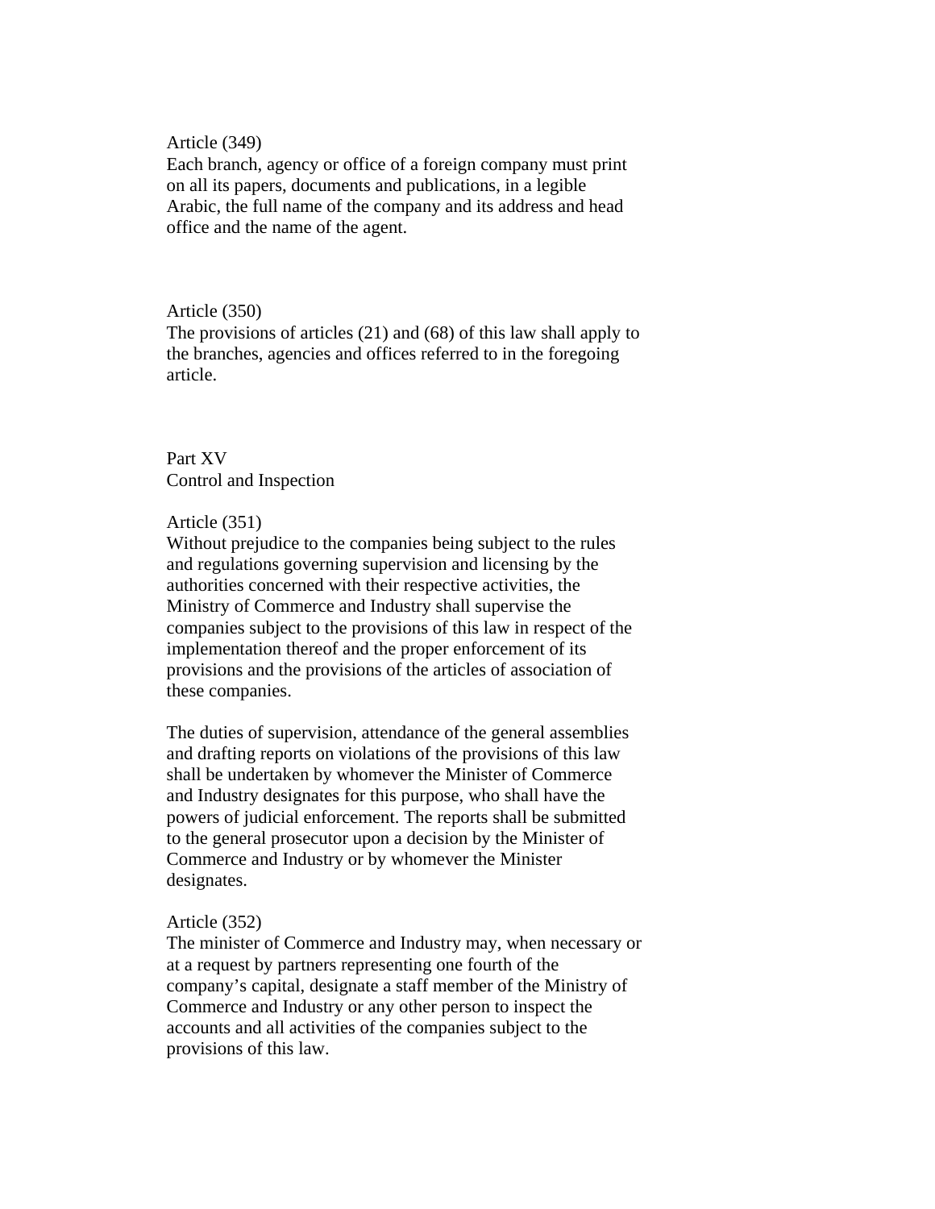Article (349)
Each branch, agency or office of a foreign company must print on all its papers, documents and publications, in a legible Arabic, the full name of the company and its address and head office and the name of the agent.

Article (350)
The provisions of articles (21) and (68) of this law shall apply to the branches, agencies and offices referred to in the foregoing article.

## Part XV
## Control and Inspection

Article (351)
Without prejudice to the companies being subject to the rules and regulations governing supervision and licensing by the authorities concerned with their respective activities, the Ministry of Commerce and Industry shall supervise the companies subject to the provisions of this law in respect of the implementation thereof and the proper enforcement of its provisions and the provisions of the articles of association of these companies.

The duties of supervision, attendance of the general assemblies and drafting reports on violations of the provisions of this law shall be undertaken by whomever the Minister of Commerce and Industry designates for this purpose, who shall have the powers of judicial enforcement. The reports shall be submitted to the general prosecutor upon a decision by the Minister of Commerce and Industry or by whomever the Minister designates.

Article (352)
The minister of Commerce and Industry may, when necessary or at a request by partners representing one fourth of the company's capital, designate a staff member of the Ministry of Commerce and Industry or any other person to inspect the accounts and all activities of the companies subject to the provisions of this law.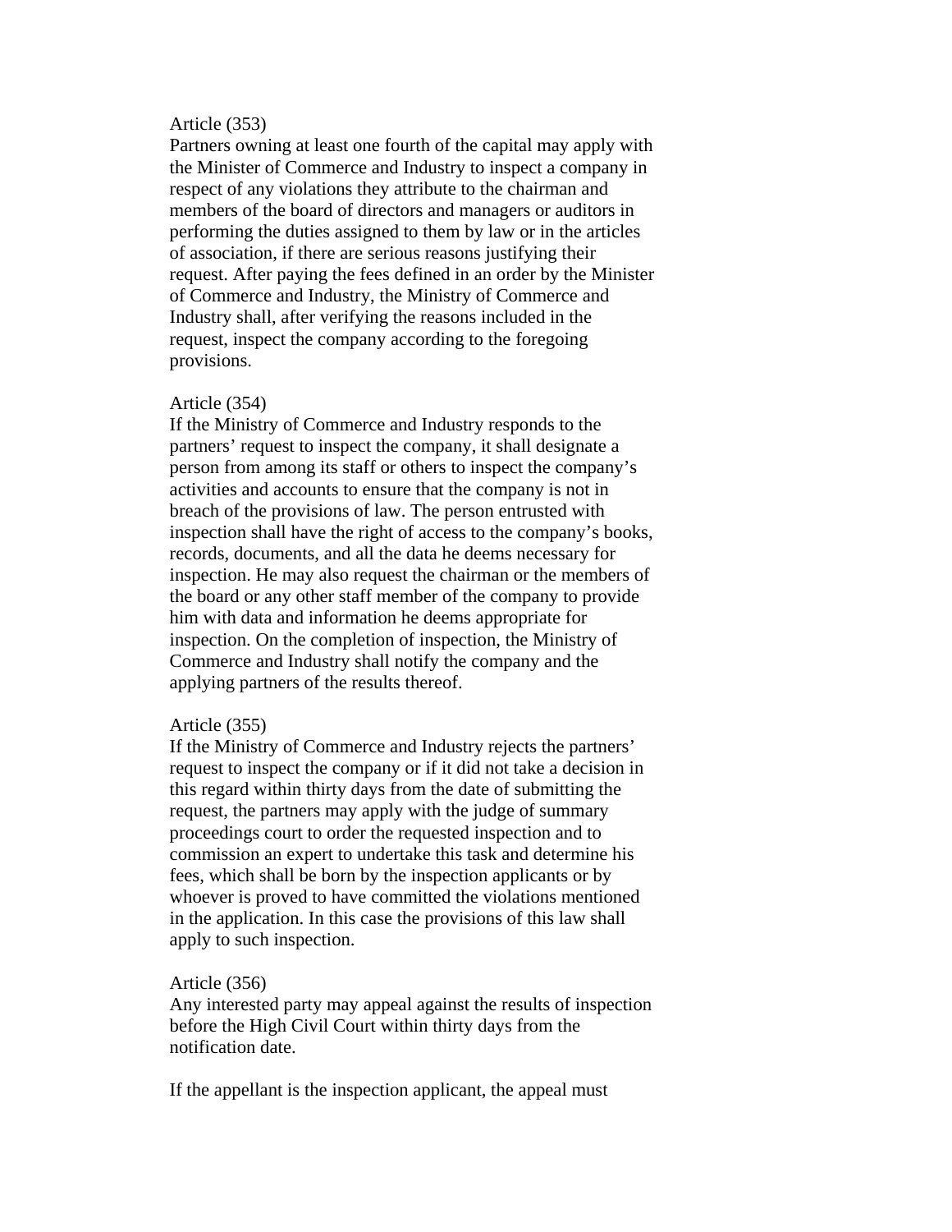Article (353)
Partners owning at least one fourth of the capital may apply with the Minister of Commerce and Industry to inspect a company in respect of any violations they attribute to the chairman and members of the board of directors and managers or auditors in performing the duties assigned to them by law or in the articles of association, if there are serious reasons justifying their request. After paying the fees defined in an order by the Minister of Commerce and Industry, the Ministry of Commerce and Industry shall, after verifying the reasons included in the request, inspect the company according to the foregoing provisions.

Article (354)
If the Ministry of Commerce and Industry responds to the partners' request to inspect the company, it shall designate a person from among its staff or others to inspect the company's activities and accounts to ensure that the company is not in breach of the provisions of law. The person entrusted with inspection shall have the right of access to the company's books, records, documents, and all the data he deems necessary for inspection. He may also request the chairman or the members of the board or any other staff member of the company to provide him with data and information he deems appropriate for inspection. On the completion of inspection, the Ministry of Commerce and Industry shall notify the company and the applying partners of the results thereof.

Article (355)
If the Ministry of Commerce and Industry rejects the partners' request to inspect the company or if it did not take a decision in this regard within thirty days from the date of submitting the request, the partners may apply with the judge of summary proceedings court to order the requested inspection and to commission an expert to undertake this task and determine his fees, which shall be born by the inspection applicants or by whoever is proved to have committed the violations mentioned in the application. In this case the provisions of this law shall apply to such inspection.

Article (356)
Any interested party may appeal against the results of inspection before the High Civil Court within thirty days from the notification date.

If the appellant is the inspection applicant, the appeal must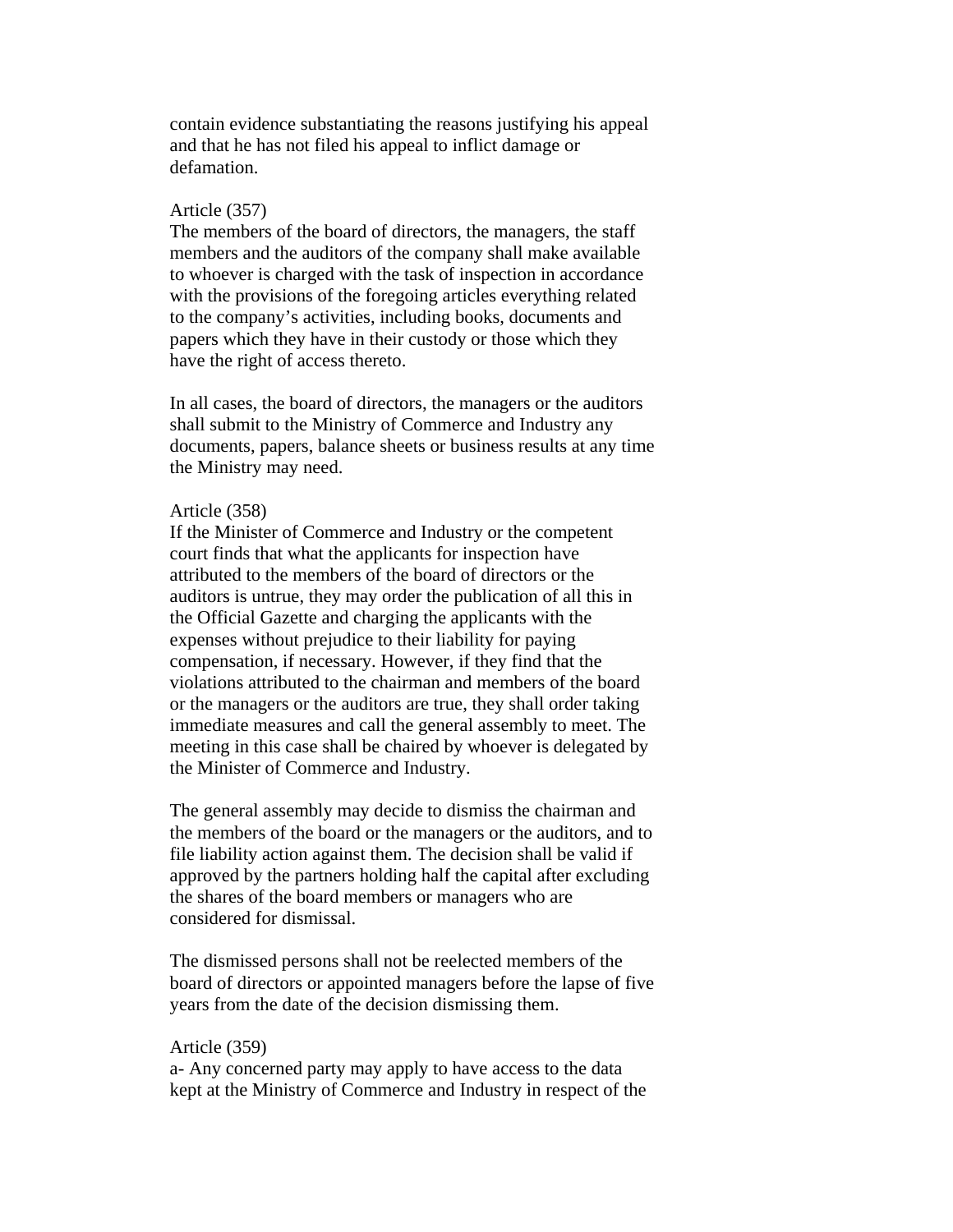contain evidence substantiating the reasons justifying his appeal and that he has not filed his appeal to inflict damage or defamation.

Article (357)
The members of the board of directors, the managers, the staff members and the auditors of the company shall make available to whoever is charged with the task of inspection in accordance with the provisions of the foregoing articles everything related to the company's activities, including books, documents and papers which they have in their custody or those which they have the right of access thereto.

In all cases, the board of directors, the managers or the auditors shall submit to the Ministry of Commerce and Industry any documents, papers, balance sheets or business results at any time the Ministry may need.

Article (358)
If the Minister of Commerce and Industry or the competent court finds that what the applicants for inspection have attributed to the members of the board of directors or the auditors is untrue, they may order the publication of all this in the Official Gazette and charging the applicants with the expenses without prejudice to their liability for paying compensation, if necessary. However, if they find that the violations attributed to the chairman and members of the board or the managers or the auditors are true, they shall order taking immediate measures and call the general assembly to meet. The meeting in this case shall be chaired by whoever is delegated by the Minister of Commerce and Industry.

The general assembly may decide to dismiss the chairman and the members of the board or the managers or the auditors, and to file liability action against them. The decision shall be valid if approved by the partners holding half the capital after excluding the shares of the board members or managers who are considered for dismissal.

The dismissed persons shall not be reelected members of the board of directors or appointed managers before the lapse of five years from the date of the decision dismissing them.

Article (359)
a- Any concerned party may apply to have access to the data kept at the Ministry of Commerce and Industry in respect of the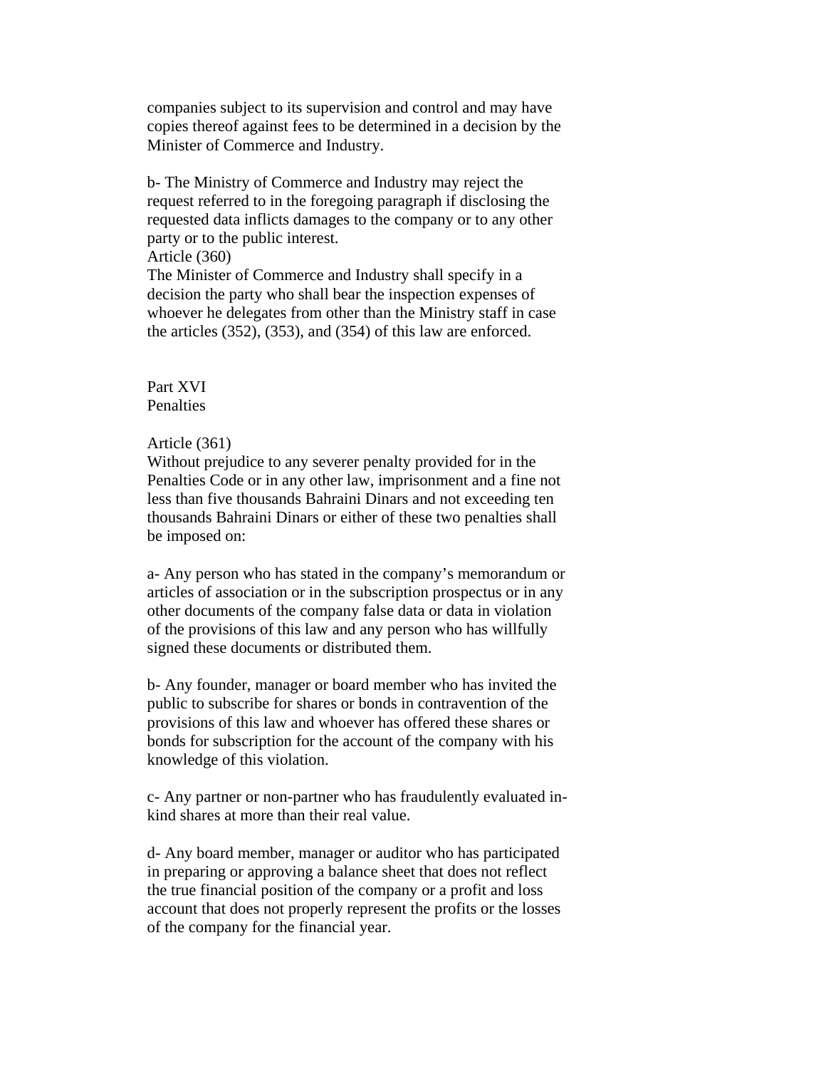companies subject to its supervision and control and may have copies thereof against fees to be determined in a decision by the Minister of Commerce and Industry.

b- The Ministry of Commerce and Industry may reject the request referred to in the foregoing paragraph if disclosing the requested data inflicts damages to the company or to any other party or to the public interest.

Article (360)

The Minister of Commerce and Industry shall specify in a decision the party who shall bear the inspection expenses of whoever he delegates from other than the Ministry staff in case the articles (352), (353), and (354) of this law are enforced.

## Part XVI
## Penalties

Article (361)

Without prejudice to any severer penalty provided for in the Penalties Code or in any other law, imprisonment and a fine not less than five thousands Bahraini Dinars and not exceeding ten thousands Bahraini Dinars or either of these two penalties shall be imposed on:

a- Any person who has stated in the company's memorandum or articles of association or in the subscription prospectus or in any other documents of the company false data or data in violation of the provisions of this law and any person who has willfully signed these documents or distributed them.

b- Any founder, manager or board member who has invited the public to subscribe for shares or bonds in contravention of the provisions of this law and whoever has offered these shares or bonds for subscription for the account of the company with his knowledge of this violation.

c- Any partner or non-partner who has fraudulently evaluated in-kind shares at more than their real value.

d- Any board member, manager or auditor who has participated in preparing or approving a balance sheet that does not reflect the true financial position of the company or a profit and loss account that does not properly represent the profits or the losses of the company for the financial year.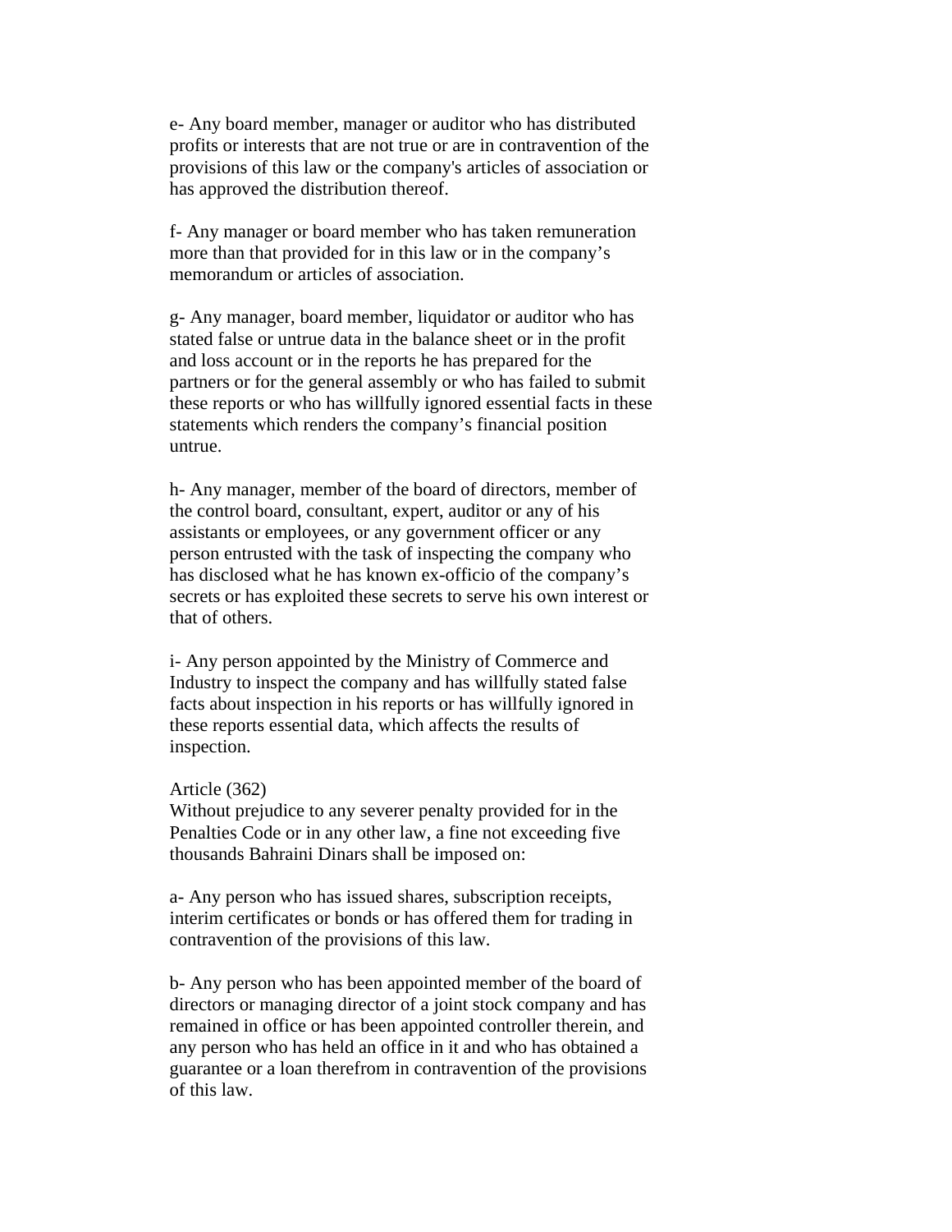e- Any board member, manager or auditor who has distributed profits or interests that are not true or are in contravention of the provisions of this law or the company's articles of association or has approved the distribution thereof.

f- Any manager or board member who has taken remuneration more than that provided for in this law or in the company's memorandum or articles of association.

g- Any manager, board member, liquidator or auditor who has stated false or untrue data in the balance sheet or in the profit and loss account or in the reports he has prepared for the partners or for the general assembly or who has failed to submit these reports or who has willfully ignored essential facts in these statements which renders the company's financial position untrue.

h- Any manager, member of the board of directors, member of the control board, consultant, expert, auditor or any of his assistants or employees, or any government officer or any person entrusted with the task of inspecting the company who has disclosed what he has known ex-officio of the company's secrets or has exploited these secrets to serve his own interest or that of others.

i- Any person appointed by the Ministry of Commerce and Industry to inspect the company and has willfully stated false facts about inspection in his reports or has willfully ignored in these reports essential data, which affects the results of inspection.

Article (362)
Without prejudice to any severer penalty provided for in the Penalties Code or in any other law, a fine not exceeding five thousands Bahraini Dinars shall be imposed on:

a- Any person who has issued shares, subscription receipts, interim certificates or bonds or has offered them for trading in contravention of the provisions of this law.

b- Any person who has been appointed member of the board of directors or managing director of a joint stock company and has remained in office or has been appointed controller therein, and any person who has held an office in it and who has obtained a guarantee or a loan therefrom in contravention of the provisions of this law.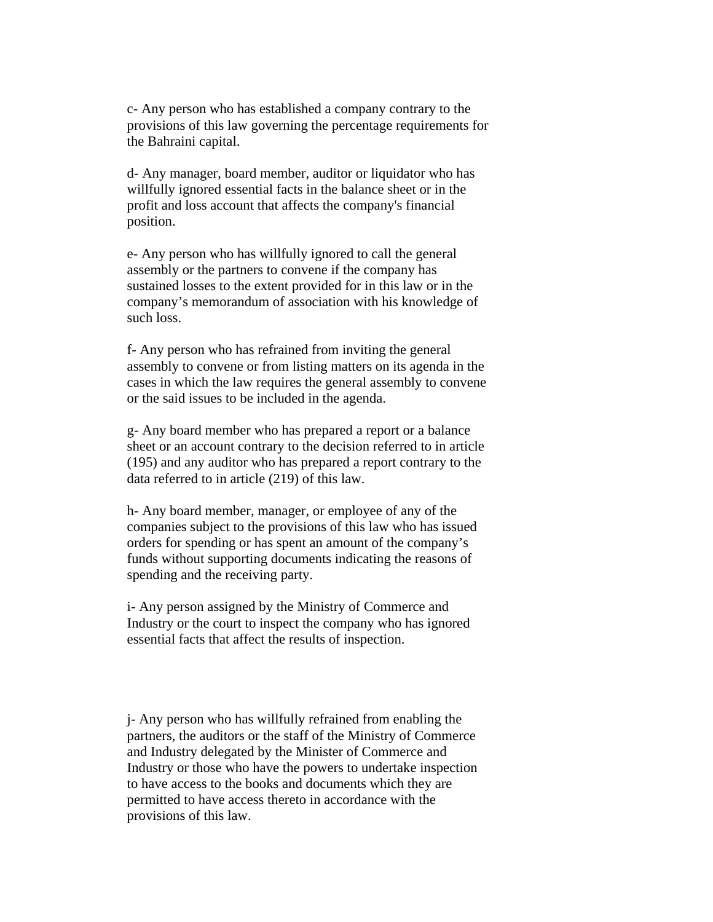c- Any person who has established a company contrary to the provisions of this law governing the percentage requirements for the Bahraini capital.

d- Any manager, board member, auditor or liquidator who has willfully ignored essential facts in the balance sheet or in the profit and loss account that affects the company's financial position.

e- Any person who has willfully ignored to call the general assembly or the partners to convene if the company has sustained losses to the extent provided for in this law or in the company's memorandum of association with his knowledge of such loss.

f- Any person who has refrained from inviting the general assembly to convene or from listing matters on its agenda in the cases in which the law requires the general assembly to convene or the said issues to be included in the agenda.

g- Any board member who has prepared a report or a balance sheet or an account contrary to the decision referred to in article (195) and any auditor who has prepared a report contrary to the data referred to in article (219) of this law.

h- Any board member, manager, or employee of any of the companies subject to the provisions of this law who has issued orders for spending or has spent an amount of the company's funds without supporting documents indicating the reasons of spending and the receiving party.

i- Any person assigned by the Ministry of Commerce and Industry or the court to inspect the company who has ignored essential facts that affect the results of inspection.

j- Any person who has willfully refrained from enabling the partners, the auditors or the staff of the Ministry of Commerce and Industry delegated by the Minister of Commerce and Industry or those who have the powers to undertake inspection to have access to the books and documents which they are permitted to have access thereto in accordance with the provisions of this law.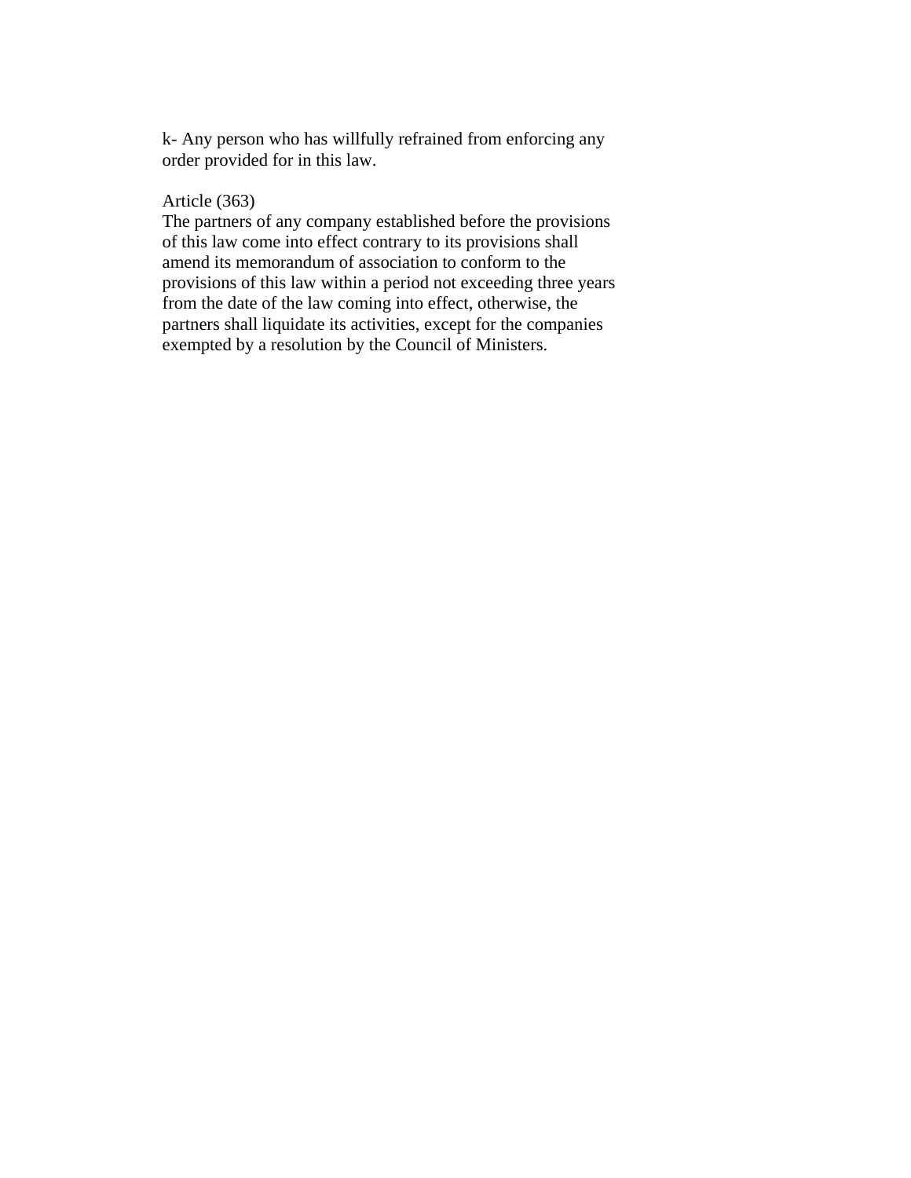k- Any person who has willfully refrained from enforcing any order provided for in this law.

Article (363)

The partners of any company established before the provisions of this law come into effect contrary to its provisions shall amend its memorandum of association to conform to the provisions of this law within a period not exceeding three years from the date of the law coming into effect, otherwise, the partners shall liquidate its activities, except for the companies exempted by a resolution by the Council of Ministers.